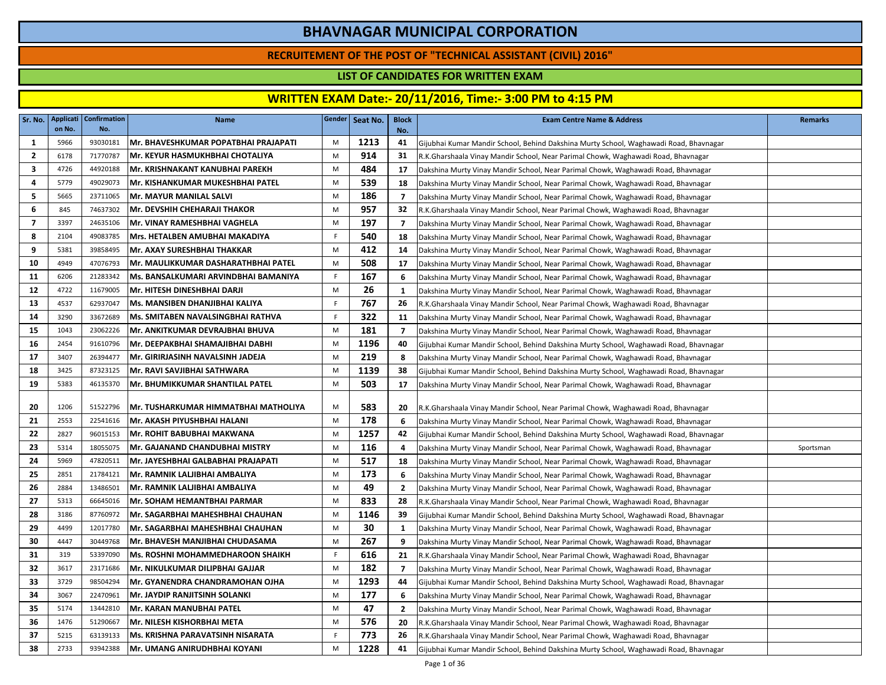# BHAVNAGAR MUNICIPAL CORPORATION

## RECRUITEMENT OF THE POST OF "TECHNICAL ASSISTANT (CIVIL) 2016"

### LIST OF CANDIDATES FOR WRITTEN EXAM

### WRITTEN EXAM Date:- 20/11/2016, Time:- 3:00 PM to 4:15 PM

| Sr. No. | Application No. | Confirmation No. | Name | Gender | Seat No. | Block No. | Exam Centre Name & Address | Remarks |
|---|---|---|---|---|---|---|---|---|
| 1 | 5966 | 93030181 | Mr. BHAVESHKUMAR POPATBHAI PRAJAPATI | M | 1213 | 41 | Gijubhai Kumar Mandir School, Behind Dakshina Murty School, Waghawadi Road, Bhavnagar | |
| 2 | 6178 | 71770787 | Mr. KEYUR HASMUKHBHAI CHOTALIYA | M | 914 | 31 | R.K.Gharshaala Vinay Mandir School, Near Parimal Chowk, Waghawadi Road, Bhavnagar | |
| 3 | 4726 | 44920188 | Mr. KRISHNAKANT KANUBHAI PAREKH | M | 484 | 17 | Dakshina Murty Vinay Mandir School, Near Parimal Chowk, Waghawadi Road, Bhavnagar | |
| 4 | 5779 | 49029073 | Mr. KISHANKUMAR MUKESHBHAI PATEL | M | 539 | 18 | Dakshina Murty Vinay Mandir School, Near Parimal Chowk, Waghawadi Road, Bhavnagar | |
| 5 | 5665 | 23711065 | Mr. MAYUR MANILAL SALVI | M | 186 | 7 | Dakshina Murty Vinay Mandir School, Near Parimal Chowk, Waghawadi Road, Bhavnagar | |
| 6 | 845 | 74637302 | Mr. DEVSHIH CHEHARAJI THAKOR | M | 957 | 32 | R.K.Gharshaala Vinay Mandir School, Near Parimal Chowk, Waghawadi Road, Bhavnagar | |
| 7 | 3397 | 24635106 | Mr. VINAY RAMESHBHAI VAGHELA | M | 197 | 7 | Dakshina Murty Vinay Mandir School, Near Parimal Chowk, Waghawadi Road, Bhavnagar | |
| 8 | 2104 | 49083785 | Mrs. HETALBEN AMUBHAI MAKADIYA | F | 540 | 18 | Dakshina Murty Vinay Mandir School, Near Parimal Chowk, Waghawadi Road, Bhavnagar | |
| 9 | 5381 | 39858495 | Mr. AXAY SURESHBHAI THAKKAR | M | 412 | 14 | Dakshina Murty Vinay Mandir School, Near Parimal Chowk, Waghawadi Road, Bhavnagar | |
| 10 | 4949 | 47076793 | Mr. MAULIKKUMAR DASHARATHBHAI PATEL | M | 508 | 17 | Dakshina Murty Vinay Mandir School, Near Parimal Chowk, Waghawadi Road, Bhavnagar | |
| 11 | 6206 | 21283342 | Ms. BANSALKUMARI ARVINDBHAI BAMANIYA | F | 167 | 6 | Dakshina Murty Vinay Mandir School, Near Parimal Chowk, Waghawadi Road, Bhavnagar | |
| 12 | 4722 | 11679005 | Mr. HITESH DINESHBHAI DARJI | M | 26 | 1 | Dakshina Murty Vinay Mandir School, Near Parimal Chowk, Waghawadi Road, Bhavnagar | |
| 13 | 4537 | 62937047 | Ms. MANSIBEN DHANJIBHAI KALIYA | F | 767 | 26 | R.K.Gharshaala Vinay Mandir School, Near Parimal Chowk, Waghawadi Road, Bhavnagar | |
| 14 | 3290 | 33672689 | Ms. SMITABEN NAVALSINGBHAI RATHVA | F | 322 | 11 | Dakshina Murty Vinay Mandir School, Near Parimal Chowk, Waghawadi Road, Bhavnagar | |
| 15 | 1043 | 23062226 | Mr. ANKITKUMAR DEVRAJBHAI BHUVA | M | 181 | 7 | Dakshina Murty Vinay Mandir School, Near Parimal Chowk, Waghawadi Road, Bhavnagar | |
| 16 | 2454 | 91610796 | Mr. DEEPAKBHAI SHAMAJIBHAI DABHI | M | 1196 | 40 | Gijubhai Kumar Mandir School, Behind Dakshina Murty School, Waghawadi Road, Bhavnagar | |
| 17 | 3407 | 26394477 | Mr. GIRIRJASINH NAVALSINH JADEJA | M | 219 | 8 | Dakshina Murty Vinay Mandir School, Near Parimal Chowk, Waghawadi Road, Bhavnagar | |
| 18 | 3425 | 87323125 | Mr. RAVI SAVJIBHAI SATHWARA | M | 1139 | 38 | Gijubhai Kumar Mandir School, Behind Dakshina Murty School, Waghawadi Road, Bhavnagar | |
| 19 | 5383 | 46135370 | Mr. BHUMIKKUMAR SHANTILAL PATEL | M | 503 | 17 | Dakshina Murty Vinay Mandir School, Near Parimal Chowk, Waghawadi Road, Bhavnagar | |
| 20 | 1206 | 51522796 | Mr. TUSHARKUMAR HIMMATBHAI MATHOLIYA | M | 583 | 20 | R.K.Gharshaala Vinay Mandir School, Near Parimal Chowk, Waghawadi Road, Bhavnagar | |
| 21 | 2553 | 22541616 | Mr. AKASH PIYUSHBHAI HALANI | M | 178 | 6 | Dakshina Murty Vinay Mandir School, Near Parimal Chowk, Waghawadi Road, Bhavnagar | |
| 22 | 2827 | 96015153 | Mr. ROHIT BABUBHAI MAKWANA | M | 1257 | 42 | Gijubhai Kumar Mandir School, Behind Dakshina Murty School, Waghawadi Road, Bhavnagar | |
| 23 | 5314 | 18055075 | Mr. GAJANAND CHANDUBHAI MISTRY | M | 116 | 4 | Dakshina Murty Vinay Mandir School, Near Parimal Chowk, Waghawadi Road, Bhavnagar | Sportsman |
| 24 | 5969 | 47820511 | Mr. JAYESHBHAI GALBABHAI PRAJAPATI | M | 517 | 18 | Dakshina Murty Vinay Mandir School, Near Parimal Chowk, Waghawadi Road, Bhavnagar | |
| 25 | 2851 | 21784121 | Mr. RAMNIK LALJIBHAI AMBALIYA | M | 173 | 6 | Dakshina Murty Vinay Mandir School, Near Parimal Chowk, Waghawadi Road, Bhavnagar | |
| 26 | 2884 | 13486501 | Mr. RAMNIK LALJIBHAI AMBALIYA | M | 49 | 2 | Dakshina Murty Vinay Mandir School, Near Parimal Chowk, Waghawadi Road, Bhavnagar | |
| 27 | 5313 | 66645016 | Mr. SOHAM HEMANTBHAI PARMAR | M | 833 | 28 | R.K.Gharshaala Vinay Mandir School, Near Parimal Chowk, Waghawadi Road, Bhavnagar | |
| 28 | 3186 | 87760972 | Mr. SAGARBHAI MAHESHBHAI CHAUHAN | M | 1146 | 39 | Gijubhai Kumar Mandir School, Behind Dakshina Murty School, Waghawadi Road, Bhavnagar | |
| 29 | 4499 | 12017780 | Mr. SAGARBHAI MAHESHBHAI CHAUHAN | M | 30 | 1 | Dakshina Murty Vinay Mandir School, Near Parimal Chowk, Waghawadi Road, Bhavnagar | |
| 30 | 4447 | 30449768 | Mr. BHAVESH MANJIBHAI CHUDASAMA | M | 267 | 9 | Dakshina Murty Vinay Mandir School, Near Parimal Chowk, Waghawadi Road, Bhavnagar | |
| 31 | 319 | 53397090 | Ms. ROSHNI MOHAMMEDHAROON SHAIKH | F | 616 | 21 | R.K.Gharshaala Vinay Mandir School, Near Parimal Chowk, Waghawadi Road, Bhavnagar | |
| 32 | 3617 | 23171686 | Mr. NIKULKUMAR DILIPBHAI GAJJAR | M | 182 | 7 | Dakshina Murty Vinay Mandir School, Near Parimal Chowk, Waghawadi Road, Bhavnagar | |
| 33 | 3729 | 98504294 | Mr. GYANENDRA CHANDRAMOHAN OJHA | M | 1293 | 44 | Gijubhai Kumar Mandir School, Behind Dakshina Murty School, Waghawadi Road, Bhavnagar | |
| 34 | 3067 | 22470961 | Mr. JAYDIP RANJITSINH SOLANKI | M | 177 | 6 | Dakshina Murty Vinay Mandir School, Near Parimal Chowk, Waghawadi Road, Bhavnagar | |
| 35 | 5174 | 13442810 | Mr. KARAN MANUBHAI PATEL | M | 47 | 2 | Dakshina Murty Vinay Mandir School, Near Parimal Chowk, Waghawadi Road, Bhavnagar | |
| 36 | 1476 | 51290667 | Mr. NILESH KISHORBHAI META | M | 576 | 20 | R.K.Gharshaala Vinay Mandir School, Near Parimal Chowk, Waghawadi Road, Bhavnagar | |
| 37 | 5215 | 63139133 | Ms. KRISHNA PARAVATSINH NISARATA | F | 773 | 26 | R.K.Gharshaala Vinay Mandir School, Near Parimal Chowk, Waghawadi Road, Bhavnagar | |
| 38 | 2733 | 93942388 | Mr. UMANG ANIRUDHBHAI KOYANI | M | 1228 | 41 | Gijubhai Kumar Mandir School, Behind Dakshina Murty School, Waghawadi Road, Bhavnagar | |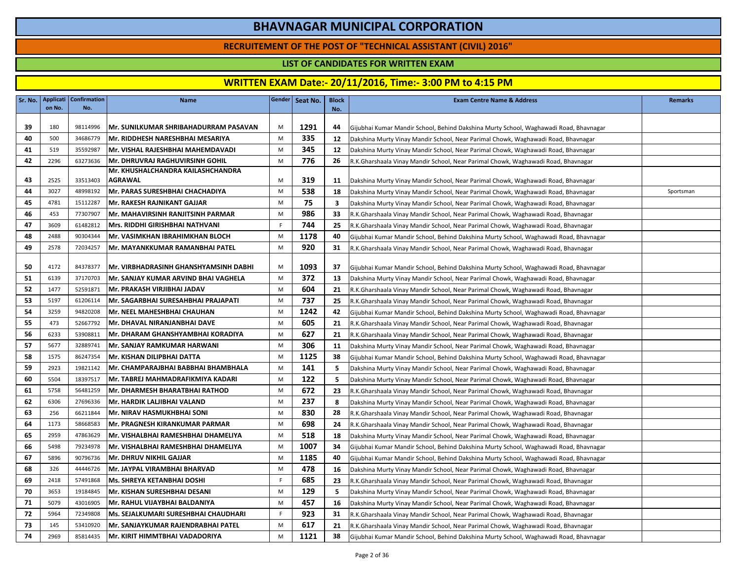# BHAVNAGAR MUNICIPAL CORPORATION

## RECRUITEMENT OF THE POST OF "TECHNICAL ASSISTANT (CIVIL) 2016"

### LIST OF CANDIDATES FOR WRITTEN EXAM

### WRITTEN EXAM Date:- 20/11/2016, Time:- 3:00 PM to 4:15 PM

| Sr. No. | Application No. | Confirmation No. | Name | Gender | Seat No. | Block No. | Exam Centre Name & Address | Remarks |
|---|---|---|---|---|---|---|---|---|
| 39 | 180 | 98114996 | Mr. SUNILKUMAR SHRIBAHADURRAM PASAVAN | M | 1291 | 44 | Gijubhai Kumar Mandir School, Behind Dakshina Murty School, Waghawadi Road, Bhavnagar | |
| 40 | 500 | 34686779 | Mr. RIDDHESH NARESHBHAI MESARIYA | M | 335 | 12 | Dakshina Murty Vinay Mandir School, Near Parimal Chowk, Waghawadi Road, Bhavnagar | |
| 41 | 519 | 35592987 | Mr. VISHAL RAJESHBHAI MAHEMDAVADI | M | 345 | 12 | Dakshina Murty Vinay Mandir School, Near Parimal Chowk, Waghawadi Road, Bhavnagar | |
| 42 | 2296 | 63273636 | Mr. DHRUVRAJ RAGHUVIRSINH GOHIL | M | 776 | 26 | R.K.Gharshaala Vinay Mandir School, Near Parimal Chowk, Waghawadi Road, Bhavnagar | |
| 43 | 2525 | 33513403 | Mr. KHUSHALCHANDRA KAILASHCHANDRA AGRAWAL | M | 319 | 11 | Dakshina Murty Vinay Mandir School, Near Parimal Chowk, Waghawadi Road, Bhavnagar | |
| 44 | 3027 | 48998192 | Mr. PARAS SURESHBHAI CHACHADIYA | M | 538 | 18 | Dakshina Murty Vinay Mandir School, Near Parimal Chowk, Waghawadi Road, Bhavnagar | Sportsman |
| 45 | 4781 | 15112287 | Mr. RAKESH RAJNIKANT GAJJAR | M | 75 | 3 | Dakshina Murty Vinay Mandir School, Near Parimal Chowk, Waghawadi Road, Bhavnagar | |
| 46 | 453 | 77307907 | Mr. MAHAVIRSINH RANJITSINH PARMAR | M | 986 | 33 | R.K.Gharshaala Vinay Mandir School, Near Parimal Chowk, Waghawadi Road, Bhavnagar | |
| 47 | 3609 | 61482812 | Mrs. RIDDHI GIRISHBHAI NATHVANI | F | 744 | 25 | R.K.Gharshaala Vinay Mandir School, Near Parimal Chowk, Waghawadi Road, Bhavnagar | |
| 48 | 2488 | 90304344 | Mr. VASIMKHAN IBRAHIMKHAN BLOCH | M | 1178 | 40 | Gijubhai Kumar Mandir School, Behind Dakshina Murty School, Waghawadi Road, Bhavnagar | |
| 49 | 2578 | 72034257 | Mr. MAYANKKUMAR RAMANBHAI PATEL | M | 920 | 31 | R.K.Gharshaala Vinay Mandir School, Near Parimal Chowk, Waghawadi Road, Bhavnagar | |
| 50 | 4172 | 84378377 | Mr. VIRBHADRASINH GHANSHYAMSINH DABHI | M | 1093 | 37 | Gijubhai Kumar Mandir School, Behind Dakshina Murty School, Waghawadi Road, Bhavnagar | |
| 51 | 6139 | 37170703 | Mr. SANJAY KUMAR ARVIND BHAI VAGHELA | M | 372 | 13 | Dakshina Murty Vinay Mandir School, Near Parimal Chowk, Waghawadi Road, Bhavnagar | |
| 52 | 1477 | 52591871 | Mr. PRAKASH VIRJIBHAI JADAV | M | 604 | 21 | R.K.Gharshaala Vinay Mandir School, Near Parimal Chowk, Waghawadi Road, Bhavnagar | |
| 53 | 5197 | 61206114 | Mr. SAGARBHAI SURESAHBHAI PRAJAPATI | M | 737 | 25 | R.K.Gharshaala Vinay Mandir School, Near Parimal Chowk, Waghawadi Road, Bhavnagar | |
| 54 | 3259 | 94820208 | Mr. NEEL MAHESHBHAI CHAUHAN | M | 1242 | 42 | Gijubhai Kumar Mandir School, Behind Dakshina Murty School, Waghawadi Road, Bhavnagar | |
| 55 | 473 | 52667792 | Mr. DHAVAL NIRANJANBHAI DAVE | M | 605 | 21 | R.K.Gharshaala Vinay Mandir School, Near Parimal Chowk, Waghawadi Road, Bhavnagar | |
| 56 | 6233 | 53908811 | Mr. DHARAM GHANSHYAMBHAI KORADIYA | M | 627 | 21 | R.K.Gharshaala Vinay Mandir School, Near Parimal Chowk, Waghawadi Road, Bhavnagar | |
| 57 | 5677 | 32889741 | Mr. SANJAY RAMKUMAR HARWANI | M | 306 | 11 | Dakshina Murty Vinay Mandir School, Near Parimal Chowk, Waghawadi Road, Bhavnagar | |
| 58 | 1575 | 86247354 | Mr. KISHAN DILIPBHAI DATTA | M | 1125 | 38 | Gijubhai Kumar Mandir School, Behind Dakshina Murty School, Waghawadi Road, Bhavnagar | |
| 59 | 2923 | 19821142 | Mr. CHAMPARAJBHAI BABBHAI BHAMBHALA | M | 141 | 5 | Dakshina Murty Vinay Mandir School, Near Parimal Chowk, Waghawadi Road, Bhavnagar | |
| 60 | 5504 | 18397517 | Mr. TABREJ MAHMADRAFIKMIYA KADARI | M | 122 | 5 | Dakshina Murty Vinay Mandir School, Near Parimal Chowk, Waghawadi Road, Bhavnagar | |
| 61 | 5758 | 56481259 | Mr. DHARMESH BHARATBHAI RATHOD | M | 672 | 23 | R.K.Gharshaala Vinay Mandir School, Near Parimal Chowk, Waghawadi Road, Bhavnagar | |
| 62 | 6306 | 27696336 | Mr. HARDIK LALJIBHAI VALAND | M | 237 | 8 | Dakshina Murty Vinay Mandir School, Near Parimal Chowk, Waghawadi Road, Bhavnagar | |
| 63 | 256 | 66211844 | Mr. NIRAV HASMUKHBHAI SONI | M | 830 | 28 | R.K.Gharshaala Vinay Mandir School, Near Parimal Chowk, Waghawadi Road, Bhavnagar | |
| 64 | 1173 | 58668583 | Mr. PRAGNESH KIRANKUMAR PARMAR | M | 698 | 24 | R.K.Gharshaala Vinay Mandir School, Near Parimal Chowk, Waghawadi Road, Bhavnagar | |
| 65 | 2959 | 47863629 | Mr. VISHALBHAI RAMESHBHAI DHAMELIYA | M | 518 | 18 | Dakshina Murty Vinay Mandir School, Near Parimal Chowk, Waghawadi Road, Bhavnagar | |
| 66 | 5498 | 79234978 | Mr. VISHALBHAI RAMESHBHAI DHAMELIYA | M | 1007 | 34 | Gijubhai Kumar Mandir School, Behind Dakshina Murty School, Waghawadi Road, Bhavnagar | |
| 67 | 5896 | 90796736 | Mr. DHRUV NIKHIL GAJJAR | M | 1185 | 40 | Gijubhai Kumar Mandir School, Behind Dakshina Murty School, Waghawadi Road, Bhavnagar | |
| 68 | 326 | 44446726 | Mr. JAYPAL VIRAMBHAI BHARVAD | M | 478 | 16 | Dakshina Murty Vinay Mandir School, Near Parimal Chowk, Waghawadi Road, Bhavnagar | |
| 69 | 2418 | 57491868 | Ms. SHREYA KETANBHAI DOSHI | F | 685 | 23 | R.K.Gharshaala Vinay Mandir School, Near Parimal Chowk, Waghawadi Road, Bhavnagar | |
| 70 | 3653 | 19184845 | Mr. KISHAN SURESHBHAI DESANI | M | 129 | 5 | Dakshina Murty Vinay Mandir School, Near Parimal Chowk, Waghawadi Road, Bhavnagar | |
| 71 | 5079 | 43016905 | Mr. RAHUL VIJAYBHAI BALDANIYA | M | 457 | 16 | Dakshina Murty Vinay Mandir School, Near Parimal Chowk, Waghawadi Road, Bhavnagar | |
| 72 | 5964 | 72349808 | Ms. SEJALKUMARI SURESHBHAI CHAUDHARI | F | 923 | 31 | R.K.Gharshaala Vinay Mandir School, Near Parimal Chowk, Waghawadi Road, Bhavnagar | |
| 73 | 145 | 53410920 | Mr. SANJAYKUMAR RAJENDRABHAI PATEL | M | 617 | 21 | R.K.Gharshaala Vinay Mandir School, Near Parimal Chowk, Waghawadi Road, Bhavnagar | |
| 74 | 2969 | 85814435 | Mr. KIRIT HIMMTBHAI VADADORIYA | M | 1121 | 38 | Gijubhai Kumar Mandir School, Behind Dakshina Murty School, Waghawadi Road, Bhavnagar | |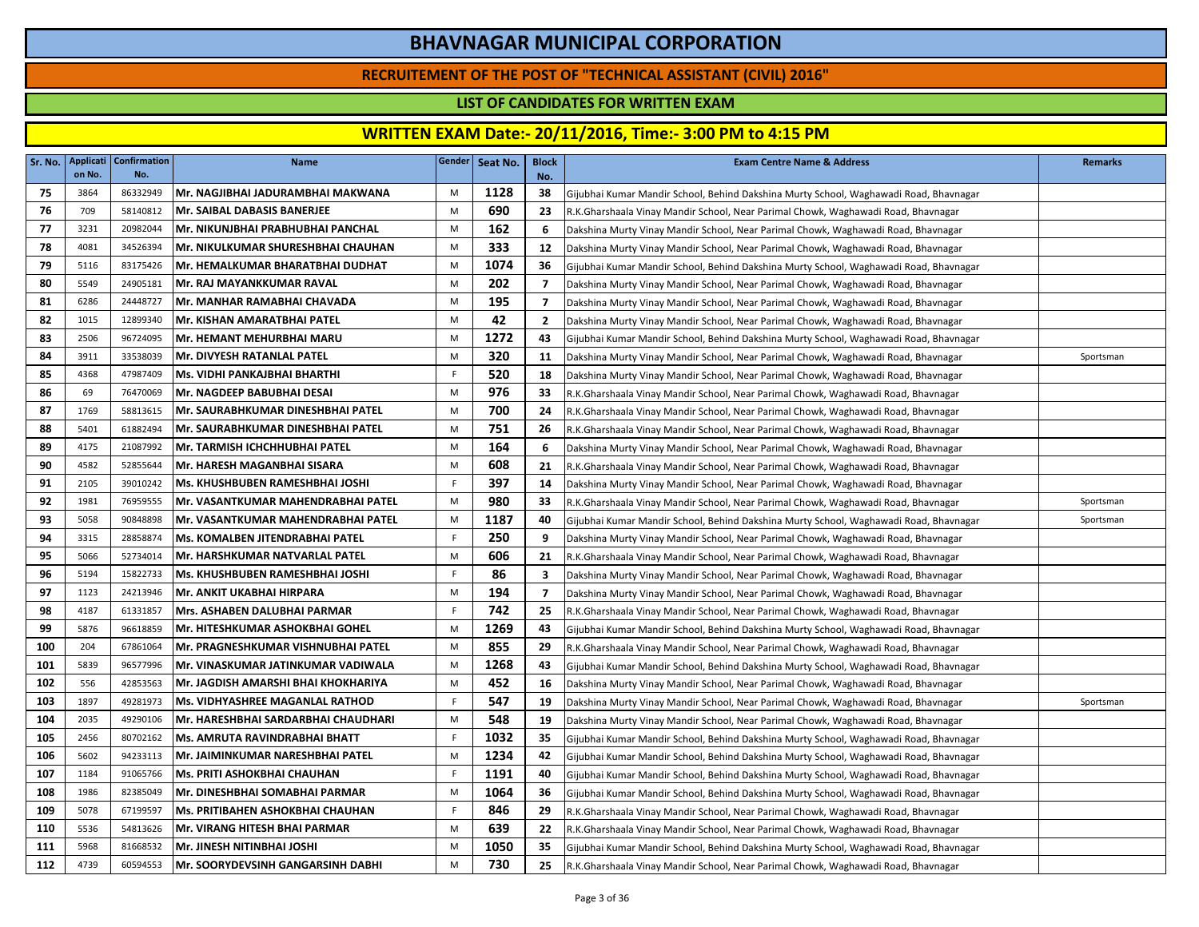# BHAVNAGAR MUNICIPAL CORPORATION

## RECRUITEMENT OF THE POST OF "TECHNICAL ASSISTANT (CIVIL) 2016"

### LIST OF CANDIDATES FOR WRITTEN EXAM

### WRITTEN EXAM Date:- 20/11/2016, Time:- 3:00 PM to 4:15 PM

| Sr. No. | Application No. | Confirmation No. | Name | Gender | Seat No. | Block No. | Exam Centre Name & Address | Remarks |
|---|---|---|---|---|---|---|---|---|
| 75 | 3864 | 86332949 | Mr. NAGJIBHAI JADURAMBHAI MAKWANA | M | 1128 | 38 | Gijubhai Kumar Mandir School, Behind Dakshina Murty School, Waghawadi Road, Bhavnagar | |
| 76 | 709 | 58140812 | Mr. SAIBAL DABASIS BANERJEE | M | 690 | 23 | R.K.Gharshaala Vinay Mandir School, Near Parimal Chowk, Waghawadi Road, Bhavnagar | |
| 77 | 3231 | 20982044 | Mr. NIKUNJBHAI PRABHUBHAI PANCHAL | M | 162 | 6 | Dakshina Murty Vinay Mandir School, Near Parimal Chowk, Waghawadi Road, Bhavnagar | |
| 78 | 4081 | 34526394 | Mr. NIKULKUMAR SHURESHBHAI CHAUHAN | M | 333 | 12 | Dakshina Murty Vinay Mandir School, Near Parimal Chowk, Waghawadi Road, Bhavnagar | |
| 79 | 5116 | 83175426 | Mr. HEMALKUMAR BHARATBHAI DUDHAT | M | 1074 | 36 | Gijubhai Kumar Mandir School, Behind Dakshina Murty School, Waghawadi Road, Bhavnagar | |
| 80 | 5549 | 24905181 | Mr. RAJ MAYANKKUMAR RAVAL | M | 202 | 7 | Dakshina Murty Vinay Mandir School, Near Parimal Chowk, Waghawadi Road, Bhavnagar | |
| 81 | 6286 | 24448727 | Mr. MANHAR RAMABHAI CHAVADA | M | 195 | 7 | Dakshina Murty Vinay Mandir School, Near Parimal Chowk, Waghawadi Road, Bhavnagar | |
| 82 | 1015 | 12899340 | Mr. KISHAN AMARATBHAI PATEL | M | 42 | 2 | Dakshina Murty Vinay Mandir School, Near Parimal Chowk, Waghawadi Road, Bhavnagar | |
| 83 | 2506 | 96724095 | Mr. HEMANT MEHURBHAI MARU | M | 1272 | 43 | Gijubhai Kumar Mandir School, Behind Dakshina Murty School, Waghawadi Road, Bhavnagar | |
| 84 | 3911 | 33538039 | Mr. DIVYESH RATANLAL PATEL | M | 320 | 11 | Dakshina Murty Vinay Mandir School, Near Parimal Chowk, Waghawadi Road, Bhavnagar | Sportsman |
| 85 | 4368 | 47987409 | Ms. VIDHI PANKAJBHAI BHARTHI | F | 520 | 18 | Dakshina Murty Vinay Mandir School, Near Parimal Chowk, Waghawadi Road, Bhavnagar | |
| 86 | 69 | 76470069 | Mr. NAGDEEP BABUBHAI DESAI | M | 976 | 33 | R.K.Gharshaala Vinay Mandir School, Near Parimal Chowk, Waghawadi Road, Bhavnagar | |
| 87 | 1769 | 58813615 | Mr. SAURABHKUMAR DINESHBHAI PATEL | M | 700 | 24 | R.K.Gharshaala Vinay Mandir School, Near Parimal Chowk, Waghawadi Road, Bhavnagar | |
| 88 | 5401 | 61882494 | Mr. SAURABHKUMAR DINESHBHAI PATEL | M | 751 | 26 | R.K.Gharshaala Vinay Mandir School, Near Parimal Chowk, Waghawadi Road, Bhavnagar | |
| 89 | 4175 | 21087992 | Mr. TARMISH ICHCHHUBHAI PATEL | M | 164 | 6 | Dakshina Murty Vinay Mandir School, Near Parimal Chowk, Waghawadi Road, Bhavnagar | |
| 90 | 4582 | 52855644 | Mr. HARESH MAGANBHAI SISARA | M | 608 | 21 | R.K.Gharshaala Vinay Mandir School, Near Parimal Chowk, Waghawadi Road, Bhavnagar | |
| 91 | 2105 | 39010242 | Ms. KHUSHBUBEN RAMESHBHAI JOSHI | F | 397 | 14 | Dakshina Murty Vinay Mandir School, Near Parimal Chowk, Waghawadi Road, Bhavnagar | |
| 92 | 1981 | 76959555 | Mr. VASANTKUMAR MAHENDRABHAI PATEL | M | 980 | 33 | R.K.Gharshaala Vinay Mandir School, Near Parimal Chowk, Waghawadi Road, Bhavnagar | Sportsman |
| 93 | 5058 | 90848898 | Mr. VASANTKUMAR MAHENDRABHAI PATEL | M | 1187 | 40 | Gijubhai Kumar Mandir School, Behind Dakshina Murty School, Waghawadi Road, Bhavnagar | Sportsman |
| 94 | 3315 | 28858874 | Ms. KOMALBEN JITENDRABHAI PATEL | F | 250 | 9 | Dakshina Murty Vinay Mandir School, Near Parimal Chowk, Waghawadi Road, Bhavnagar | |
| 95 | 5066 | 52734014 | Mr. HARSHKUMAR NATVARLAL PATEL | M | 606 | 21 | R.K.Gharshaala Vinay Mandir School, Near Parimal Chowk, Waghawadi Road, Bhavnagar | |
| 96 | 5194 | 15822733 | Ms. KHUSHBUBEN RAMESHBHAI JOSHI | F | 86 | 3 | Dakshina Murty Vinay Mandir School, Near Parimal Chowk, Waghawadi Road, Bhavnagar | |
| 97 | 1123 | 24213946 | Mr. ANKIT UKABHAI HIRPARA | M | 194 | 7 | Dakshina Murty Vinay Mandir School, Near Parimal Chowk, Waghawadi Road, Bhavnagar | |
| 98 | 4187 | 61331857 | Mrs. ASHABEN DALUBHAI PARMAR | F | 742 | 25 | R.K.Gharshaala Vinay Mandir School, Near Parimal Chowk, Waghawadi Road, Bhavnagar | |
| 99 | 5876 | 96618859 | Mr. HITESHKUMAR ASHOKBHAI GOHEL | M | 1269 | 43 | Gijubhai Kumar Mandir School, Behind Dakshina Murty School, Waghawadi Road, Bhavnagar | |
| 100 | 204 | 67861064 | Mr. PRAGNESHKUMAR VISHNUBHAI PATEL | M | 855 | 29 | R.K.Gharshaala Vinay Mandir School, Near Parimal Chowk, Waghawadi Road, Bhavnagar | |
| 101 | 5839 | 96577996 | Mr. VINASKUMAR JATINKUMAR VADIWALA | M | 1268 | 43 | Gijubhai Kumar Mandir School, Behind Dakshina Murty School, Waghawadi Road, Bhavnagar | |
| 102 | 556 | 42853563 | Mr. JAGDISH AMARSHI BHAI KHOKHARIYA | M | 452 | 16 | Dakshina Murty Vinay Mandir School, Near Parimal Chowk, Waghawadi Road, Bhavnagar | |
| 103 | 1897 | 49281973 | Ms. VIDHYASHREE MAGANLAL RATHOD | F | 547 | 19 | Dakshina Murty Vinay Mandir School, Near Parimal Chowk, Waghawadi Road, Bhavnagar | Sportsman |
| 104 | 2035 | 49290106 | Mr. HARESHBHAI SARDARBHAI CHAUDHARI | M | 548 | 19 | Dakshina Murty Vinay Mandir School, Near Parimal Chowk, Waghawadi Road, Bhavnagar | |
| 105 | 2456 | 80702162 | Ms. AMRUTA RAVINDRABHAI BHATT | F | 1032 | 35 | Gijubhai Kumar Mandir School, Behind Dakshina Murty School, Waghawadi Road, Bhavnagar | |
| 106 | 5602 | 94233113 | Mr. JAIMINKUMAR NARESHBHAI PATEL | M | 1234 | 42 | Gijubhai Kumar Mandir School, Behind Dakshina Murty School, Waghawadi Road, Bhavnagar | |
| 107 | 1184 | 91065766 | Ms. PRITI ASHOKBHAI CHAUHAN | F | 1191 | 40 | Gijubhai Kumar Mandir School, Behind Dakshina Murty School, Waghawadi Road, Bhavnagar | |
| 108 | 1986 | 82385049 | Mr. DINESHBHAI SOMABHAI PARMAR | M | 1064 | 36 | Gijubhai Kumar Mandir School, Behind Dakshina Murty School, Waghawadi Road, Bhavnagar | |
| 109 | 5078 | 67199597 | Ms. PRITIBAHEN ASHOKBHAI CHAUHAN | F | 846 | 29 | R.K.Gharshaala Vinay Mandir School, Near Parimal Chowk, Waghawadi Road, Bhavnagar | |
| 110 | 5536 | 54813626 | Mr. VIRANG HITESH BHAI PARMAR | M | 639 | 22 | R.K.Gharshaala Vinay Mandir School, Near Parimal Chowk, Waghawadi Road, Bhavnagar | |
| 111 | 5968 | 81668532 | Mr. JINESH NITINBHAI JOSHI | M | 1050 | 35 | Gijubhai Kumar Mandir School, Behind Dakshina Murty School, Waghawadi Road, Bhavnagar | |
| 112 | 4739 | 60594553 | Mr. SOORYDEVSINH GANGARSINH DABHI | M | 730 | 25 | R.K.Gharshaala Vinay Mandir School, Near Parimal Chowk, Waghawadi Road, Bhavnagar | |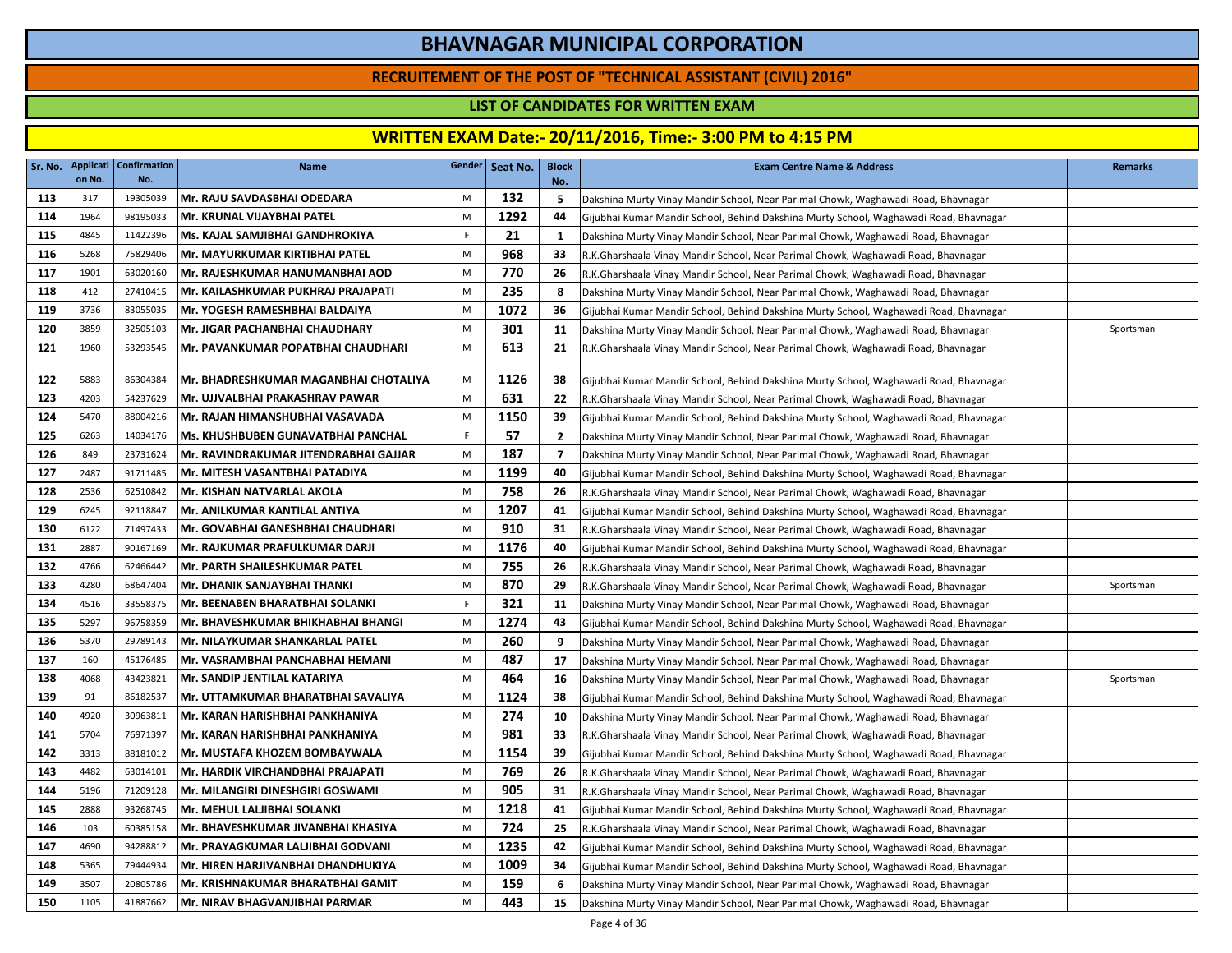# BHAVNAGAR MUNICIPAL CORPORATION

## RECRUITEMENT OF THE POST OF "TECHNICAL ASSISTANT (CIVIL) 2016"

### LIST OF CANDIDATES FOR WRITTEN EXAM

### WRITTEN EXAM Date:- 20/11/2016, Time:- 3:00 PM to 4:15 PM

| Sr. No. | Application No. | Confirmation No. | Name | Gender | Seat No. | Block No. | Exam Centre Name & Address | Remarks |
|---|---|---|---|---|---|---|---|---|
| 113 | 317 | 19305039 | Mr. RAJU SAVDASBHAI ODEDARA | M | 132 | 5 | Dakshina Murty Vinay Mandir School, Near Parimal Chowk, Waghawadi Road, Bhavnagar | |
| 114 | 1964 | 98195033 | Mr. KRUNAL VIJAYBHAI PATEL | M | 1292 | 44 | Gijubhai Kumar Mandir School, Behind Dakshina Murty School, Waghawadi Road, Bhavnagar | |
| 115 | 4845 | 11422396 | Ms. KAJAL SAMJIBHAI GANDHROKIYA | F | 21 | 1 | Dakshina Murty Vinay Mandir School, Near Parimal Chowk, Waghawadi Road, Bhavnagar | |
| 116 | 5268 | 75829406 | Mr. MAYURKUMAR KIRTIBHAI PATEL | M | 968 | 33 | R.K.Gharshaala Vinay Mandir School, Near Parimal Chowk, Waghawadi Road, Bhavnagar | |
| 117 | 1901 | 63020160 | Mr. RAJESHKUMAR HANUMANBHAI AOD | M | 770 | 26 | R.K.Gharshaala Vinay Mandir School, Near Parimal Chowk, Waghawadi Road, Bhavnagar | |
| 118 | 412 | 27410415 | Mr. KAILASHKUMAR PUKHRAJ PRAJAPATI | M | 235 | 8 | Dakshina Murty Vinay Mandir School, Near Parimal Chowk, Waghawadi Road, Bhavnagar | |
| 119 | 3736 | 83055035 | Mr. YOGESH RAMESHBHAI BALDAIYA | M | 1072 | 36 | Gijubhai Kumar Mandir School, Behind Dakshina Murty School, Waghawadi Road, Bhavnagar | |
| 120 | 3859 | 32505103 | Mr. JIGAR PACHANBHAI CHAUDHARY | M | 301 | 11 | Dakshina Murty Vinay Mandir School, Near Parimal Chowk, Waghawadi Road, Bhavnagar | Sportsman |
| 121 | 1960 | 53293545 | Mr. PAVANKUMAR POPATBHAI CHAUDHARI | M | 613 | 21 | R.K.Gharshaala Vinay Mandir School, Near Parimal Chowk, Waghawadi Road, Bhavnagar | |
| 122 | 5883 | 86304384 | Mr. BHADRESHKUMAR MAGANBHAI CHOTALIYA | M | 1126 | 38 | Gijubhai Kumar Mandir School, Behind Dakshina Murty School, Waghawadi Road, Bhavnagar | |
| 123 | 4203 | 54237629 | Mr. UJJVALBHAI PRAKASHRAV PAWAR | M | 631 | 22 | R.K.Gharshaala Vinay Mandir School, Near Parimal Chowk, Waghawadi Road, Bhavnagar | |
| 124 | 5470 | 88004216 | Mr. RAJAN HIMANSHUBHAI VASAVADA | M | 1150 | 39 | Gijubhai Kumar Mandir School, Behind Dakshina Murty School, Waghawadi Road, Bhavnagar | |
| 125 | 6263 | 14034176 | Ms. KHUSHBUBEN GUNAVATBHAI PANCHAL | F | 57 | 2 | Dakshina Murty Vinay Mandir School, Near Parimal Chowk, Waghawadi Road, Bhavnagar | |
| 126 | 849 | 23731624 | Mr. RAVINDRAKUMAR JITENDRABHAI GAJJAR | M | 187 | 7 | Dakshina Murty Vinay Mandir School, Near Parimal Chowk, Waghawadi Road, Bhavnagar | |
| 127 | 2487 | 91711485 | Mr. MITESH VASANTBHAI PATADIYA | M | 1199 | 40 | Gijubhai Kumar Mandir School, Behind Dakshina Murty School, Waghawadi Road, Bhavnagar | |
| 128 | 2536 | 62510842 | Mr. KISHAN NATVARLAL AKOLA | M | 758 | 26 | R.K.Gharshaala Vinay Mandir School, Near Parimal Chowk, Waghawadi Road, Bhavnagar | |
| 129 | 6245 | 92118847 | Mr. ANILKUMAR KANTILAL ANTIYA | M | 1207 | 41 | Gijubhai Kumar Mandir School, Behind Dakshina Murty School, Waghawadi Road, Bhavnagar | |
| 130 | 6122 | 71497433 | Mr. GOVABHAI GANESHBHAI CHAUDHARI | M | 910 | 31 | R.K.Gharshaala Vinay Mandir School, Near Parimal Chowk, Waghawadi Road, Bhavnagar | |
| 131 | 2887 | 90167169 | Mr. RAJKUMAR PRAFULKUMAR DARJI | M | 1176 | 40 | Gijubhai Kumar Mandir School, Behind Dakshina Murty School, Waghawadi Road, Bhavnagar | |
| 132 | 4766 | 62466442 | Mr. PARTH SHAILESHKUMAR PATEL | M | 755 | 26 | R.K.Gharshaala Vinay Mandir School, Near Parimal Chowk, Waghawadi Road, Bhavnagar | |
| 133 | 4280 | 68647404 | Mr. DHANIK SANJAYBHAI THANKI | M | 870 | 29 | R.K.Gharshaala Vinay Mandir School, Near Parimal Chowk, Waghawadi Road, Bhavnagar | Sportsman |
| 134 | 4516 | 33558375 | Mr. BEENABEN BHARATBHAI SOLANKI | F | 321 | 11 | Dakshina Murty Vinay Mandir School, Near Parimal Chowk, Waghawadi Road, Bhavnagar | |
| 135 | 5297 | 96758359 | Mr. BHAVESHKUMAR BHIKHABHAI BHANGI | M | 1274 | 43 | Gijubhai Kumar Mandir School, Behind Dakshina Murty School, Waghawadi Road, Bhavnagar | |
| 136 | 5370 | 29789143 | Mr. NILAYKUMAR SHANKARLAL PATEL | M | 260 | 9 | Dakshina Murty Vinay Mandir School, Near Parimal Chowk, Waghawadi Road, Bhavnagar | |
| 137 | 160 | 45176485 | Mr. VASRAMBHAI PANCHABHAI HEMANI | M | 487 | 17 | Dakshina Murty Vinay Mandir School, Near Parimal Chowk, Waghawadi Road, Bhavnagar | |
| 138 | 4068 | 43423821 | Mr. SANDIP JENTILAL KATARIYA | M | 464 | 16 | Dakshina Murty Vinay Mandir School, Near Parimal Chowk, Waghawadi Road, Bhavnagar | Sportsman |
| 139 | 91 | 86182537 | Mr. UTTAMKUMAR BHARATBHAI SAVALIYA | M | 1124 | 38 | Gijubhai Kumar Mandir School, Behind Dakshina Murty School, Waghawadi Road, Bhavnagar | |
| 140 | 4920 | 30963811 | Mr. KARAN HARISHBHAI PANKHANIYA | M | 274 | 10 | Dakshina Murty Vinay Mandir School, Near Parimal Chowk, Waghawadi Road, Bhavnagar | |
| 141 | 5704 | 76971397 | Mr. KARAN HARISHBHAI PANKHANIYA | M | 981 | 33 | R.K.Gharshaala Vinay Mandir School, Near Parimal Chowk, Waghawadi Road, Bhavnagar | |
| 142 | 3313 | 88181012 | Mr. MUSTAFA KHOZEM BOMBAYWALA | M | 1154 | 39 | Gijubhai Kumar Mandir School, Behind Dakshina Murty School, Waghawadi Road, Bhavnagar | |
| 143 | 4482 | 63014101 | Mr. HARDIK VIRCHANDBHAI PRAJAPATI | M | 769 | 26 | R.K.Gharshaala Vinay Mandir School, Near Parimal Chowk, Waghawadi Road, Bhavnagar | |
| 144 | 5196 | 71209128 | Mr. MILANGIRI DINESHGIRI GOSWAMI | M | 905 | 31 | R.K.Gharshaala Vinay Mandir School, Near Parimal Chowk, Waghawadi Road, Bhavnagar | |
| 145 | 2888 | 93268745 | Mr. MEHUL LALJIBHAI SOLANKI | M | 1218 | 41 | Gijubhai Kumar Mandir School, Behind Dakshina Murty School, Waghawadi Road, Bhavnagar | |
| 146 | 103 | 60385158 | Mr. BHAVESHKUMAR JIVANBHAI KHASIYA | M | 724 | 25 | R.K.Gharshaala Vinay Mandir School, Near Parimal Chowk, Waghawadi Road, Bhavnagar | |
| 147 | 4690 | 94288812 | Mr. PRAYAGKUMAR LALJIBHAI GODVANI | M | 1235 | 42 | Gijubhai Kumar Mandir School, Behind Dakshina Murty School, Waghawadi Road, Bhavnagar | |
| 148 | 5365 | 79444934 | Mr. HIREN HARJIVANBHAI DHANDHUKIYA | M | 1009 | 34 | Gijubhai Kumar Mandir School, Behind Dakshina Murty School, Waghawadi Road, Bhavnagar | |
| 149 | 3507 | 20805786 | Mr. KRISHNAKUMAR BHARATBHAI GAMIT | M | 159 | 6 | Dakshina Murty Vinay Mandir School, Near Parimal Chowk, Waghawadi Road, Bhavnagar | |
| 150 | 1105 | 41887662 | Mr. NIRAV BHAGVANJIBHAI PARMAR | M | 443 | 15 | Dakshina Murty Vinay Mandir School, Near Parimal Chowk, Waghawadi Road, Bhavnagar | |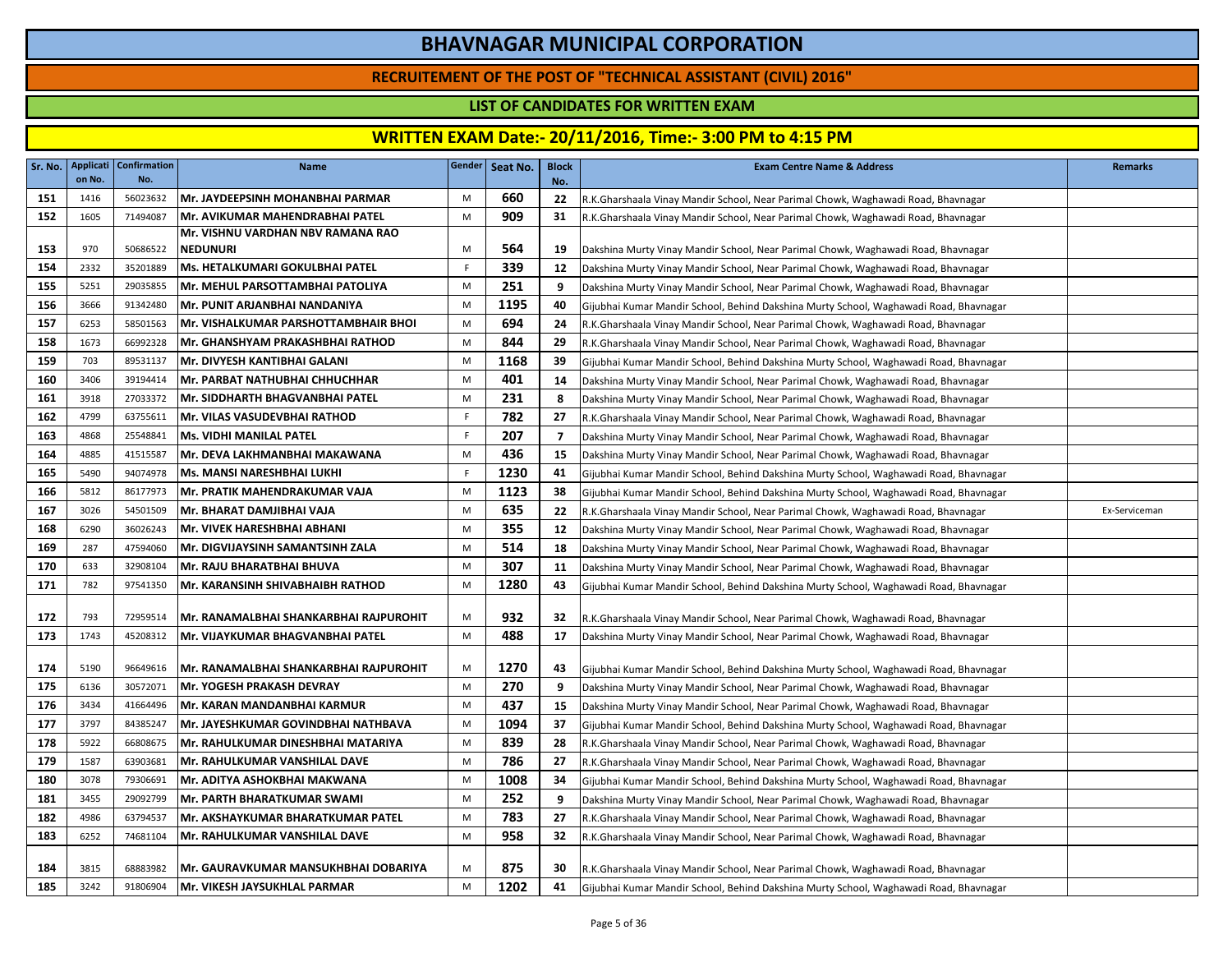# BHAVNAGAR MUNICIPAL CORPORATION

## RECRUITEMENT OF THE POST OF "TECHNICAL ASSISTANT (CIVIL) 2016"

### LIST OF CANDIDATES FOR WRITTEN EXAM

### WRITTEN EXAM Date:- 20/11/2016, Time:- 3:00 PM to 4:15 PM

| Sr. No. | Application No. | Confirmation No. | Name | Gender | Seat No. | Block No. | Exam Centre Name & Address | Remarks |
|---|---|---|---|---|---|---|---|---|
| 151 | 1416 | 56023632 | Mr. JAYDEEPSINH MOHANBHAI PARMAR | M | 660 | 22 | R.K.Gharshaala Vinay Mandir School, Near Parimal Chowk, Waghawadi Road, Bhavnagar | |
| 152 | 1605 | 71494087 | Mr. AVIKUMAR MAHENDRABHAI PATEL | M | 909 | 31 | R.K.Gharshaala Vinay Mandir School, Near Parimal Chowk, Waghawadi Road, Bhavnagar | |
| 153 | 970 | 50686522 | Mr. VISHNU VARDHAN NBV RAMANA RAO NEDUNURI | M | 564 | 19 | Dakshina Murty Vinay Mandir School, Near Parimal Chowk, Waghawadi Road, Bhavnagar | |
| 154 | 2332 | 35201889 | Ms. HETALKUMARI GOKULBHAI PATEL | F | 339 | 12 | Dakshina Murty Vinay Mandir School, Near Parimal Chowk, Waghawadi Road, Bhavnagar | |
| 155 | 5251 | 29035855 | Mr. MEHUL PARSOTTAMBHAI PATOLIYA | M | 251 | 9 | Dakshina Murty Vinay Mandir School, Near Parimal Chowk, Waghawadi Road, Bhavnagar | |
| 156 | 3666 | 91342480 | Mr. PUNIT ARJANBHAI NANDANIYA | M | 1195 | 40 | Gijubhai Kumar Mandir School, Behind Dakshina Murty School, Waghawadi Road, Bhavnagar | |
| 157 | 6253 | 58501563 | Mr. VISHALKUMAR PARSHOTTAMBHAIR BHOI | M | 694 | 24 | R.K.Gharshaala Vinay Mandir School, Near Parimal Chowk, Waghawadi Road, Bhavnagar | |
| 158 | 1673 | 66992328 | Mr. GHANSHYAM PRAKASHBHAI RATHOD | M | 844 | 29 | R.K.Gharshaala Vinay Mandir School, Near Parimal Chowk, Waghawadi Road, Bhavnagar | |
| 159 | 703 | 89531137 | Mr. DIVYESH KANTIBHAI GALANI | M | 1168 | 39 | Gijubhai Kumar Mandir School, Behind Dakshina Murty School, Waghawadi Road, Bhavnagar | |
| 160 | 3406 | 39194414 | Mr. PARBAT NATHUBHAI CHHUCHHAR | M | 401 | 14 | Dakshina Murty Vinay Mandir School, Near Parimal Chowk, Waghawadi Road, Bhavnagar | |
| 161 | 3918 | 27033372 | Mr. SIDDHARTH BHAGVANBHAI PATEL | M | 231 | 8 | Dakshina Murty Vinay Mandir School, Near Parimal Chowk, Waghawadi Road, Bhavnagar | |
| 162 | 4799 | 63755611 | Mr. VILAS VASUDEVBHAI RATHOD | F | 782 | 27 | R.K.Gharshaala Vinay Mandir School, Near Parimal Chowk, Waghawadi Road, Bhavnagar | |
| 163 | 4868 | 25548841 | Ms. VIDHI MANILAL PATEL | F | 207 | 7 | Dakshina Murty Vinay Mandir School, Near Parimal Chowk, Waghawadi Road, Bhavnagar | |
| 164 | 4885 | 41515587 | Mr. DEVA LAKHMANBHAI MAKAWANA | M | 436 | 15 | Dakshina Murty Vinay Mandir School, Near Parimal Chowk, Waghawadi Road, Bhavnagar | |
| 165 | 5490 | 94074978 | Ms. MANSI NARESHBHAI LUKHI | F | 1230 | 41 | Gijubhai Kumar Mandir School, Behind Dakshina Murty School, Waghawadi Road, Bhavnagar | |
| 166 | 5812 | 86177973 | Mr. PRATIK MAHENDRAKUMAR VAJA | M | 1123 | 38 | Gijubhai Kumar Mandir School, Behind Dakshina Murty School, Waghawadi Road, Bhavnagar | |
| 167 | 3026 | 54501509 | Mr. BHARAT DAMJIBHAI VAJA | M | 635 | 22 | R.K.Gharshaala Vinay Mandir School, Near Parimal Chowk, Waghawadi Road, Bhavnagar | Ex-Serviceman |
| 168 | 6290 | 36026243 | Mr. VIVEK HARESHBHAI ABHANI | M | 355 | 12 | Dakshina Murty Vinay Mandir School, Near Parimal Chowk, Waghawadi Road, Bhavnagar | |
| 169 | 287 | 47594060 | Mr. DIGVIJAYSINH SAMANTSINH ZALA | M | 514 | 18 | Dakshina Murty Vinay Mandir School, Near Parimal Chowk, Waghawadi Road, Bhavnagar | |
| 170 | 633 | 32908104 | Mr. RAJU BHARATBHAI BHUVA | M | 307 | 11 | Dakshina Murty Vinay Mandir School, Near Parimal Chowk, Waghawadi Road, Bhavnagar | |
| 171 | 782 | 97541350 | Mr. KARANSINH SHIVABHAIBH RATHOD | M | 1280 | 43 | Gijubhai Kumar Mandir School, Behind Dakshina Murty School, Waghawadi Road, Bhavnagar | |
| 172 | 793 | 72959514 | Mr. RANAMALBHAI SHANKARBHAI RAJPUROHIT | M | 932 | 32 | R.K.Gharshaala Vinay Mandir School, Near Parimal Chowk, Waghawadi Road, Bhavnagar | |
| 173 | 1743 | 45208312 | Mr. VIJAYKUMAR BHAGVANBHAI PATEL | M | 488 | 17 | Dakshina Murty Vinay Mandir School, Near Parimal Chowk, Waghawadi Road, Bhavnagar | |
| 174 | 5190 | 96649616 | Mr. RANAMALBHAI SHANKARBHAI RAJPUROHIT | M | 1270 | 43 | Gijubhai Kumar Mandir School, Behind Dakshina Murty School, Waghawadi Road, Bhavnagar | |
| 175 | 6136 | 30572071 | Mr. YOGESH PRAKASH DEVRAY | M | 270 | 9 | Dakshina Murty Vinay Mandir School, Near Parimal Chowk, Waghawadi Road, Bhavnagar | |
| 176 | 3434 | 41664496 | Mr. KARAN MANDANBHAI KARMUR | M | 437 | 15 | Dakshina Murty Vinay Mandir School, Near Parimal Chowk, Waghawadi Road, Bhavnagar | |
| 177 | 3797 | 84385247 | Mr. JAYESHKUMAR GOVINDBHAI NATHBAVA | M | 1094 | 37 | Gijubhai Kumar Mandir School, Behind Dakshina Murty School, Waghawadi Road, Bhavnagar | |
| 178 | 5922 | 66808675 | Mr. RAHULKUMAR DINESHBHAI MATARIYA | M | 839 | 28 | R.K.Gharshaala Vinay Mandir School, Near Parimal Chowk, Waghawadi Road, Bhavnagar | |
| 179 | 1587 | 63903681 | Mr. RAHULKUMAR VANSHILAL DAVE | M | 786 | 27 | R.K.Gharshaala Vinay Mandir School, Near Parimal Chowk, Waghawadi Road, Bhavnagar | |
| 180 | 3078 | 79306691 | Mr. ADITYA ASHOKBHAI MAKWANA | M | 1008 | 34 | Gijubhai Kumar Mandir School, Behind Dakshina Murty School, Waghawadi Road, Bhavnagar | |
| 181 | 3455 | 29092799 | Mr. PARTH BHARATKUMAR SWAMI | M | 252 | 9 | Dakshina Murty Vinay Mandir School, Near Parimal Chowk, Waghawadi Road, Bhavnagar | |
| 182 | 4986 | 63794537 | Mr. AKSHAYKUMAR BHARATKUMAR PATEL | M | 783 | 27 | R.K.Gharshaala Vinay Mandir School, Near Parimal Chowk, Waghawadi Road, Bhavnagar | |
| 183 | 6252 | 74681104 | Mr. RAHULKUMAR VANSHILAL DAVE | M | 958 | 32 | R.K.Gharshaala Vinay Mandir School, Near Parimal Chowk, Waghawadi Road, Bhavnagar | |
| 184 | 3815 | 68883982 | Mr. GAURAVKUMAR MANSUKHBHAI DOBARIYA | M | 875 | 30 | R.K.Gharshaala Vinay Mandir School, Near Parimal Chowk, Waghawadi Road, Bhavnagar | |
| 185 | 3242 | 91806904 | Mr. VIKESH JAYSUKHLAL PARMAR | M | 1202 | 41 | Gijubhai Kumar Mandir School, Behind Dakshina Murty School, Waghawadi Road, Bhavnagar | |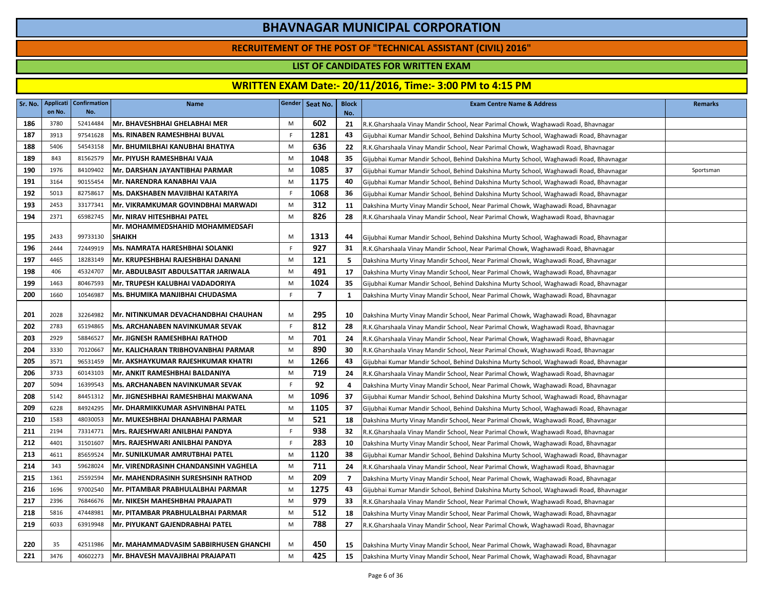# BHAVNAGAR MUNICIPAL CORPORATION

## RECRUITEMENT OF THE POST OF "TECHNICAL ASSISTANT (CIVIL) 2016"

### LIST OF CANDIDATES FOR WRITTEN EXAM

### WRITTEN EXAM Date:- 20/11/2016, Time:- 3:00 PM to 4:15 PM

| Sr. No. | Application No. | Confirmation No. | Name | Gender | Seat No. | Block No. | Exam Centre Name & Address | Remarks |
|---|---|---|---|---|---|---|---|---|
| 186 | 3780 | 52414484 | Mr. BHAVESHBHAI GHELABHAI MER | M | 602 | 21 | R.K.Gharshaala Vinay Mandir School, Near Parimal Chowk, Waghawadi Road, Bhavnagar | |
| 187 | 3913 | 97541628 | Ms. RINABEN RAMESHBHAI BUVAL | F | 1281 | 43 | Gijubhai Kumar Mandir School, Behind Dakshina Murty School, Waghawadi Road, Bhavnagar | |
| 188 | 5406 | 54543158 | Mr. BHUMILBHAI KANUBHAI BHATIYA | M | 636 | 22 | R.K.Gharshaala Vinay Mandir School, Near Parimal Chowk, Waghawadi Road, Bhavnagar | |
| 189 | 843 | 81562579 | Mr. PIYUSH RAMESHBHAI VAJA | M | 1048 | 35 | Gijubhai Kumar Mandir School, Behind Dakshina Murty School, Waghawadi Road, Bhavnagar | |
| 190 | 1976 | 84109402 | Mr. DARSHAN JAYANTIBHAI PARMAR | M | 1085 | 37 | Gijubhai Kumar Mandir School, Behind Dakshina Murty School, Waghawadi Road, Bhavnagar | Sportsman |
| 191 | 3164 | 90155454 | Mr. NARENDRA KANABHAI VAJA | M | 1175 | 40 | Gijubhai Kumar Mandir School, Behind Dakshina Murty School, Waghawadi Road, Bhavnagar | |
| 192 | 5013 | 82758617 | Ms. DAKSHABEN MAVJIBHAI KATARIYA | F | 1068 | 36 | Gijubhai Kumar Mandir School, Behind Dakshina Murty School, Waghawadi Road, Bhavnagar | |
| 193 | 2453 | 33177341 | Mr. VIKRAMKUMAR GOVINDBHAI MARWADI | M | 312 | 11 | Dakshina Murty Vinay Mandir School, Near Parimal Chowk, Waghawadi Road, Bhavnagar | |
| 194 | 2371 | 65982745 | Mr. NIRAV HITESHBHAI PATEL | M | 826 | 28 | R.K.Gharshaala Vinay Mandir School, Near Parimal Chowk, Waghawadi Road, Bhavnagar | |
| 195 | 2433 | 99733130 | Mr. MOHAMMEDSHAHID MOHAMMEDSAFI SHAIKH | M | 1313 | 44 | Gijubhai Kumar Mandir School, Behind Dakshina Murty School, Waghawadi Road, Bhavnagar | |
| 196 | 2444 | 72449919 | Ms. NAMRATA HARESHBHAI SOLANKI | F | 927 | 31 | R.K.Gharshaala Vinay Mandir School, Near Parimal Chowk, Waghawadi Road, Bhavnagar | |
| 197 | 4465 | 18283149 | Mr. KRUPESHBHAI RAJESHBHAI DANANI | M | 121 | 5 | Dakshina Murty Vinay Mandir School, Near Parimal Chowk, Waghawadi Road, Bhavnagar | |
| 198 | 406 | 45324707 | Mr. ABDULBASIT ABDULSATTAR JARIWALA | M | 491 | 17 | Dakshina Murty Vinay Mandir School, Near Parimal Chowk, Waghawadi Road, Bhavnagar | |
| 199 | 1463 | 80467593 | Mr. TRUPESH KALUBHAI VADADORIYA | M | 1024 | 35 | Gijubhai Kumar Mandir School, Behind Dakshina Murty School, Waghawadi Road, Bhavnagar | |
| 200 | 1660 | 10546987 | Ms. BHUMIKA MANJIBHAI CHUDASMA | F | 7 | 1 | Dakshina Murty Vinay Mandir School, Near Parimal Chowk, Waghawadi Road, Bhavnagar | |
| 201 | 2028 | 32264982 | Mr. NITINKUMAR DEVACHANDBHAI CHAUHAN | M | 295 | 10 | Dakshina Murty Vinay Mandir School, Near Parimal Chowk, Waghawadi Road, Bhavnagar | |
| 202 | 2783 | 65194865 | Ms. ARCHANABEN NAVINKUMAR SEVAK | F | 812 | 28 | R.K.Gharshaala Vinay Mandir School, Near Parimal Chowk, Waghawadi Road, Bhavnagar | |
| 203 | 2929 | 58846527 | Mr. JIGNESH RAMESHBHAI RATHOD | M | 701 | 24 | R.K.Gharshaala Vinay Mandir School, Near Parimal Chowk, Waghawadi Road, Bhavnagar | |
| 204 | 3330 | 70120667 | Mr. KALICHARAN TRIBHOVANBHAI PARMAR | M | 890 | 30 | R.K.Gharshaala Vinay Mandir School, Near Parimal Chowk, Waghawadi Road, Bhavnagar | |
| 205 | 3571 | 96531459 | Mr. AKSHAYKUMAR RAJESHKUMAR KHATRI | M | 1266 | 43 | Gijubhai Kumar Mandir School, Behind Dakshina Murty School, Waghawadi Road, Bhavnagar | |
| 206 | 3733 | 60143103 | Mr. ANKIT RAMESHBHAI BALDANIYA | M | 719 | 24 | R.K.Gharshaala Vinay Mandir School, Near Parimal Chowk, Waghawadi Road, Bhavnagar | |
| 207 | 5094 | 16399543 | Ms. ARCHANABEN NAVINKUMAR SEVAK | F | 92 | 4 | Dakshina Murty Vinay Mandir School, Near Parimal Chowk, Waghawadi Road, Bhavnagar | |
| 208 | 5142 | 84451312 | Mr. JIGNESHBHAI RAMESHBHAI MAKWANA | M | 1096 | 37 | Gijubhai Kumar Mandir School, Behind Dakshina Murty School, Waghawadi Road, Bhavnagar | |
| 209 | 6228 | 84924295 | Mr. DHARMIKKUMAR ASHVINBHAI PATEL | M | 1105 | 37 | Gijubhai Kumar Mandir School, Behind Dakshina Murty School, Waghawadi Road, Bhavnagar | |
| 210 | 1583 | 48030053 | Mr. MUKESHBHAI DHANABHAI PARMAR | M | 521 | 18 | Dakshina Murty Vinay Mandir School, Near Parimal Chowk, Waghawadi Road, Bhavnagar | |
| 211 | 2194 | 73314771 | Mrs. RAJESHWARI ANILBHAI PANDYA | F | 938 | 32 | R.K.Gharshaala Vinay Mandir School, Near Parimal Chowk, Waghawadi Road, Bhavnagar | |
| 212 | 4401 | 31501607 | Mrs. RAJESHWARI ANILBHAI PANDYA | F | 283 | 10 | Dakshina Murty Vinay Mandir School, Near Parimal Chowk, Waghawadi Road, Bhavnagar | |
| 213 | 4611 | 85659524 | Mr. SUNILKUMAR AMRUTBHAI PATEL | M | 1120 | 38 | Gijubhai Kumar Mandir School, Behind Dakshina Murty School, Waghawadi Road, Bhavnagar | |
| 214 | 343 | 59628024 | Mr. VIRENDRASINH CHANDANSINH VAGHELA | M | 711 | 24 | R.K.Gharshaala Vinay Mandir School, Near Parimal Chowk, Waghawadi Road, Bhavnagar | |
| 215 | 1361 | 25592594 | Mr. MAHENDRASINH SURESHSINH RATHOD | M | 209 | 7 | Dakshina Murty Vinay Mandir School, Near Parimal Chowk, Waghawadi Road, Bhavnagar | |
| 216 | 1696 | 97002540 | Mr. PITAMBAR PRABHULALBHAI PARMAR | M | 1275 | 43 | Gijubhai Kumar Mandir School, Behind Dakshina Murty School, Waghawadi Road, Bhavnagar | |
| 217 | 2396 | 76846676 | Mr. NIKESH MAHESHBHAI PRAJAPATI | M | 979 | 33 | R.K.Gharshaala Vinay Mandir School, Near Parimal Chowk, Waghawadi Road, Bhavnagar | |
| 218 | 5816 | 47448981 | Mr. PITAMBAR PRABHULALBHAI PARMAR | M | 512 | 18 | Dakshina Murty Vinay Mandir School, Near Parimal Chowk, Waghawadi Road, Bhavnagar | |
| 219 | 6033 | 63919948 | Mr. PIYUKANT GAJENDRABHAI PATEL | M | 788 | 27 | R.K.Gharshaala Vinay Mandir School, Near Parimal Chowk, Waghawadi Road, Bhavnagar | |
| 220 | 35 | 42511986 | Mr. MAHAMMADVASIM SABBIRHUSEN GHANCHI | M | 450 | 15 | Dakshina Murty Vinay Mandir School, Near Parimal Chowk, Waghawadi Road, Bhavnagar | |
| 221 | 3476 | 40602273 | Mr. BHAVESH MAVAJIBHAI PRAJAPATI | M | 425 | 15 | Dakshina Murty Vinay Mandir School, Near Parimal Chowk, Waghawadi Road, Bhavnagar | |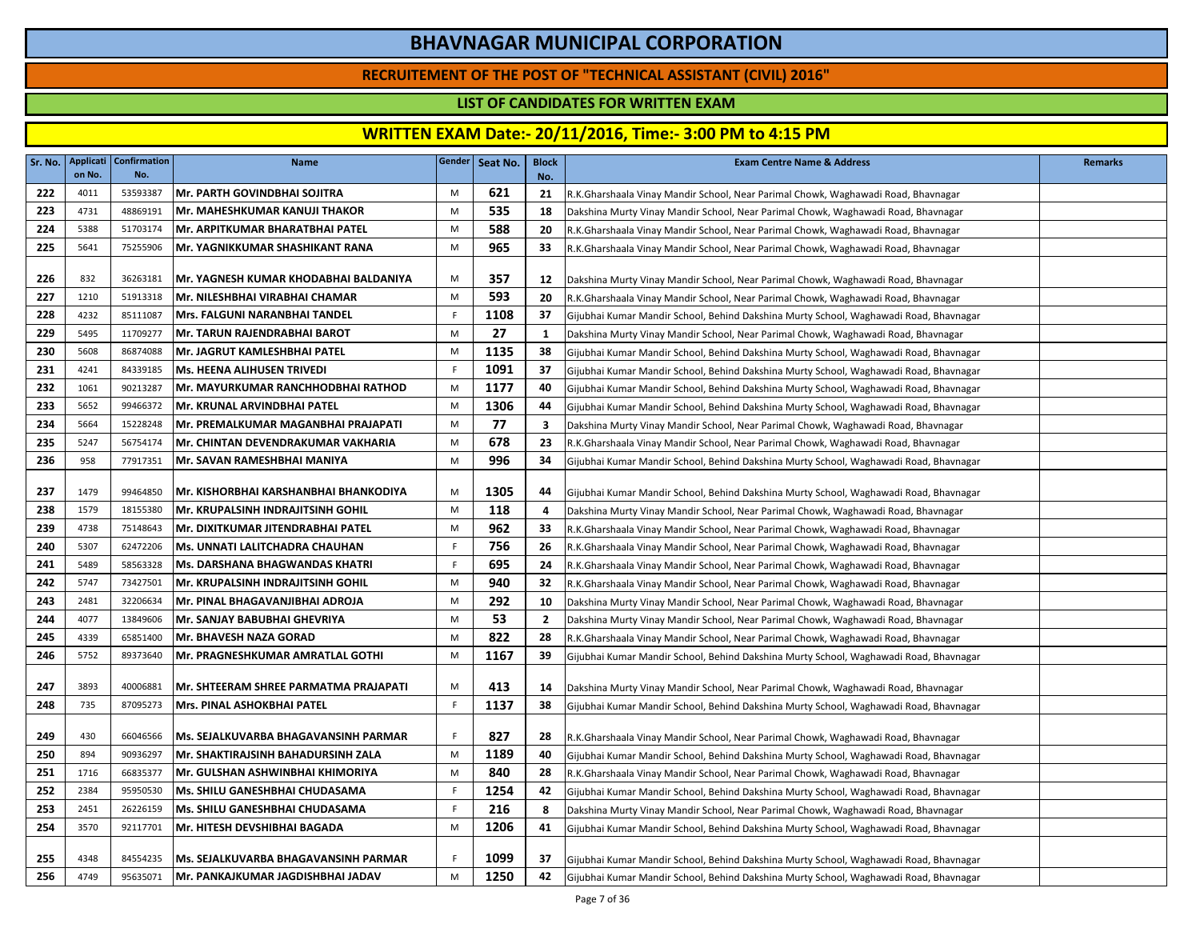# BHAVNAGAR MUNICIPAL CORPORATION

## RECRUITEMENT OF THE POST OF "TECHNICAL ASSISTANT (CIVIL) 2016"

### LIST OF CANDIDATES FOR WRITTEN EXAM

### WRITTEN EXAM Date:- 20/11/2016, Time:- 3:00 PM to 4:15 PM

| Sr. No. | Application No. | Confirmation No. | Name | Gender | Seat No. | Block No. | Exam Centre Name & Address | Remarks |
|---|---|---|---|---|---|---|---|---|
| 222 | 4011 | 53593387 | Mr. PARTH GOVINDBHAI SOJITRA | M | 621 | 21 | R.K.Gharshaala Vinay Mandir School, Near Parimal Chowk, Waghawadi Road, Bhavnagar | |
| 223 | 4731 | 48869191 | Mr. MAHESHKUMAR KANUJI THAKOR | M | 535 | 18 | Dakshina Murty Vinay Mandir School, Near Parimal Chowk, Waghawadi Road, Bhavnagar | |
| 224 | 5388 | 51703174 | Mr. ARPITKUMAR BHARATBHAI PATEL | M | 588 | 20 | R.K.Gharshaala Vinay Mandir School, Near Parimal Chowk, Waghawadi Road, Bhavnagar | |
| 225 | 5641 | 75255906 | Mr. YAGNIKKUMAR SHASHIKANT RANA | M | 965 | 33 | R.K.Gharshaala Vinay Mandir School, Near Parimal Chowk, Waghawadi Road, Bhavnagar | |
| 226 | 832 | 36263181 | Mr. YAGNESH KUMAR KHODABHAI BALDANIYA | M | 357 | 12 | Dakshina Murty Vinay Mandir School, Near Parimal Chowk, Waghawadi Road, Bhavnagar | |
| 227 | 1210 | 51913318 | Mr. NILESHBHAI VIRABHAI CHAMAR | M | 593 | 20 | R.K.Gharshaala Vinay Mandir School, Near Parimal Chowk, Waghawadi Road, Bhavnagar | |
| 228 | 4232 | 85111087 | Mrs. FALGUNI NARANBHAI TANDEL | F | 1108 | 37 | Gijubhai Kumar Mandir School, Behind Dakshina Murty School, Waghawadi Road, Bhavnagar | |
| 229 | 5495 | 11709277 | Mr. TARUN RAJENDRABHAI BAROT | M | 27 | 1 | Dakshina Murty Vinay Mandir School, Near Parimal Chowk, Waghawadi Road, Bhavnagar | |
| 230 | 5608 | 86874088 | Mr. JAGRUT KAMLESHBHAI PATEL | M | 1135 | 38 | Gijubhai Kumar Mandir School, Behind Dakshina Murty School, Waghawadi Road, Bhavnagar | |
| 231 | 4241 | 84339185 | Ms. HEENA ALIHUSEN TRIVEDI | F | 1091 | 37 | Gijubhai Kumar Mandir School, Behind Dakshina Murty School, Waghawadi Road, Bhavnagar | |
| 232 | 1061 | 90213287 | Mr. MAYURKUMAR RANCHHODBHAI RATHOD | M | 1177 | 40 | Gijubhai Kumar Mandir School, Behind Dakshina Murty School, Waghawadi Road, Bhavnagar | |
| 233 | 5652 | 99466372 | Mr. KRUNAL ARVINDBHAI PATEL | M | 1306 | 44 | Gijubhai Kumar Mandir School, Behind Dakshina Murty School, Waghawadi Road, Bhavnagar | |
| 234 | 5664 | 15228248 | Mr. PREMALKUMAR MAGANBHAI PRAJAPATI | M | 77 | 3 | Dakshina Murty Vinay Mandir School, Near Parimal Chowk, Waghawadi Road, Bhavnagar | |
| 235 | 5247 | 56754174 | Mr. CHINTAN DEVENDRAKUMAR VAKHARIA | M | 678 | 23 | R.K.Gharshaala Vinay Mandir School, Near Parimal Chowk, Waghawadi Road, Bhavnagar | |
| 236 | 958 | 77917351 | Mr. SAVAN RAMESHBHAI MANIYA | M | 996 | 34 | Gijubhai Kumar Mandir School, Behind Dakshina Murty School, Waghawadi Road, Bhavnagar | |
| 237 | 1479 | 99464850 | Mr. KISHORBHAI KARSHANBHAI BHANKODIYA | M | 1305 | 44 | Gijubhai Kumar Mandir School, Behind Dakshina Murty School, Waghawadi Road, Bhavnagar | |
| 238 | 1579 | 18155380 | Mr. KRUPALSINH INDRAJITSINH GOHIL | M | 118 | 4 | Dakshina Murty Vinay Mandir School, Near Parimal Chowk, Waghawadi Road, Bhavnagar | |
| 239 | 4738 | 75148643 | Mr. DIXITKUMAR JITENDRABHAI PATEL | M | 962 | 33 | R.K.Gharshaala Vinay Mandir School, Near Parimal Chowk, Waghawadi Road, Bhavnagar | |
| 240 | 5307 | 62472206 | Ms. UNNATI LALITCHADRA CHAUHAN | F | 756 | 26 | R.K.Gharshaala Vinay Mandir School, Near Parimal Chowk, Waghawadi Road, Bhavnagar | |
| 241 | 5489 | 58563328 | Ms. DARSHANA BHAGWANDAS KHATRI | F | 695 | 24 | R.K.Gharshaala Vinay Mandir School, Near Parimal Chowk, Waghawadi Road, Bhavnagar | |
| 242 | 5747 | 73427501 | Mr. KRUPALSINH INDRAJITSINH GOHIL | M | 940 | 32 | R.K.Gharshaala Vinay Mandir School, Near Parimal Chowk, Waghawadi Road, Bhavnagar | |
| 243 | 2481 | 32206634 | Mr. PINAL BHAGAVANJIBHAI ADROJA | M | 292 | 10 | Dakshina Murty Vinay Mandir School, Near Parimal Chowk, Waghawadi Road, Bhavnagar | |
| 244 | 4077 | 13849606 | Mr. SANJAY BABUBHAI GHEVRIYA | M | 53 | 2 | Dakshina Murty Vinay Mandir School, Near Parimal Chowk, Waghawadi Road, Bhavnagar | |
| 245 | 4339 | 65851400 | Mr. BHAVESH NAZA GORAD | M | 822 | 28 | R.K.Gharshaala Vinay Mandir School, Near Parimal Chowk, Waghawadi Road, Bhavnagar | |
| 246 | 5752 | 89373640 | Mr. PRAGNESHKUMAR AMRATLAL GOTHI | M | 1167 | 39 | Gijubhai Kumar Mandir School, Behind Dakshina Murty School, Waghawadi Road, Bhavnagar | |
| 247 | 3893 | 40006881 | Mr. SHTEERAM SHREE PARMATMA PRAJAPATI | M | 413 | 14 | Dakshina Murty Vinay Mandir School, Near Parimal Chowk, Waghawadi Road, Bhavnagar | |
| 248 | 735 | 87095273 | Mrs. PINAL ASHOKBHAI PATEL | F | 1137 | 38 | Gijubhai Kumar Mandir School, Behind Dakshina Murty School, Waghawadi Road, Bhavnagar | |
| 249 | 430 | 66046566 | Ms. SEJALKUVARBA BHAGAVANSINH PARMAR | F | 827 | 28 | R.K.Gharshaala Vinay Mandir School, Near Parimal Chowk, Waghawadi Road, Bhavnagar | |
| 250 | 894 | 90936297 | Mr. SHAKTIRAJSINH BAHADURSINH ZALA | M | 1189 | 40 | Gijubhai Kumar Mandir School, Behind Dakshina Murty School, Waghawadi Road, Bhavnagar | |
| 251 | 1716 | 66835377 | Mr. GULSHAN ASHWINBHAI KHIMORIYA | M | 840 | 28 | R.K.Gharshaala Vinay Mandir School, Near Parimal Chowk, Waghawadi Road, Bhavnagar | |
| 252 | 2384 | 95950530 | Ms. SHILU GANESHBHAI CHUDASAMA | F | 1254 | 42 | Gijubhai Kumar Mandir School, Behind Dakshina Murty School, Waghawadi Road, Bhavnagar | |
| 253 | 2451 | 26226159 | Ms. SHILU GANESHBHAI CHUDASAMA | F | 216 | 8 | Dakshina Murty Vinay Mandir School, Near Parimal Chowk, Waghawadi Road, Bhavnagar | |
| 254 | 3570 | 92117701 | Mr. HITESH DEVSHIBHAI BAGADA | M | 1206 | 41 | Gijubhai Kumar Mandir School, Behind Dakshina Murty School, Waghawadi Road, Bhavnagar | |
| 255 | 4348 | 84554235 | Ms. SEJALKUVARBA BHAGAVANSINH PARMAR | F | 1099 | 37 | Gijubhai Kumar Mandir School, Behind Dakshina Murty School, Waghawadi Road, Bhavnagar | |
| 256 | 4749 | 95635071 | Mr. PANKAJKUMAR JAGDISHBHAI JADAV | M | 1250 | 42 | Gijubhai Kumar Mandir School, Behind Dakshina Murty School, Waghawadi Road, Bhavnagar | |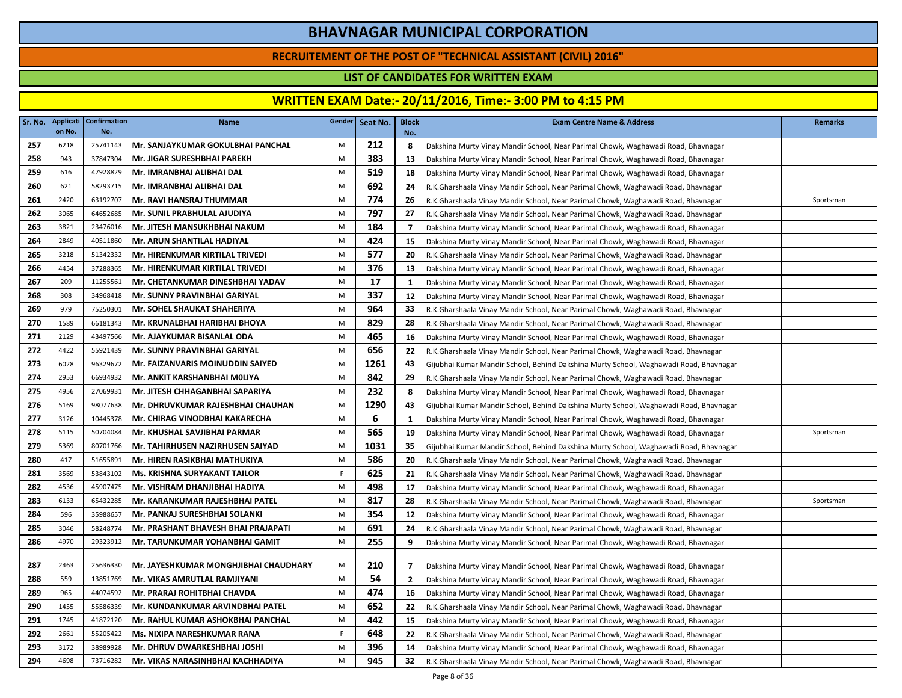# BHAVNAGAR MUNICIPAL CORPORATION

## RECRUITEMENT OF THE POST OF "TECHNICAL ASSISTANT (CIVIL) 2016"

### LIST OF CANDIDATES FOR WRITTEN EXAM

### WRITTEN EXAM Date:- 20/11/2016, Time:- 3:00 PM to 4:15 PM

| Sr. No. | Application No. | Confirmation No. | Name | Gender | Seat No. | Block No. | Exam Centre Name & Address | Remarks |
|---|---|---|---|---|---|---|---|---|
| 257 | 6218 | 25741143 | Mr. SANJAYKUMAR GOKULBHAI PANCHAL | M | 212 | 8 | Dakshina Murty Vinay Mandir School, Near Parimal Chowk, Waghawadi Road, Bhavnagar | |
| 258 | 943 | 37847304 | Mr. JIGAR SURESHBHAI PAREKH | M | 383 | 13 | Dakshina Murty Vinay Mandir School, Near Parimal Chowk, Waghawadi Road, Bhavnagar | |
| 259 | 616 | 47928829 | Mr. IMRANBHAI ALIBHAI DAL | M | 519 | 18 | Dakshina Murty Vinay Mandir School, Near Parimal Chowk, Waghawadi Road, Bhavnagar | |
| 260 | 621 | 58293715 | Mr. IMRANBHAI ALIBHAI DAL | M | 692 | 24 | R.K.Gharshaala Vinay Mandir School, Near Parimal Chowk, Waghawadi Road, Bhavnagar | |
| 261 | 2420 | 63192707 | Mr. RAVI HANSRAJ THUMMAR | M | 774 | 26 | R.K.Gharshaala Vinay Mandir School, Near Parimal Chowk, Waghawadi Road, Bhavnagar | Sportsman |
| 262 | 3065 | 64652685 | Mr. SUNIL PRABHULAL AJUDIYA | M | 797 | 27 | R.K.Gharshaala Vinay Mandir School, Near Parimal Chowk, Waghawadi Road, Bhavnagar | |
| 263 | 3821 | 23476016 | Mr. JITESH MANSUKHBHAI NAKUM | M | 184 | 7 | Dakshina Murty Vinay Mandir School, Near Parimal Chowk, Waghawadi Road, Bhavnagar | |
| 264 | 2849 | 40511860 | Mr. ARUN SHANTILAL HADIYAL | M | 424 | 15 | Dakshina Murty Vinay Mandir School, Near Parimal Chowk, Waghawadi Road, Bhavnagar | |
| 265 | 3218 | 51342332 | Mr. HIRENKUMAR KIRTILAL TRIVEDI | M | 577 | 20 | R.K.Gharshaala Vinay Mandir School, Near Parimal Chowk, Waghawadi Road, Bhavnagar | |
| 266 | 4454 | 37288365 | Mr. HIRENKUMAR KIRTILAL TRIVEDI | M | 376 | 13 | Dakshina Murty Vinay Mandir School, Near Parimal Chowk, Waghawadi Road, Bhavnagar | |
| 267 | 209 | 11255561 | Mr. CHETANKUMAR DINESHBHAI YADAV | M | 17 | 1 | Dakshina Murty Vinay Mandir School, Near Parimal Chowk, Waghawadi Road, Bhavnagar | |
| 268 | 308 | 34968418 | Mr. SUNNY PRAVINBHAI GARIYAL | M | 337 | 12 | Dakshina Murty Vinay Mandir School, Near Parimal Chowk, Waghawadi Road, Bhavnagar | |
| 269 | 979 | 75250301 | Mr. SOHEL SHAUKAT SHAHERIYA | M | 964 | 33 | R.K.Gharshaala Vinay Mandir School, Near Parimal Chowk, Waghawadi Road, Bhavnagar | |
| 270 | 1589 | 66181343 | Mr. KRUNALBHAI HARIBHAI BHOYA | M | 829 | 28 | R.K.Gharshaala Vinay Mandir School, Near Parimal Chowk, Waghawadi Road, Bhavnagar | |
| 271 | 2129 | 43497566 | Mr. AJAYKUMAR BISANLAL ODA | M | 465 | 16 | Dakshina Murty Vinay Mandir School, Near Parimal Chowk, Waghawadi Road, Bhavnagar | |
| 272 | 4422 | 55921439 | Mr. SUNNY PRAVINBHAI GARIYAL | M | 656 | 22 | R.K.Gharshaala Vinay Mandir School, Near Parimal Chowk, Waghawadi Road, Bhavnagar | |
| 273 | 6028 | 96329672 | Mr. FAIZANVARIS MOINUDDIN SAIYED | M | 1261 | 43 | Gijubhai Kumar Mandir School, Behind Dakshina Murty School, Waghawadi Road, Bhavnagar | |
| 274 | 2953 | 66934932 | Mr. ANKIT KARSHANBHAI M0LIYA | M | 842 | 29 | R.K.Gharshaala Vinay Mandir School, Near Parimal Chowk, Waghawadi Road, Bhavnagar | |
| 275 | 4956 | 27069931 | Mr. JITESH CHHAGANBHAI SAPARIYA | M | 232 | 8 | Dakshina Murty Vinay Mandir School, Near Parimal Chowk, Waghawadi Road, Bhavnagar | |
| 276 | 5169 | 98077638 | Mr. DHRUVKUMAR RAJESHBHAI CHAUHAN | M | 1290 | 43 | Gijubhai Kumar Mandir School, Behind Dakshina Murty School, Waghawadi Road, Bhavnagar | |
| 277 | 3126 | 10445378 | Mr. CHIRAG VINODBHAI KAKARECHA | M | 6 | 1 | Dakshina Murty Vinay Mandir School, Near Parimal Chowk, Waghawadi Road, Bhavnagar | |
| 278 | 5115 | 50704084 | Mr. KHUSHAL SAVJIBHAI PARMAR | M | 565 | 19 | Dakshina Murty Vinay Mandir School, Near Parimal Chowk, Waghawadi Road, Bhavnagar | Sportsman |
| 279 | 5369 | 80701766 | Mr. TAHIRHUSEN NAZIRHUSEN SAIYAD | M | 1031 | 35 | Gijubhai Kumar Mandir School, Behind Dakshina Murty School, Waghawadi Road, Bhavnagar | |
| 280 | 417 | 51655891 | Mr. HIREN RASIKBHAI MATHUKIYA | M | 586 | 20 | R.K.Gharshaala Vinay Mandir School, Near Parimal Chowk, Waghawadi Road, Bhavnagar | |
| 281 | 3569 | 53843102 | Ms. KRISHNA SURYAKANT TAILOR | F | 625 | 21 | R.K.Gharshaala Vinay Mandir School, Near Parimal Chowk, Waghawadi Road, Bhavnagar | |
| 282 | 4536 | 45907475 | Mr. VISHRAM DHANJIBHAI HADIYA | M | 498 | 17 | Dakshina Murty Vinay Mandir School, Near Parimal Chowk, Waghawadi Road, Bhavnagar | |
| 283 | 6133 | 65432285 | Mr. KARANKUMAR RAJESHBHAI PATEL | M | 817 | 28 | R.K.Gharshaala Vinay Mandir School, Near Parimal Chowk, Waghawadi Road, Bhavnagar | Sportsman |
| 284 | 596 | 35988657 | Mr. PANKAJ SURESHBHAI SOLANKI | M | 354 | 12 | Dakshina Murty Vinay Mandir School, Near Parimal Chowk, Waghawadi Road, Bhavnagar | |
| 285 | 3046 | 58248774 | Mr. PRASHANT BHAVESH BHAI PRAJAPATI | M | 691 | 24 | R.K.Gharshaala Vinay Mandir School, Near Parimal Chowk, Waghawadi Road, Bhavnagar | |
| 286 | 4970 | 29323912 | Mr. TARUNKUMAR YOHANBHAI GAMIT | M | 255 | 9 | Dakshina Murty Vinay Mandir School, Near Parimal Chowk, Waghawadi Road, Bhavnagar | |
| 287 | 2463 | 25636330 | Mr. JAYESHKUMAR MONGHJIBHAI CHAUDHARY | M | 210 | 7 | Dakshina Murty Vinay Mandir School, Near Parimal Chowk, Waghawadi Road, Bhavnagar | |
| 288 | 559 | 13851769 | Mr. VIKAS AMRUTLAL RAMJIYANI | M | 54 | 2 | Dakshina Murty Vinay Mandir School, Near Parimal Chowk, Waghawadi Road, Bhavnagar | |
| 289 | 965 | 44074592 | Mr. PRARAJ ROHITBHAI CHAVDA | M | 474 | 16 | Dakshina Murty Vinay Mandir School, Near Parimal Chowk, Waghawadi Road, Bhavnagar | |
| 290 | 1455 | 55586339 | Mr. KUNDANKUMAR ARVINDBHAI PATEL | M | 652 | 22 | R.K.Gharshaala Vinay Mandir School, Near Parimal Chowk, Waghawadi Road, Bhavnagar | |
| 291 | 1745 | 41872120 | Mr. RAHUL KUMAR ASHOKBHAI PANCHAL | M | 442 | 15 | Dakshina Murty Vinay Mandir School, Near Parimal Chowk, Waghawadi Road, Bhavnagar | |
| 292 | 2661 | 55205422 | Ms. NIXIPA NARESHKUMAR RANA | F | 648 | 22 | R.K.Gharshaala Vinay Mandir School, Near Parimal Chowk, Waghawadi Road, Bhavnagar | |
| 293 | 3172 | 38989928 | Mr. DHRUV DWARKESHBHAI JOSHI | M | 396 | 14 | Dakshina Murty Vinay Mandir School, Near Parimal Chowk, Waghawadi Road, Bhavnagar | |
| 294 | 4698 | 73716282 | Mr. VIKAS NARASINHBHAI KACHHADIYA | M | 945 | 32 | R.K.Gharshaala Vinay Mandir School, Near Parimal Chowk, Waghawadi Road, Bhavnagar | |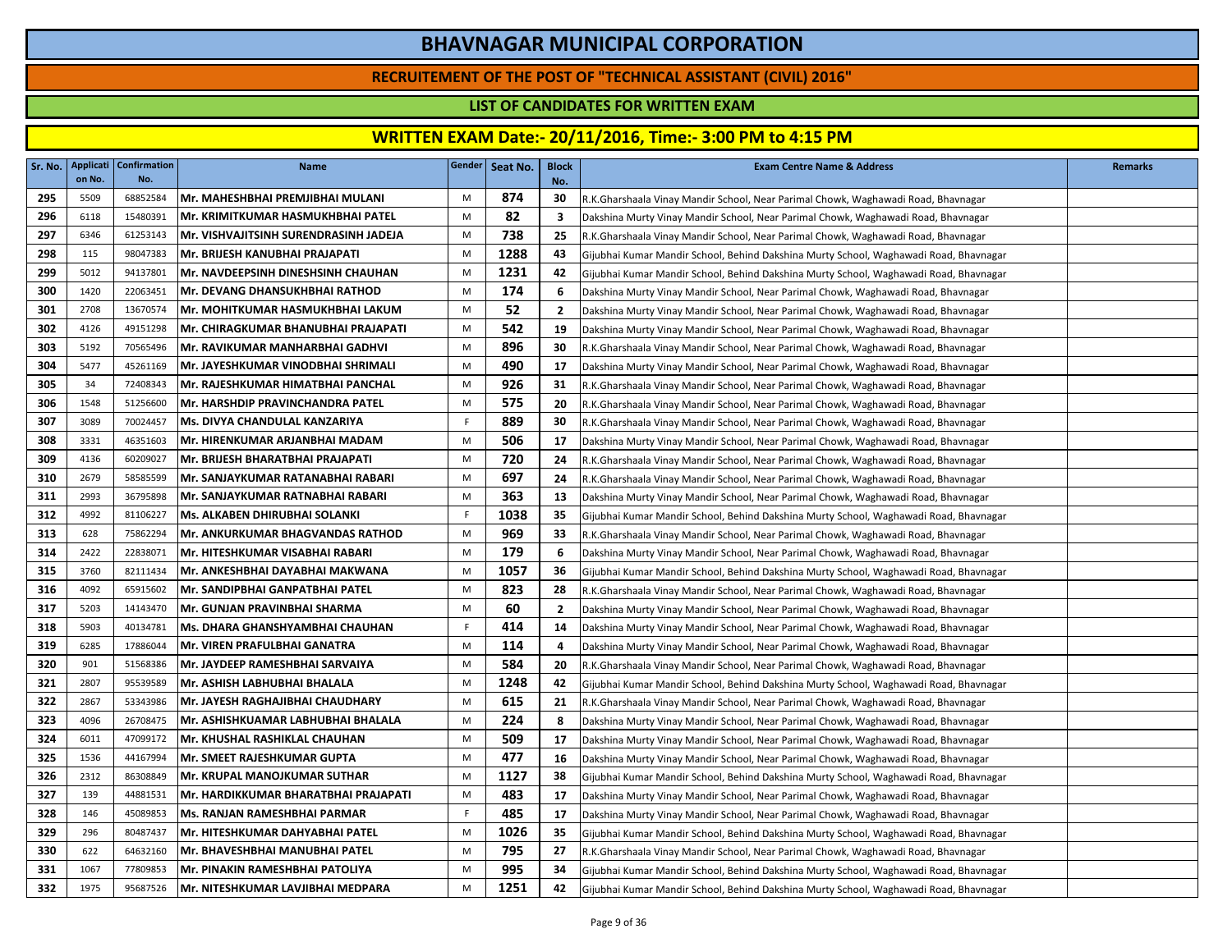# BHAVNAGAR MUNICIPAL CORPORATION

## RECRUITEMENT OF THE POST OF "TECHNICAL ASSISTANT (CIVIL) 2016"

### LIST OF CANDIDATES FOR WRITTEN EXAM

### WRITTEN EXAM Date:- 20/11/2016, Time:- 3:00 PM to 4:15 PM

| Sr. No. | Application No. | Confirmation No. | Name | Gender | Seat No. | Block No. | Exam Centre Name & Address | Remarks |
|---|---|---|---|---|---|---|---|---|
| 295 | 5509 | 68852584 | Mr. MAHESHBHAI PREMJIBHAI MULANI | M | 874 | 30 | R.K.Gharshaala Vinay Mandir School, Near Parimal Chowk, Waghawadi Road, Bhavnagar | |
| 296 | 6118 | 15480391 | Mr. KRIMITKUMAR HASMUKHBHAI PATEL | M | 82 | 3 | Dakshina Murty Vinay Mandir School, Near Parimal Chowk, Waghawadi Road, Bhavnagar | |
| 297 | 6346 | 61253143 | Mr. VISHVAJITSINH SURENDRASINH JADEJA | M | 738 | 25 | R.K.Gharshaala Vinay Mandir School, Near Parimal Chowk, Waghawadi Road, Bhavnagar | |
| 298 | 115 | 98047383 | Mr. BRIJESH KANUBHAI PRAJAPATI | M | 1288 | 43 | Gijubhai Kumar Mandir School, Behind Dakshina Murty School, Waghawadi Road, Bhavnagar | |
| 299 | 5012 | 94137801 | Mr. NAVDEEPSINH DINESHSINH CHAUHAN | M | 1231 | 42 | Gijubhai Kumar Mandir School, Behind Dakshina Murty School, Waghawadi Road, Bhavnagar | |
| 300 | 1420 | 22063451 | Mr. DEVANG DHANSUKHBHAI RATHOD | M | 174 | 6 | Dakshina Murty Vinay Mandir School, Near Parimal Chowk, Waghawadi Road, Bhavnagar | |
| 301 | 2708 | 13670574 | Mr. MOHITKUMAR HASMUKHBHAI LAKUM | M | 52 | 2 | Dakshina Murty Vinay Mandir School, Near Parimal Chowk, Waghawadi Road, Bhavnagar | |
| 302 | 4126 | 49151298 | Mr. CHIRAGKUMAR BHANUBHAI PRAJAPATI | M | 542 | 19 | Dakshina Murty Vinay Mandir School, Near Parimal Chowk, Waghawadi Road, Bhavnagar | |
| 303 | 5192 | 70565496 | Mr. RAVIKUMAR MANHARBHAI GADHVI | M | 896 | 30 | R.K.Gharshaala Vinay Mandir School, Near Parimal Chowk, Waghawadi Road, Bhavnagar | |
| 304 | 5477 | 45261169 | Mr. JAYESHKUMAR VINODBHAI SHRIMALI | M | 490 | 17 | Dakshina Murty Vinay Mandir School, Near Parimal Chowk, Waghawadi Road, Bhavnagar | |
| 305 | 34 | 72408343 | Mr. RAJESHKUMAR HIMATBHAI PANCHAL | M | 926 | 31 | R.K.Gharshaala Vinay Mandir School, Near Parimal Chowk, Waghawadi Road, Bhavnagar | |
| 306 | 1548 | 51256600 | Mr. HARSHDIP PRAVINCHANDRA PATEL | M | 575 | 20 | R.K.Gharshaala Vinay Mandir School, Near Parimal Chowk, Waghawadi Road, Bhavnagar | |
| 307 | 3089 | 70024457 | Ms. DIVYA CHANDULAL KANZARIYA | F | 889 | 30 | R.K.Gharshaala Vinay Mandir School, Near Parimal Chowk, Waghawadi Road, Bhavnagar | |
| 308 | 3331 | 46351603 | Mr. HIRENKUMAR ARJANBHAI MADAM | M | 506 | 17 | Dakshina Murty Vinay Mandir School, Near Parimal Chowk, Waghawadi Road, Bhavnagar | |
| 309 | 4136 | 60209027 | Mr. BRIJESH BHARATBHAI PRAJAPATI | M | 720 | 24 | R.K.Gharshaala Vinay Mandir School, Near Parimal Chowk, Waghawadi Road, Bhavnagar | |
| 310 | 2679 | 58585599 | Mr. SANJAYKUMAR RATANABHAI RABARI | M | 697 | 24 | R.K.Gharshaala Vinay Mandir School, Near Parimal Chowk, Waghawadi Road, Bhavnagar | |
| 311 | 2993 | 36795898 | Mr. SANJAYKUMAR RATNABHAI RABARI | M | 363 | 13 | Dakshina Murty Vinay Mandir School, Near Parimal Chowk, Waghawadi Road, Bhavnagar | |
| 312 | 4992 | 81106227 | Ms. ALKABEN DHIRUBHAI SOLANKI | F | 1038 | 35 | Gijubhai Kumar Mandir School, Behind Dakshina Murty School, Waghawadi Road, Bhavnagar | |
| 313 | 628 | 75862294 | Mr. ANKURKUMAR BHAGVANDAS RATHOD | M | 969 | 33 | R.K.Gharshaala Vinay Mandir School, Near Parimal Chowk, Waghawadi Road, Bhavnagar | |
| 314 | 2422 | 22838071 | Mr. HITESHKUMAR VISABHAI RABARI | M | 179 | 6 | Dakshina Murty Vinay Mandir School, Near Parimal Chowk, Waghawadi Road, Bhavnagar | |
| 315 | 3760 | 82111434 | Mr. ANKESHBHAI DAYABHAI MAKWANA | M | 1057 | 36 | Gijubhai Kumar Mandir School, Behind Dakshina Murty School, Waghawadi Road, Bhavnagar | |
| 316 | 4092 | 65915602 | Mr. SANDIPBHAI GANPATBHAI PATEL | M | 823 | 28 | R.K.Gharshaala Vinay Mandir School, Near Parimal Chowk, Waghawadi Road, Bhavnagar | |
| 317 | 5203 | 14143470 | Mr. GUNJAN PRAVINBHAI SHARMA | M | 60 | 2 | Dakshina Murty Vinay Mandir School, Near Parimal Chowk, Waghawadi Road, Bhavnagar | |
| 318 | 5903 | 40134781 | Ms. DHARA GHANSHYAMBHAI CHAUHAN | F | 414 | 14 | Dakshina Murty Vinay Mandir School, Near Parimal Chowk, Waghawadi Road, Bhavnagar | |
| 319 | 6285 | 17886044 | Mr. VIREN PRAFULBHAI GANATRA | M | 114 | 4 | Dakshina Murty Vinay Mandir School, Near Parimal Chowk, Waghawadi Road, Bhavnagar | |
| 320 | 901 | 51568386 | Mr. JAYDEEP RAMESHBHAI SARVAIYA | M | 584 | 20 | R.K.Gharshaala Vinay Mandir School, Near Parimal Chowk, Waghawadi Road, Bhavnagar | |
| 321 | 2807 | 95539589 | Mr. ASHISH LABHUBHAI BHALALA | M | 1248 | 42 | Gijubhai Kumar Mandir School, Behind Dakshina Murty School, Waghawadi Road, Bhavnagar | |
| 322 | 2867 | 53343986 | Mr. JAYESH RAGHAJIBHAI CHAUDHARY | M | 615 | 21 | R.K.Gharshaala Vinay Mandir School, Near Parimal Chowk, Waghawadi Road, Bhavnagar | |
| 323 | 4096 | 26708475 | Mr. ASHISHKUAMAR LABHUBHAI BHALALA | M | 224 | 8 | Dakshina Murty Vinay Mandir School, Near Parimal Chowk, Waghawadi Road, Bhavnagar | |
| 324 | 6011 | 47099172 | Mr. KHUSHAL RASHIKLAL CHAUHAN | M | 509 | 17 | Dakshina Murty Vinay Mandir School, Near Parimal Chowk, Waghawadi Road, Bhavnagar | |
| 325 | 1536 | 44167994 | Mr. SMEET RAJESHKUMAR GUPTA | M | 477 | 16 | Dakshina Murty Vinay Mandir School, Near Parimal Chowk, Waghawadi Road, Bhavnagar | |
| 326 | 2312 | 86308849 | Mr. KRUPAL MANOJKUMAR SUTHAR | M | 1127 | 38 | Gijubhai Kumar Mandir School, Behind Dakshina Murty School, Waghawadi Road, Bhavnagar | |
| 327 | 139 | 44881531 | Mr. HARDIKKUMAR BHARATBHAI PRAJAPATI | M | 483 | 17 | Dakshina Murty Vinay Mandir School, Near Parimal Chowk, Waghawadi Road, Bhavnagar | |
| 328 | 146 | 45089853 | Ms. RANJAN RAMESHBHAI PARMAR | F | 485 | 17 | Dakshina Murty Vinay Mandir School, Near Parimal Chowk, Waghawadi Road, Bhavnagar | |
| 329 | 296 | 80487437 | Mr. HITESHKUMAR DAHYABHAI PATEL | M | 1026 | 35 | Gijubhai Kumar Mandir School, Behind Dakshina Murty School, Waghawadi Road, Bhavnagar | |
| 330 | 622 | 64632160 | Mr. BHAVESHBHAI MANUBHAI PATEL | M | 795 | 27 | R.K.Gharshaala Vinay Mandir School, Near Parimal Chowk, Waghawadi Road, Bhavnagar | |
| 331 | 1067 | 77809853 | Mr. PINAKIN RAMESHBHAI PATOLIYA | M | 995 | 34 | Gijubhai Kumar Mandir School, Behind Dakshina Murty School, Waghawadi Road, Bhavnagar | |
| 332 | 1975 | 95687526 | Mr. NITESHKUMAR LAVJIBHAI MEDPARA | M | 1251 | 42 | Gijubhai Kumar Mandir School, Behind Dakshina Murty School, Waghawadi Road, Bhavnagar | |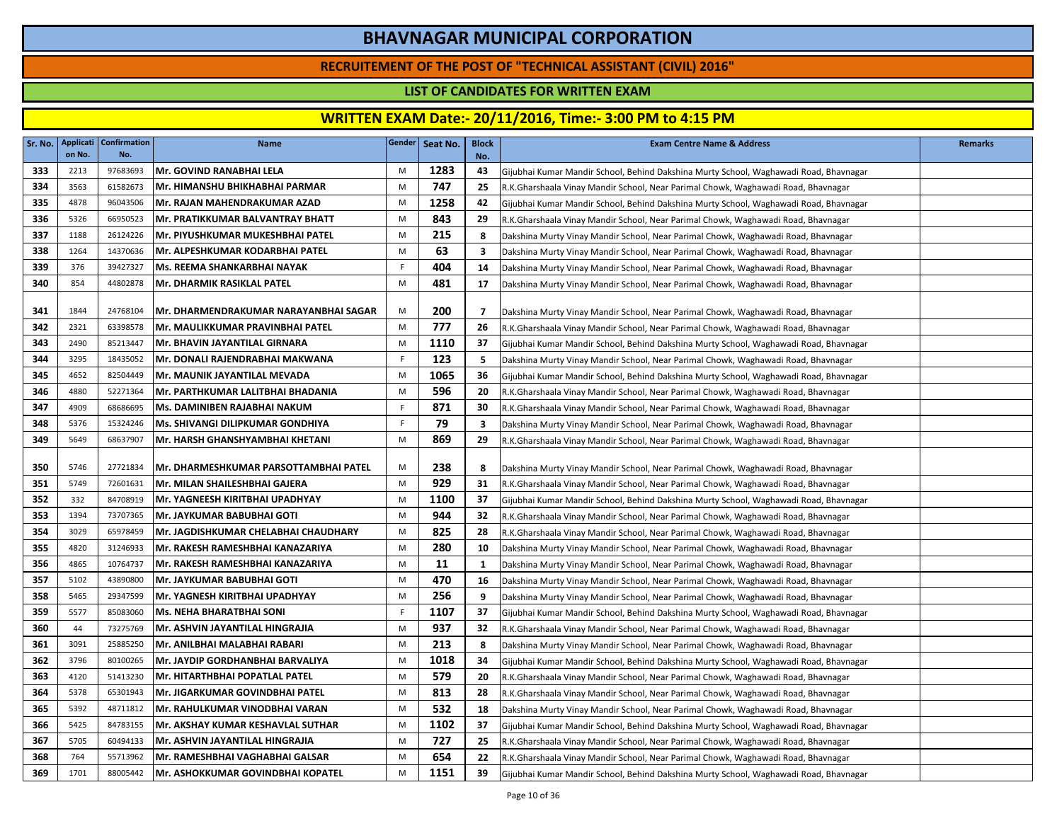# BHAVNAGAR MUNICIPAL CORPORATION

## RECRUITEMENT OF THE POST OF "TECHNICAL ASSISTANT (CIVIL) 2016"

### LIST OF CANDIDATES FOR WRITTEN EXAM

### WRITTEN EXAM Date:- 20/11/2016, Time:- 3:00 PM to 4:15 PM

| Sr. No. | Application No. | Confirmation No. | Name | Gender | Seat No. | Block No. | Exam Centre Name & Address | Remarks |
|---|---|---|---|---|---|---|---|---|
| 333 | 2213 | 97683693 | Mr. GOVIND RANABHAI LELA | M | 1283 | 43 | Gijubhai Kumar Mandir School, Behind Dakshina Murty School, Waghawadi Road, Bhavnagar | |
| 334 | 3563 | 61582673 | Mr. HIMANSHU BHIKHABHAI PARMAR | M | 747 | 25 | R.K.Gharshaala Vinay Mandir School, Near Parimal Chowk, Waghawadi Road, Bhavnagar | |
| 335 | 4878 | 96043506 | Mr. RAJAN MAHENDRAKUMAR AZAD | M | 1258 | 42 | Gijubhai Kumar Mandir School, Behind Dakshina Murty School, Waghawadi Road, Bhavnagar | |
| 336 | 5326 | 66950523 | Mr. PRATIKKUMAR BALVANTRAY BHATT | M | 843 | 29 | R.K.Gharshaala Vinay Mandir School, Near Parimal Chowk, Waghawadi Road, Bhavnagar | |
| 337 | 1188 | 26124226 | Mr. PIYUSHKUMAR MUKESHBHAI PATEL | M | 215 | 8 | Dakshina Murty Vinay Mandir School, Near Parimal Chowk, Waghawadi Road, Bhavnagar | |
| 338 | 1264 | 14370636 | Mr. ALPESHKUMAR KODARBHAI PATEL | M | 63 | 3 | Dakshina Murty Vinay Mandir School, Near Parimal Chowk, Waghawadi Road, Bhavnagar | |
| 339 | 376 | 39427327 | Ms. REEMA SHANKARBHAI NAYAK | F | 404 | 14 | Dakshina Murty Vinay Mandir School, Near Parimal Chowk, Waghawadi Road, Bhavnagar | |
| 340 | 854 | 44802878 | Mr. DHARMIK RASIKLAL PATEL | M | 481 | 17 | Dakshina Murty Vinay Mandir School, Near Parimal Chowk, Waghawadi Road, Bhavnagar | |
| 341 | 1844 | 24768104 | Mr. DHARMENDRAKUMAR NARAYANBHAI SAGAR | M | 200 | 7 | Dakshina Murty Vinay Mandir School, Near Parimal Chowk, Waghawadi Road, Bhavnagar | |
| 342 | 2321 | 63398578 | Mr. MAULIKKUMAR PRAVINBHAI PATEL | M | 777 | 26 | R.K.Gharshaala Vinay Mandir School, Near Parimal Chowk, Waghawadi Road, Bhavnagar | |
| 343 | 2490 | 85213447 | Mr. BHAVIN JAYANTILAL GIRNARA | M | 1110 | 37 | Gijubhai Kumar Mandir School, Behind Dakshina Murty School, Waghawadi Road, Bhavnagar | |
| 344 | 3295 | 18435052 | Ms. DONALI RAJENDRABHAI MAKWANA | F | 123 | 5 | Dakshina Murty Vinay Mandir School, Near Parimal Chowk, Waghawadi Road, Bhavnagar | |
| 345 | 4652 | 82504449 | Mr. MAUNIK JAYANTILAL MEVADA | M | 1065 | 36 | Gijubhai Kumar Mandir School, Behind Dakshina Murty School, Waghawadi Road, Bhavnagar | |
| 346 | 4880 | 52271364 | Mr. PARTHKUMAR LALITBHAI BHADANIA | M | 596 | 20 | R.K.Gharshaala Vinay Mandir School, Near Parimal Chowk, Waghawadi Road, Bhavnagar | |
| 347 | 4909 | 68686695 | Ms. DAMINIBEN RAJABHAI NAKUM | F | 871 | 30 | R.K.Gharshaala Vinay Mandir School, Near Parimal Chowk, Waghawadi Road, Bhavnagar | |
| 348 | 5376 | 15324246 | Ms. SHIVANGI DILIPKUMAR GONDHIYA | F | 79 | 3 | Dakshina Murty Vinay Mandir School, Near Parimal Chowk, Waghawadi Road, Bhavnagar | |
| 349 | 5649 | 68637907 | Mr. HARSH GHANSHYAMBHAI KHETANI | M | 869 | 29 | R.K.Gharshaala Vinay Mandir School, Near Parimal Chowk, Waghawadi Road, Bhavnagar | |
| 350 | 5746 | 27721834 | Mr. DHARMESHKUMAR PARSOTTAMBHAI PATEL | M | 238 | 8 | Dakshina Murty Vinay Mandir School, Near Parimal Chowk, Waghawadi Road, Bhavnagar | |
| 351 | 5749 | 72601631 | Mr. MILAN SHAILESHBHAI GAJERA | M | 929 | 31 | R.K.Gharshaala Vinay Mandir School, Near Parimal Chowk, Waghawadi Road, Bhavnagar | |
| 352 | 332 | 84708919 | Mr. YAGNEESH KIRITBHAI UPADHYAY | M | 1100 | 37 | Gijubhai Kumar Mandir School, Behind Dakshina Murty School, Waghawadi Road, Bhavnagar | |
| 353 | 1394 | 73707365 | Mr. JAYKUMAR BABUBHAI GOTI | M | 944 | 32 | R.K.Gharshaala Vinay Mandir School, Near Parimal Chowk, Waghawadi Road, Bhavnagar | |
| 354 | 3029 | 65978459 | Mr. JAGDISHKUMAR CHELABHAI CHAUDHARY | M | 825 | 28 | R.K.Gharshaala Vinay Mandir School, Near Parimal Chowk, Waghawadi Road, Bhavnagar | |
| 355 | 4820 | 31246933 | Mr. RAKESH RAMESHBHAI KANAZARIYA | M | 280 | 10 | Dakshina Murty Vinay Mandir School, Near Parimal Chowk, Waghawadi Road, Bhavnagar | |
| 356 | 4865 | 10764737 | Mr. RAKESH RAMESHBHAI KANAZARIYA | M | 11 | 1 | Dakshina Murty Vinay Mandir School, Near Parimal Chowk, Waghawadi Road, Bhavnagar | |
| 357 | 5102 | 43890800 | Mr. JAYKUMAR BABUBHAI GOTI | M | 470 | 16 | Dakshina Murty Vinay Mandir School, Near Parimal Chowk, Waghawadi Road, Bhavnagar | |
| 358 | 5465 | 29347599 | Mr. YAGNESH KIRITBHAI UPADHYAY | M | 256 | 9 | Dakshina Murty Vinay Mandir School, Near Parimal Chowk, Waghawadi Road, Bhavnagar | |
| 359 | 5577 | 85083060 | Ms. NEHA BHARATBHAI SONI | F | 1107 | 37 | Gijubhai Kumar Mandir School, Behind Dakshina Murty School, Waghawadi Road, Bhavnagar | |
| 360 | 44 | 73275769 | Mr. ASHVIN JAYANTILAL HINGRAJIA | M | 937 | 32 | R.K.Gharshaala Vinay Mandir School, Near Parimal Chowk, Waghawadi Road, Bhavnagar | |
| 361 | 3091 | 25885250 | Mr. ANILBHAI MALABHAI RABARI | M | 213 | 8 | Dakshina Murty Vinay Mandir School, Near Parimal Chowk, Waghawadi Road, Bhavnagar | |
| 362 | 3796 | 80100265 | Mr. JAYDIP GORDHANBHAI BARVALIYA | M | 1018 | 34 | Gijubhai Kumar Mandir School, Behind Dakshina Murty School, Waghawadi Road, Bhavnagar | |
| 363 | 4120 | 51413230 | Mr. HITARTHBHAI POPATLAL PATEL | M | 579 | 20 | R.K.Gharshaala Vinay Mandir School, Near Parimal Chowk, Waghawadi Road, Bhavnagar | |
| 364 | 5378 | 65301943 | Mr. JIGARKUMAR GOVINDBHAI PATEL | M | 813 | 28 | R.K.Gharshaala Vinay Mandir School, Near Parimal Chowk, Waghawadi Road, Bhavnagar | |
| 365 | 5392 | 48711812 | Mr. RAHULKUMAR VINODBHAI VARAN | M | 532 | 18 | Dakshina Murty Vinay Mandir School, Near Parimal Chowk, Waghawadi Road, Bhavnagar | |
| 366 | 5425 | 84783155 | Mr. AKSHAY KUMAR KESHAVLAL SUTHAR | M | 1102 | 37 | Gijubhai Kumar Mandir School, Behind Dakshina Murty School, Waghawadi Road, Bhavnagar | |
| 367 | 5705 | 60494133 | Mr. ASHVIN JAYANTILAL HINGRAJIA | M | 727 | 25 | R.K.Gharshaala Vinay Mandir School, Near Parimal Chowk, Waghawadi Road, Bhavnagar | |
| 368 | 764 | 55713962 | Mr. RAMESHBHAI VAGHABHAI GALSAR | M | 654 | 22 | R.K.Gharshaala Vinay Mandir School, Near Parimal Chowk, Waghawadi Road, Bhavnagar | |
| 369 | 1701 | 88005442 | Mr. ASHOKKUMAR GOVINDBHAI KOPATEL | M | 1151 | 39 | Gijubhai Kumar Mandir School, Behind Dakshina Murty School, Waghawadi Road, Bhavnagar | |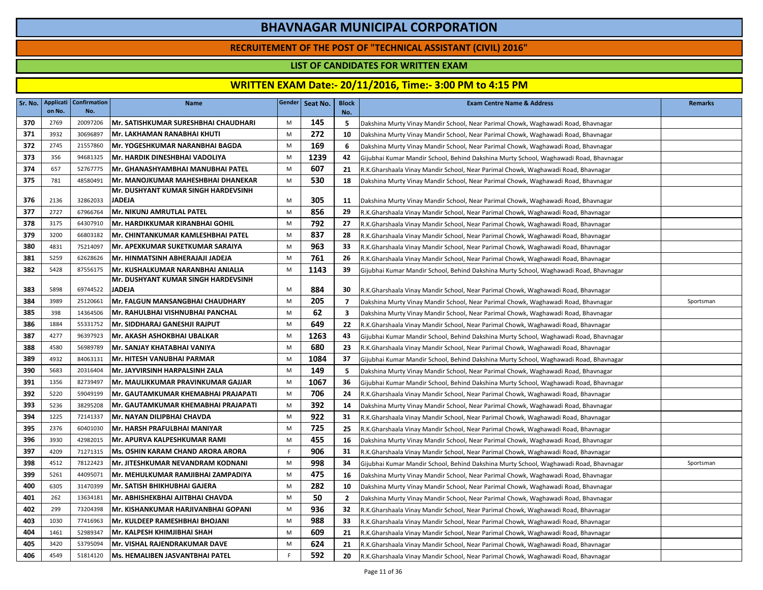# BHAVNAGAR MUNICIPAL CORPORATION

## RECRUITEMENT OF THE POST OF "TECHNICAL ASSISTANT (CIVIL) 2016"

### LIST OF CANDIDATES FOR WRITTEN EXAM

### WRITTEN EXAM Date:- 20/11/2016, Time:- 3:00 PM to 4:15 PM

| Sr. No. | Application No. | Confirmation No. | Name | Gender | Seat No. | Block No. | Exam Centre Name & Address | Remarks |
|---|---|---|---|---|---|---|---|---|
| 370 | 2769 | 20097206 | Mr. SATISHKUMAR SURESHBHAI CHAUDHARI | M | 145 | 5 | Dakshina Murty Vinay Mandir School, Near Parimal Chowk, Waghawadi Road, Bhavnagar | |
| 371 | 3932 | 30696897 | Mr. LAKHAMAN RANABHAI KHUTI | M | 272 | 10 | Dakshina Murty Vinay Mandir School, Near Parimal Chowk, Waghawadi Road, Bhavnagar | |
| 372 | 2745 | 21557860 | Mr. YOGESHKUMAR NARANBHAI BAGDA | M | 169 | 6 | Dakshina Murty Vinay Mandir School, Near Parimal Chowk, Waghawadi Road, Bhavnagar | |
| 373 | 356 | 94681325 | Mr. HARDIK DINESHBHAI VADOLIYA | M | 1239 | 42 | Gijubhai Kumar Mandir School, Behind Dakshina Murty School, Waghawadi Road, Bhavnagar | |
| 374 | 657 | 52767775 | Mr. GHANASHYAMBHAI MANUBHAI PATEL | M | 607 | 21 | R.K.Gharshaala Vinay Mandir School, Near Parimal Chowk, Waghawadi Road, Bhavnagar | |
| 375 | 781 | 48580491 | Mr. MANOJKUMAR MAHESHBHAI DHANEKAR | M | 530 | 18 | Dakshina Murty Vinay Mandir School, Near Parimal Chowk, Waghawadi Road, Bhavnagar | |
| 376 | 2136 | 32862033 | Mr. DUSHYANT KUMAR SINGH HARDEVSINH JADEJA | M | 305 | 11 | Dakshina Murty Vinay Mandir School, Near Parimal Chowk, Waghawadi Road, Bhavnagar | |
| 377 | 2727 | 67966764 | Mr. NIKUNJ AMRUTLAL PATEL | M | 856 | 29 | R.K.Gharshaala Vinay Mandir School, Near Parimal Chowk, Waghawadi Road, Bhavnagar | |
| 378 | 3175 | 64307910 | Mr. HARDIKKUMAR KIRANBHAI GOHIL | M | 792 | 27 | R.K.Gharshaala Vinay Mandir School, Near Parimal Chowk, Waghawadi Road, Bhavnagar | |
| 379 | 3200 | 66803182 | Mr. CHINTANKUMAR KAMLESHBHAI PATEL | M | 837 | 28 | R.K.Gharshaala Vinay Mandir School, Near Parimal Chowk, Waghawadi Road, Bhavnagar | |
| 380 | 4831 | 75214097 | Mr. APEXKUMAR SUKETKUMAR SARAIYA | M | 963 | 33 | R.K.Gharshaala Vinay Mandir School, Near Parimal Chowk, Waghawadi Road, Bhavnagar | |
| 381 | 5259 | 62628626 | Mr. HINMATSINH ABHERAJAJI JADEJA | M | 761 | 26 | R.K.Gharshaala Vinay Mandir School, Near Parimal Chowk, Waghawadi Road, Bhavnagar | |
| 382 | 5428 | 87556175 | Mr. KUSHALKUMAR NARANBHAI ANIALIA | M | 1143 | 39 | Gijubhai Kumar Mandir School, Behind Dakshina Murty School, Waghawadi Road, Bhavnagar | |
| 383 | 5898 | 69744522 | Mr. DUSHYANT KUMAR SINGH HARDEVSINH JADEJA | M | 884 | 30 | R.K.Gharshaala Vinay Mandir School, Near Parimal Chowk, Waghawadi Road, Bhavnagar | |
| 384 | 3989 | 25120661 | Mr. FALGUN MANSANGBHAI CHAUDHARY | M | 205 | 7 | Dakshina Murty Vinay Mandir School, Near Parimal Chowk, Waghawadi Road, Bhavnagar | Sportsman |
| 385 | 398 | 14364506 | Mr. RAHULBHAI VISHNUBHAI PANCHAL | M | 62 | 3 | Dakshina Murty Vinay Mandir School, Near Parimal Chowk, Waghawadi Road, Bhavnagar | |
| 386 | 1884 | 55331752 | Mr. SIDDHARAJ GANESHJI RAJPUT | M | 649 | 22 | R.K.Gharshaala Vinay Mandir School, Near Parimal Chowk, Waghawadi Road, Bhavnagar | |
| 387 | 4277 | 96397923 | Mr. AKASH ASHOKBHAI UBALKAR | M | 1263 | 43 | Gijubhai Kumar Mandir School, Behind Dakshina Murty School, Waghawadi Road, Bhavnagar | |
| 388 | 4580 | 56989789 | Mr. SANJAY KHATABHAI VANIYA | M | 680 | 23 | R.K.Gharshaala Vinay Mandir School, Near Parimal Chowk, Waghawadi Road, Bhavnagar | |
| 389 | 4932 | 84063131 | Mr. HITESH VANUBHAI PARMAR | M | 1084 | 37 | Gijubhai Kumar Mandir School, Behind Dakshina Murty School, Waghawadi Road, Bhavnagar | |
| 390 | 5683 | 20316404 | Mr. JAYVIRSINH HARPALSINH ZALA | M | 149 | 5 | Dakshina Murty Vinay Mandir School, Near Parimal Chowk, Waghawadi Road, Bhavnagar | |
| 391 | 1356 | 82739497 | Mr. MAULIKKUMAR PRAVINKUMAR GAJJAR | M | 1067 | 36 | Gijubhai Kumar Mandir School, Behind Dakshina Murty School, Waghawadi Road, Bhavnagar | |
| 392 | 5220 | 59049199 | Mr. GAUTAMKUMAR KHEMABHAI PRAJAPATI | M | 706 | 24 | R.K.Gharshaala Vinay Mandir School, Near Parimal Chowk, Waghawadi Road, Bhavnagar | |
| 393 | 5236 | 38295208 | Mr. GAUTAMKUMAR KHEMABHAI PRAJAPATI | M | 392 | 14 | Dakshina Murty Vinay Mandir School, Near Parimal Chowk, Waghawadi Road, Bhavnagar | |
| 394 | 1225 | 72141337 | Mr. NAYAN DILIPBHAI CHAVDA | M | 922 | 31 | R.K.Gharshaala Vinay Mandir School, Near Parimal Chowk, Waghawadi Road, Bhavnagar | |
| 395 | 2376 | 60401030 | Mr. HARSH PRAFULBHAI MANIYAR | M | 725 | 25 | R.K.Gharshaala Vinay Mandir School, Near Parimal Chowk, Waghawadi Road, Bhavnagar | |
| 396 | 3930 | 42982015 | Mr. APURVA KALPESHKUMAR RAMI | M | 455 | 16 | Dakshina Murty Vinay Mandir School, Near Parimal Chowk, Waghawadi Road, Bhavnagar | |
| 397 | 4209 | 71271315 | Ms. OSHIN KARAM CHAND ARORA ARORA | F | 906 | 31 | R.K.Gharshaala Vinay Mandir School, Near Parimal Chowk, Waghawadi Road, Bhavnagar | |
| 398 | 4512 | 78122423 | Mr. JITESHKUMAR NEVANDRAM KODNANI | M | 998 | 34 | Gijubhai Kumar Mandir School, Behind Dakshina Murty School, Waghawadi Road, Bhavnagar | Sportsman |
| 399 | 5261 | 44095071 | Mr. MEHULKUMAR RAMJIBHAI ZAMPADIYA | M | 475 | 16 | Dakshina Murty Vinay Mandir School, Near Parimal Chowk, Waghawadi Road, Bhavnagar | |
| 400 | 6305 | 31470399 | Mr. SATISH BHIKHUBHAI GAJERA | M | 282 | 10 | Dakshina Murty Vinay Mandir School, Near Parimal Chowk, Waghawadi Road, Bhavnagar | |
| 401 | 262 | 13634181 | Mr. ABHISHEKBHAI AJITBHAI CHAVDA | M | 50 | 2 | Dakshina Murty Vinay Mandir School, Near Parimal Chowk, Waghawadi Road, Bhavnagar | |
| 402 | 299 | 73204398 | Mr. KISHANKUMAR HARJIVANBHAI GOPANI | M | 936 | 32 | R.K.Gharshaala Vinay Mandir School, Near Parimal Chowk, Waghawadi Road, Bhavnagar | |
| 403 | 1030 | 77416963 | Mr. KULDEEP RAMESHBHAI BHOJANI | M | 988 | 33 | R.K.Gharshaala Vinay Mandir School, Near Parimal Chowk, Waghawadi Road, Bhavnagar | |
| 404 | 1461 | 52989347 | Mr. KALPESH KHIMJIBHAI SHAH | M | 609 | 21 | R.K.Gharshaala Vinay Mandir School, Near Parimal Chowk, Waghawadi Road, Bhavnagar | |
| 405 | 3420 | 53795094 | Mr. VISHAL RAJENDRAKUMAR DAVE | M | 624 | 21 | R.K.Gharshaala Vinay Mandir School, Near Parimal Chowk, Waghawadi Road, Bhavnagar | |
| 406 | 4549 | 51814120 | Ms. HEMALIBEN JASVANTBHAI PATEL | F | 592 | 20 | R.K.Gharshaala Vinay Mandir School, Near Parimal Chowk, Waghawadi Road, Bhavnagar | |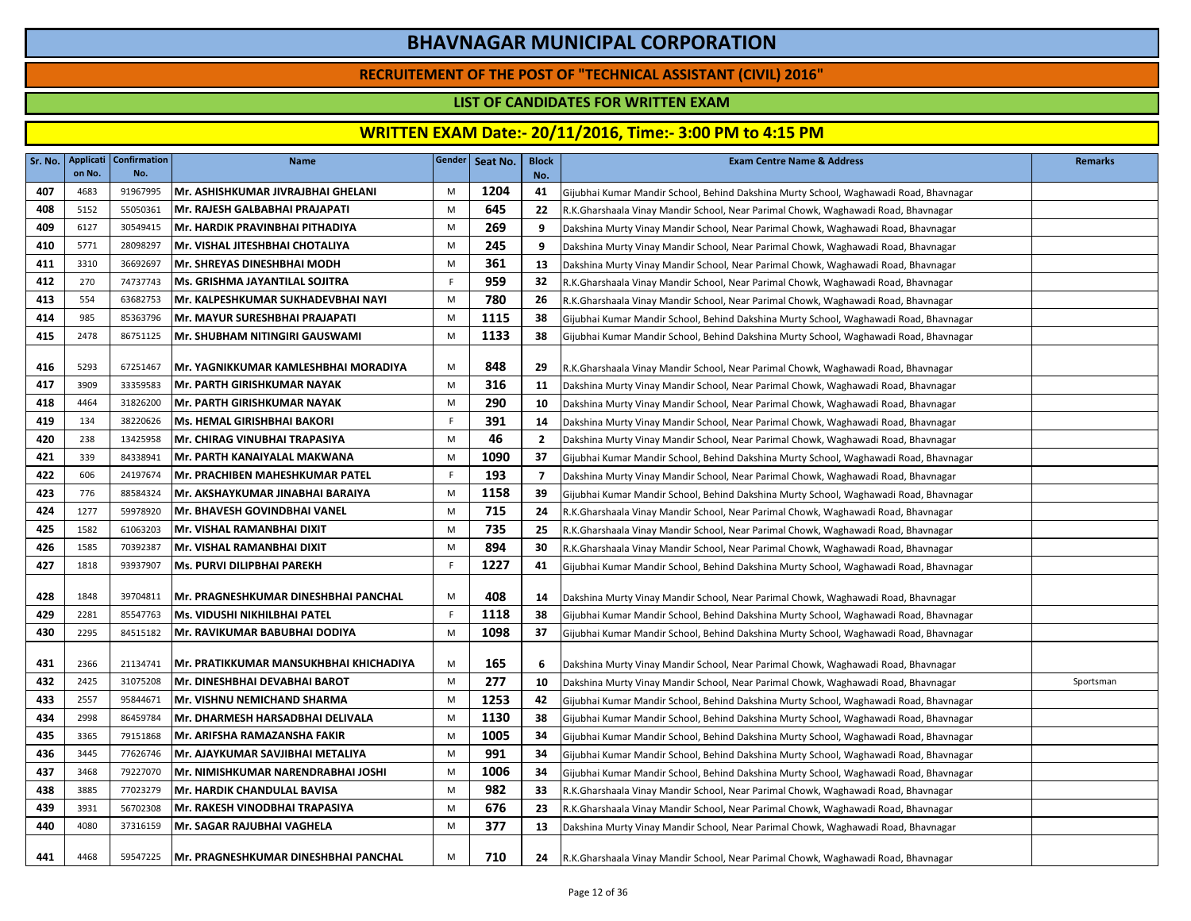# BHAVNAGAR MUNICIPAL CORPORATION

## RECRUITEMENT OF THE POST OF "TECHNICAL ASSISTANT (CIVIL) 2016"

### LIST OF CANDIDATES FOR WRITTEN EXAM

### WRITTEN EXAM Date:- 20/11/2016, Time:- 3:00 PM to 4:15 PM

| Sr. No. | Application No. | Confirmation No. | Name | Gender | Seat No. | Block No. | Exam Centre Name & Address | Remarks |
|---|---|---|---|---|---|---|---|---|
| 407 | 4683 | 91967995 | Mr. ASHISHKUMAR JIVRAJBHAI GHELANI | M | 1204 | 41 | Gijubhai Kumar Mandir School, Behind Dakshina Murty School, Waghawadi Road, Bhavnagar | |
| 408 | 5152 | 55050361 | Mr. RAJESH GALBABHAI PRAJAPATI | M | 645 | 22 | R.K.Gharshaala Vinay Mandir School, Near Parimal Chowk, Waghawadi Road, Bhavnagar | |
| 409 | 6127 | 30549415 | Mr. HARDIK PRAVINBHAI PITHADIYA | M | 269 | 9 | Dakshina Murty Vinay Mandir School, Near Parimal Chowk, Waghawadi Road, Bhavnagar | |
| 410 | 5771 | 28098297 | Mr. VISHAL JITESHBHAI CHOTALIYA | M | 245 | 9 | Dakshina Murty Vinay Mandir School, Near Parimal Chowk, Waghawadi Road, Bhavnagar | |
| 411 | 3310 | 36692697 | Mr. SHREYAS DINESHBHAI MODH | M | 361 | 13 | Dakshina Murty Vinay Mandir School, Near Parimal Chowk, Waghawadi Road, Bhavnagar | |
| 412 | 270 | 74737743 | Ms. GRISHMA JAYANTILAL SOJITRA | F | 959 | 32 | R.K.Gharshaala Vinay Mandir School, Near Parimal Chowk, Waghawadi Road, Bhavnagar | |
| 413 | 554 | 63682753 | Mr. KALPESHKUMAR SUKHADEVBHAI NAYI | M | 780 | 26 | R.K.Gharshaala Vinay Mandir School, Near Parimal Chowk, Waghawadi Road, Bhavnagar | |
| 414 | 985 | 85363796 | Mr. MAYUR SURESHBHAI PRAJAPATI | M | 1115 | 38 | Gijubhai Kumar Mandir School, Behind Dakshina Murty School, Waghawadi Road, Bhavnagar | |
| 415 | 2478 | 86751125 | Mr. SHUBHAM NITINGIRI GAUSWAMI | M | 1133 | 38 | Gijubhai Kumar Mandir School, Behind Dakshina Murty School, Waghawadi Road, Bhavnagar | |
| 416 | 5293 | 67251467 | Mr. YAGNIKKUMAR KAMLESHBHAI MORADIYA | M | 848 | 29 | R.K.Gharshaala Vinay Mandir School, Near Parimal Chowk, Waghawadi Road, Bhavnagar | |
| 417 | 3909 | 33359583 | Mr. PARTH GIRISHKUMAR NAYAK | M | 316 | 11 | Dakshina Murty Vinay Mandir School, Near Parimal Chowk, Waghawadi Road, Bhavnagar | |
| 418 | 4464 | 31826200 | Mr. PARTH GIRISHKUMAR NAYAK | M | 290 | 10 | Dakshina Murty Vinay Mandir School, Near Parimal Chowk, Waghawadi Road, Bhavnagar | |
| 419 | 134 | 38220626 | Ms. HEMAL GIRISHBHAI BAKORI | F | 391 | 14 | Dakshina Murty Vinay Mandir School, Near Parimal Chowk, Waghawadi Road, Bhavnagar | |
| 420 | 238 | 13425958 | Mr. CHIRAG VINUBHAI TRAPASIYA | M | 46 | 2 | Dakshina Murty Vinay Mandir School, Near Parimal Chowk, Waghawadi Road, Bhavnagar | |
| 421 | 339 | 84338941 | Mr. PARTH KANAIYALAL MAKWANA | M | 1090 | 37 | Gijubhai Kumar Mandir School, Behind Dakshina Murty School, Waghawadi Road, Bhavnagar | |
| 422 | 606 | 24197674 | Mr. PRACHIBEN MAHESHKUMAR PATEL | F | 193 | 7 | Dakshina Murty Vinay Mandir School, Near Parimal Chowk, Waghawadi Road, Bhavnagar | |
| 423 | 776 | 88584324 | Mr. AKSHAYKUMAR JINABHAI BARAIYA | M | 1158 | 39 | Gijubhai Kumar Mandir School, Behind Dakshina Murty School, Waghawadi Road, Bhavnagar | |
| 424 | 1277 | 59978920 | Mr. BHAVESH GOVINDBHAI VANEL | M | 715 | 24 | R.K.Gharshaala Vinay Mandir School, Near Parimal Chowk, Waghawadi Road, Bhavnagar | |
| 425 | 1582 | 61063203 | Mr. VISHAL RAMANBHAI DIXIT | M | 735 | 25 | R.K.Gharshaala Vinay Mandir School, Near Parimal Chowk, Waghawadi Road, Bhavnagar | |
| 426 | 1585 | 70392387 | Mr. VISHAL RAMANBHAI DIXIT | M | 894 | 30 | R.K.Gharshaala Vinay Mandir School, Near Parimal Chowk, Waghawadi Road, Bhavnagar | |
| 427 | 1818 | 93937907 | Ms. PURVI DILIPBHAI PAREKH | F | 1227 | 41 | Gijubhai Kumar Mandir School, Behind Dakshina Murty School, Waghawadi Road, Bhavnagar | |
| 428 | 1848 | 39704811 | Mr. PRAGNESHKUMAR DINESHBHAI PANCHAL | M | 408 | 14 | Dakshina Murty Vinay Mandir School, Near Parimal Chowk, Waghawadi Road, Bhavnagar | |
| 429 | 2281 | 85547763 | Ms. VIDUSHI NIKHILBHAI PATEL | F | 1118 | 38 | Gijubhai Kumar Mandir School, Behind Dakshina Murty School, Waghawadi Road, Bhavnagar | |
| 430 | 2295 | 84515182 | Mr. RAVIKUMAR BABUBHAI DODIYA | M | 1098 | 37 | Gijubhai Kumar Mandir School, Behind Dakshina Murty School, Waghawadi Road, Bhavnagar | |
| 431 | 2366 | 21134741 | Mr. PRATIKKUMAR MANSUKHBHAI KHICHADIYA | M | 165 | 6 | Dakshina Murty Vinay Mandir School, Near Parimal Chowk, Waghawadi Road, Bhavnagar | |
| 432 | 2425 | 31075208 | Mr. DINESHBHAI DEVABHAI BAROT | M | 277 | 10 | Dakshina Murty Vinay Mandir School, Near Parimal Chowk, Waghawadi Road, Bhavnagar | Sportsman |
| 433 | 2557 | 95844671 | Mr. VISHNU NEMICHAND SHARMA | M | 1253 | 42 | Gijubhai Kumar Mandir School, Behind Dakshina Murty School, Waghawadi Road, Bhavnagar | |
| 434 | 2998 | 86459784 | Mr. DHARMESH HARSADBHAI DELIVALA | M | 1130 | 38 | Gijubhai Kumar Mandir School, Behind Dakshina Murty School, Waghawadi Road, Bhavnagar | |
| 435 | 3365 | 79151868 | Mr. ARIFSHA RAMAZANSHA FAKIR | M | 1005 | 34 | Gijubhai Kumar Mandir School, Behind Dakshina Murty School, Waghawadi Road, Bhavnagar | |
| 436 | 3445 | 77626746 | Mr. AJAYKUMAR SAVJIBHAI METALIYA | M | 991 | 34 | Gijubhai Kumar Mandir School, Behind Dakshina Murty School, Waghawadi Road, Bhavnagar | |
| 437 | 3468 | 79227070 | Mr. NIMISHKUMAR NARENDRABHAI JOSHI | M | 1006 | 34 | Gijubhai Kumar Mandir School, Behind Dakshina Murty School, Waghawadi Road, Bhavnagar | |
| 438 | 3885 | 77023279 | Mr. HARDIK CHANDULAL BAVISA | M | 982 | 33 | R.K.Gharshaala Vinay Mandir School, Near Parimal Chowk, Waghawadi Road, Bhavnagar | |
| 439 | 3931 | 56702308 | Mr. RAKESH VINODBHAI TRAPASIYA | M | 676 | 23 | R.K.Gharshaala Vinay Mandir School, Near Parimal Chowk, Waghawadi Road, Bhavnagar | |
| 440 | 4080 | 37316159 | Mr. SAGAR RAJUBHAI VAGHELA | M | 377 | 13 | Dakshina Murty Vinay Mandir School, Near Parimal Chowk, Waghawadi Road, Bhavnagar | |
| 441 | 4468 | 59547225 | Mr. PRAGNESHKUMAR DINESHBHAI PANCHAL | M | 710 | 24 | R.K.Gharshaala Vinay Mandir School, Near Parimal Chowk, Waghawadi Road, Bhavnagar | |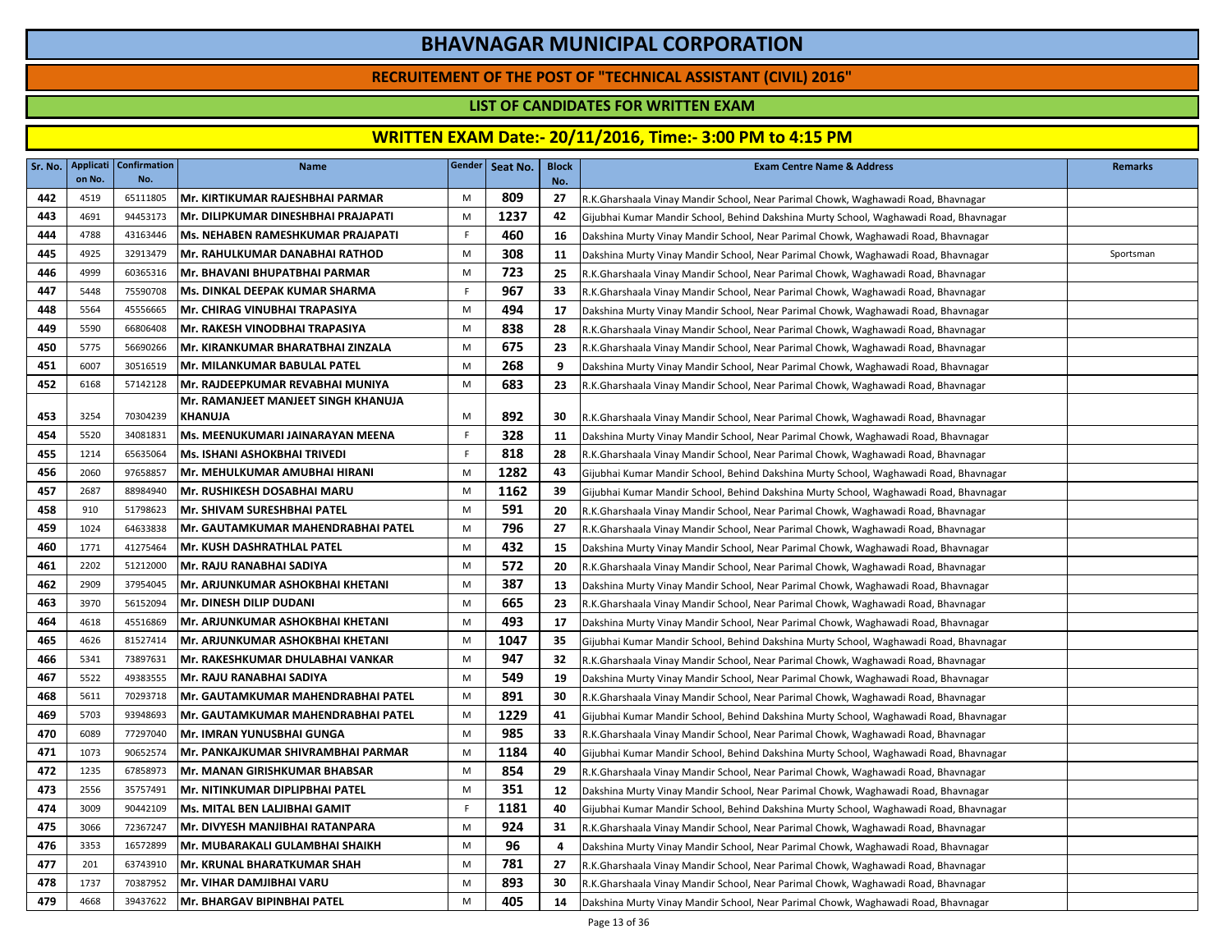# BHAVNAGAR MUNICIPAL CORPORATION

## RECRUITEMENT OF THE POST OF "TECHNICAL ASSISTANT (CIVIL) 2016"

### LIST OF CANDIDATES FOR WRITTEN EXAM

### WRITTEN EXAM Date:- 20/11/2016, Time:- 3:00 PM to 4:15 PM

| Sr. No. | Application No. | Confirmation No. | Name | Gender | Seat No. | Block No. | Exam Centre Name & Address | Remarks |
|---|---|---|---|---|---|---|---|---|
| 442 | 4519 | 65111805 | Mr. KIRTIKUMAR RAJESHBHAI PARMAR | M | 809 | 27 | R.K.Gharshaala Vinay Mandir School, Near Parimal Chowk, Waghawadi Road, Bhavnagar | |
| 443 | 4691 | 94453173 | Mr. DILIPKUMAR DINESHBHAI PRAJAPATI | M | 1237 | 42 | Gijubhai Kumar Mandir School, Behind Dakshina Murty School, Waghawadi Road, Bhavnagar | |
| 444 | 4788 | 43163446 | Ms. NEHABEN RAMESHKUMAR PRAJAPATI | F | 460 | 16 | Dakshina Murty Vinay Mandir School, Near Parimal Chowk, Waghawadi Road, Bhavnagar | |
| 445 | 4925 | 32913479 | Mr. RAHULKUMAR DANABHAI RATHOD | M | 308 | 11 | Dakshina Murty Vinay Mandir School, Near Parimal Chowk, Waghawadi Road, Bhavnagar | Sportsman |
| 446 | 4999 | 60365316 | Mr. BHAVANI BHUPATBHAI PARMAR | M | 723 | 25 | R.K.Gharshaala Vinay Mandir School, Near Parimal Chowk, Waghawadi Road, Bhavnagar | |
| 447 | 5448 | 75590708 | Ms. DINKAL DEEPAK KUMAR SHARMA | F | 967 | 33 | R.K.Gharshaala Vinay Mandir School, Near Parimal Chowk, Waghawadi Road, Bhavnagar | |
| 448 | 5564 | 45556665 | Mr. CHIRAG VINUBHAI TRAPASIYA | M | 494 | 17 | Dakshina Murty Vinay Mandir School, Near Parimal Chowk, Waghawadi Road, Bhavnagar | |
| 449 | 5590 | 66806408 | Mr. RAKESH VINODBHAI TRAPASIYA | M | 838 | 28 | R.K.Gharshaala Vinay Mandir School, Near Parimal Chowk, Waghawadi Road, Bhavnagar | |
| 450 | 5775 | 56690266 | Mr. KIRANKUMAR BHARATBHAI ZINZALA | M | 675 | 23 | R.K.Gharshaala Vinay Mandir School, Near Parimal Chowk, Waghawadi Road, Bhavnagar | |
| 451 | 6007 | 30516519 | Mr. MILANKUMAR BABULAL PATEL | M | 268 | 9 | Dakshina Murty Vinay Mandir School, Near Parimal Chowk, Waghawadi Road, Bhavnagar | |
| 452 | 6168 | 57142128 | Mr. RAJDEEPKUMAR REVABHAI MUNIYA | M | 683 | 23 | R.K.Gharshaala Vinay Mandir School, Near Parimal Chowk, Waghawadi Road, Bhavnagar | |
| 453 | 3254 | 70304239 | Mr. RAMANJEET MANJEET SINGH KHANUJA KHANUJA | M | 892 | 30 | R.K.Gharshaala Vinay Mandir School, Near Parimal Chowk, Waghawadi Road, Bhavnagar | |
| 454 | 5520 | 34081831 | Ms. MEENUKUMARI JAINARAYAN MEENA | F | 328 | 11 | Dakshina Murty Vinay Mandir School, Near Parimal Chowk, Waghawadi Road, Bhavnagar | |
| 455 | 1214 | 65635064 | Ms. ISHANI ASHOKBHAI TRIVEDI | F | 818 | 28 | R.K.Gharshaala Vinay Mandir School, Near Parimal Chowk, Waghawadi Road, Bhavnagar | |
| 456 | 2060 | 97658857 | Mr. MEHULKUMAR AMUBHAI HIRANI | M | 1282 | 43 | Gijubhai Kumar Mandir School, Behind Dakshina Murty School, Waghawadi Road, Bhavnagar | |
| 457 | 2687 | 88984940 | Mr. RUSHIKESH DOSABHAI MARU | M | 1162 | 39 | Gijubhai Kumar Mandir School, Behind Dakshina Murty School, Waghawadi Road, Bhavnagar | |
| 458 | 910 | 51798623 | Mr. SHIVAM SURESHBHAI PATEL | M | 591 | 20 | R.K.Gharshaala Vinay Mandir School, Near Parimal Chowk, Waghawadi Road, Bhavnagar | |
| 459 | 1024 | 64633838 | Mr. GAUTAMKUMAR MAHENDRABHAI PATEL | M | 796 | 27 | R.K.Gharshaala Vinay Mandir School, Near Parimal Chowk, Waghawadi Road, Bhavnagar | |
| 460 | 1771 | 41275464 | Mr. KUSH DASHRATHLAL PATEL | M | 432 | 15 | Dakshina Murty Vinay Mandir School, Near Parimal Chowk, Waghawadi Road, Bhavnagar | |
| 461 | 2202 | 51212000 | Mr. RAJU RANABHAI SADIYA | M | 572 | 20 | R.K.Gharshaala Vinay Mandir School, Near Parimal Chowk, Waghawadi Road, Bhavnagar | |
| 462 | 2909 | 37954045 | Mr. ARJUNKUMAR ASHOKBHAI KHETANI | M | 387 | 13 | Dakshina Murty Vinay Mandir School, Near Parimal Chowk, Waghawadi Road, Bhavnagar | |
| 463 | 3970 | 56152094 | Mr. DINESH DILIP DUDANI | M | 665 | 23 | R.K.Gharshaala Vinay Mandir School, Near Parimal Chowk, Waghawadi Road, Bhavnagar | |
| 464 | 4618 | 45516869 | Mr. ARJUNKUMAR ASHOKBHAI KHETANI | M | 493 | 17 | Dakshina Murty Vinay Mandir School, Near Parimal Chowk, Waghawadi Road, Bhavnagar | |
| 465 | 4626 | 81527414 | Mr. ARJUNKUMAR ASHOKBHAI KHETANI | M | 1047 | 35 | Gijubhai Kumar Mandir School, Behind Dakshina Murty School, Waghawadi Road, Bhavnagar | |
| 466 | 5341 | 73897631 | Mr. RAKESHKUMAR DHULABHAI VANKAR | M | 947 | 32 | R.K.Gharshaala Vinay Mandir School, Near Parimal Chowk, Waghawadi Road, Bhavnagar | |
| 467 | 5522 | 49383555 | Mr. RAJU RANABHAI SADIYA | M | 549 | 19 | Dakshina Murty Vinay Mandir School, Near Parimal Chowk, Waghawadi Road, Bhavnagar | |
| 468 | 5611 | 70293718 | Mr. GAUTAMKUMAR MAHENDRABHAI PATEL | M | 891 | 30 | R.K.Gharshaala Vinay Mandir School, Near Parimal Chowk, Waghawadi Road, Bhavnagar | |
| 469 | 5703 | 93948693 | Mr. GAUTAMKUMAR MAHENDRABHAI PATEL | M | 1229 | 41 | Gijubhai Kumar Mandir School, Behind Dakshina Murty School, Waghawadi Road, Bhavnagar | |
| 470 | 6089 | 77297040 | Mr. IMRAN YUNUSBHAI GUNGA | M | 985 | 33 | R.K.Gharshaala Vinay Mandir School, Near Parimal Chowk, Waghawadi Road, Bhavnagar | |
| 471 | 1073 | 90652574 | Mr. PANKAJKUMAR SHIVRAMBHAI PARMAR | M | 1184 | 40 | Gijubhai Kumar Mandir School, Behind Dakshina Murty School, Waghawadi Road, Bhavnagar | |
| 472 | 1235 | 67858973 | Mr. MANAN GIRISHKUMAR BHABSAR | M | 854 | 29 | R.K.Gharshaala Vinay Mandir School, Near Parimal Chowk, Waghawadi Road, Bhavnagar | |
| 473 | 2556 | 35757491 | Mr. NITINKUMAR DIPLIPBHAI PATEL | M | 351 | 12 | Dakshina Murty Vinay Mandir School, Near Parimal Chowk, Waghawadi Road, Bhavnagar | |
| 474 | 3009 | 90442109 | Ms. MITAL BEN LALJIBHAI GAMIT | F | 1181 | 40 | Gijubhai Kumar Mandir School, Behind Dakshina Murty School, Waghawadi Road, Bhavnagar | |
| 475 | 3066 | 72367247 | Mr. DIVYESH MANJIBHAI RATANPARA | M | 924 | 31 | R.K.Gharshaala Vinay Mandir School, Near Parimal Chowk, Waghawadi Road, Bhavnagar | |
| 476 | 3353 | 16572899 | Mr. MUBARAKALI GULAMBHAI SHAIKH | M | 96 | 4 | Dakshina Murty Vinay Mandir School, Near Parimal Chowk, Waghawadi Road, Bhavnagar | |
| 477 | 201 | 63743910 | Mr. KRUNAL BHARATKUMAR SHAH | M | 781 | 27 | R.K.Gharshaala Vinay Mandir School, Near Parimal Chowk, Waghawadi Road, Bhavnagar | |
| 478 | 1737 | 70387952 | Mr. VIHAR DAMJIBHAI VARU | M | 893 | 30 | R.K.Gharshaala Vinay Mandir School, Near Parimal Chowk, Waghawadi Road, Bhavnagar | |
| 479 | 4668 | 39437622 | Mr. BHARGAV BIPINBHAI PATEL | M | 405 | 14 | Dakshina Murty Vinay Mandir School, Near Parimal Chowk, Waghawadi Road, Bhavnagar | |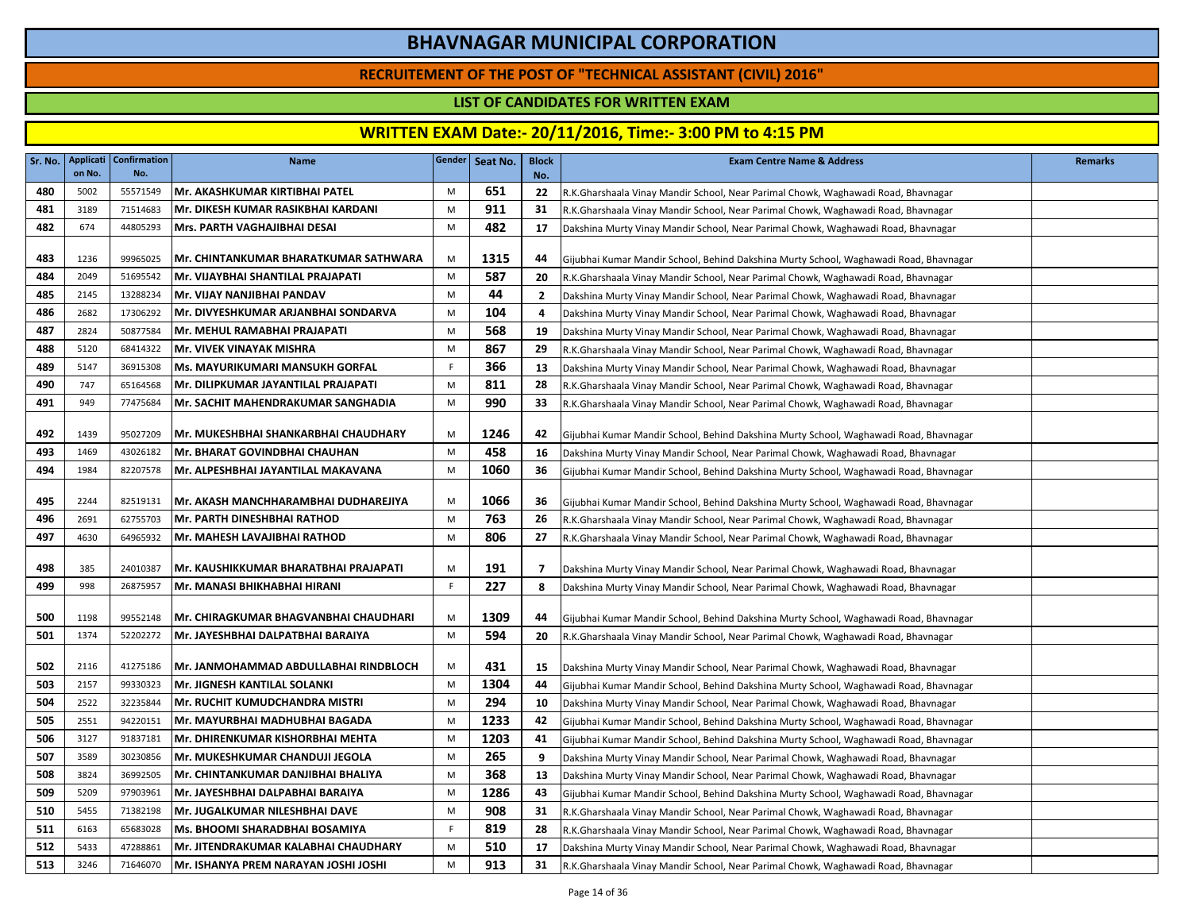# BHAVNAGAR MUNICIPAL CORPORATION

## RECRUITEMENT OF THE POST OF "TECHNICAL ASSISTANT (CIVIL) 2016"

### LIST OF CANDIDATES FOR WRITTEN EXAM

### WRITTEN EXAM Date:- 20/11/2016, Time:- 3:00 PM to 4:15 PM

| Sr. No. | Application No. | Confirmation No. | Name | Gender | Seat No. | Block No. | Exam Centre Name & Address | Remarks |
|---|---|---|---|---|---|---|---|---|
| 480 | 5002 | 55571549 | Mr. AKASHKUMAR KIRTIBHAI PATEL | M | 651 | 22 | R.K.Gharshaala Vinay Mandir School, Near Parimal Chowk, Waghawadi Road, Bhavnagar | |
| 481 | 3189 | 71514683 | Mr. DIKESH KUMAR RASIKBHAI KARDANI | M | 911 | 31 | R.K.Gharshaala Vinay Mandir School, Near Parimal Chowk, Waghawadi Road, Bhavnagar | |
| 482 | 674 | 44805293 | Mrs. PARTH VAGHAJIBHAI DESAI | M | 482 | 17 | Dakshina Murty Vinay Mandir School, Near Parimal Chowk, Waghawadi Road, Bhavnagar | |
| 483 | 1236 | 99965025 | Mr. CHINTANKUMAR BHARATKUMAR SATHWARA | M | 1315 | 44 | Gijubhai Kumar Mandir School, Behind Dakshina Murty School, Waghawadi Road, Bhavnagar | |
| 484 | 2049 | 51695542 | Mr. VIJAYBHAI SHANTILAL PRAJAPATI | M | 587 | 20 | R.K.Gharshaala Vinay Mandir School, Near Parimal Chowk, Waghawadi Road, Bhavnagar | |
| 485 | 2145 | 13288234 | Mr. VIJAY NANJIBHAI PANDAV | M | 44 | 2 | Dakshina Murty Vinay Mandir School, Near Parimal Chowk, Waghawadi Road, Bhavnagar | |
| 486 | 2682 | 17306292 | Mr. DIVYESHKUMAR ARJANBHAI SONDARVA | M | 104 | 4 | Dakshina Murty Vinay Mandir School, Near Parimal Chowk, Waghawadi Road, Bhavnagar | |
| 487 | 2824 | 50877584 | Mr. MEHUL RAMABHAI PRAJAPATI | M | 568 | 19 | Dakshina Murty Vinay Mandir School, Near Parimal Chowk, Waghawadi Road, Bhavnagar | |
| 488 | 5120 | 68414322 | Mr. VIVEK VINAYAK MISHRA | M | 867 | 29 | R.K.Gharshaala Vinay Mandir School, Near Parimal Chowk, Waghawadi Road, Bhavnagar | |
| 489 | 5147 | 36915308 | Ms. MAYURIKUMARI MANSUKH GORFAL | F | 366 | 13 | Dakshina Murty Vinay Mandir School, Near Parimal Chowk, Waghawadi Road, Bhavnagar | |
| 490 | 747 | 65164568 | Mr. DILIPKUMAR JAYANTILAL PRAJAPATI | M | 811 | 28 | R.K.Gharshaala Vinay Mandir School, Near Parimal Chowk, Waghawadi Road, Bhavnagar | |
| 491 | 949 | 77475684 | Mr. SACHIT MAHENDRAKUMAR SANGHADIA | M | 990 | 33 | R.K.Gharshaala Vinay Mandir School, Near Parimal Chowk, Waghawadi Road, Bhavnagar | |
| 492 | 1439 | 95027209 | Mr. MUKESHBHAI SHANKARBHAI CHAUDHARY | M | 1246 | 42 | Gijubhai Kumar Mandir School, Behind Dakshina Murty School, Waghawadi Road, Bhavnagar | |
| 493 | 1469 | 43026182 | Mr. BHARAT GOVINDBHAI CHAUHAN | M | 458 | 16 | Dakshina Murty Vinay Mandir School, Near Parimal Chowk, Waghawadi Road, Bhavnagar | |
| 494 | 1984 | 82207578 | Mr. ALPESHBHAI JAYANTILAL MAKAVANA | M | 1060 | 36 | Gijubhai Kumar Mandir School, Behind Dakshina Murty School, Waghawadi Road, Bhavnagar | |
| 495 | 2244 | 82519131 | Mr. AKASH MANCHHARAMBHAI DUDHAREJIYA | M | 1066 | 36 | Gijubhai Kumar Mandir School, Behind Dakshina Murty School, Waghawadi Road, Bhavnagar | |
| 496 | 2691 | 62755703 | Mr. PARTH DINESHBHAI RATHOD | M | 763 | 26 | R.K.Gharshaala Vinay Mandir School, Near Parimal Chowk, Waghawadi Road, Bhavnagar | |
| 497 | 4630 | 64965932 | Mr. MAHESH LAVAJIBHAI RATHOD | M | 806 | 27 | R.K.Gharshaala Vinay Mandir School, Near Parimal Chowk, Waghawadi Road, Bhavnagar | |
| 498 | 385 | 24010387 | Mr. KAUSHIKKUMAR BHARATBHAI PRAJAPATI | M | 191 | 7 | Dakshina Murty Vinay Mandir School, Near Parimal Chowk, Waghawadi Road, Bhavnagar | |
| 499 | 998 | 26875957 | Mr. MANASI BHIKHABHAI HIRANI | F | 227 | 8 | Dakshina Murty Vinay Mandir School, Near Parimal Chowk, Waghawadi Road, Bhavnagar | |
| 500 | 1198 | 99552148 | Mr. CHIRAGKUMAR BHAGVANBHAI CHAUDHARI | M | 1309 | 44 | Gijubhai Kumar Mandir School, Behind Dakshina Murty School, Waghawadi Road, Bhavnagar | |
| 501 | 1374 | 52202272 | Mr. JAYESHBHAI DALPATBHAI BARAIYA | M | 594 | 20 | R.K.Gharshaala Vinay Mandir School, Near Parimal Chowk, Waghawadi Road, Bhavnagar | |
| 502 | 2116 | 41275186 | Mr. JANMOHAMMAD ABDULLABHAI RINDBLOCH | M | 431 | 15 | Dakshina Murty Vinay Mandir School, Near Parimal Chowk, Waghawadi Road, Bhavnagar | |
| 503 | 2157 | 99330323 | Mr. JIGNESH KANTILAL SOLANKI | M | 1304 | 44 | Gijubhai Kumar Mandir School, Behind Dakshina Murty School, Waghawadi Road, Bhavnagar | |
| 504 | 2522 | 32235844 | Mr. RUCHIT KUMUDCHANDRA MISTRI | M | 294 | 10 | Dakshina Murty Vinay Mandir School, Near Parimal Chowk, Waghawadi Road, Bhavnagar | |
| 505 | 2551 | 94220151 | Mr. MAYURBHAI MADHUBHAI BAGADA | M | 1233 | 42 | Gijubhai Kumar Mandir School, Behind Dakshina Murty School, Waghawadi Road, Bhavnagar | |
| 506 | 3127 | 91837181 | Mr. DHIRENKUMAR KISHORBHAI MEHTA | M | 1203 | 41 | Gijubhai Kumar Mandir School, Behind Dakshina Murty School, Waghawadi Road, Bhavnagar | |
| 507 | 3589 | 30230856 | Mr. MUKESHKUMAR CHANDUJI JEGOLA | M | 265 | 9 | Dakshina Murty Vinay Mandir School, Near Parimal Chowk, Waghawadi Road, Bhavnagar | |
| 508 | 3824 | 36992505 | Mr. CHINTANKUMAR DANJIBHAI BHALIYA | M | 368 | 13 | Dakshina Murty Vinay Mandir School, Near Parimal Chowk, Waghawadi Road, Bhavnagar | |
| 509 | 5209 | 97903961 | Mr. JAYESHBHAI DALPABHAI BARAIYA | M | 1286 | 43 | Gijubhai Kumar Mandir School, Behind Dakshina Murty School, Waghawadi Road, Bhavnagar | |
| 510 | 5455 | 71382198 | Mr. JUGALKUMAR NILESHBHAI DAVE | M | 908 | 31 | R.K.Gharshaala Vinay Mandir School, Near Parimal Chowk, Waghawadi Road, Bhavnagar | |
| 511 | 6163 | 65683028 | Ms. BHOOMI SHARADBHAI BOSAMIYA | F | 819 | 28 | R.K.Gharshaala Vinay Mandir School, Near Parimal Chowk, Waghawadi Road, Bhavnagar | |
| 512 | 5433 | 47288861 | Mr. JITENDRAKUMAR KALABHAI CHAUDHARY | M | 510 | 17 | Dakshina Murty Vinay Mandir School, Near Parimal Chowk, Waghawadi Road, Bhavnagar | |
| 513 | 3246 | 71646070 | Mr. ISHANYA PREM NARAYAN JOSHI JOSHI | M | 913 | 31 | R.K.Gharshaala Vinay Mandir School, Near Parimal Chowk, Waghawadi Road, Bhavnagar | |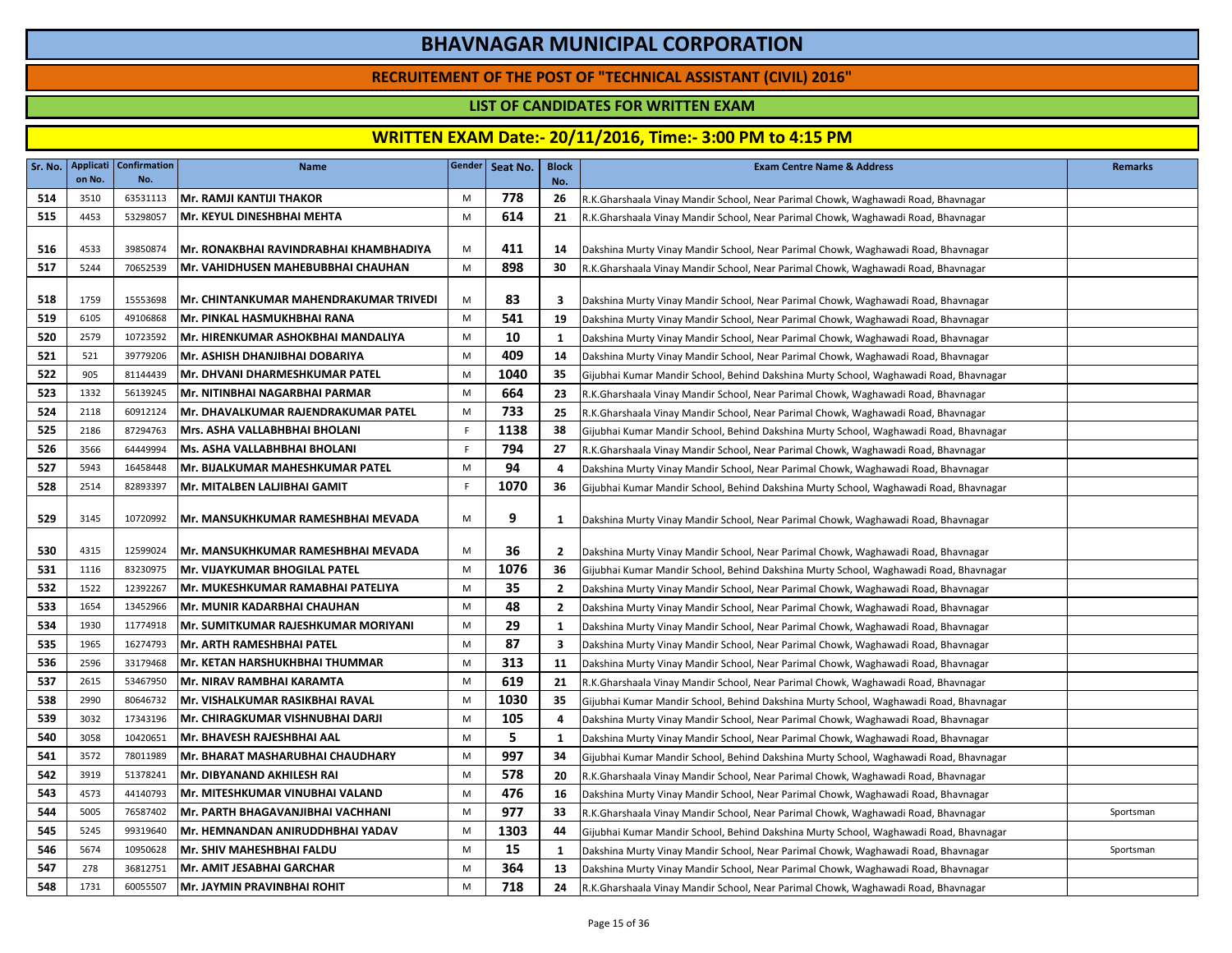# BHAVNAGAR MUNICIPAL CORPORATION

## RECRUITEMENT OF THE POST OF "TECHNICAL ASSISTANT (CIVIL) 2016"

### LIST OF CANDIDATES FOR WRITTEN EXAM

### WRITTEN EXAM Date:- 20/11/2016, Time:- 3:00 PM to 4:15 PM

| Sr. No. | Application No. | Confirmation No. | Name | Gender | Seat No. | Block No. | Exam Centre Name & Address | Remarks |
|---|---|---|---|---|---|---|---|---|
| 514 | 3510 | 63531113 | Mr. RAMJI KANTIJI THAKOR | M | 778 | 26 | R.K.Gharshaala Vinay Mandir School, Near Parimal Chowk, Waghawadi Road, Bhavnagar | |
| 515 | 4453 | 53298057 | Mr. KEYUL DINESHBHAI MEHTA | M | 614 | 21 | R.K.Gharshaala Vinay Mandir School, Near Parimal Chowk, Waghawadi Road, Bhavnagar | |
| 516 | 4533 | 39850874 | Mr. RONAKBHAI RAVINDRABHAI KHAMBHADIYA | M | 411 | 14 | Dakshina Murty Vinay Mandir School, Near Parimal Chowk, Waghawadi Road, Bhavnagar | |
| 517 | 5244 | 70652539 | Mr. VAHIDHUSEN MAHEBUBBHAI CHAUHAN | M | 898 | 30 | R.K.Gharshaala Vinay Mandir School, Near Parimal Chowk, Waghawadi Road, Bhavnagar | |
| 518 | 1759 | 15553698 | Mr. CHINTANKUMAR MAHENDRAKUMAR TRIVEDI | M | 83 | 3 | Dakshina Murty Vinay Mandir School, Near Parimal Chowk, Waghawadi Road, Bhavnagar | |
| 519 | 6105 | 49106868 | Mr. PINKAL HASMUKHBHAI RANA | M | 541 | 19 | Dakshina Murty Vinay Mandir School, Near Parimal Chowk, Waghawadi Road, Bhavnagar | |
| 520 | 2579 | 10723592 | Mr. HIRENKUMAR ASHOKBHAI MANDALIYA | M | 10 | 1 | Dakshina Murty Vinay Mandir School, Near Parimal Chowk, Waghawadi Road, Bhavnagar | |
| 521 | 521 | 39779206 | Mr. ASHISH DHANJIBHAI DOBARIYA | M | 409 | 14 | Dakshina Murty Vinay Mandir School, Near Parimal Chowk, Waghawadi Road, Bhavnagar | |
| 522 | 905 | 81144439 | Mr. DHVANI DHARMESHKUMAR PATEL | M | 1040 | 35 | Gijubhai Kumar Mandir School, Behind Dakshina Murty School, Waghawadi Road, Bhavnagar | |
| 523 | 1332 | 56139245 | Mr. NITINBHAI NAGARBHAI PARMAR | M | 664 | 23 | R.K.Gharshaala Vinay Mandir School, Near Parimal Chowk, Waghawadi Road, Bhavnagar | |
| 524 | 2118 | 60912124 | Mr. DHAVALKUMAR RAJENDRAKUMAR PATEL | M | 733 | 25 | R.K.Gharshaala Vinay Mandir School, Near Parimal Chowk, Waghawadi Road, Bhavnagar | |
| 525 | 2186 | 87294763 | Mrs. ASHA VALLABHBHAI BHOLANI | F | 1138 | 38 | Gijubhai Kumar Mandir School, Behind Dakshina Murty School, Waghawadi Road, Bhavnagar | |
| 526 | 3566 | 64449994 | Ms. ASHA VALLABHBHAI BHOLANI | F | 794 | 27 | R.K.Gharshaala Vinay Mandir School, Near Parimal Chowk, Waghawadi Road, Bhavnagar | |
| 527 | 5943 | 16458448 | Mr. BIJALKUMAR MAHESHKUMAR PATEL | M | 94 | 4 | Dakshina Murty Vinay Mandir School, Near Parimal Chowk, Waghawadi Road, Bhavnagar | |
| 528 | 2514 | 82893397 | Mr. MITALBEN LALJIBHAI GAMIT | F | 1070 | 36 | Gijubhai Kumar Mandir School, Behind Dakshina Murty School, Waghawadi Road, Bhavnagar | |
| 529 | 3145 | 10720992 | Mr. MANSUKHKUMAR RAMESHBHAI MEVADA | M | 9 | 1 | Dakshina Murty Vinay Mandir School, Near Parimal Chowk, Waghawadi Road, Bhavnagar | |
| 530 | 4315 | 12599024 | Mr. MANSUKHKUMAR RAMESHBHAI MEVADA | M | 36 | 2 | Dakshina Murty Vinay Mandir School, Near Parimal Chowk, Waghawadi Road, Bhavnagar | |
| 531 | 1116 | 83230975 | Mr. VIJAYKUMAR BHOGILAL PATEL | M | 1076 | 36 | Gijubhai Kumar Mandir School, Behind Dakshina Murty School, Waghawadi Road, Bhavnagar | |
| 532 | 1522 | 12392267 | Mr. MUKESHKUMAR RAMABHAI PATELIYA | M | 35 | 2 | Dakshina Murty Vinay Mandir School, Near Parimal Chowk, Waghawadi Road, Bhavnagar | |
| 533 | 1654 | 13452966 | Mr. MUNIR KADARBHAI CHAUHAN | M | 48 | 2 | Dakshina Murty Vinay Mandir School, Near Parimal Chowk, Waghawadi Road, Bhavnagar | |
| 534 | 1930 | 11774918 | Mr. SUMITKUMAR RAJESHKUMAR MORIYANI | M | 29 | 1 | Dakshina Murty Vinay Mandir School, Near Parimal Chowk, Waghawadi Road, Bhavnagar | |
| 535 | 1965 | 16274793 | Mr. ARTH RAMESHBHAI PATEL | M | 87 | 3 | Dakshina Murty Vinay Mandir School, Near Parimal Chowk, Waghawadi Road, Bhavnagar | |
| 536 | 2596 | 33179468 | Mr. KETAN HARSHUKHBHAI THUMMAR | M | 313 | 11 | Dakshina Murty Vinay Mandir School, Near Parimal Chowk, Waghawadi Road, Bhavnagar | |
| 537 | 2615 | 53467950 | Mr. NIRAV RAMBHAI KARAMTA | M | 619 | 21 | R.K.Gharshaala Vinay Mandir School, Near Parimal Chowk, Waghawadi Road, Bhavnagar | |
| 538 | 2990 | 80646732 | Mr. VISHALKUMAR RASIKBHAI RAVAL | M | 1030 | 35 | Gijubhai Kumar Mandir School, Behind Dakshina Murty School, Waghawadi Road, Bhavnagar | |
| 539 | 3032 | 17343196 | Mr. CHIRAGKUMAR VISHNUBHAI DARJI | M | 105 | 4 | Dakshina Murty Vinay Mandir School, Near Parimal Chowk, Waghawadi Road, Bhavnagar | |
| 540 | 3058 | 10420651 | Mr. BHAVESH RAJESHBHAI AAL | M | 5 | 1 | Dakshina Murty Vinay Mandir School, Near Parimal Chowk, Waghawadi Road, Bhavnagar | |
| 541 | 3572 | 78011989 | Mr. BHARAT MASHARUBHAI CHAUDHARY | M | 997 | 34 | Gijubhai Kumar Mandir School, Behind Dakshina Murty School, Waghawadi Road, Bhavnagar | |
| 542 | 3919 | 51378241 | Mr. DIBYANAND AKHILESH RAI | M | 578 | 20 | R.K.Gharshaala Vinay Mandir School, Near Parimal Chowk, Waghawadi Road, Bhavnagar | |
| 543 | 4573 | 44140793 | Mr. MITESHKUMAR VINUBHAI VALAND | M | 476 | 16 | Dakshina Murty Vinay Mandir School, Near Parimal Chowk, Waghawadi Road, Bhavnagar | |
| 544 | 5005 | 76587402 | Mr. PARTH BHAGAVANJIBHAI VACHHANI | M | 977 | 33 | R.K.Gharshaala Vinay Mandir School, Near Parimal Chowk, Waghawadi Road, Bhavnagar | Sportsman |
| 545 | 5245 | 99319640 | Mr. HEMNANDAN ANIRUDDHBHAI YADAV | M | 1303 | 44 | Gijubhai Kumar Mandir School, Behind Dakshina Murty School, Waghawadi Road, Bhavnagar | |
| 546 | 5674 | 10950628 | Mr. SHIV MAHESHBHAI FALDU | M | 15 | 1 | Dakshina Murty Vinay Mandir School, Near Parimal Chowk, Waghawadi Road, Bhavnagar | Sportsman |
| 547 | 278 | 36812751 | Mr. AMIT JESABHAI GARCHAR | M | 364 | 13 | Dakshina Murty Vinay Mandir School, Near Parimal Chowk, Waghawadi Road, Bhavnagar | |
| 548 | 1731 | 60055507 | Mr. JAYMIN PRAVINBHAI ROHIT | M | 718 | 24 | R.K.Gharshaala Vinay Mandir School, Near Parimal Chowk, Waghawadi Road, Bhavnagar | |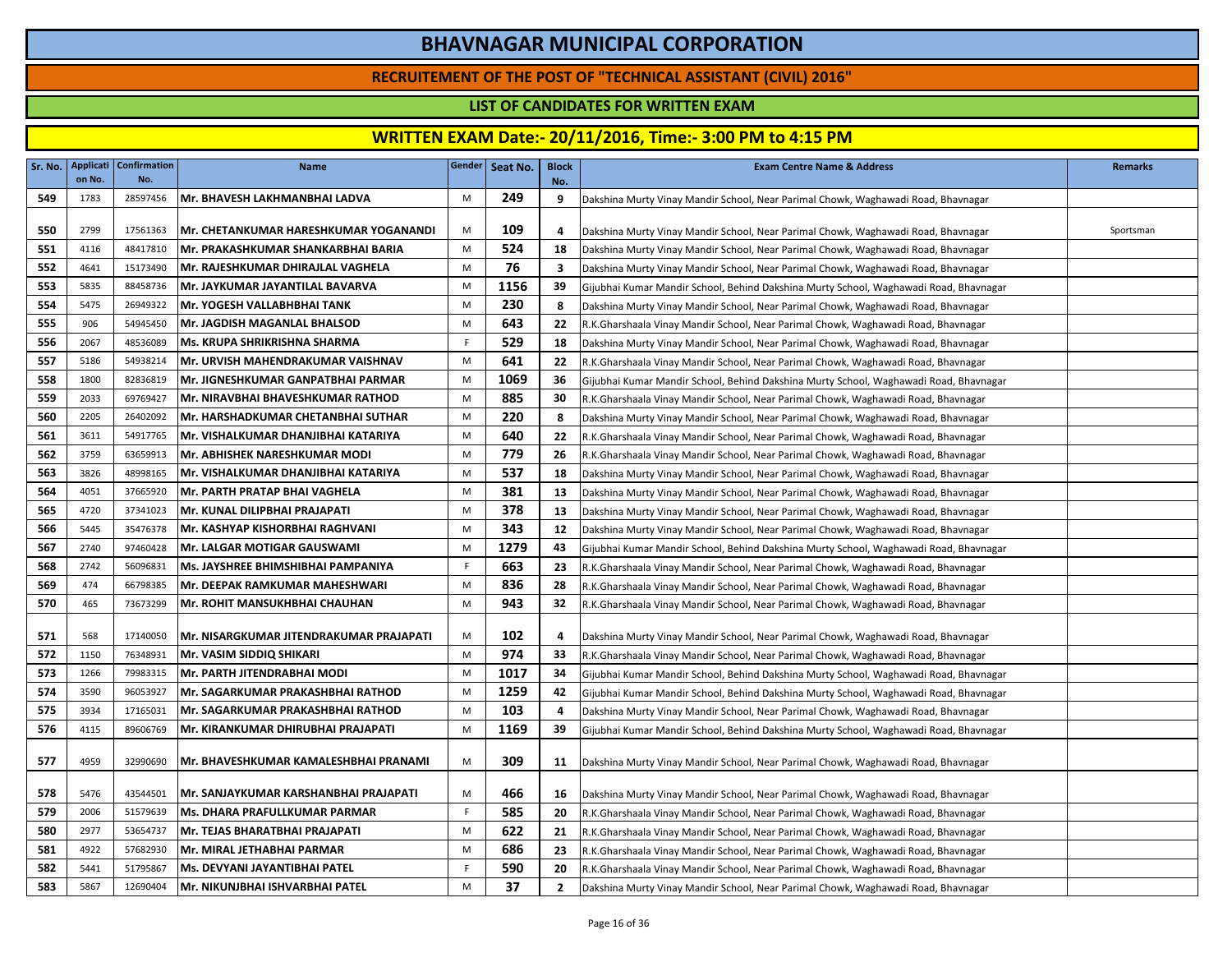# BHAVNAGAR MUNICIPAL CORPORATION

## RECRUITEMENT OF THE POST OF "TECHNICAL ASSISTANT (CIVIL) 2016"

### LIST OF CANDIDATES FOR WRITTEN EXAM

### WRITTEN EXAM Date:- 20/11/2016, Time:- 3:00 PM to 4:15 PM

| Sr. No. | Application No. | Confirmation No. | Name | Gender | Seat No. | Block No. | Exam Centre Name & Address | Remarks |
|---|---|---|---|---|---|---|---|---|
| 549 | 1783 | 28597456 | Mr. BHAVESH LAKHMANBHAI LADVA | M | 249 | 9 | Dakshina Murty Vinay Mandir School, Near Parimal Chowk, Waghawadi Road, Bhavnagar | |
| 550 | 2799 | 17561363 | Mr. CHETANKUMAR HARESHKUMAR YOGANANDI | M | 109 | 4 | Dakshina Murty Vinay Mandir School, Near Parimal Chowk, Waghawadi Road, Bhavnagar | Sportsman |
| 551 | 4116 | 48417810 | Mr. PRAKASHKUMAR SHANKARBHAI BARIA | M | 524 | 18 | Dakshina Murty Vinay Mandir School, Near Parimal Chowk, Waghawadi Road, Bhavnagar | |
| 552 | 4641 | 15173490 | Mr. RAJESHKUMAR DHIRAJLAL VAGHELA | M | 76 | 3 | Dakshina Murty Vinay Mandir School, Near Parimal Chowk, Waghawadi Road, Bhavnagar | |
| 553 | 5835 | 88458736 | Mr. JAYKUMAR JAYANTILAL BAVARVA | M | 1156 | 39 | Gijubhai Kumar Mandir School, Behind Dakshina Murty School, Waghawadi Road, Bhavnagar | |
| 554 | 5475 | 26949322 | Mr. YOGESH VALLABHBHAI TANK | M | 230 | 8 | Dakshina Murty Vinay Mandir School, Near Parimal Chowk, Waghawadi Road, Bhavnagar | |
| 555 | 906 | 54945450 | Mr. JAGDISH MAGANLAL BHALSOD | M | 643 | 22 | R.K.Gharshaala Vinay Mandir School, Near Parimal Chowk, Waghawadi Road, Bhavnagar | |
| 556 | 2067 | 48536089 | Ms. KRUPA SHRIKRISHNA SHARMA | F | 529 | 18 | Dakshina Murty Vinay Mandir School, Near Parimal Chowk, Waghawadi Road, Bhavnagar | |
| 557 | 5186 | 54938214 | Mr. URVISH MAHENDRAKUMAR VAISHNAV | M | 641 | 22 | R.K.Gharshaala Vinay Mandir School, Near Parimal Chowk, Waghawadi Road, Bhavnagar | |
| 558 | 1800 | 82836819 | Mr. JIGNESHKUMAR GANPATBHAI PARMAR | M | 1069 | 36 | Gijubhai Kumar Mandir School, Behind Dakshina Murty School, Waghawadi Road, Bhavnagar | |
| 559 | 2033 | 69769427 | Mr. NIRAVBHAI BHAVESHKUMAR RATHOD | M | 885 | 30 | R.K.Gharshaala Vinay Mandir School, Near Parimal Chowk, Waghawadi Road, Bhavnagar | |
| 560 | 2205 | 26402092 | Mr. HARSHADKUMAR CHETANBHAI SUTHAR | M | 220 | 8 | Dakshina Murty Vinay Mandir School, Near Parimal Chowk, Waghawadi Road, Bhavnagar | |
| 561 | 3611 | 54917765 | Mr. VISHALKUMAR DHANJIBHAI KATARIYA | M | 640 | 22 | R.K.Gharshaala Vinay Mandir School, Near Parimal Chowk, Waghawadi Road, Bhavnagar | |
| 562 | 3759 | 63659913 | Mr. ABHISHEK NARESHKUMAR MODI | M | 779 | 26 | R.K.Gharshaala Vinay Mandir School, Near Parimal Chowk, Waghawadi Road, Bhavnagar | |
| 563 | 3826 | 48998165 | Mr. VISHALKUMAR DHANJIBHAI KATARIYA | M | 537 | 18 | Dakshina Murty Vinay Mandir School, Near Parimal Chowk, Waghawadi Road, Bhavnagar | |
| 564 | 4051 | 37665920 | Mr. PARTH PRATAP BHAI VAGHELA | M | 381 | 13 | Dakshina Murty Vinay Mandir School, Near Parimal Chowk, Waghawadi Road, Bhavnagar | |
| 565 | 4720 | 37341023 | Mr. KUNAL DILIPBHAI PRAJAPATI | M | 378 | 13 | Dakshina Murty Vinay Mandir School, Near Parimal Chowk, Waghawadi Road, Bhavnagar | |
| 566 | 5445 | 35476378 | Mr. KASHYAP KISHORBHAI RAGHVANI | M | 343 | 12 | Dakshina Murty Vinay Mandir School, Near Parimal Chowk, Waghawadi Road, Bhavnagar | |
| 567 | 2740 | 97460428 | Mr. LALGAR MOTIGAR GAUSWAMI | M | 1279 | 43 | Gijubhai Kumar Mandir School, Behind Dakshina Murty School, Waghawadi Road, Bhavnagar | |
| 568 | 2742 | 56096831 | Ms. JAYSHREE BHIMSHIBHAI PAMPANIYA | F | 663 | 23 | R.K.Gharshaala Vinay Mandir School, Near Parimal Chowk, Waghawadi Road, Bhavnagar | |
| 569 | 474 | 66798385 | Mr. DEEPAK RAMKUMAR MAHESHWARI | M | 836 | 28 | R.K.Gharshaala Vinay Mandir School, Near Parimal Chowk, Waghawadi Road, Bhavnagar | |
| 570 | 465 | 73673299 | Mr. ROHIT MANSUKHBHAI CHAUHAN | M | 943 | 32 | R.K.Gharshaala Vinay Mandir School, Near Parimal Chowk, Waghawadi Road, Bhavnagar | |
| 571 | 568 | 17140050 | Mr. NISARGKUMAR JITENDRAKUMAR PRAJAPATI | M | 102 | 4 | Dakshina Murty Vinay Mandir School, Near Parimal Chowk, Waghawadi Road, Bhavnagar | |
| 572 | 1150 | 76348931 | Mr. VASIM SIDDIQ SHIKARI | M | 974 | 33 | R.K.Gharshaala Vinay Mandir School, Near Parimal Chowk, Waghawadi Road, Bhavnagar | |
| 573 | 1266 | 79983315 | Mr. PARTH JITENDRABHAI MODI | M | 1017 | 34 | Gijubhai Kumar Mandir School, Behind Dakshina Murty School, Waghawadi Road, Bhavnagar | |
| 574 | 3590 | 96053927 | Mr. SAGARKUMAR PRAKASHBHAI RATHOD | M | 1259 | 42 | Gijubhai Kumar Mandir School, Behind Dakshina Murty School, Waghawadi Road, Bhavnagar | |
| 575 | 3934 | 17165031 | Mr. SAGARKUMAR PRAKASHBHAI RATHOD | M | 103 | 4 | Dakshina Murty Vinay Mandir School, Near Parimal Chowk, Waghawadi Road, Bhavnagar | |
| 576 | 4115 | 89606769 | Mr. KIRANKUMAR DHIRUBHAI PRAJAPATI | M | 1169 | 39 | Gijubhai Kumar Mandir School, Behind Dakshina Murty School, Waghawadi Road, Bhavnagar | |
| 577 | 4959 | 32990690 | Mr. BHAVESHKUMAR KAMALESHBHAI PRANAMI | M | 309 | 11 | Dakshina Murty Vinay Mandir School, Near Parimal Chowk, Waghawadi Road, Bhavnagar | |
| 578 | 5476 | 43544501 | Mr. SANJAYKUMAR KARSHANBHAI PRAJAPATI | M | 466 | 16 | Dakshina Murty Vinay Mandir School, Near Parimal Chowk, Waghawadi Road, Bhavnagar | |
| 579 | 2006 | 51579639 | Ms. DHARA PRAFULLKUMAR PARMAR | F | 585 | 20 | R.K.Gharshaala Vinay Mandir School, Near Parimal Chowk, Waghawadi Road, Bhavnagar | |
| 580 | 2977 | 53654737 | Mr. TEJAS BHARATBHAI PRAJAPATI | M | 622 | 21 | R.K.Gharshaala Vinay Mandir School, Near Parimal Chowk, Waghawadi Road, Bhavnagar | |
| 581 | 4922 | 57682930 | Mr. MIRAL JETHABHAI PARMAR | M | 686 | 23 | R.K.Gharshaala Vinay Mandir School, Near Parimal Chowk, Waghawadi Road, Bhavnagar | |
| 582 | 5441 | 51795867 | Ms. DEVYANI JAYANTIBHAI PATEL | F | 590 | 20 | R.K.Gharshaala Vinay Mandir School, Near Parimal Chowk, Waghawadi Road, Bhavnagar | |
| 583 | 5867 | 12690404 | Mr. NIKUNJBHAI ISHVARBHAI PATEL | M | 37 | 2 | Dakshina Murty Vinay Mandir School, Near Parimal Chowk, Waghawadi Road, Bhavnagar | |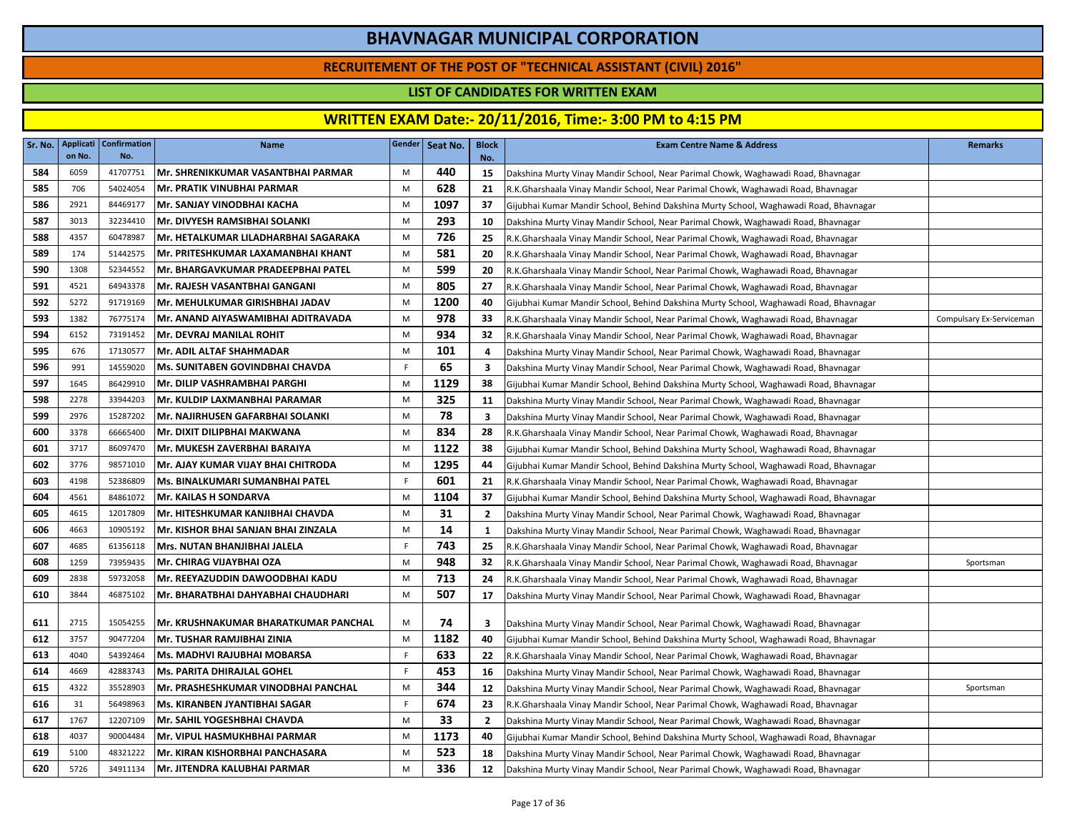# BHAVNAGAR MUNICIPAL CORPORATION

## RECRUITEMENT OF THE POST OF "TECHNICAL ASSISTANT (CIVIL) 2016"

### LIST OF CANDIDATES FOR WRITTEN EXAM

### WRITTEN EXAM Date:- 20/11/2016, Time:- 3:00 PM to 4:15 PM

| Sr. No. | Application No. | Confirmation No. | Name | Gender | Seat No. | Block No. | Exam Centre Name & Address | Remarks |
|---|---|---|---|---|---|---|---|---|
| 584 | 6059 | 41707751 | Mr. SHRENIKKUMAR VASANTBHAI PARMAR | M | 440 | 15 | Dakshina Murty Vinay Mandir School, Near Parimal Chowk, Waghawadi Road, Bhavnagar | |
| 585 | 706 | 54024054 | Mr. PRATIK VINUBHAI PARMAR | M | 628 | 21 | R.K.Gharshaala Vinay Mandir School, Near Parimal Chowk, Waghawadi Road, Bhavnagar | |
| 586 | 2921 | 84469177 | Mr. SANJAY VINODBHAI KACHA | M | 1097 | 37 | Gijubhai Kumar Mandir School, Behind Dakshina Murty School, Waghawadi Road, Bhavnagar | |
| 587 | 3013 | 32234410 | Mr. DIVYESH RAMSIBHAI SOLANKI | M | 293 | 10 | Dakshina Murty Vinay Mandir School, Near Parimal Chowk, Waghawadi Road, Bhavnagar | |
| 588 | 4357 | 60478987 | Mr. HETALKUMAR LILADHARBHAI SAGARAKA | M | 726 | 25 | R.K.Gharshaala Vinay Mandir School, Near Parimal Chowk, Waghawadi Road, Bhavnagar | |
| 589 | 174 | 51442575 | Mr. PRITESHKUMAR LAXAMANBHAI KHANT | M | 581 | 20 | R.K.Gharshaala Vinay Mandir School, Near Parimal Chowk, Waghawadi Road, Bhavnagar | |
| 590 | 1308 | 52344552 | Mr. BHARGAVKUMAR PRADEEPBHAI PATEL | M | 599 | 20 | R.K.Gharshaala Vinay Mandir School, Near Parimal Chowk, Waghawadi Road, Bhavnagar | |
| 591 | 4521 | 64943378 | Mr. RAJESH VASANTBHAI GANGANI | M | 805 | 27 | R.K.Gharshaala Vinay Mandir School, Near Parimal Chowk, Waghawadi Road, Bhavnagar | |
| 592 | 5272 | 91719169 | Mr. MEHULKUMAR GIRISHBHAI JADAV | M | 1200 | 40 | Gijubhai Kumar Mandir School, Behind Dakshina Murty School, Waghawadi Road, Bhavnagar | |
| 593 | 1382 | 76775174 | Mr. ANAND AIYASWAMIBHAI ADITRAVADA | M | 978 | 33 | R.K.Gharshaala Vinay Mandir School, Near Parimal Chowk, Waghawadi Road, Bhavnagar | Compulsary Ex-Serviceman |
| 594 | 6152 | 73191452 | Mr. DEVRAJ MANILAL ROHIT | M | 934 | 32 | R.K.Gharshaala Vinay Mandir School, Near Parimal Chowk, Waghawadi Road, Bhavnagar | |
| 595 | 676 | 17130577 | Mr. ADIL ALTAF SHAHMADAR | M | 101 | 4 | Dakshina Murty Vinay Mandir School, Near Parimal Chowk, Waghawadi Road, Bhavnagar | |
| 596 | 991 | 14559020 | Ms. SUNITABEN GOVINDBHAI CHAVDA | F | 65 | 3 | Dakshina Murty Vinay Mandir School, Near Parimal Chowk, Waghawadi Road, Bhavnagar | |
| 597 | 1645 | 86429910 | Mr. DILIP VASHRAMBHAI PARGHI | M | 1129 | 38 | Gijubhai Kumar Mandir School, Behind Dakshina Murty School, Waghawadi Road, Bhavnagar | |
| 598 | 2278 | 33944203 | Mr. KULDIP LAXMANBHAI PARAMAR | M | 325 | 11 | Dakshina Murty Vinay Mandir School, Near Parimal Chowk, Waghawadi Road, Bhavnagar | |
| 599 | 2976 | 15287202 | Mr. NAJIRHUSEN GAFARBHAI SOLANKI | M | 78 | 3 | Dakshina Murty Vinay Mandir School, Near Parimal Chowk, Waghawadi Road, Bhavnagar | |
| 600 | 3378 | 66665400 | Mr. DIXIT DILIPBHAI MAKWANA | M | 834 | 28 | R.K.Gharshaala Vinay Mandir School, Near Parimal Chowk, Waghawadi Road, Bhavnagar | |
| 601 | 3717 | 86097470 | Mr. MUKESH ZAVERBHAI BARAIYA | M | 1122 | 38 | Gijubhai Kumar Mandir School, Behind Dakshina Murty School, Waghawadi Road, Bhavnagar | |
| 602 | 3776 | 98571010 | Mr. AJAY KUMAR VIJAY BHAI CHITRODA | M | 1295 | 44 | Gijubhai Kumar Mandir School, Behind Dakshina Murty School, Waghawadi Road, Bhavnagar | |
| 603 | 4198 | 52386809 | Ms. BINALKUMARI SUMANBHAI PATEL | F | 601 | 21 | R.K.Gharshaala Vinay Mandir School, Near Parimal Chowk, Waghawadi Road, Bhavnagar | |
| 604 | 4561 | 84861072 | Mr. KAILAS H SONDARVA | M | 1104 | 37 | Gijubhai Kumar Mandir School, Behind Dakshina Murty School, Waghawadi Road, Bhavnagar | |
| 605 | 4615 | 12017809 | Mr. HITESHKUMAR KANJIBHAI CHAVDA | M | 31 | 2 | Dakshina Murty Vinay Mandir School, Near Parimal Chowk, Waghawadi Road, Bhavnagar | |
| 606 | 4663 | 10905192 | Mr. KISHOR BHAI SANJAN BHAI ZINZALA | M | 14 | 1 | Dakshina Murty Vinay Mandir School, Near Parimal Chowk, Waghawadi Road, Bhavnagar | |
| 607 | 4685 | 61356118 | Mrs. NUTAN BHANJIBHAI JALELA | F | 743 | 25 | R.K.Gharshaala Vinay Mandir School, Near Parimal Chowk, Waghawadi Road, Bhavnagar | |
| 608 | 1259 | 73959435 | Mr. CHIRAG VIJAYBHAI OZA | M | 948 | 32 | R.K.Gharshaala Vinay Mandir School, Near Parimal Chowk, Waghawadi Road, Bhavnagar | Sportsman |
| 609 | 2838 | 59732058 | Mr. REEYAZUDDIN DAWOODBHAI KADU | M | 713 | 24 | R.K.Gharshaala Vinay Mandir School, Near Parimal Chowk, Waghawadi Road, Bhavnagar | |
| 610 | 3844 | 46875102 | Mr. BHARATBHAI DAHYABHAI CHAUDHARI | M | 507 | 17 | Dakshina Murty Vinay Mandir School, Near Parimal Chowk, Waghawadi Road, Bhavnagar | |
| 611 | 2715 | 15054255 | Mr. KRUSHNAKUMAR BHARATKUMAR PANCHAL | M | 74 | 3 | Dakshina Murty Vinay Mandir School, Near Parimal Chowk, Waghawadi Road, Bhavnagar | |
| 612 | 3757 | 90477204 | Mr. TUSHAR RAMJIBHAI ZINIA | M | 1182 | 40 | Gijubhai Kumar Mandir School, Behind Dakshina Murty School, Waghawadi Road, Bhavnagar | |
| 613 | 4040 | 54392464 | Ms. MADHVI RAJUBHAI MOBARSA | F | 633 | 22 | R.K.Gharshaala Vinay Mandir School, Near Parimal Chowk, Waghawadi Road, Bhavnagar | |
| 614 | 4669 | 42883743 | Ms. PARITA DHIRAJLAL GOHEL | F | 453 | 16 | Dakshina Murty Vinay Mandir School, Near Parimal Chowk, Waghawadi Road, Bhavnagar | |
| 615 | 4322 | 35528903 | Mr. PRASHESHKUMAR VINODBHAI PANCHAL | M | 344 | 12 | Dakshina Murty Vinay Mandir School, Near Parimal Chowk, Waghawadi Road, Bhavnagar | Sportsman |
| 616 | 31 | 56498963 | Ms. KIRANBEN JYANTIBHAI SAGAR | F | 674 | 23 | R.K.Gharshaala Vinay Mandir School, Near Parimal Chowk, Waghawadi Road, Bhavnagar | |
| 617 | 1767 | 12207109 | Mr. SAHIL YOGESHBHAI CHAVDA | M | 33 | 2 | Dakshina Murty Vinay Mandir School, Near Parimal Chowk, Waghawadi Road, Bhavnagar | |
| 618 | 4037 | 90004484 | Mr. VIPUL HASMUKHBHAI PARMAR | M | 1173 | 40 | Gijubhai Kumar Mandir School, Behind Dakshina Murty School, Waghawadi Road, Bhavnagar | |
| 619 | 5100 | 48321222 | Mr. KIRAN KISHORBHAI PANCHASARA | M | 523 | 18 | Dakshina Murty Vinay Mandir School, Near Parimal Chowk, Waghawadi Road, Bhavnagar | |
| 620 | 5726 | 34911134 | Mr. JITENDRA KALUBHAI PARMAR | M | 336 | 12 | Dakshina Murty Vinay Mandir School, Near Parimal Chowk, Waghawadi Road, Bhavnagar | |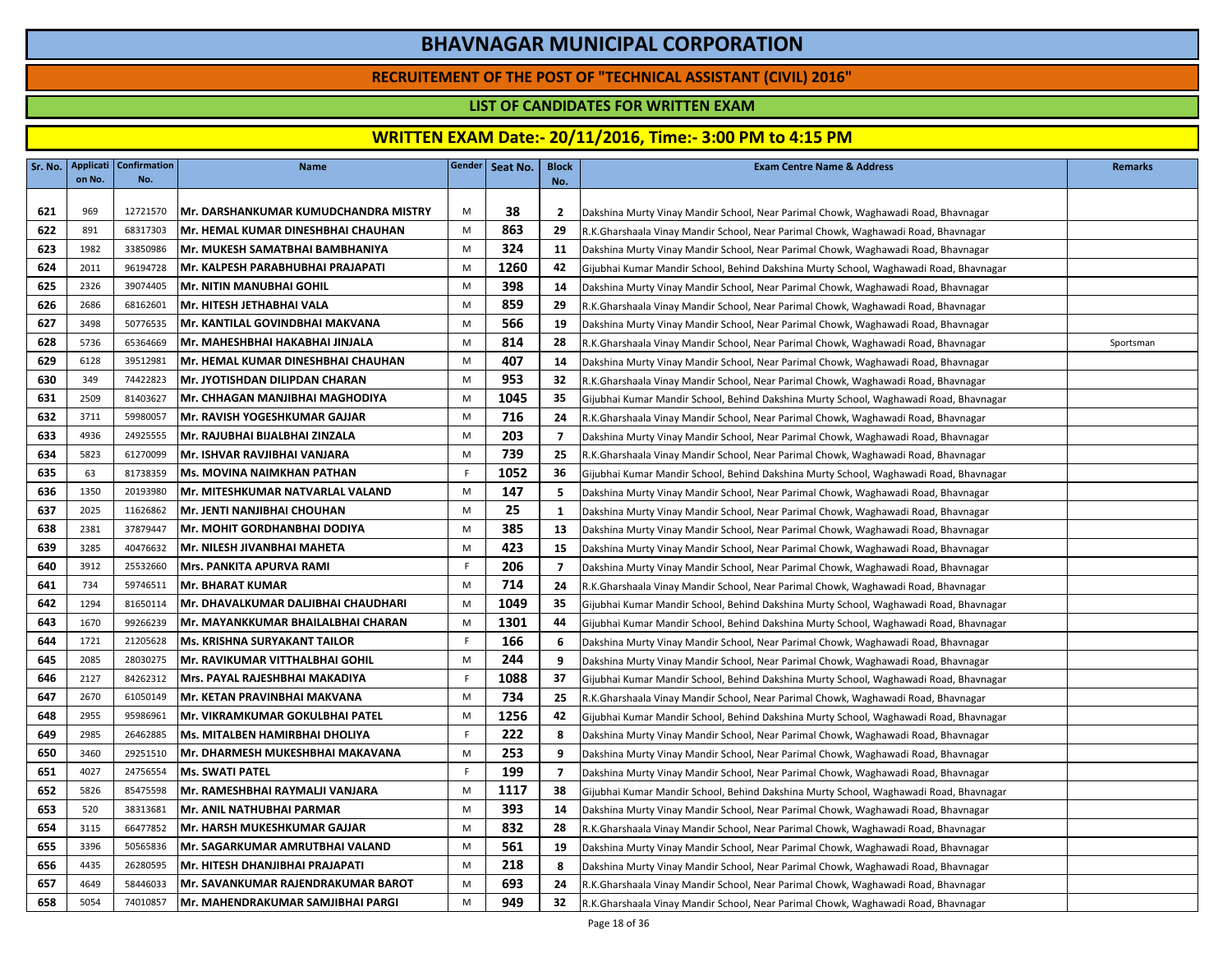# BHAVNAGAR MUNICIPAL CORPORATION

## RECRUITEMENT OF THE POST OF "TECHNICAL ASSISTANT (CIVIL) 2016"

### LIST OF CANDIDATES FOR WRITTEN EXAM

### WRITTEN EXAM Date:- 20/11/2016, Time:- 3:00 PM to 4:15 PM

| Sr. No. | Application No. | Confirmation No. | Name | Gender | Seat No. | Block No. | Exam Centre Name & Address | Remarks |
|---|---|---|---|---|---|---|---|---|
| 621 | 969 | 12721570 | Mr. DARSHANKUMAR KUMUDCHANDRA MISTRY | M | 38 | 2 | Dakshina Murty Vinay Mandir School, Near Parimal Chowk, Waghawadi Road, Bhavnagar | |
| 622 | 891 | 68317303 | Mr. HEMAL KUMAR DINESHBHAI CHAUHAN | M | 863 | 29 | R.K.Gharshaala Vinay Mandir School, Near Parimal Chowk, Waghawadi Road, Bhavnagar | |
| 623 | 1982 | 33850986 | Mr. MUKESH SAMATBHAI BAMBHANIYA | M | 324 | 11 | Dakshina Murty Vinay Mandir School, Near Parimal Chowk, Waghawadi Road, Bhavnagar | |
| 624 | 2011 | 96194728 | Mr. KALPESH PARABHUBHAI PRAJAPATI | M | 1260 | 42 | Gijubhai Kumar Mandir School, Behind Dakshina Murty School, Waghawadi Road, Bhavnagar | |
| 625 | 2326 | 39074405 | Mr. NITIN MANUBHAI GOHIL | M | 398 | 14 | Dakshina Murty Vinay Mandir School, Near Parimal Chowk, Waghawadi Road, Bhavnagar | |
| 626 | 2686 | 68162601 | Mr. HITESH JETHABHAI VALA | M | 859 | 29 | R.K.Gharshaala Vinay Mandir School, Near Parimal Chowk, Waghawadi Road, Bhavnagar | |
| 627 | 3498 | 50776535 | Mr. KANTILAL GOVINDBHAI MAKVANA | M | 566 | 19 | Dakshina Murty Vinay Mandir School, Near Parimal Chowk, Waghawadi Road, Bhavnagar | |
| 628 | 5736 | 65364669 | Mr. MAHESHBHAI HAKABHAI JINJALA | M | 814 | 28 | R.K.Gharshaala Vinay Mandir School, Near Parimal Chowk, Waghawadi Road, Bhavnagar | Sportsman |
| 629 | 6128 | 39512981 | Mr. HEMAL KUMAR DINESHBHAI CHAUHAN | M | 407 | 14 | Dakshina Murty Vinay Mandir School, Near Parimal Chowk, Waghawadi Road, Bhavnagar | |
| 630 | 349 | 74422823 | Mr. JYOTISHDAN DILIPDAN CHARAN | M | 953 | 32 | R.K.Gharshaala Vinay Mandir School, Near Parimal Chowk, Waghawadi Road, Bhavnagar | |
| 631 | 2509 | 81403627 | Mr. CHHAGAN MANJIBHAI MAGHODIYA | M | 1045 | 35 | Gijubhai Kumar Mandir School, Behind Dakshina Murty School, Waghawadi Road, Bhavnagar | |
| 632 | 3711 | 59980057 | Mr. RAVISH YOGESHKUMAR GAJJAR | M | 716 | 24 | R.K.Gharshaala Vinay Mandir School, Near Parimal Chowk, Waghawadi Road, Bhavnagar | |
| 633 | 4936 | 24925555 | Mr. RAJUBHAI BIJALBHAI ZINZALA | M | 203 | 7 | Dakshina Murty Vinay Mandir School, Near Parimal Chowk, Waghawadi Road, Bhavnagar | |
| 634 | 5823 | 61270099 | Mr. ISHVAR RAVJIBHAI VANJARA | M | 739 | 25 | R.K.Gharshaala Vinay Mandir School, Near Parimal Chowk, Waghawadi Road, Bhavnagar | |
| 635 | 63 | 81738359 | Ms. MOVINA NAIMKHAN PATHAN | F | 1052 | 36 | Gijubhai Kumar Mandir School, Behind Dakshina Murty School, Waghawadi Road, Bhavnagar | |
| 636 | 1350 | 20193980 | Mr. MITESHKUMAR NATVARLAL VALAND | M | 147 | 5 | Dakshina Murty Vinay Mandir School, Near Parimal Chowk, Waghawadi Road, Bhavnagar | |
| 637 | 2025 | 11626862 | Mr. JENTI NANJIBHAI CHOUHAN | M | 25 | 1 | Dakshina Murty Vinay Mandir School, Near Parimal Chowk, Waghawadi Road, Bhavnagar | |
| 638 | 2381 | 37879447 | Mr. MOHIT GORDHANBHAI DODIYA | M | 385 | 13 | Dakshina Murty Vinay Mandir School, Near Parimal Chowk, Waghawadi Road, Bhavnagar | |
| 639 | 3285 | 40476632 | Mr. NILESH JIVANBHAI MAHETA | M | 423 | 15 | Dakshina Murty Vinay Mandir School, Near Parimal Chowk, Waghawadi Road, Bhavnagar | |
| 640 | 3912 | 25532660 | Mrs. PANKITA APURVA RAMI | F | 206 | 7 | Dakshina Murty Vinay Mandir School, Near Parimal Chowk, Waghawadi Road, Bhavnagar | |
| 641 | 734 | 59746511 | Mr. BHARAT KUMAR | M | 714 | 24 | R.K.Gharshaala Vinay Mandir School, Near Parimal Chowk, Waghawadi Road, Bhavnagar | |
| 642 | 1294 | 81650114 | Mr. DHAVALKUMAR DALJIBHAI CHAUDHARI | M | 1049 | 35 | Gijubhai Kumar Mandir School, Behind Dakshina Murty School, Waghawadi Road, Bhavnagar | |
| 643 | 1670 | 99266239 | Mr. MAYANKKUMAR BHAILALBHAI CHARAN | M | 1301 | 44 | Gijubhai Kumar Mandir School, Behind Dakshina Murty School, Waghawadi Road, Bhavnagar | |
| 644 | 1721 | 21205628 | Ms. KRISHNA SURYAKANT TAILOR | F | 166 | 6 | Dakshina Murty Vinay Mandir School, Near Parimal Chowk, Waghawadi Road, Bhavnagar | |
| 645 | 2085 | 28030275 | Mr. RAVIKUMAR VITTHALBHAI GOHIL | M | 244 | 9 | Dakshina Murty Vinay Mandir School, Near Parimal Chowk, Waghawadi Road, Bhavnagar | |
| 646 | 2127 | 84262312 | Mrs. PAYAL RAJESHBHAI MAKADIYA | F | 1088 | 37 | Gijubhai Kumar Mandir School, Behind Dakshina Murty School, Waghawadi Road, Bhavnagar | |
| 647 | 2670 | 61050149 | Mr. KETAN PRAVINBHAI MAKVANA | M | 734 | 25 | R.K.Gharshaala Vinay Mandir School, Near Parimal Chowk, Waghawadi Road, Bhavnagar | |
| 648 | 2955 | 95986961 | Mr. VIKRAMKUMAR GOKULBHAI PATEL | M | 1256 | 42 | Gijubhai Kumar Mandir School, Behind Dakshina Murty School, Waghawadi Road, Bhavnagar | |
| 649 | 2985 | 26462885 | Ms. MITALBEN HAMIRBHAI DHOLIYA | F | 222 | 8 | Dakshina Murty Vinay Mandir School, Near Parimal Chowk, Waghawadi Road, Bhavnagar | |
| 650 | 3460 | 29251510 | Mr. DHARMESH MUKESHBHAI MAKAVANA | M | 253 | 9 | Dakshina Murty Vinay Mandir School, Near Parimal Chowk, Waghawadi Road, Bhavnagar | |
| 651 | 4027 | 24756554 | Ms. SWATI PATEL | F | 199 | 7 | Dakshina Murty Vinay Mandir School, Near Parimal Chowk, Waghawadi Road, Bhavnagar | |
| 652 | 5826 | 85475598 | Mr. RAMESHBHAI RAYMALJI VANJARA | M | 1117 | 38 | Gijubhai Kumar Mandir School, Behind Dakshina Murty School, Waghawadi Road, Bhavnagar | |
| 653 | 520 | 38313681 | Mr. ANIL NATHUBHAI PARMAR | M | 393 | 14 | Dakshina Murty Vinay Mandir School, Near Parimal Chowk, Waghawadi Road, Bhavnagar | |
| 654 | 3115 | 66477852 | Mr. HARSH MUKESHKUMAR GAJJAR | M | 832 | 28 | R.K.Gharshaala Vinay Mandir School, Near Parimal Chowk, Waghawadi Road, Bhavnagar | |
| 655 | 3396 | 50565836 | Mr. SAGARKUMAR AMRUTBHAI VALAND | M | 561 | 19 | Dakshina Murty Vinay Mandir School, Near Parimal Chowk, Waghawadi Road, Bhavnagar | |
| 656 | 4435 | 26280595 | Mr. HITESH DHANJIBHAI PRAJAPATI | M | 218 | 8 | Dakshina Murty Vinay Mandir School, Near Parimal Chowk, Waghawadi Road, Bhavnagar | |
| 657 | 4649 | 58446033 | Mr. SAVANKUMAR RAJENDRAKUMAR BAROT | M | 693 | 24 | R.K.Gharshaala Vinay Mandir School, Near Parimal Chowk, Waghawadi Road, Bhavnagar | |
| 658 | 5054 | 74010857 | Mr. MAHENDRAKUMAR SAMJIBHAI PARGI | M | 949 | 32 | R.K.Gharshaala Vinay Mandir School, Near Parimal Chowk, Waghawadi Road, Bhavnagar | |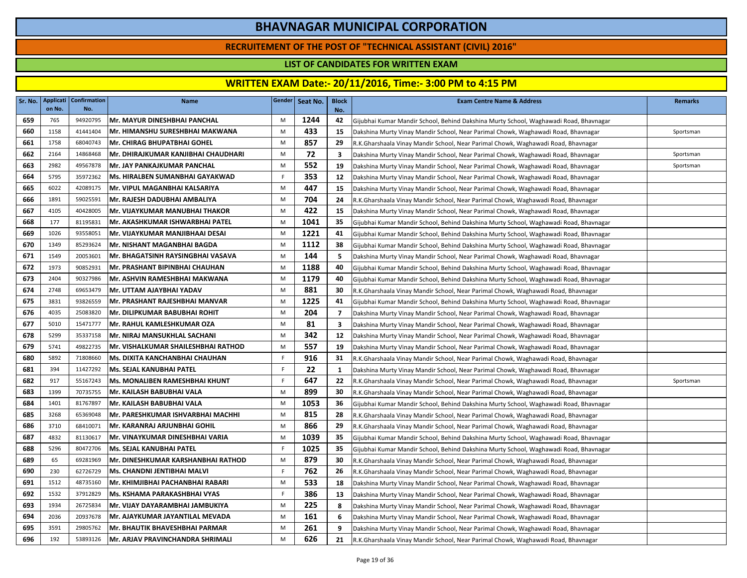# BHAVNAGAR MUNICIPAL CORPORATION

## RECRUITEMENT OF THE POST OF "TECHNICAL ASSISTANT (CIVIL) 2016"

### LIST OF CANDIDATES FOR WRITTEN EXAM

### WRITTEN EXAM Date:- 20/11/2016, Time:- 3:00 PM to 4:15 PM

| Sr. No. | Application No. | Confirmation No. | Name | Gender | Seat No. | Block No. | Exam Centre Name & Address | Remarks |
|---|---|---|---|---|---|---|---|---|
| 659 | 765 | 94920795 | Mr. MAYUR DINESHBHAI PANCHAL | M | 1244 | 42 | Gijubhai Kumar Mandir School, Behind Dakshina Murty School, Waghawadi Road, Bhavnagar | |
| 660 | 1158 | 41441404 | Mr. HIMANSHU SURESHBHAI MAKWANA | M | 433 | 15 | Dakshina Murty Vinay Mandir School, Near Parimal Chowk, Waghawadi Road, Bhavnagar | Sportsman |
| 661 | 1758 | 68040743 | Mr. CHIRAG BHUPATBHAI GOHEL | M | 857 | 29 | R.K.Gharshaala Vinay Mandir School, Near Parimal Chowk, Waghawadi Road, Bhavnagar | |
| 662 | 2164 | 14868468 | Mr. DHIRAJKUMAR KANJIBHAI CHAUDHARI | M | 72 | 3 | Dakshina Murty Vinay Mandir School, Near Parimal Chowk, Waghawadi Road, Bhavnagar | Sportsman |
| 663 | 2982 | 49567878 | Mr. JAY PANKAJKUMAR PANCHAL | M | 552 | 19 | Dakshina Murty Vinay Mandir School, Near Parimal Chowk, Waghawadi Road, Bhavnagar | Sportsman |
| 664 | 5795 | 35972362 | Ms. HIRALBEN SUMANBHAI GAYAKWAD | F | 353 | 12 | Dakshina Murty Vinay Mandir School, Near Parimal Chowk, Waghawadi Road, Bhavnagar | |
| 665 | 6022 | 42089175 | Mr. VIPUL MAGANBHAI KALSARIYA | M | 447 | 15 | Dakshina Murty Vinay Mandir School, Near Parimal Chowk, Waghawadi Road, Bhavnagar | |
| 666 | 1891 | 59025591 | Mr. RAJESH DADUBHAI AMBALIYA | M | 704 | 24 | R.K.Gharshaala Vinay Mandir School, Near Parimal Chowk, Waghawadi Road, Bhavnagar | |
| 667 | 4105 | 40428005 | Mr. VIJAYKUMAR MANUBHAI THAKOR | M | 422 | 15 | Dakshina Murty Vinay Mandir School, Near Parimal Chowk, Waghawadi Road, Bhavnagar | |
| 668 | 177 | 81195831 | Mr. AKASHKUMAR ISHWARBHAI PATEL | M | 1041 | 35 | Gijubhai Kumar Mandir School, Behind Dakshina Murty School, Waghawadi Road, Bhavnagar | |
| 669 | 1026 | 93558051 | Mr. VIJAYKUMAR MANJIBHAAI DESAI | M | 1221 | 41 | Gijubhai Kumar Mandir School, Behind Dakshina Murty School, Waghawadi Road, Bhavnagar | |
| 670 | 1349 | 85293624 | Mr. NISHANT MAGANBHAI BAGDA | M | 1112 | 38 | Gijubhai Kumar Mandir School, Behind Dakshina Murty School, Waghawadi Road, Bhavnagar | |
| 671 | 1549 | 20053601 | Mr. BHAGATSINH RAYSINGBHAI VASAVA | M | 144 | 5 | Dakshina Murty Vinay Mandir School, Near Parimal Chowk, Waghawadi Road, Bhavnagar | |
| 672 | 1973 | 90852931 | Mr. PRASHANT BIPINBHAI CHAUHAN | M | 1188 | 40 | Gijubhai Kumar Mandir School, Behind Dakshina Murty School, Waghawadi Road, Bhavnagar | |
| 673 | 2404 | 90327986 | Mr. ASHVIN RAMESHBHAI MAKWANA | M | 1179 | 40 | Gijubhai Kumar Mandir School, Behind Dakshina Murty School, Waghawadi Road, Bhavnagar | |
| 674 | 2748 | 69653479 | Mr. UTTAM AJAYBHAI YADAV | M | 881 | 30 | R.K.Gharshaala Vinay Mandir School, Near Parimal Chowk, Waghawadi Road, Bhavnagar | |
| 675 | 3831 | 93826559 | Mr. PRASHANT RAJESHBHAI MANVAR | M | 1225 | 41 | Gijubhai Kumar Mandir School, Behind Dakshina Murty School, Waghawadi Road, Bhavnagar | |
| 676 | 4035 | 25083820 | Mr. DILIPKUMAR BABUBHAI ROHIT | M | 204 | 7 | Dakshina Murty Vinay Mandir School, Near Parimal Chowk, Waghawadi Road, Bhavnagar | |
| 677 | 5010 | 15471777 | Mr. RAHUL KAMLESHKUMAR OZA | M | 81 | 3 | Dakshina Murty Vinay Mandir School, Near Parimal Chowk, Waghawadi Road, Bhavnagar | |
| 678 | 5299 | 35337158 | Mr. NIRAJ MANSUKHLAL SACHANI | M | 342 | 12 | Dakshina Murty Vinay Mandir School, Near Parimal Chowk, Waghawadi Road, Bhavnagar | |
| 679 | 5741 | 49822735 | Mr. VISHALKUMAR SHAILESHBHAI RATHOD | M | 557 | 19 | Dakshina Murty Vinay Mandir School, Near Parimal Chowk, Waghawadi Road, Bhavnagar | |
| 680 | 5892 | 71808660 | Ms. DIXITA KANCHANBHAI CHAUHAN | F | 916 | 31 | R.K.Gharshaala Vinay Mandir School, Near Parimal Chowk, Waghawadi Road, Bhavnagar | |
| 681 | 394 | 11427292 | Ms. SEJAL KANUBHAI PATEL | F | 22 | 1 | Dakshina Murty Vinay Mandir School, Near Parimal Chowk, Waghawadi Road, Bhavnagar | |
| 682 | 917 | 55167243 | Ms. MONALIBEN RAMESHBHAI KHUNT | F | 647 | 22 | R.K.Gharshaala Vinay Mandir School, Near Parimal Chowk, Waghawadi Road, Bhavnagar | Sportsman |
| 683 | 1399 | 70735755 | Mr. KAILASH BABUBHAI VALA | M | 899 | 30 | R.K.Gharshaala Vinay Mandir School, Near Parimal Chowk, Waghawadi Road, Bhavnagar | |
| 684 | 1401 | 81767897 | Mr. KAILASH BABUBHAI VALA | M | 1053 | 36 | Gijubhai Kumar Mandir School, Behind Dakshina Murty School, Waghawadi Road, Bhavnagar | |
| 685 | 3268 | 65369048 | Mr. PARESHKUMAR ISHVARBHAI MACHHI | M | 815 | 28 | R.K.Gharshaala Vinay Mandir School, Near Parimal Chowk, Waghawadi Road, Bhavnagar | |
| 686 | 3710 | 68410071 | Mr. KARANRAJ ARJUNBHAI GOHIL | M | 866 | 29 | R.K.Gharshaala Vinay Mandir School, Near Parimal Chowk, Waghawadi Road, Bhavnagar | |
| 687 | 4832 | 81130617 | Mr. VINAYKUMAR DINESHBHAI VARIA | M | 1039 | 35 | Gijubhai Kumar Mandir School, Behind Dakshina Murty School, Waghawadi Road, Bhavnagar | |
| 688 | 5296 | 80472706 | Ms. SEJAL KANUBHAI PATEL | F | 1025 | 35 | Gijubhai Kumar Mandir School, Behind Dakshina Murty School, Waghawadi Road, Bhavnagar | |
| 689 | 65 | 69281969 | Mr. DINESHKUMAR KARSHANBHAI RATHOD | M | 879 | 30 | R.K.Gharshaala Vinay Mandir School, Near Parimal Chowk, Waghawadi Road, Bhavnagar | |
| 690 | 230 | 62726729 | Ms. CHANDNI JENTIBHAI MALVI | F | 762 | 26 | R.K.Gharshaala Vinay Mandir School, Near Parimal Chowk, Waghawadi Road, Bhavnagar | |
| 691 | 1512 | 48735160 | Mr. KHIMJIBHAI PACHANBHAI RABARI | M | 533 | 18 | Dakshina Murty Vinay Mandir School, Near Parimal Chowk, Waghawadi Road, Bhavnagar | |
| 692 | 1532 | 37912829 | Ms. KSHAMA PARAKASHBHAI VYAS | F | 386 | 13 | Dakshina Murty Vinay Mandir School, Near Parimal Chowk, Waghawadi Road, Bhavnagar | |
| 693 | 1934 | 26725834 | Mr. VIJAY DAYARAMBHAI JAMBUKIYA | M | 225 | 8 | Dakshina Murty Vinay Mandir School, Near Parimal Chowk, Waghawadi Road, Bhavnagar | |
| 694 | 2036 | 20937678 | Mr. AJAYKUMAR JAYANTILAL MEVADA | M | 161 | 6 | Dakshina Murty Vinay Mandir School, Near Parimal Chowk, Waghawadi Road, Bhavnagar | |
| 695 | 3591 | 29805762 | Mr. BHAUTIK BHAVESHBHAI PARMAR | M | 261 | 9 | Dakshina Murty Vinay Mandir School, Near Parimal Chowk, Waghawadi Road, Bhavnagar | |
| 696 | 192 | 53893126 | Mr. ARJAV PRAVINCHANDRA SHRIMALI | M | 626 | 21 | R.K.Gharshaala Vinay Mandir School, Near Parimal Chowk, Waghawadi Road, Bhavnagar | |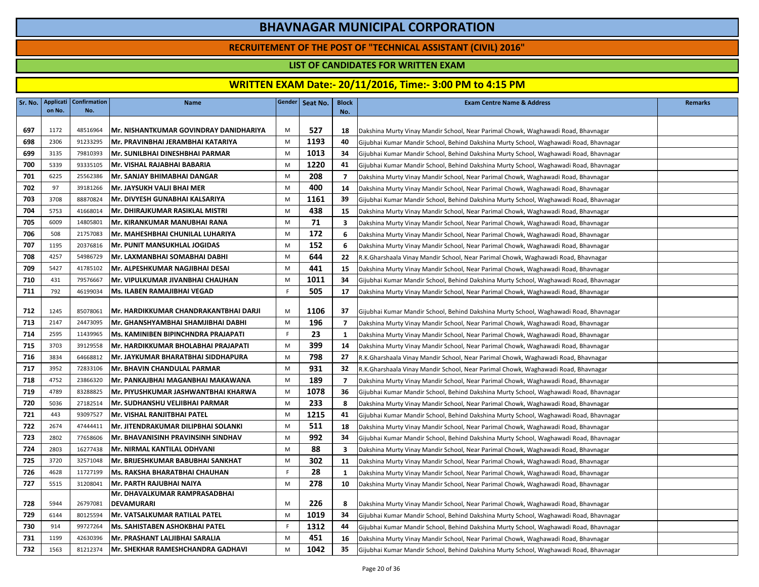# BHAVNAGAR MUNICIPAL CORPORATION

## RECRUITEMENT OF THE POST OF "TECHNICAL ASSISTANT (CIVIL) 2016"

### LIST OF CANDIDATES FOR WRITTEN EXAM

### WRITTEN EXAM Date:- 20/11/2016, Time:- 3:00 PM to 4:15 PM

| Sr. No. | Application No. | Confirmation No. | Name | Gender | Seat No. | Block No. | Exam Centre Name & Address | Remarks |
|---|---|---|---|---|---|---|---|---|
| 697 | 1172 | 48516964 | Mr. NISHANTKUMAR GOVINDRAY DANIDHARIYA | M | 527 | 18 | Dakshina Murty Vinay Mandir School, Near Parimal Chowk, Waghawadi Road, Bhavnagar | |
| 698 | 2306 | 91233295 | Mr. PRAVINBHAI JERAMBHAI KATARIYA | M | 1193 | 40 | Gijubhai Kumar Mandir School, Behind Dakshina Murty School, Waghawadi Road, Bhavnagar | |
| 699 | 3135 | 79810393 | Mr. SUNILBHAI DINESHBHAI PARMAR | M | 1013 | 34 | Gijubhai Kumar Mandir School, Behind Dakshina Murty School, Waghawadi Road, Bhavnagar | |
| 700 | 5339 | 93335105 | Mr. VISHAL RAJABHAI BABARIA | M | 1220 | 41 | Gijubhai Kumar Mandir School, Behind Dakshina Murty School, Waghawadi Road, Bhavnagar | |
| 701 | 6225 | 25562386 | Mr. SANJAY BHIMABHAI DANGAR | M | 208 | 7 | Dakshina Murty Vinay Mandir School, Near Parimal Chowk, Waghawadi Road, Bhavnagar | |
| 702 | 97 | 39181266 | Mr. JAYSUKH VALJI BHAI MER | M | 400 | 14 | Dakshina Murty Vinay Mandir School, Near Parimal Chowk, Waghawadi Road, Bhavnagar | |
| 703 | 3708 | 88870824 | Mr. DIVYESH GUNABHAI KALSARIYA | M | 1161 | 39 | Gijubhai Kumar Mandir School, Behind Dakshina Murty School, Waghawadi Road, Bhavnagar | |
| 704 | 5753 | 41668014 | Mr. DHIRAJKUMAR RASIKLAL MISTRI | M | 438 | 15 | Dakshina Murty Vinay Mandir School, Near Parimal Chowk, Waghawadi Road, Bhavnagar | |
| 705 | 6009 | 14805801 | Mr. KIRANKUMAR MANUBHAI RANA | M | 71 | 3 | Dakshina Murty Vinay Mandir School, Near Parimal Chowk, Waghawadi Road, Bhavnagar | |
| 706 | 508 | 21757083 | Mr. MAHESHBHAI CHUNILAL LUHARIYA | M | 172 | 6 | Dakshina Murty Vinay Mandir School, Near Parimal Chowk, Waghawadi Road, Bhavnagar | |
| 707 | 1195 | 20376816 | Mr. PUNIT MANSUKHLAL JOGIDAS | M | 152 | 6 | Dakshina Murty Vinay Mandir School, Near Parimal Chowk, Waghawadi Road, Bhavnagar | |
| 708 | 4257 | 54986729 | Mr. LAXMANBHAI SOMABHAI DABHI | M | 644 | 22 | R.K.Gharshaala Vinay Mandir School, Near Parimal Chowk, Waghawadi Road, Bhavnagar | |
| 709 | 5427 | 41785102 | Mr. ALPESHKUMAR NAGJIBHAI DESAI | M | 441 | 15 | Dakshina Murty Vinay Mandir School, Near Parimal Chowk, Waghawadi Road, Bhavnagar | |
| 710 | 431 | 79576667 | Mr. VIPULKUMAR JIVANBHAI CHAUHAN | M | 1011 | 34 | Gijubhai Kumar Mandir School, Behind Dakshina Murty School, Waghawadi Road, Bhavnagar | |
| 711 | 792 | 46199034 | Ms. ILABEN RAMAJIBHAI VEGAD | F | 505 | 17 | Dakshina Murty Vinay Mandir School, Near Parimal Chowk, Waghawadi Road, Bhavnagar | |
| 712 | 1245 | 85078061 | Mr. HARDIKKUMAR CHANDRAKANTBHAI DARJI | M | 1106 | 37 | Gijubhai Kumar Mandir School, Behind Dakshina Murty School, Waghawadi Road, Bhavnagar | |
| 713 | 2147 | 24473095 | Mr. GHANSHYAMBHAI SHAMJIBHAI DABHI | M | 196 | 7 | Dakshina Murty Vinay Mandir School, Near Parimal Chowk, Waghawadi Road, Bhavnagar | |
| 714 | 2595 | 11439965 | Ms. KAMINIBEN BIPINCHNDRA PRAJAPATI | F | 23 | 1 | Dakshina Murty Vinay Mandir School, Near Parimal Chowk, Waghawadi Road, Bhavnagar | |
| 715 | 3703 | 39129558 | Mr. HARDIKKUMAR BHOLABHAI PRAJAPATI | M | 399 | 14 | Dakshina Murty Vinay Mandir School, Near Parimal Chowk, Waghawadi Road, Bhavnagar | |
| 716 | 3834 | 64668812 | Mr. JAYKUMAR BHARATBHAI SIDDHAPURA | M | 798 | 27 | R.K.Gharshaala Vinay Mandir School, Near Parimal Chowk, Waghawadi Road, Bhavnagar | |
| 717 | 3952 | 72833106 | Mr. BHAVIN CHANDULAL PARMAR | M | 931 | 32 | R.K.Gharshaala Vinay Mandir School, Near Parimal Chowk, Waghawadi Road, Bhavnagar | |
| 718 | 4752 | 23866320 | Mr. PANKAJBHAI MAGANBHAI MAKAWANA | M | 189 | 7 | Dakshina Murty Vinay Mandir School, Near Parimal Chowk, Waghawadi Road, Bhavnagar | |
| 719 | 4789 | 83288825 | Mr. PIYUSHKUMAR JASHWANTBHAI KHARWA | M | 1078 | 36 | Gijubhai Kumar Mandir School, Behind Dakshina Murty School, Waghawadi Road, Bhavnagar | |
| 720 | 5036 | 27182514 | Mr. SUDHANSHU VELJIBHAI PARMAR | M | 233 | 8 | Dakshina Murty Vinay Mandir School, Near Parimal Chowk, Waghawadi Road, Bhavnagar | |
| 721 | 443 | 93097527 | Mr. VISHAL RANJITBHAI PATEL | M | 1215 | 41 | Gijubhai Kumar Mandir School, Behind Dakshina Murty School, Waghawadi Road, Bhavnagar | |
| 722 | 2674 | 47444411 | Mr. JITENDRAKUMAR DILIPBHAI SOLANKI | M | 511 | 18 | Dakshina Murty Vinay Mandir School, Near Parimal Chowk, Waghawadi Road, Bhavnagar | |
| 723 | 2802 | 77658606 | Mr. BHAVANISINH PRAVINSINH SINDHAV | M | 992 | 34 | Gijubhai Kumar Mandir School, Behind Dakshina Murty School, Waghawadi Road, Bhavnagar | |
| 724 | 2803 | 16277438 | Mr. NIRMAL KANTILAL ODHVANI | M | 88 | 3 | Dakshina Murty Vinay Mandir School, Near Parimal Chowk, Waghawadi Road, Bhavnagar | |
| 725 | 3720 | 32571048 | Mr. BRIJESHKUMAR BABUBHAI SANKHAT | M | 302 | 11 | Dakshina Murty Vinay Mandir School, Near Parimal Chowk, Waghawadi Road, Bhavnagar | |
| 726 | 4628 | 11727199 | Ms. RAKSHA BHARATBHAI CHAUHAN | F | 28 | 1 | Dakshina Murty Vinay Mandir School, Near Parimal Chowk, Waghawadi Road, Bhavnagar | |
| 727 | 5515 | 31208041 | Mr. PARTH RAJUBHAI NAIYA | M | 278 | 10 | Dakshina Murty Vinay Mandir School, Near Parimal Chowk, Waghawadi Road, Bhavnagar | |
| 728 | 5944 | 26797081 | Mr. DHAVALKUMAR RAMPRASADBHAI DEVAMURARI | M | 226 | 8 | Dakshina Murty Vinay Mandir School, Near Parimal Chowk, Waghawadi Road, Bhavnagar | |
| 729 | 6144 | 80125594 | Mr. VATSALKUMAR RATILAL PATEL | M | 1019 | 34 | Gijubhai Kumar Mandir School, Behind Dakshina Murty School, Waghawadi Road, Bhavnagar | |
| 730 | 914 | 99727264 | Ms. SAHISTABEN ASHOKBHAI PATEL | F | 1312 | 44 | Gijubhai Kumar Mandir School, Behind Dakshina Murty School, Waghawadi Road, Bhavnagar | |
| 731 | 1199 | 42630396 | Mr. PRASHANT LALJIBHAI SARALIA | M | 451 | 16 | Dakshina Murty Vinay Mandir School, Near Parimal Chowk, Waghawadi Road, Bhavnagar | |
| 732 | 1563 | 81212374 | Mr. SHEKHAR RAMESHCHANDRA GADHAVI | M | 1042 | 35 | Gijubhai Kumar Mandir School, Behind Dakshina Murty School, Waghawadi Road, Bhavnagar | |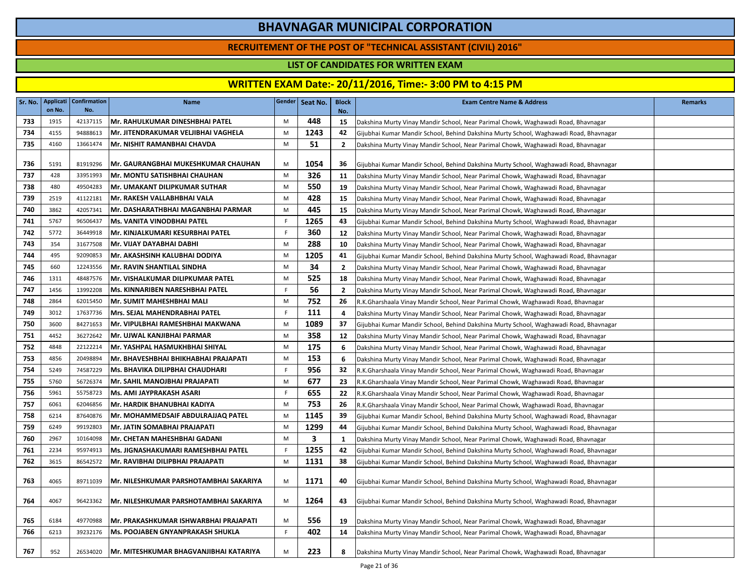# BHAVNAGAR MUNICIPAL CORPORATION

## RECRUITEMENT OF THE POST OF "TECHNICAL ASSISTANT (CIVIL) 2016"

### LIST OF CANDIDATES FOR WRITTEN EXAM

### WRITTEN EXAM Date:- 20/11/2016, Time:- 3:00 PM to 4:15 PM

| Sr. No. | Application No. | Confirmation No. | Name | Gender | Seat No. | Block No. | Exam Centre Name & Address | Remarks |
|---|---|---|---|---|---|---|---|---|
| 733 | 1915 | 42137115 | Mr. RAHULKUMAR DINESHBHAI PATEL | M | 448 | 15 | Dakshina Murty Vinay Mandir School, Near Parimal Chowk, Waghawadi Road, Bhavnagar | |
| 734 | 4155 | 94888613 | Mr. JITENDRAKUMAR VELJIBHAI VAGHELA | M | 1243 | 42 | Gijubhai Kumar Mandir School, Behind Dakshina Murty School, Waghawadi Road, Bhavnagar | |
| 735 | 4160 | 13661474 | Mr. NISHIT RAMANBHAI CHAVDA | M | 51 | 2 | Dakshina Murty Vinay Mandir School, Near Parimal Chowk, Waghawadi Road, Bhavnagar | |
| 736 | 5191 | 81919296 | Mr. GAURANGBHAI MUKESHKUMAR CHAUHAN | M | 1054 | 36 | Gijubhai Kumar Mandir School, Behind Dakshina Murty School, Waghawadi Road, Bhavnagar | |
| 737 | 428 | 33951993 | Mr. MONTU SATISHBHAI CHAUHAN | M | 326 | 11 | Dakshina Murty Vinay Mandir School, Near Parimal Chowk, Waghawadi Road, Bhavnagar | |
| 738 | 480 | 49504283 | Mr. UMAKANT DILIPKUMAR SUTHAR | M | 550 | 19 | Dakshina Murty Vinay Mandir School, Near Parimal Chowk, Waghawadi Road, Bhavnagar | |
| 739 | 2519 | 41122181 | Mr. RAKESH VALLABHBHAI VALA | M | 428 | 15 | Dakshina Murty Vinay Mandir School, Near Parimal Chowk, Waghawadi Road, Bhavnagar | |
| 740 | 3862 | 42057341 | Mr. DASHARATHBHAI MAGANBHAI PARMAR | M | 445 | 15 | Dakshina Murty Vinay Mandir School, Near Parimal Chowk, Waghawadi Road, Bhavnagar | |
| 741 | 5767 | 96506437 | Ms. VANITA VINODBHAI PATEL | F | 1265 | 43 | Gijubhai Kumar Mandir School, Behind Dakshina Murty School, Waghawadi Road, Bhavnagar | |
| 742 | 5772 | 36449918 | Mr. KINJALKUMARI KESURBHAI PATEL | F | 360 | 12 | Dakshina Murty Vinay Mandir School, Near Parimal Chowk, Waghawadi Road, Bhavnagar | |
| 743 | 354 | 31677508 | Mr. VIJAY DAYABHAI DABHI | M | 288 | 10 | Dakshina Murty Vinay Mandir School, Near Parimal Chowk, Waghawadi Road, Bhavnagar | |
| 744 | 495 | 92090853 | Mr. AKASHSINH KALUBHAI DODIYA | M | 1205 | 41 | Gijubhai Kumar Mandir School, Behind Dakshina Murty School, Waghawadi Road, Bhavnagar | |
| 745 | 660 | 12243556 | Mr. RAVIN SHANTILAL SINDHA | M | 34 | 2 | Dakshina Murty Vinay Mandir School, Near Parimal Chowk, Waghawadi Road, Bhavnagar | |
| 746 | 1311 | 48487576 | Mr. VISHALKUMAR DILIPKUMAR PATEL | M | 525 | 18 | Dakshina Murty Vinay Mandir School, Near Parimal Chowk, Waghawadi Road, Bhavnagar | |
| 747 | 1456 | 13992208 | Ms. KINNARIBEN NARESHBHAI PATEL | F | 56 | 2 | Dakshina Murty Vinay Mandir School, Near Parimal Chowk, Waghawadi Road, Bhavnagar | |
| 748 | 2864 | 62015450 | Mr. SUMIT MAHESHBHAI MALI | M | 752 | 26 | R.K.Gharshaala Vinay Mandir School, Near Parimal Chowk, Waghawadi Road, Bhavnagar | |
| 749 | 3012 | 17637736 | Mrs. SEJAL MAHENDRABHAI PATEL | F | 111 | 4 | Dakshina Murty Vinay Mandir School, Near Parimal Chowk, Waghawadi Road, Bhavnagar | |
| 750 | 3600 | 84271653 | Mr. VIPULBHAI RAMESHBHAI MAKWANA | M | 1089 | 37 | Gijubhai Kumar Mandir School, Behind Dakshina Murty School, Waghawadi Road, Bhavnagar | |
| 751 | 4452 | 36272642 | Mr. UJWAL KANJIBHAI PARMAR | M | 358 | 12 | Dakshina Murty Vinay Mandir School, Near Parimal Chowk, Waghawadi Road, Bhavnagar | |
| 752 | 4848 | 22122214 | Mr. YASHPAL HASMUKHBHAI SHIYAL | M | 175 | 6 | Dakshina Murty Vinay Mandir School, Near Parimal Chowk, Waghawadi Road, Bhavnagar | |
| 753 | 4856 | 20498894 | Mr. BHAVESHBHAI BHIKHABHAI PRAJAPATI | M | 153 | 6 | Dakshina Murty Vinay Mandir School, Near Parimal Chowk, Waghawadi Road, Bhavnagar | |
| 754 | 5249 | 74587229 | Ms. BHAVIKA DILIPBHAI CHAUDHARI | F | 956 | 32 | R.K.Gharshaala Vinay Mandir School, Near Parimal Chowk, Waghawadi Road, Bhavnagar | |
| 755 | 5760 | 56726374 | Mr. SAHIL MANOJBHAI PRAJAPATI | M | 677 | 23 | R.K.Gharshaala Vinay Mandir School, Near Parimal Chowk, Waghawadi Road, Bhavnagar | |
| 756 | 5961 | 55758723 | Ms. AMI JAYPRAKASH ASARI | F | 655 | 22 | R.K.Gharshaala Vinay Mandir School, Near Parimal Chowk, Waghawadi Road, Bhavnagar | |
| 757 | 6061 | 62046856 | Mr. HARDIK BHANUBHAI KADIYA | M | 753 | 26 | R.K.Gharshaala Vinay Mandir School, Near Parimal Chowk, Waghawadi Road, Bhavnagar | |
| 758 | 6214 | 87640876 | Mr. MOHAMMEDSAIF ABDULRAJJAQ PATEL | M | 1145 | 39 | Gijubhai Kumar Mandir School, Behind Dakshina Murty School, Waghawadi Road, Bhavnagar | |
| 759 | 6249 | 99192803 | Mr. JATIN SOMABHAI PRAJAPATI | M | 1299 | 44 | Gijubhai Kumar Mandir School, Behind Dakshina Murty School, Waghawadi Road, Bhavnagar | |
| 760 | 2967 | 10164098 | Mr. CHETAN MAHESHBHAI GADANI | M | 3 | 1 | Dakshina Murty Vinay Mandir School, Near Parimal Chowk, Waghawadi Road, Bhavnagar | |
| 761 | 2234 | 95974913 | Ms. JIGNASHAKUMARI RAMESHBHAI PATEL | F | 1255 | 42 | Gijubhai Kumar Mandir School, Behind Dakshina Murty School, Waghawadi Road, Bhavnagar | |
| 762 | 3615 | 86542572 | Mr. RAVIBHAI DILIPBHAI PRAJAPATI | M | 1131 | 38 | Gijubhai Kumar Mandir School, Behind Dakshina Murty School, Waghawadi Road, Bhavnagar | |
| 763 | 4065 | 89711039 | Mr. NILESHKUMAR PARSHOTAMBHAI SAKARIYA | M | 1171 | 40 | Gijubhai Kumar Mandir School, Behind Dakshina Murty School, Waghawadi Road, Bhavnagar | |
| 764 | 4067 | 96423362 | Mr. NILESHKUMAR PARSHOTAMBHAI SAKARIYA | M | 1264 | 43 | Gijubhai Kumar Mandir School, Behind Dakshina Murty School, Waghawadi Road, Bhavnagar | |
| 765 | 6184 | 49770988 | Mr. PRAKASHKUMAR ISHWARBHAI PRAJAPATI | M | 556 | 19 | Dakshina Murty Vinay Mandir School, Near Parimal Chowk, Waghawadi Road, Bhavnagar | |
| 766 | 6213 | 39232176 | Ms. POOJABEN GNYANPRAKASH SHUKLA | F | 402 | 14 | Dakshina Murty Vinay Mandir School, Near Parimal Chowk, Waghawadi Road, Bhavnagar | |
| 767 | 952 | 26534020 | Mr. MITESHKUMAR BHAGVANJIBHAI KATARIYA | M | 223 | 8 | Dakshina Murty Vinay Mandir School, Near Parimal Chowk, Waghawadi Road, Bhavnagar | |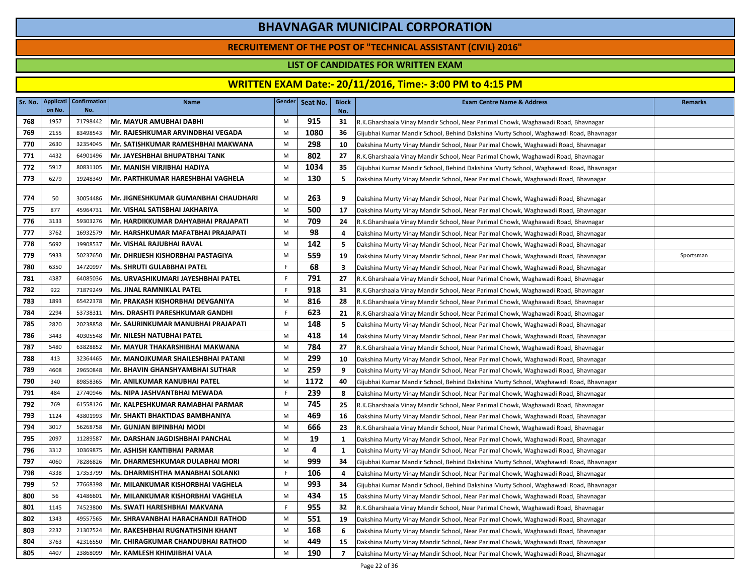# BHAVNAGAR MUNICIPAL CORPORATION

## RECRUITEMENT OF THE POST OF "TECHNICAL ASSISTANT (CIVIL) 2016"

### LIST OF CANDIDATES FOR WRITTEN EXAM

### WRITTEN EXAM Date:- 20/11/2016, Time:- 3:00 PM to 4:15 PM

| Sr. No. | Application No. | Confirmation No. | Name | Gender | Seat No. | Block No. | Exam Centre Name & Address | Remarks |
|---|---|---|---|---|---|---|---|---|
| 768 | 1957 | 71798442 | Mr. MAYUR AMUBHAI DABHI | M | 915 | 31 | R.K.Gharshaala Vinay Mandir School, Near Parimal Chowk, Waghawadi Road, Bhavnagar | |
| 769 | 2155 | 83498543 | Mr. RAJESHKUMAR ARVINDBHAI VEGADA | M | 1080 | 36 | Gijubhai Kumar Mandir School, Behind Dakshina Murty School, Waghawadi Road, Bhavnagar | |
| 770 | 2630 | 32354045 | Mr. SATISHKUMAR RAMESHBHAI MAKWANA | M | 298 | 10 | Dakshina Murty Vinay Mandir School, Near Parimal Chowk, Waghawadi Road, Bhavnagar | |
| 771 | 4432 | 64901496 | Mr. JAYESHBHAI BHUPATBHAI TANK | M | 802 | 27 | R.K.Gharshaala Vinay Mandir School, Near Parimal Chowk, Waghawadi Road, Bhavnagar | |
| 772 | 5917 | 80831105 | Mr. MANISH VIRJIBHAI HADIYA | M | 1034 | 35 | Gijubhai Kumar Mandir School, Behind Dakshina Murty School, Waghawadi Road, Bhavnagar | |
| 773 | 6279 | 19248349 | Mr. PARTHKUMAR HARESHBHAI VAGHELA | M | 130 | 5 | Dakshina Murty Vinay Mandir School, Near Parimal Chowk, Waghawadi Road, Bhavnagar | |
| 774 | 50 | 30054486 | Mr. JIGNESHKUMAR GUMANBHAI CHAUDHARI | M | 263 | 9 | Dakshina Murty Vinay Mandir School, Near Parimal Chowk, Waghawadi Road, Bhavnagar | |
| 775 | 877 | 45964731 | Mr. VISHAL SATISBHAI JAKHARIYA | M | 500 | 17 | Dakshina Murty Vinay Mandir School, Near Parimal Chowk, Waghawadi Road, Bhavnagar | |
| 776 | 3133 | 59303276 | Mr. HARDIKKUMAR DAHYABHAI PRAJAPATI | M | 709 | 24 | R.K.Gharshaala Vinay Mandir School, Near Parimal Chowk, Waghawadi Road, Bhavnagar | |
| 777 | 3762 | 16932579 | Mr. HARSHKUMAR MAFATBHAI PRAJAPATI | M | 98 | 4 | Dakshina Murty Vinay Mandir School, Near Parimal Chowk, Waghawadi Road, Bhavnagar | |
| 778 | 5692 | 19908537 | Mr. VISHAL RAJUBHAI RAVAL | M | 142 | 5 | Dakshina Murty Vinay Mandir School, Near Parimal Chowk, Waghawadi Road, Bhavnagar | |
| 779 | 5933 | 50237650 | Mr. DHRIJESH KISHORBHAI PASTAGIYA | M | 559 | 19 | Dakshina Murty Vinay Mandir School, Near Parimal Chowk, Waghawadi Road, Bhavnagar | Sportsman |
| 780 | 6350 | 14720997 | Ms. SHRUTI GULABBHAI PATEL | F | 68 | 3 | Dakshina Murty Vinay Mandir School, Near Parimal Chowk, Waghawadi Road, Bhavnagar | |
| 781 | 4387 | 64085036 | Ms. URVASHIKUMARI JAYESHBHAI PATEL | F | 791 | 27 | R.K.Gharshaala Vinay Mandir School, Near Parimal Chowk, Waghawadi Road, Bhavnagar | |
| 782 | 922 | 71879249 | Ms. JINAL RAMNIKLAL PATEL | F | 918 | 31 | R.K.Gharshaala Vinay Mandir School, Near Parimal Chowk, Waghawadi Road, Bhavnagar | |
| 783 | 1893 | 65422378 | Mr. PRAKASH KISHORBHAI DEVGANIYA | M | 816 | 28 | R.K.Gharshaala Vinay Mandir School, Near Parimal Chowk, Waghawadi Road, Bhavnagar | |
| 784 | 2294 | 53738311 | Mrs. DRASHTI PARESHKUMAR GANDHI | F | 623 | 21 | R.K.Gharshaala Vinay Mandir School, Near Parimal Chowk, Waghawadi Road, Bhavnagar | |
| 785 | 2820 | 20238858 | Mr. SAURINKUMAR MANUBHAI PRAJAPATI | M | 148 | 5 | Dakshina Murty Vinay Mandir School, Near Parimal Chowk, Waghawadi Road, Bhavnagar | |
| 786 | 3443 | 40305548 | Mr. NILESH NATUBHAI PATEL | M | 418 | 14 | Dakshina Murty Vinay Mandir School, Near Parimal Chowk, Waghawadi Road, Bhavnagar | |
| 787 | 5480 | 63828852 | Mr. MAYUR THAKARSHIBHAI MAKWANA | M | 784 | 27 | R.K.Gharshaala Vinay Mandir School, Near Parimal Chowk, Waghawadi Road, Bhavnagar | |
| 788 | 413 | 32364465 | Mr. MANOJKUMAR SHAILESHBHAI PATANI | M | 299 | 10 | Dakshina Murty Vinay Mandir School, Near Parimal Chowk, Waghawadi Road, Bhavnagar | |
| 789 | 4608 | 29650848 | Mr. BHAVIN GHANSHYAMBHAI SUTHAR | M | 259 | 9 | Dakshina Murty Vinay Mandir School, Near Parimal Chowk, Waghawadi Road, Bhavnagar | |
| 790 | 340 | 89858365 | Mr. ANILKUMAR KANUBHAI PATEL | M | 1172 | 40 | Gijubhai Kumar Mandir School, Behind Dakshina Murty School, Waghawadi Road, Bhavnagar | |
| 791 | 484 | 27740946 | Ms. NIPA JASHVANTBHAI MEWADA | F | 239 | 8 | Dakshina Murty Vinay Mandir School, Near Parimal Chowk, Waghawadi Road, Bhavnagar | |
| 792 | 769 | 61558126 | Mr. KALPESHKUMAR RAMABHAI PARMAR | M | 745 | 25 | R.K.Gharshaala Vinay Mandir School, Near Parimal Chowk, Waghawadi Road, Bhavnagar | |
| 793 | 1124 | 43801993 | Mr. SHAKTI BHAKTIDAS BAMBHANIYA | M | 469 | 16 | Dakshina Murty Vinay Mandir School, Near Parimal Chowk, Waghawadi Road, Bhavnagar | |
| 794 | 3017 | 56268758 | Mr. GUNJAN BIPINBHAI MODI | M | 666 | 23 | R.K.Gharshaala Vinay Mandir School, Near Parimal Chowk, Waghawadi Road, Bhavnagar | |
| 795 | 2097 | 11289587 | Mr. DARSHAN JAGDISHBHAI PANCHAL | M | 19 | 1 | Dakshina Murty Vinay Mandir School, Near Parimal Chowk, Waghawadi Road, Bhavnagar | |
| 796 | 3312 | 10369875 | Mr. ASHISH KANTIBHAI PARMAR | M | 4 | 1 | Dakshina Murty Vinay Mandir School, Near Parimal Chowk, Waghawadi Road, Bhavnagar | |
| 797 | 4060 | 78286826 | Mr. DHARMESHKUMAR DULABHAI MORI | M | 999 | 34 | Gijubhai Kumar Mandir School, Behind Dakshina Murty School, Waghawadi Road, Bhavnagar | |
| 798 | 4338 | 17353799 | Ms. DHARMISHTHA MANABHAI SOLANKI | F | 106 | 4 | Dakshina Murty Vinay Mandir School, Near Parimal Chowk, Waghawadi Road, Bhavnagar | |
| 799 | 52 | 77668398 | Mr. MILANKUMAR KISHORBHAI VAGHELA | M | 993 | 34 | Gijubhai Kumar Mandir School, Behind Dakshina Murty School, Waghawadi Road, Bhavnagar | |
| 800 | 56 | 41486601 | Mr. MILANKUMAR KISHORBHAI VAGHELA | M | 434 | 15 | Dakshina Murty Vinay Mandir School, Near Parimal Chowk, Waghawadi Road, Bhavnagar | |
| 801 | 1145 | 74523800 | Ms. SWATI HARESHBHAI MAKVANA | F | 955 | 32 | R.K.Gharshaala Vinay Mandir School, Near Parimal Chowk, Waghawadi Road, Bhavnagar | |
| 802 | 1343 | 49557565 | Mr. SHRAVANBHAI HARACHANDJI RATHOD | M | 551 | 19 | Dakshina Murty Vinay Mandir School, Near Parimal Chowk, Waghawadi Road, Bhavnagar | |
| 803 | 2232 | 21307524 | Mr. RAKESHBHAI RUGNATHSINH KHANT | M | 168 | 6 | Dakshina Murty Vinay Mandir School, Near Parimal Chowk, Waghawadi Road, Bhavnagar | |
| 804 | 3763 | 42316550 | Mr. CHIRAGKUMAR CHANDUBHAI RATHOD | M | 449 | 15 | Dakshina Murty Vinay Mandir School, Near Parimal Chowk, Waghawadi Road, Bhavnagar | |
| 805 | 4407 | 23868099 | Mr. KAMLESH KHIMJIBHAI VALA | M | 190 | 7 | Dakshina Murty Vinay Mandir School, Near Parimal Chowk, Waghawadi Road, Bhavnagar | |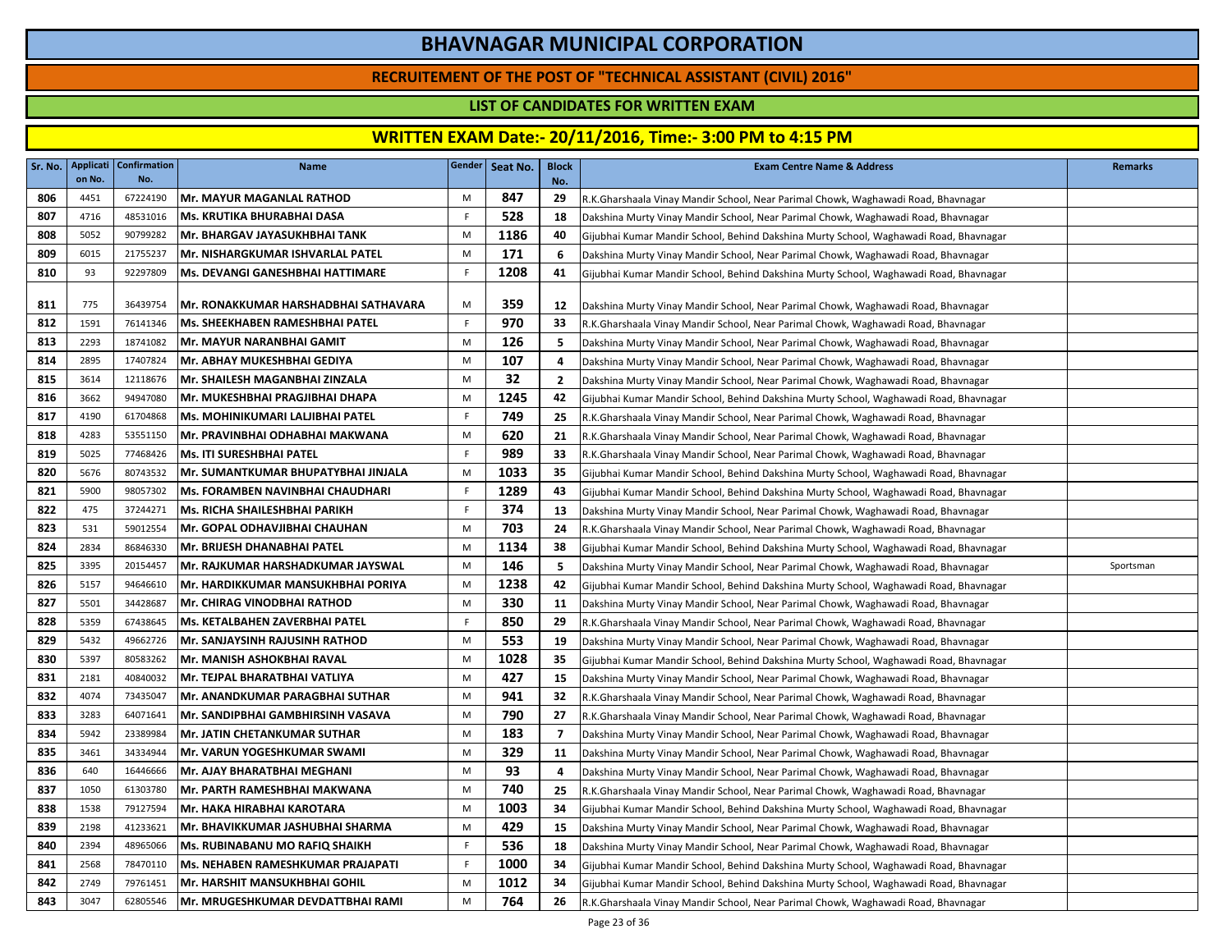# BHAVNAGAR MUNICIPAL CORPORATION

## RECRUITEMENT OF THE POST OF "TECHNICAL ASSISTANT (CIVIL) 2016"

### LIST OF CANDIDATES FOR WRITTEN EXAM

### WRITTEN EXAM Date:- 20/11/2016, Time:- 3:00 PM to 4:15 PM

| Sr. No. | Application No. | Confirmation No. | Name | Gender | Seat No. | Block No. | Exam Centre Name & Address | Remarks |
|---|---|---|---|---|---|---|---|---|
| 806 | 4451 | 67224190 | Mr. MAYUR MAGANLAL RATHOD | M | 847 | 29 | R.K.Gharshaala Vinay Mandir School, Near Parimal Chowk, Waghawadi Road, Bhavnagar | |
| 807 | 4716 | 48531016 | Ms. KRUTIKA BHURABHAI DASA | F | 528 | 18 | Dakshina Murty Vinay Mandir School, Near Parimal Chowk, Waghawadi Road, Bhavnagar | |
| 808 | 5052 | 90799282 | Mr. BHARGAV JAYASUKHBHAI TANK | M | 1186 | 40 | Gijubhai Kumar Mandir School, Behind Dakshina Murty School, Waghawadi Road, Bhavnagar | |
| 809 | 6015 | 21755237 | Mr. NISHARGKUMAR ISHVARLAL PATEL | M | 171 | 6 | Dakshina Murty Vinay Mandir School, Near Parimal Chowk, Waghawadi Road, Bhavnagar | |
| 810 | 93 | 92297809 | Ms. DEVANGI GANESHBHAI HATTIMARE | F | 1208 | 41 | Gijubhai Kumar Mandir School, Behind Dakshina Murty School, Waghawadi Road, Bhavnagar | |
| 811 | 775 | 36439754 | Mr. RONAKKUMAR HARSHADBHAI SATHAVARA | M | 359 | 12 | Dakshina Murty Vinay Mandir School, Near Parimal Chowk, Waghawadi Road, Bhavnagar | |
| 812 | 1591 | 76141346 | Ms. SHEEKHABEN RAMESHBHAI PATEL | F | 970 | 33 | R.K.Gharshaala Vinay Mandir School, Near Parimal Chowk, Waghawadi Road, Bhavnagar | |
| 813 | 2293 | 18741082 | Mr. MAYUR NARANBHAI GAMIT | M | 126 | 5 | Dakshina Murty Vinay Mandir School, Near Parimal Chowk, Waghawadi Road, Bhavnagar | |
| 814 | 2895 | 17407824 | Mr. ABHAY MUKESHBHAI GEDIYA | M | 107 | 4 | Dakshina Murty Vinay Mandir School, Near Parimal Chowk, Waghawadi Road, Bhavnagar | |
| 815 | 3614 | 12118676 | Mr. SHAILESH MAGANBHAI ZINZALA | M | 32 | 2 | Dakshina Murty Vinay Mandir School, Near Parimal Chowk, Waghawadi Road, Bhavnagar | |
| 816 | 3662 | 94947080 | Mr. MUKESHBHAI PRAGJIBHAI DHAPA | M | 1245 | 42 | Gijubhai Kumar Mandir School, Behind Dakshina Murty School, Waghawadi Road, Bhavnagar | |
| 817 | 4190 | 61704868 | Ms. MOHINIKUMARI LALJIBHAI PATEL | F | 749 | 25 | R.K.Gharshaala Vinay Mandir School, Near Parimal Chowk, Waghawadi Road, Bhavnagar | |
| 818 | 4283 | 53551150 | Mr. PRAVINBHAI ODHABHAI MAKWANA | M | 620 | 21 | R.K.Gharshaala Vinay Mandir School, Near Parimal Chowk, Waghawadi Road, Bhavnagar | |
| 819 | 5025 | 77468426 | Ms. ITI SURESHBHAI PATEL | F | 989 | 33 | R.K.Gharshaala Vinay Mandir School, Near Parimal Chowk, Waghawadi Road, Bhavnagar | |
| 820 | 5676 | 80743532 | Mr. SUMANTKUMAR BHUPATYBHAI JINJALA | M | 1033 | 35 | Gijubhai Kumar Mandir School, Behind Dakshina Murty School, Waghawadi Road, Bhavnagar | |
| 821 | 5900 | 98057302 | Ms. FORAMBEN NAVINBHAI CHAUDHARI | F | 1289 | 43 | Gijubhai Kumar Mandir School, Behind Dakshina Murty School, Waghawadi Road, Bhavnagar | |
| 822 | 475 | 37244271 | Ms. RICHA SHAILESHBHAI PARIKH | F | 374 | 13 | Dakshina Murty Vinay Mandir School, Near Parimal Chowk, Waghawadi Road, Bhavnagar | |
| 823 | 531 | 59012554 | Mr. GOPAL ODHAVJIBHAI CHAUHAN | M | 703 | 24 | R.K.Gharshaala Vinay Mandir School, Near Parimal Chowk, Waghawadi Road, Bhavnagar | |
| 824 | 2834 | 86846330 | Mr. BRIJESH DHANABHAI PATEL | M | 1134 | 38 | Gijubhai Kumar Mandir School, Behind Dakshina Murty School, Waghawadi Road, Bhavnagar | |
| 825 | 3395 | 20154457 | Mr. RAJKUMAR HARSHADKUMAR JAYSWAL | M | 146 | 5 | Dakshina Murty Vinay Mandir School, Near Parimal Chowk, Waghawadi Road, Bhavnagar | Sportsman |
| 826 | 5157 | 94646610 | Mr. HARDIKKUMAR MANSUKHBHAI PORIYA | M | 1238 | 42 | Gijubhai Kumar Mandir School, Behind Dakshina Murty School, Waghawadi Road, Bhavnagar | |
| 827 | 5501 | 34428687 | Mr. CHIRAG VINODBHAI RATHOD | M | 330 | 11 | Dakshina Murty Vinay Mandir School, Near Parimal Chowk, Waghawadi Road, Bhavnagar | |
| 828 | 5359 | 67438645 | Ms. KETALBAHEN ZAVERBHAI PATEL | F | 850 | 29 | R.K.Gharshaala Vinay Mandir School, Near Parimal Chowk, Waghawadi Road, Bhavnagar | |
| 829 | 5432 | 49662726 | Mr. SANJAYSINH RAJUSINH RATHOD | M | 553 | 19 | Dakshina Murty Vinay Mandir School, Near Parimal Chowk, Waghawadi Road, Bhavnagar | |
| 830 | 5397 | 80583262 | Mr. MANISH ASHOKBHAI RAVAL | M | 1028 | 35 | Gijubhai Kumar Mandir School, Behind Dakshina Murty School, Waghawadi Road, Bhavnagar | |
| 831 | 2181 | 40840032 | Mr. TEJPAL BHARATBHAI VATLIYA | M | 427 | 15 | Dakshina Murty Vinay Mandir School, Near Parimal Chowk, Waghawadi Road, Bhavnagar | |
| 832 | 4074 | 73435047 | Mr. ANANDKUMAR PARAGBHAI SUTHAR | M | 941 | 32 | R.K.Gharshaala Vinay Mandir School, Near Parimal Chowk, Waghawadi Road, Bhavnagar | |
| 833 | 3283 | 64071641 | Mr. SANDIPBHAI GAMBHIRSINH VASAVA | M | 790 | 27 | R.K.Gharshaala Vinay Mandir School, Near Parimal Chowk, Waghawadi Road, Bhavnagar | |
| 834 | 5942 | 23389984 | Mr. JATIN CHETANKUMAR SUTHAR | M | 183 | 7 | Dakshina Murty Vinay Mandir School, Near Parimal Chowk, Waghawadi Road, Bhavnagar | |
| 835 | 3461 | 34334944 | Mr. VARUN YOGESHKUMAR SWAMI | M | 329 | 11 | Dakshina Murty Vinay Mandir School, Near Parimal Chowk, Waghawadi Road, Bhavnagar | |
| 836 | 640 | 16446666 | Mr. AJAY BHARATBHAI MEGHANI | M | 93 | 4 | Dakshina Murty Vinay Mandir School, Near Parimal Chowk, Waghawadi Road, Bhavnagar | |
| 837 | 1050 | 61303780 | Mr. PARTH RAMESHBHAI MAKWANA | M | 740 | 25 | R.K.Gharshaala Vinay Mandir School, Near Parimal Chowk, Waghawadi Road, Bhavnagar | |
| 838 | 1538 | 79127594 | Mr. HAKA HIRABHAI KAROTARA | M | 1003 | 34 | Gijubhai Kumar Mandir School, Behind Dakshina Murty School, Waghawadi Road, Bhavnagar | |
| 839 | 2198 | 41233621 | Mr. BHAVIKKUMAR JASHUBHAI SHARMA | M | 429 | 15 | Dakshina Murty Vinay Mandir School, Near Parimal Chowk, Waghawadi Road, Bhavnagar | |
| 840 | 2394 | 48965066 | Ms. RUBINABANU MO RAFIQ SHAIKH | F | 536 | 18 | Dakshina Murty Vinay Mandir School, Near Parimal Chowk, Waghawadi Road, Bhavnagar | |
| 841 | 2568 | 78470110 | Ms. NEHABEN RAMESHKUMAR PRAJAPATI | F | 1000 | 34 | Gijubhai Kumar Mandir School, Behind Dakshina Murty School, Waghawadi Road, Bhavnagar | |
| 842 | 2749 | 79761451 | Mr. HARSHIT MANSUKHBHAI GOHIL | M | 1012 | 34 | Gijubhai Kumar Mandir School, Behind Dakshina Murty School, Waghawadi Road, Bhavnagar | |
| 843 | 3047 | 62805546 | Mr. MRUGESHKUMAR DEVDATTBHAI RAMI | M | 764 | 26 | R.K.Gharshaala Vinay Mandir School, Near Parimal Chowk, Waghawadi Road, Bhavnagar | |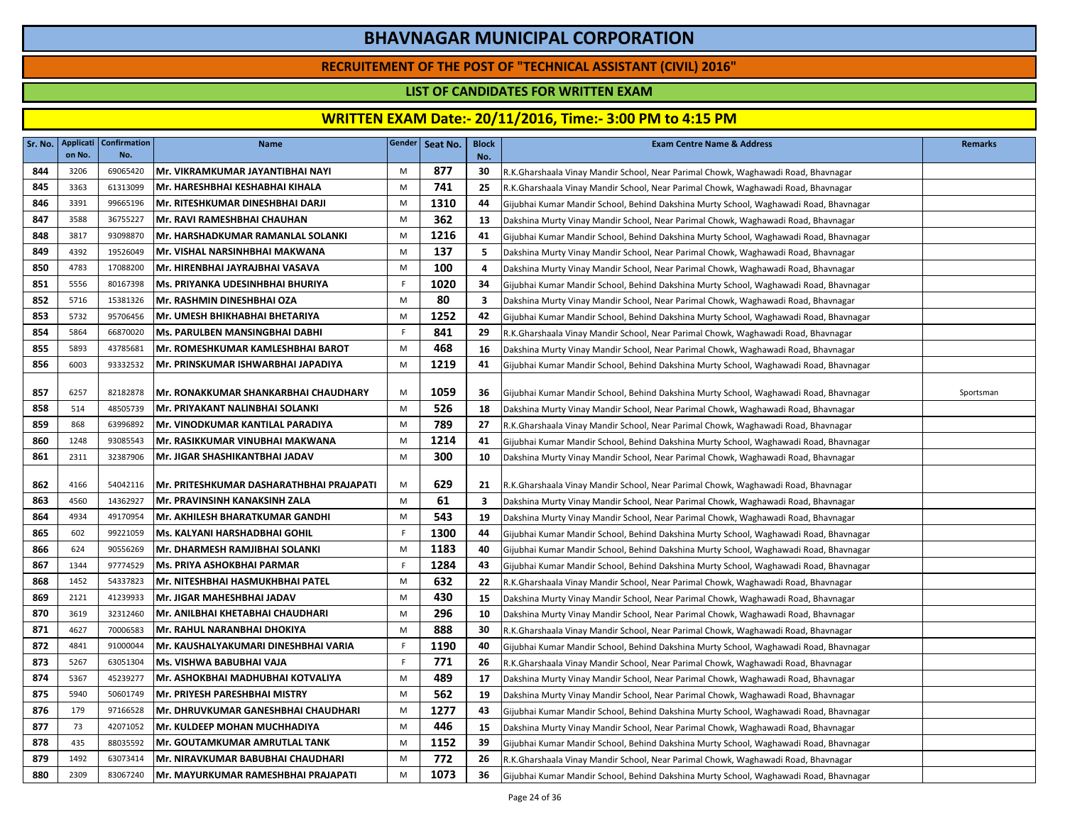# BHAVNAGAR MUNICIPAL CORPORATION

## RECRUITEMENT OF THE POST OF "TECHNICAL ASSISTANT (CIVIL) 2016"

### LIST OF CANDIDATES FOR WRITTEN EXAM

### WRITTEN EXAM Date:- 20/11/2016, Time:- 3:00 PM to 4:15 PM

| Sr. No. | Application No. | Confirmation No. | Name | Gender | Seat No. | Block No. | Exam Centre Name & Address | Remarks |
|---|---|---|---|---|---|---|---|---|
| 844 | 3206 | 69065420 | Mr. VIKRAMKUMAR JAYANTIBHAI NAYI | M | 877 | 30 | R.K.Gharshaala Vinay Mandir School, Near Parimal Chowk, Waghawadi Road, Bhavnagar | |
| 845 | 3363 | 61313099 | Mr. HARESHBHAI KESHABHAI KIHALA | M | 741 | 25 | R.K.Gharshaala Vinay Mandir School, Near Parimal Chowk, Waghawadi Road, Bhavnagar | |
| 846 | 3391 | 99665196 | Mr. RITESHKUMAR DINESHBHAI DARJI | M | 1310 | 44 | Gijubhai Kumar Mandir School, Behind Dakshina Murty School, Waghawadi Road, Bhavnagar | |
| 847 | 3588 | 36755227 | Mr. RAVI RAMESHBHAI CHAUHAN | M | 362 | 13 | Dakshina Murty Vinay Mandir School, Near Parimal Chowk, Waghawadi Road, Bhavnagar | |
| 848 | 3817 | 93098870 | Mr. HARSHADKUMAR RAMANLAL SOLANKI | M | 1216 | 41 | Gijubhai Kumar Mandir School, Behind Dakshina Murty School, Waghawadi Road, Bhavnagar | |
| 849 | 4392 | 19526049 | Mr. VISHAL NARSINHBHAI MAKWANA | M | 137 | 5 | Dakshina Murty Vinay Mandir School, Near Parimal Chowk, Waghawadi Road, Bhavnagar | |
| 850 | 4783 | 17088200 | Mr. HIRENBHAI JAYRAJBHAI VASAVA | M | 100 | 4 | Dakshina Murty Vinay Mandir School, Near Parimal Chowk, Waghawadi Road, Bhavnagar | |
| 851 | 5556 | 80167398 | Ms. PRIYANKA UDESINHBHAI BHURIYA | F | 1020 | 34 | Gijubhai Kumar Mandir School, Behind Dakshina Murty School, Waghawadi Road, Bhavnagar | |
| 852 | 5716 | 15381326 | Mr. RASHMIN DINESHBHAI OZA | M | 80 | 3 | Dakshina Murty Vinay Mandir School, Near Parimal Chowk, Waghawadi Road, Bhavnagar | |
| 853 | 5732 | 95706456 | Mr. UMESH BHIKHABHAI BHETARIYA | M | 1252 | 42 | Gijubhai Kumar Mandir School, Behind Dakshina Murty School, Waghawadi Road, Bhavnagar | |
| 854 | 5864 | 66870020 | Ms. PARULBEN MANSINGBHAI DABHI | F | 841 | 29 | R.K.Gharshaala Vinay Mandir School, Near Parimal Chowk, Waghawadi Road, Bhavnagar | |
| 855 | 5893 | 43785681 | Mr. ROMESHKUMAR KAMLESHBHAI BAROT | M | 468 | 16 | Dakshina Murty Vinay Mandir School, Near Parimal Chowk, Waghawadi Road, Bhavnagar | |
| 856 | 6003 | 93332532 | Mr. PRINSKUMAR ISHWARBHAI JAPADIYA | M | 1219 | 41 | Gijubhai Kumar Mandir School, Behind Dakshina Murty School, Waghawadi Road, Bhavnagar | |
| 857 | 6257 | 82182878 | Mr. RONAKKUMAR SHANKARBHAI CHAUDHARY | M | 1059 | 36 | Gijubhai Kumar Mandir School, Behind Dakshina Murty School, Waghawadi Road, Bhavnagar | Sportsman |
| 858 | 514 | 48505739 | Mr. PRIYAKANT NALINBHAI SOLANKI | M | 526 | 18 | Dakshina Murty Vinay Mandir School, Near Parimal Chowk, Waghawadi Road, Bhavnagar | |
| 859 | 868 | 63996892 | Mr. VINODKUMAR KANTILAL PARADIYA | M | 789 | 27 | R.K.Gharshaala Vinay Mandir School, Near Parimal Chowk, Waghawadi Road, Bhavnagar | |
| 860 | 1248 | 93085543 | Mr. RASIKKUMAR VINUBHAI MAKWANA | M | 1214 | 41 | Gijubhai Kumar Mandir School, Behind Dakshina Murty School, Waghawadi Road, Bhavnagar | |
| 861 | 2311 | 32387906 | Mr. JIGAR SHASHIKANTBHAI JADAV | M | 300 | 10 | Dakshina Murty Vinay Mandir School, Near Parimal Chowk, Waghawadi Road, Bhavnagar | |
| 862 | 4166 | 54042116 | Mr. PRITESHKUMAR DASHARATHBHAI PRAJAPATI | M | 629 | 21 | R.K.Gharshaala Vinay Mandir School, Near Parimal Chowk, Waghawadi Road, Bhavnagar | |
| 863 | 4560 | 14362927 | Mr. PRAVINSINH KANAKSINH ZALA | M | 61 | 3 | Dakshina Murty Vinay Mandir School, Near Parimal Chowk, Waghawadi Road, Bhavnagar | |
| 864 | 4934 | 49170954 | Mr. AKHILESH BHARATKUMAR GANDHI | M | 543 | 19 | Dakshina Murty Vinay Mandir School, Near Parimal Chowk, Waghawadi Road, Bhavnagar | |
| 865 | 602 | 99221059 | Ms. KALYANI HARSHADBHAI GOHIL | F | 1300 | 44 | Gijubhai Kumar Mandir School, Behind Dakshina Murty School, Waghawadi Road, Bhavnagar | |
| 866 | 624 | 90556269 | Mr. DHARMESH RAMJIBHAI SOLANKI | M | 1183 | 40 | Gijubhai Kumar Mandir School, Behind Dakshina Murty School, Waghawadi Road, Bhavnagar | |
| 867 | 1344 | 97774529 | Ms. PRIYA ASHOKBHAI PARMAR | F | 1284 | 43 | Gijubhai Kumar Mandir School, Behind Dakshina Murty School, Waghawadi Road, Bhavnagar | |
| 868 | 1452 | 54337823 | Mr. NITESHBHAI HASMUKHBHAI PATEL | M | 632 | 22 | R.K.Gharshaala Vinay Mandir School, Near Parimal Chowk, Waghawadi Road, Bhavnagar | |
| 869 | 2121 | 41239933 | Mr. JIGAR MAHESHBHAI JADAV | M | 430 | 15 | Dakshina Murty Vinay Mandir School, Near Parimal Chowk, Waghawadi Road, Bhavnagar | |
| 870 | 3619 | 32312460 | Mr. ANILBHAI KHETABHAI CHAUDHARI | M | 296 | 10 | Dakshina Murty Vinay Mandir School, Near Parimal Chowk, Waghawadi Road, Bhavnagar | |
| 871 | 4627 | 70006583 | Mr. RAHUL NARANBHAI DHOKIYA | M | 888 | 30 | R.K.Gharshaala Vinay Mandir School, Near Parimal Chowk, Waghawadi Road, Bhavnagar | |
| 872 | 4841 | 91000044 | Mr. KAUSHALYAKUMARI DINESHBHAI VARIA | F | 1190 | 40 | Gijubhai Kumar Mandir School, Behind Dakshina Murty School, Waghawadi Road, Bhavnagar | |
| 873 | 5267 | 63051304 | Ms. VISHWA BABUBHAI VAJA | F | 771 | 26 | R.K.Gharshaala Vinay Mandir School, Near Parimal Chowk, Waghawadi Road, Bhavnagar | |
| 874 | 5367 | 45239277 | Mr. ASHOKBHAI MADHUBHAI KOTVALIYA | M | 489 | 17 | Dakshina Murty Vinay Mandir School, Near Parimal Chowk, Waghawadi Road, Bhavnagar | |
| 875 | 5940 | 50601749 | Mr. PRIYESH PARESHBHAI MISTRY | M | 562 | 19 | Dakshina Murty Vinay Mandir School, Near Parimal Chowk, Waghawadi Road, Bhavnagar | |
| 876 | 179 | 97166528 | Mr. DHRUVKUMAR GANESHBHAI CHAUDHARI | M | 1277 | 43 | Gijubhai Kumar Mandir School, Behind Dakshina Murty School, Waghawadi Road, Bhavnagar | |
| 877 | 73 | 42071052 | Mr. KULDEEP MOHAN MUCHHADIYA | M | 446 | 15 | Dakshina Murty Vinay Mandir School, Near Parimal Chowk, Waghawadi Road, Bhavnagar | |
| 878 | 435 | 88035592 | Mr. GOUTAMKUMAR AMRUTLAL TANK | M | 1152 | 39 | Gijubhai Kumar Mandir School, Behind Dakshina Murty School, Waghawadi Road, Bhavnagar | |
| 879 | 1492 | 63073414 | Mr. NIRAVKUMAR BABUBHAI CHAUDHARI | M | 772 | 26 | R.K.Gharshaala Vinay Mandir School, Near Parimal Chowk, Waghawadi Road, Bhavnagar | |
| 880 | 2309 | 83067240 | Mr. MAYURKUMAR RAMESHBHAI PRAJAPATI | M | 1073 | 36 | Gijubhai Kumar Mandir School, Behind Dakshina Murty School, Waghawadi Road, Bhavnagar | |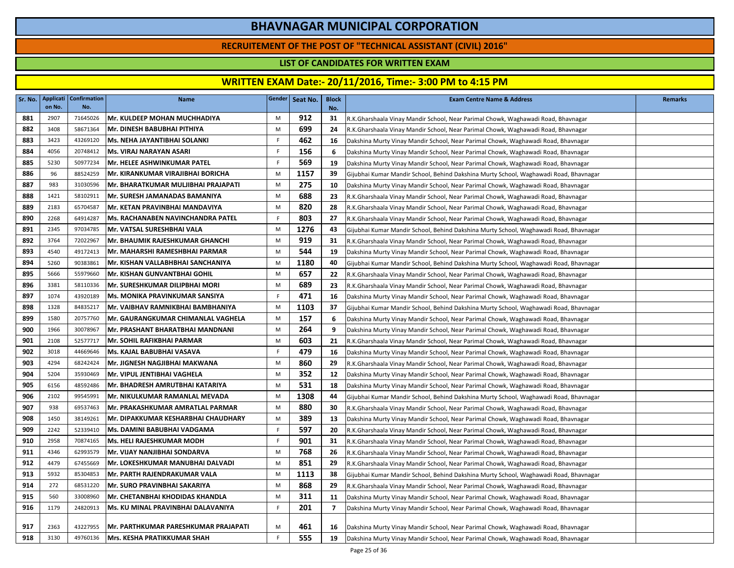# BHAVNAGAR MUNICIPAL CORPORATION

## RECRUITEMENT OF THE POST OF "TECHNICAL ASSISTANT (CIVIL) 2016"

### LIST OF CANDIDATES FOR WRITTEN EXAM

### WRITTEN EXAM Date:- 20/11/2016, Time:- 3:00 PM to 4:15 PM

| Sr. No. | Application No. | Confirmation No. | Name | Gender | Seat No. | Block No. | Exam Centre Name & Address | Remarks |
|---|---|---|---|---|---|---|---|---|
| 881 | 2907 | 71645026 | Mr. KULDEEP MOHAN MUCHHADIYA | M | 912 | 31 | R.K.Gharshaala Vinay Mandir School, Near Parimal Chowk, Waghawadi Road, Bhavnagar | |
| 882 | 3408 | 58671364 | Mr. DINESH BABUBHAI PITHIYA | M | 699 | 24 | R.K.Gharshaala Vinay Mandir School, Near Parimal Chowk, Waghawadi Road, Bhavnagar | |
| 883 | 3423 | 43269120 | Ms. NEHA JAYANTIBHAI SOLANKI | F | 462 | 16 | Dakshina Murty Vinay Mandir School, Near Parimal Chowk, Waghawadi Road, Bhavnagar | |
| 884 | 4056 | 20748412 | Ms. VIRAJ NARAYAN ASARI | F | 156 | 6 | Dakshina Murty Vinay Mandir School, Near Parimal Chowk, Waghawadi Road, Bhavnagar | |
| 885 | 5230 | 50977234 | Mr. HELEE ASHWINKUMAR PATEL | F | 569 | 19 | Dakshina Murty Vinay Mandir School, Near Parimal Chowk, Waghawadi Road, Bhavnagar | |
| 886 | 96 | 88524259 | Mr. KIRANKUMAR VIRAJIBHAI BORICHA | M | 1157 | 39 | Gijubhai Kumar Mandir School, Behind Dakshina Murty School, Waghawadi Road, Bhavnagar | |
| 887 | 983 | 31030596 | Mr. BHARATKUMAR MULJIBHAI PRAJAPATI | M | 275 | 10 | Dakshina Murty Vinay Mandir School, Near Parimal Chowk, Waghawadi Road, Bhavnagar | |
| 888 | 1421 | 58102911 | Mr. SURESH JAMANADAS BAMANIYA | M | 688 | 23 | R.K.Gharshaala Vinay Mandir School, Near Parimal Chowk, Waghawadi Road, Bhavnagar | |
| 889 | 2183 | 65704587 | Mr. KETAN PRAVINBHAI MANDAVIYA | M | 820 | 28 | R.K.Gharshaala Vinay Mandir School, Near Parimal Chowk, Waghawadi Road, Bhavnagar | |
| 890 | 2268 | 64914287 | Ms. RACHANABEN NAVINCHANDRA PATEL | F | 803 | 27 | R.K.Gharshaala Vinay Mandir School, Near Parimal Chowk, Waghawadi Road, Bhavnagar | |
| 891 | 2345 | 97034785 | Mr. VATSAL SURESHBHAI VALA | M | 1276 | 43 | Gijubhai Kumar Mandir School, Behind Dakshina Murty School, Waghawadi Road, Bhavnagar | |
| 892 | 3764 | 72022967 | Mr. BHAUMIK RAJESHKUMAR GHANCHI | M | 919 | 31 | R.K.Gharshaala Vinay Mandir School, Near Parimal Chowk, Waghawadi Road, Bhavnagar | |
| 893 | 4540 | 49172413 | Mr. MAHARSHI RAMESHBHAI PARMAR | M | 544 | 19 | Dakshina Murty Vinay Mandir School, Near Parimal Chowk, Waghawadi Road, Bhavnagar | |
| 894 | 5260 | 90383861 | Mr. KISHAN VALLABHBHAI SANCHANIYA | M | 1180 | 40 | Gijubhai Kumar Mandir School, Behind Dakshina Murty School, Waghawadi Road, Bhavnagar | |
| 895 | 5666 | 55979660 | Mr. KISHAN GUNVANTBHAI GOHIL | M | 657 | 22 | R.K.Gharshaala Vinay Mandir School, Near Parimal Chowk, Waghawadi Road, Bhavnagar | |
| 896 | 3381 | 58110336 | Mr. SURESHKUMAR DILIPBHAI MORI | M | 689 | 23 | R.K.Gharshaala Vinay Mandir School, Near Parimal Chowk, Waghawadi Road, Bhavnagar | |
| 897 | 1074 | 43920189 | Ms. MONIKA PRAVINKUMAR SANSIYA | F | 471 | 16 | Dakshina Murty Vinay Mandir School, Near Parimal Chowk, Waghawadi Road, Bhavnagar | |
| 898 | 1328 | 84835217 | Mr. VAIBHAV RAMNIKBHAI BAMBHANIYA | M | 1103 | 37 | Gijubhai Kumar Mandir School, Behind Dakshina Murty School, Waghawadi Road, Bhavnagar | |
| 899 | 1580 | 20757760 | Mr. GAURANGKUMAR CHIMANLAL VAGHELA | M | 157 | 6 | Dakshina Murty Vinay Mandir School, Near Parimal Chowk, Waghawadi Road, Bhavnagar | |
| 900 | 1966 | 30078967 | Mr. PRASHANT BHARATBHAI MANDNANI | M | 264 | 9 | Dakshina Murty Vinay Mandir School, Near Parimal Chowk, Waghawadi Road, Bhavnagar | |
| 901 | 2108 | 52577717 | Mr. SOHIL RAFIKBHAI PARMAR | M | 603 | 21 | R.K.Gharshaala Vinay Mandir School, Near Parimal Chowk, Waghawadi Road, Bhavnagar | |
| 902 | 3018 | 44669646 | Ms. KAJAL BABUBHAI VASAVA | F | 479 | 16 | Dakshina Murty Vinay Mandir School, Near Parimal Chowk, Waghawadi Road, Bhavnagar | |
| 903 | 4294 | 68242424 | Mr. JIGNESH NAGJIBHAI MAKWANA | M | 860 | 29 | R.K.Gharshaala Vinay Mandir School, Near Parimal Chowk, Waghawadi Road, Bhavnagar | |
| 904 | 5204 | 35930469 | Mr. VIPUL JENTIBHAI VAGHELA | M | 352 | 12 | Dakshina Murty Vinay Mandir School, Near Parimal Chowk, Waghawadi Road, Bhavnagar | |
| 905 | 6156 | 48592486 | Mr. BHADRESH AMRUTBHAI KATARIYA | M | 531 | 18 | Dakshina Murty Vinay Mandir School, Near Parimal Chowk, Waghawadi Road, Bhavnagar | |
| 906 | 2102 | 99545991 | Mr. NIKULKUMAR RAMANLAL MEVADA | M | 1308 | 44 | Gijubhai Kumar Mandir School, Behind Dakshina Murty School, Waghawadi Road, Bhavnagar | |
| 907 | 938 | 69537463 | Mr. PRAKASHKUMAR AMRATLAL PARMAR | M | 880 | 30 | R.K.Gharshaala Vinay Mandir School, Near Parimal Chowk, Waghawadi Road, Bhavnagar | |
| 908 | 1450 | 38149261 | Mr. DIPAKKUMAR KESHARBHAI CHAUDHARY | M | 389 | 13 | Dakshina Murty Vinay Mandir School, Near Parimal Chowk, Waghawadi Road, Bhavnagar | |
| 909 | 2242 | 52339410 | Ms. DAMINI BABUBHAI VADGAMA | F | 597 | 20 | R.K.Gharshaala Vinay Mandir School, Near Parimal Chowk, Waghawadi Road, Bhavnagar | |
| 910 | 2958 | 70874165 | Ms. HELI RAJESHKUMAR MODH | F | 901 | 31 | R.K.Gharshaala Vinay Mandir School, Near Parimal Chowk, Waghawadi Road, Bhavnagar | |
| 911 | 4346 | 62993579 | Mr. VIJAY NANJIBHAI SONDARVA | M | 768 | 26 | R.K.Gharshaala Vinay Mandir School, Near Parimal Chowk, Waghawadi Road, Bhavnagar | |
| 912 | 4479 | 67455669 | Mr. LOKESHKUMAR MANUBHAI DALVADI | M | 851 | 29 | R.K.Gharshaala Vinay Mandir School, Near Parimal Chowk, Waghawadi Road, Bhavnagar | |
| 913 | 5932 | 85304853 | Mr. PARTH RAJENDRAKUMAR VALA | M | 1113 | 38 | Gijubhai Kumar Mandir School, Behind Dakshina Murty School, Waghawadi Road, Bhavnagar | |
| 914 | 272 | 68531220 | Mr. SURO PRAVINBHAI SAKARIYA | M | 868 | 29 | R.K.Gharshaala Vinay Mandir School, Near Parimal Chowk, Waghawadi Road, Bhavnagar | |
| 915 | 560 | 33008960 | Mr. CHETANBHAI KHODIDAS KHANDLA | M | 311 | 11 | Dakshina Murty Vinay Mandir School, Near Parimal Chowk, Waghawadi Road, Bhavnagar | |
| 916 | 1179 | 24820913 | Ms. KU MINAL PRAVINBHAI DALAVANIYA | F | 201 | 7 | Dakshina Murty Vinay Mandir School, Near Parimal Chowk, Waghawadi Road, Bhavnagar | |
| 917 | 2363 | 43227955 | Mr. PARTHKUMAR PARESHKUMAR PRAJAPATI | M | 461 | 16 | Dakshina Murty Vinay Mandir School, Near Parimal Chowk, Waghawadi Road, Bhavnagar | |
| 918 | 3130 | 49760136 | Mrs. KESHA PRATIKKUMAR SHAH | F | 555 | 19 | Dakshina Murty Vinay Mandir School, Near Parimal Chowk, Waghawadi Road, Bhavnagar | |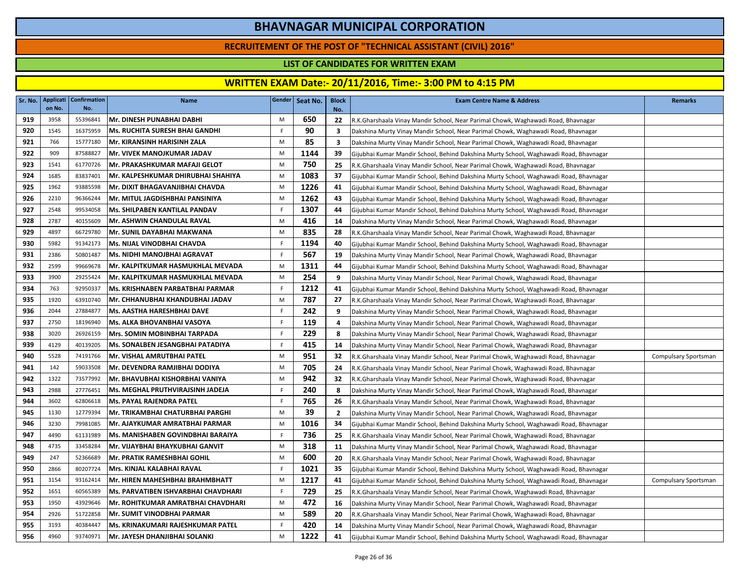# BHAVNAGAR MUNICIPAL CORPORATION

## RECRUITEMENT OF THE POST OF "TECHNICAL ASSISTANT (CIVIL) 2016"

### LIST OF CANDIDATES FOR WRITTEN EXAM

### WRITTEN EXAM Date:- 20/11/2016, Time:- 3:00 PM to 4:15 PM

| Sr. No. | Application No. | Confirmation No. | Name | Gender | Seat No. | Block No. | Exam Centre Name & Address | Remarks |
|---|---|---|---|---|---|---|---|---|
| 919 | 3958 | 55396841 | Mr. DINESH PUNABHAI DABHI | M | 650 | 22 | R.K.Gharshaala Vinay Mandir School, Near Parimal Chowk, Waghawadi Road, Bhavnagar | |
| 920 | 1545 | 16375959 | Ms. RUCHITA SURESH BHAI GANDHI | F | 90 | 3 | Dakshina Murty Vinay Mandir School, Near Parimal Chowk, Waghawadi Road, Bhavnagar | |
| 921 | 766 | 15777180 | Mr. KIRANSINH HARISINH ZALA | M | 85 | 3 | Dakshina Murty Vinay Mandir School, Near Parimal Chowk, Waghawadi Road, Bhavnagar | |
| 922 | 909 | 87588827 | Mr. VIVEK MANOJKUMAR JADAV | M | 1144 | 39 | Gijubhai Kumar Mandir School, Behind Dakshina Murty School, Waghawadi Road, Bhavnagar | |
| 923 | 1541 | 61770726 | Mr. PRAKASHKUMAR MAFAJI GELOT | M | 750 | 25 | R.K.Gharshaala Vinay Mandir School, Near Parimal Chowk, Waghawadi Road, Bhavnagar | |
| 924 | 1685 | 83837401 | Mr. KALPESHKUMAR DHIRUBHAI SHAHIYA | M | 1083 | 37 | Gijubhai Kumar Mandir School, Behind Dakshina Murty School, Waghawadi Road, Bhavnagar | |
| 925 | 1962 | 93885598 | Mr. DIXIT BHAGAVANJIBHAI CHAVDA | M | 1226 | 41 | Gijubhai Kumar Mandir School, Behind Dakshina Murty School, Waghawadi Road, Bhavnagar | |
| 926 | 2210 | 96366244 | Mr. MITUL JAGDISHBHAI PANSINIYA | M | 1262 | 43 | Gijubhai Kumar Mandir School, Behind Dakshina Murty School, Waghawadi Road, Bhavnagar | |
| 927 | 2548 | 99534058 | Ms. SHILPABEN KANTILAL PANDAV | F | 1307 | 44 | Gijubhai Kumar Mandir School, Behind Dakshina Murty School, Waghawadi Road, Bhavnagar | |
| 928 | 2787 | 40155609 | Mr. ASHWIN CHANDULAL RAVAL | M | 416 | 14 | Dakshina Murty Vinay Mandir School, Near Parimal Chowk, Waghawadi Road, Bhavnagar | |
| 929 | 4897 | 66729780 | Mr. SUNIL DAYABHAI MAKWANA | M | 835 | 28 | R.K.Gharshaala Vinay Mandir School, Near Parimal Chowk, Waghawadi Road, Bhavnagar | |
| 930 | 5982 | 91342173 | Ms. NIJAL VINODBHAI CHAVDA | F | 1194 | 40 | Gijubhai Kumar Mandir School, Behind Dakshina Murty School, Waghawadi Road, Bhavnagar | |
| 931 | 2386 | 50801487 | Ms. NIDHI MANOJBHAI AGRAVAT | F | 567 | 19 | Dakshina Murty Vinay Mandir School, Near Parimal Chowk, Waghawadi Road, Bhavnagar | |
| 932 | 2599 | 99669678 | Mr. KALPITKUMAR HASMUKHLAL MEVADA | M | 1311 | 44 | Gijubhai Kumar Mandir School, Behind Dakshina Murty School, Waghawadi Road, Bhavnagar | |
| 933 | 3900 | 29255424 | Mr. KALPITKUMAR HASMUKHLAL MEVADA | M | 254 | 9 | Dakshina Murty Vinay Mandir School, Near Parimal Chowk, Waghawadi Road, Bhavnagar | |
| 934 | 763 | 92950337 | Ms. KRISHNABEN PARBATBHAI PARMAR | F | 1212 | 41 | Gijubhai Kumar Mandir School, Behind Dakshina Murty School, Waghawadi Road, Bhavnagar | |
| 935 | 1920 | 63910740 | Mr. CHHANUBHAI KHANDUBHAI JADAV | M | 787 | 27 | R.K.Gharshaala Vinay Mandir School, Near Parimal Chowk, Waghawadi Road, Bhavnagar | |
| 936 | 2044 | 27884877 | Ms. AASTHA HARESHBHAI DAVE | F | 242 | 9 | Dakshina Murty Vinay Mandir School, Near Parimal Chowk, Waghawadi Road, Bhavnagar | |
| 937 | 2750 | 18196940 | Ms. ALKA BHOVANBHAI VASOYA | F | 119 | 4 | Dakshina Murty Vinay Mandir School, Near Parimal Chowk, Waghawadi Road, Bhavnagar | |
| 938 | 3020 | 26926159 | Mrs. SOMIN MOBINBHAI TARPADA | F | 229 | 8 | Dakshina Murty Vinay Mandir School, Near Parimal Chowk, Waghawadi Road, Bhavnagar | |
| 939 | 4129 | 40139205 | Ms. SONALBEN JESANGBHAI PATADIYA | F | 415 | 14 | Dakshina Murty Vinay Mandir School, Near Parimal Chowk, Waghawadi Road, Bhavnagar | |
| 940 | 5528 | 74191766 | Mr. VISHAL AMRUTBHAI PATEL | M | 951 | 32 | R.K.Gharshaala Vinay Mandir School, Near Parimal Chowk, Waghawadi Road, Bhavnagar | Compulsary Sportsman |
| 941 | 142 | 59033508 | Mr. DEVENDRA RAMJIBHAI DODIYA | M | 705 | 24 | R.K.Gharshaala Vinay Mandir School, Near Parimal Chowk, Waghawadi Road, Bhavnagar | |
| 942 | 1322 | 73577992 | Mr. BHAVUBHAI KISHORBHAI VANIYA | M | 942 | 32 | R.K.Gharshaala Vinay Mandir School, Near Parimal Chowk, Waghawadi Road, Bhavnagar | |
| 943 | 2988 | 27776451 | Ms. MEGHAL PRUTHVIRAJSINH JADEJA | F | 240 | 8 | Dakshina Murty Vinay Mandir School, Near Parimal Chowk, Waghawadi Road, Bhavnagar | |
| 944 | 3602 | 62806618 | Ms. PAYAL RAJENDRA PATEL | F | 765 | 26 | R.K.Gharshaala Vinay Mandir School, Near Parimal Chowk, Waghawadi Road, Bhavnagar | |
| 945 | 1130 | 12779394 | Mr. TRIKAMBHAI CHATURBHAI PARGHI | M | 39 | 2 | Dakshina Murty Vinay Mandir School, Near Parimal Chowk, Waghawadi Road, Bhavnagar | |
| 946 | 3230 | 79981085 | Mr. AJAYKUMAR AMRATBHAI PARMAR | M | 1016 | 34 | Gijubhai Kumar Mandir School, Behind Dakshina Murty School, Waghawadi Road, Bhavnagar | |
| 947 | 4490 | 61131989 | Ms. MANISHABEN GOVINDBHAI BARAIYA | F | 736 | 25 | R.K.Gharshaala Vinay Mandir School, Near Parimal Chowk, Waghawadi Road, Bhavnagar | |
| 948 | 4735 | 33458284 | Mr. VIJAYBHAI BHAYKUBHAI GANVIT | M | 318 | 11 | Dakshina Murty Vinay Mandir School, Near Parimal Chowk, Waghawadi Road, Bhavnagar | |
| 949 | 247 | 52366689 | Mr. PRATIK RAMESHBHAI GOHIL | M | 600 | 20 | R.K.Gharshaala Vinay Mandir School, Near Parimal Chowk, Waghawadi Road, Bhavnagar | |
| 950 | 2866 | 80207724 | Mrs. KINJAL KALABHAI RAVAL | F | 1021 | 35 | Gijubhai Kumar Mandir School, Behind Dakshina Murty School, Waghawadi Road, Bhavnagar | |
| 951 | 3154 | 93162414 | Mr. HIREN MAHESHBHAI BRAHMBHATT | M | 1217 | 41 | Gijubhai Kumar Mandir School, Behind Dakshina Murty School, Waghawadi Road, Bhavnagar | Compulsary Sportsman |
| 952 | 1651 | 60565389 | Ms. PARVATIBEN ISHVARBHAI CHAVDHARI | F | 729 | 25 | R.K.Gharshaala Vinay Mandir School, Near Parimal Chowk, Waghawadi Road, Bhavnagar | |
| 953 | 1950 | 43929646 | Mr. ROHITKUMAR AMRATBHAI CHAVDHARI | M | 472 | 16 | Dakshina Murty Vinay Mandir School, Near Parimal Chowk, Waghawadi Road, Bhavnagar | |
| 954 | 2926 | 51722858 | Mr. SUMIT VINODBHAI PARMAR | M | 589 | 20 | R.K.Gharshaala Vinay Mandir School, Near Parimal Chowk, Waghawadi Road, Bhavnagar | |
| 955 | 3193 | 40384447 | Ms. KRINAKUMARI RAJESHKUMAR PATEL | F | 420 | 14 | Dakshina Murty Vinay Mandir School, Near Parimal Chowk, Waghawadi Road, Bhavnagar | |
| 956 | 4960 | 93740971 | Mr. JAYESH DHANJIBHAI SOLANKI | M | 1222 | 41 | Gijubhai Kumar Mandir School, Behind Dakshina Murty School, Waghawadi Road, Bhavnagar | |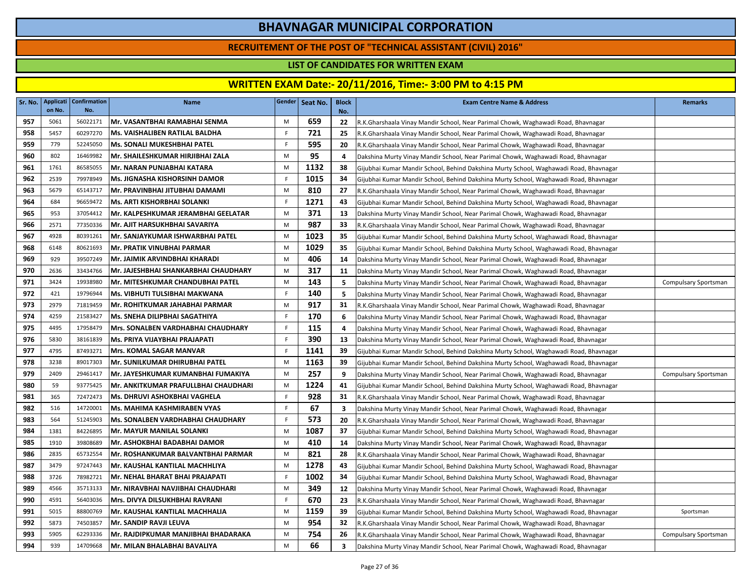# BHAVNAGAR MUNICIPAL CORPORATION

## RECRUITEMENT OF THE POST OF "TECHNICAL ASSISTANT (CIVIL) 2016"

### LIST OF CANDIDATES FOR WRITTEN EXAM

### WRITTEN EXAM Date:- 20/11/2016, Time:- 3:00 PM to 4:15 PM

| Sr. No. | Application No. | Confirmation No. | Name | Gender | Seat No. | Block No. | Exam Centre Name & Address | Remarks |
|---|---|---|---|---|---|---|---|---|
| 957 | 5061 | 56022171 | Mr. VASANTBHAI RAMABHAI SENMA | M | 659 | 22 | R.K.Gharshaala Vinay Mandir School, Near Parimal Chowk, Waghawadi Road, Bhavnagar | |
| 958 | 5457 | 60297270 | Ms. VAISHALIBEN RATILAL BALDHA | F | 721 | 25 | R.K.Gharshaala Vinay Mandir School, Near Parimal Chowk, Waghawadi Road, Bhavnagar | |
| 959 | 779 | 52245050 | Ms. SONALI MUKESHBHAI PATEL | F | 595 | 20 | R.K.Gharshaala Vinay Mandir School, Near Parimal Chowk, Waghawadi Road, Bhavnagar | |
| 960 | 802 | 16469982 | Mr. SHAILESHKUMAR HIRJIBHAI ZALA | M | 95 | 4 | Dakshina Murty Vinay Mandir School, Near Parimal Chowk, Waghawadi Road, Bhavnagar | |
| 961 | 1761 | 86585055 | Mr. NARAN PUNJABHAI KATARA | M | 1132 | 38 | Gijubhai Kumar Mandir School, Behind Dakshina Murty School, Waghawadi Road, Bhavnagar | |
| 962 | 2539 | 79978949 | Ms. JIGNASHA KISHORSINH DAMOR | F | 1015 | 34 | Gijubhai Kumar Mandir School, Behind Dakshina Murty School, Waghawadi Road, Bhavnagar | |
| 963 | 5679 | 65143717 | Mr. PRAVINBHAI JITUBHAI DAMAMI | M | 810 | 27 | R.K.Gharshaala Vinay Mandir School, Near Parimal Chowk, Waghawadi Road, Bhavnagar | |
| 964 | 684 | 96659472 | Ms. ARTI KISHORBHAI SOLANKI | F | 1271 | 43 | Gijubhai Kumar Mandir School, Behind Dakshina Murty School, Waghawadi Road, Bhavnagar | |
| 965 | 953 | 37054412 | Mr. KALPESHKUMAR JERAMBHAI GEELATAR | M | 371 | 13 | Dakshina Murty Vinay Mandir School, Near Parimal Chowk, Waghawadi Road, Bhavnagar | |
| 966 | 2571 | 77350336 | Mr. AJIT HARSUKHBHAI SAVARIYA | M | 987 | 33 | R.K.Gharshaala Vinay Mandir School, Near Parimal Chowk, Waghawadi Road, Bhavnagar | |
| 967 | 4928 | 80391261 | Mr. SANJAYKUMAR ISHWARBHAI PATEL | M | 1023 | 35 | Gijubhai Kumar Mandir School, Behind Dakshina Murty School, Waghawadi Road, Bhavnagar | |
| 968 | 6148 | 80621693 | Mr. PRATIK VINUBHAI PARMAR | M | 1029 | 35 | Gijubhai Kumar Mandir School, Behind Dakshina Murty School, Waghawadi Road, Bhavnagar | |
| 969 | 929 | 39507249 | Mr. JAIMIK ARVINDBHAI KHARADI | M | 406 | 14 | Dakshina Murty Vinay Mandir School, Near Parimal Chowk, Waghawadi Road, Bhavnagar | |
| 970 | 2636 | 33434766 | Mr. JAJESHBHAI SHANKARBHAI CHAUDHARY | M | 317 | 11 | Dakshina Murty Vinay Mandir School, Near Parimal Chowk, Waghawadi Road, Bhavnagar | |
| 971 | 3424 | 19938980 | Mr. MITESHKUMAR CHANDUBHAI PATEL | M | 143 | 5 | Dakshina Murty Vinay Mandir School, Near Parimal Chowk, Waghawadi Road, Bhavnagar | Compulsary Sportsman |
| 972 | 421 | 19796944 | Ms. VIBHUTI TULSIBHAI MAKWANA | F | 140 | 5 | Dakshina Murty Vinay Mandir School, Near Parimal Chowk, Waghawadi Road, Bhavnagar | |
| 973 | 2979 | 71819459 | Mr. ROHITKUMAR JAHABHAI PARMAR | M | 917 | 31 | R.K.Gharshaala Vinay Mandir School, Near Parimal Chowk, Waghawadi Road, Bhavnagar | |
| 974 | 4259 | 21583427 | Ms. SNEHA DILIPBHAI SAGATHIYA | F | 170 | 6 | Dakshina Murty Vinay Mandir School, Near Parimal Chowk, Waghawadi Road, Bhavnagar | |
| 975 | 4495 | 17958479 | Mrs. SONALBEN VARDHABHAI CHAUDHARY | F | 115 | 4 | Dakshina Murty Vinay Mandir School, Near Parimal Chowk, Waghawadi Road, Bhavnagar | |
| 976 | 5830 | 38161839 | Ms. PRIYA VIJAYBHAI PRAJAPATI | F | 390 | 13 | Dakshina Murty Vinay Mandir School, Near Parimal Chowk, Waghawadi Road, Bhavnagar | |
| 977 | 4795 | 87493271 | Mrs. KOMAL SAGAR MANVAR | F | 1141 | 39 | Gijubhai Kumar Mandir School, Behind Dakshina Murty School, Waghawadi Road, Bhavnagar | |
| 978 | 3238 | 89017303 | Mr. SUNILKUMAR DHIRUBHAI PATEL | M | 1163 | 39 | Gijubhai Kumar Mandir School, Behind Dakshina Murty School, Waghawadi Road, Bhavnagar | |
| 979 | 2409 | 29461417 | Mr. JAYESHKUMAR KUMANBHAI FUMAKIYA | M | 257 | 9 | Dakshina Murty Vinay Mandir School, Near Parimal Chowk, Waghawadi Road, Bhavnagar | Compulsary Sportsman |
| 980 | 59 | 93775425 | Mr. ANKITKUMAR PRAFULLBHAI CHAUDHARI | M | 1224 | 41 | Gijubhai Kumar Mandir School, Behind Dakshina Murty School, Waghawadi Road, Bhavnagar | |
| 981 | 365 | 72472473 | Ms. DHRUVI ASHOKBHAI VAGHELA | F | 928 | 31 | R.K.Gharshaala Vinay Mandir School, Near Parimal Chowk, Waghawadi Road, Bhavnagar | |
| 982 | 516 | 14720001 | Ms. MAHIMA KASHMIRABEN VYAS | F | 67 | 3 | Dakshina Murty Vinay Mandir School, Near Parimal Chowk, Waghawadi Road, Bhavnagar | |
| 983 | 564 | 51245903 | Ms. SONALBEN VARDHABHAI CHAUDHARY | F | 573 | 20 | R.K.Gharshaala Vinay Mandir School, Near Parimal Chowk, Waghawadi Road, Bhavnagar | |
| 984 | 1381 | 84226895 | Mr. MAYUR MANILAL SOLANKI | M | 1087 | 37 | Gijubhai Kumar Mandir School, Behind Dakshina Murty School, Waghawadi Road, Bhavnagar | |
| 985 | 1910 | 39808689 | Mr. ASHOKBHAI BADABHAI DAMOR | M | 410 | 14 | Dakshina Murty Vinay Mandir School, Near Parimal Chowk, Waghawadi Road, Bhavnagar | |
| 986 | 2835 | 65732554 | Mr. ROSHANKUMAR BALVANTBHAI PARMAR | M | 821 | 28 | R.K.Gharshaala Vinay Mandir School, Near Parimal Chowk, Waghawadi Road, Bhavnagar | |
| 987 | 3479 | 97247443 | Mr. KAUSHAL KANTILAL MACHHLIYA | M | 1278 | 43 | Gijubhai Kumar Mandir School, Behind Dakshina Murty School, Waghawadi Road, Bhavnagar | |
| 988 | 3726 | 78982721 | Mr. NEHAL BHARAT BHAI PRAJAPATI | F | 1002 | 34 | Gijubhai Kumar Mandir School, Behind Dakshina Murty School, Waghawadi Road, Bhavnagar | |
| 989 | 4566 | 35713133 | Mr. NIRAVBHAI NAVJIBHAI CHAUDHARI | M | 349 | 12 | Dakshina Murty Vinay Mandir School, Near Parimal Chowk, Waghawadi Road, Bhavnagar | |
| 990 | 4591 | 56403036 | Mrs. DIVYA DILSUKHBHAI RAVRANI | F | 670 | 23 | R.K.Gharshaala Vinay Mandir School, Near Parimal Chowk, Waghawadi Road, Bhavnagar | |
| 991 | 5015 | 88800769 | Mr. KAUSHAL KANTILAL MACHHALIA | M | 1159 | 39 | Gijubhai Kumar Mandir School, Behind Dakshina Murty School, Waghawadi Road, Bhavnagar | Sportsman |
| 992 | 5873 | 74503857 | Mr. SANDIP RAVJI LEUVA | M | 954 | 32 | R.K.Gharshaala Vinay Mandir School, Near Parimal Chowk, Waghawadi Road, Bhavnagar | |
| 993 | 5905 | 62293336 | Mr. RAJDIPKUMAR MANJIBHAI BHADARAKA | M | 754 | 26 | R.K.Gharshaala Vinay Mandir School, Near Parimal Chowk, Waghawadi Road, Bhavnagar | Compulsary Sportsman |
| 994 | 939 | 14709668 | Mr. MILAN BHALABHAI BAVALIYA | M | 66 | 3 | Dakshina Murty Vinay Mandir School, Near Parimal Chowk, Waghawadi Road, Bhavnagar | |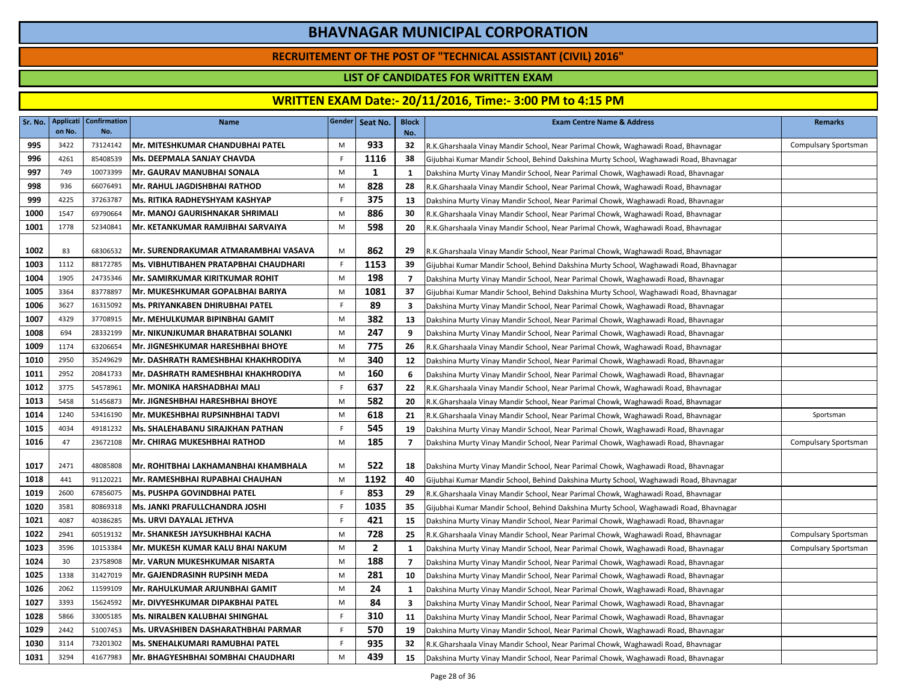# BHAVNAGAR MUNICIPAL CORPORATION

## RECRUITEMENT OF THE POST OF "TECHNICAL ASSISTANT (CIVIL) 2016"

### LIST OF CANDIDATES FOR WRITTEN EXAM

### WRITTEN EXAM Date:- 20/11/2016, Time:- 3:00 PM to 4:15 PM

| Sr. No. | Application No. | Confirmation No. | Name | Gender | Seat No. | Block No. | Exam Centre Name & Address | Remarks |
|---|---|---|---|---|---|---|---|---|
| 995 | 3422 | 73124142 | Mr. MITESHKUMAR CHANDUBHAI PATEL | M | 933 | 32 | R.K.Gharshaala Vinay Mandir School, Near Parimal Chowk, Waghawadi Road, Bhavnagar | Compulsary Sportsman |
| 996 | 4261 | 85408539 | Ms. DEEPMALA SANJAY CHAVDA | F | 1116 | 38 | Gijubhai Kumar Mandir School, Behind Dakshina Murty School, Waghawadi Road, Bhavnagar | |
| 997 | 749 | 10073399 | Mr. GAURAV MANUBHAI SONALA | M | 1 | 1 | Dakshina Murty Vinay Mandir School, Near Parimal Chowk, Waghawadi Road, Bhavnagar | |
| 998 | 936 | 66076491 | Mr. RAHUL JAGDISHBHAI RATHOD | M | 828 | 28 | R.K.Gharshaala Vinay Mandir School, Near Parimal Chowk, Waghawadi Road, Bhavnagar | |
| 999 | 4225 | 37263787 | Ms. RITIKA RADHEYSHYAM KASHYAP | F | 375 | 13 | Dakshina Murty Vinay Mandir School, Near Parimal Chowk, Waghawadi Road, Bhavnagar | |
| 1000 | 1547 | 69790664 | Mr. MANOJ GAURISHNAKAR SHRIMALI | M | 886 | 30 | R.K.Gharshaala Vinay Mandir School, Near Parimal Chowk, Waghawadi Road, Bhavnagar | |
| 1001 | 1778 | 52340841 | Mr. KETANKUMAR RAMJIBHAI SARVAIYA | M | 598 | 20 | R.K.Gharshaala Vinay Mandir School, Near Parimal Chowk, Waghawadi Road, Bhavnagar | |
| 1002 | 83 | 68306532 | Mr. SURENDRAKUMAR ATMARAMBHAI VASAVA | M | 862 | 29 | R.K.Gharshaala Vinay Mandir School, Near Parimal Chowk, Waghawadi Road, Bhavnagar | |
| 1003 | 1112 | 88172785 | Ms. VIBHUTIBAHEN PRATAPBHAI CHAUDHARI | F | 1153 | 39 | Gijubhai Kumar Mandir School, Behind Dakshina Murty School, Waghawadi Road, Bhavnagar | |
| 1004 | 1905 | 24735346 | Mr. SAMIRKUMAR KIRITKUMAR ROHIT | M | 198 | 7 | Dakshina Murty Vinay Mandir School, Near Parimal Chowk, Waghawadi Road, Bhavnagar | |
| 1005 | 3364 | 83778897 | Mr. MUKESHKUMAR GOPALBHAI BARIYA | M | 1081 | 37 | Gijubhai Kumar Mandir School, Behind Dakshina Murty School, Waghawadi Road, Bhavnagar | |
| 1006 | 3627 | 16315092 | Ms. PRIYANKABEN DHIRUBHAI PATEL | F | 89 | 3 | Dakshina Murty Vinay Mandir School, Near Parimal Chowk, Waghawadi Road, Bhavnagar | |
| 1007 | 4329 | 37708915 | Mr. MEHULKUMAR BIPINBHAI GAMIT | M | 382 | 13 | Dakshina Murty Vinay Mandir School, Near Parimal Chowk, Waghawadi Road, Bhavnagar | |
| 1008 | 694 | 28332199 | Mr. NIKUNJKUMAR BHARATBHAI SOLANKI | M | 247 | 9 | Dakshina Murty Vinay Mandir School, Near Parimal Chowk, Waghawadi Road, Bhavnagar | |
| 1009 | 1174 | 63206654 | Mr. JIGNESHKUMAR HARESHBHAI BHOYE | M | 775 | 26 | R.K.Gharshaala Vinay Mandir School, Near Parimal Chowk, Waghawadi Road, Bhavnagar | |
| 1010 | 2950 | 35249629 | Mr. DASHRATH RAMESHBHAI KHAKHRODIYA | M | 340 | 12 | Dakshina Murty Vinay Mandir School, Near Parimal Chowk, Waghawadi Road, Bhavnagar | |
| 1011 | 2952 | 20841733 | Mr. DASHRATH RAMESHBHAI KHAKHRODIYA | M | 160 | 6 | Dakshina Murty Vinay Mandir School, Near Parimal Chowk, Waghawadi Road, Bhavnagar | |
| 1012 | 3775 | 54578961 | Mr. MONIKA HARSHADBHAI MALI | F | 637 | 22 | R.K.Gharshaala Vinay Mandir School, Near Parimal Chowk, Waghawadi Road, Bhavnagar | |
| 1013 | 5458 | 51456873 | Mr. JIGNESHBHAI HARESHBHAI BHOYE | M | 582 | 20 | R.K.Gharshaala Vinay Mandir School, Near Parimal Chowk, Waghawadi Road, Bhavnagar | |
| 1014 | 1240 | 53416190 | Mr. MUKESHBHAI RUPSINHBHAI TADVI | M | 618 | 21 | R.K.Gharshaala Vinay Mandir School, Near Parimal Chowk, Waghawadi Road, Bhavnagar | Sportsman |
| 1015 | 4034 | 49181232 | Ms. SHALEHABANU SIRAJKHAN PATHAN | F | 545 | 19 | Dakshina Murty Vinay Mandir School, Near Parimal Chowk, Waghawadi Road, Bhavnagar | |
| 1016 | 47 | 23672108 | Mr. CHIRAG MUKESHBHAI RATHOD | M | 185 | 7 | Dakshina Murty Vinay Mandir School, Near Parimal Chowk, Waghawadi Road, Bhavnagar | Compulsary Sportsman |
| 1017 | 2471 | 48085808 | Mr. ROHITBHAI LAKHAMANBHAI KHAMBHALA | M | 522 | 18 | Dakshina Murty Vinay Mandir School, Near Parimal Chowk, Waghawadi Road, Bhavnagar | |
| 1018 | 441 | 91120221 | Mr. RAMESHBHAI RUPABHAI CHAUHAN | M | 1192 | 40 | Gijubhai Kumar Mandir School, Behind Dakshina Murty School, Waghawadi Road, Bhavnagar | |
| 1019 | 2600 | 67856075 | Ms. PUSHPA GOVINDBHAI PATEL | F | 853 | 29 | R.K.Gharshaala Vinay Mandir School, Near Parimal Chowk, Waghawadi Road, Bhavnagar | |
| 1020 | 3581 | 80869318 | Ms. JANKI PRAFULLCHANDRA JOSHI | F | 1035 | 35 | Gijubhai Kumar Mandir School, Behind Dakshina Murty School, Waghawadi Road, Bhavnagar | |
| 1021 | 4087 | 40386285 | Ms. URVI DAYALAL JETHVA | F | 421 | 15 | Dakshina Murty Vinay Mandir School, Near Parimal Chowk, Waghawadi Road, Bhavnagar | |
| 1022 | 2941 | 60519132 | Mr. SHANKESH JAYSUKHBHAI KACHA | M | 728 | 25 | R.K.Gharshaala Vinay Mandir School, Near Parimal Chowk, Waghawadi Road, Bhavnagar | Compulsary Sportsman |
| 1023 | 3596 | 10153384 | Mr. MUKESH KUMAR KALU BHAI NAKUM | M | 2 | 1 | Dakshina Murty Vinay Mandir School, Near Parimal Chowk, Waghawadi Road, Bhavnagar | Compulsary Sportsman |
| 1024 | 30 | 23758908 | Mr. VARUN MUKESHKUMAR NISARTA | M | 188 | 7 | Dakshina Murty Vinay Mandir School, Near Parimal Chowk, Waghawadi Road, Bhavnagar | |
| 1025 | 1338 | 31427019 | Mr. GAJENDRASINH RUPSINH MEDA | M | 281 | 10 | Dakshina Murty Vinay Mandir School, Near Parimal Chowk, Waghawadi Road, Bhavnagar | |
| 1026 | 2062 | 11599109 | Mr. RAHULKUMAR ARJUNBHAI GAMIT | M | 24 | 1 | Dakshina Murty Vinay Mandir School, Near Parimal Chowk, Waghawadi Road, Bhavnagar | |
| 1027 | 3393 | 15624592 | Mr. DIVYESHKUMAR DIPAKBHAI PATEL | M | 84 | 3 | Dakshina Murty Vinay Mandir School, Near Parimal Chowk, Waghawadi Road, Bhavnagar | |
| 1028 | 5866 | 33005185 | Ms. NIRALBEN KALUBHAI SHINGHAL | F | 310 | 11 | Dakshina Murty Vinay Mandir School, Near Parimal Chowk, Waghawadi Road, Bhavnagar | |
| 1029 | 2442 | 51007453 | Ms. URVASHIBEN DASHARATHBHAI PARMAR | F | 570 | 19 | Dakshina Murty Vinay Mandir School, Near Parimal Chowk, Waghawadi Road, Bhavnagar | |
| 1030 | 3114 | 73201302 | Ms. SNEHALKUMARI RAMUBHAI PATEL | F | 935 | 32 | R.K.Gharshaala Vinay Mandir School, Near Parimal Chowk, Waghawadi Road, Bhavnagar | |
| 1031 | 3294 | 41677983 | Mr. BHAGYESHBHAI SOMBHAI CHAUDHARI | M | 439 | 15 | Dakshina Murty Vinay Mandir School, Near Parimal Chowk, Waghawadi Road, Bhavnagar | |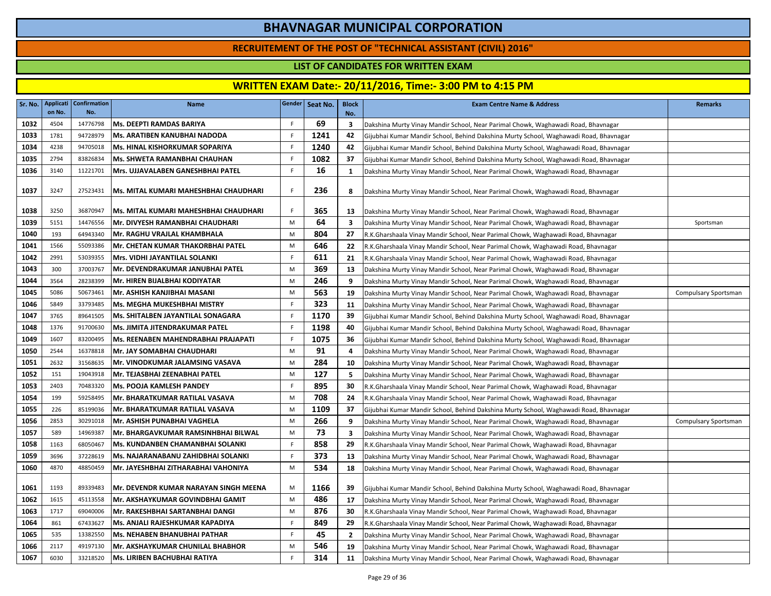# BHAVNAGAR MUNICIPAL CORPORATION

## RECRUITEMENT OF THE POST OF "TECHNICAL ASSISTANT (CIVIL) 2016"

### LIST OF CANDIDATES FOR WRITTEN EXAM

### WRITTEN EXAM Date:- 20/11/2016, Time:- 3:00 PM to 4:15 PM

| Sr. No. | Application No. | Confirmation No. | Name | Gender | Seat No. | Block No. | Exam Centre Name & Address | Remarks |
|---|---|---|---|---|---|---|---|---|
| 1032 | 4504 | 14776798 | Ms. DEEPTI RAMDAS BARIYA | F | 69 | 3 | Dakshina Murty Vinay Mandir School, Near Parimal Chowk, Waghawadi Road, Bhavnagar | |
| 1033 | 1781 | 94728979 | Ms. ARATIBEN KANUBHAI NADODA | F | 1241 | 42 | Gijubhai Kumar Mandir School, Behind Dakshina Murty School, Waghawadi Road, Bhavnagar | |
| 1034 | 4238 | 94705018 | Ms. HINAL KISHORKUMAR SOPARIYA | F | 1240 | 42 | Gijubhai Kumar Mandir School, Behind Dakshina Murty School, Waghawadi Road, Bhavnagar | |
| 1035 | 2794 | 83826834 | Ms. SHWETA RAMANBHAI CHAUHAN | F | 1082 | 37 | Gijubhai Kumar Mandir School, Behind Dakshina Murty School, Waghawadi Road, Bhavnagar | |
| 1036 | 3140 | 11221701 | Mrs. UJJAVALABEN GANESHBHAI PATEL | F | 16 | 1 | Dakshina Murty Vinay Mandir School, Near Parimal Chowk, Waghawadi Road, Bhavnagar | |
| 1037 | 3247 | 27523431 | Ms. MITAL KUMARI MAHESHBHAI CHAUDHARI | F | 236 | 8 | Dakshina Murty Vinay Mandir School, Near Parimal Chowk, Waghawadi Road, Bhavnagar | |
| 1038 | 3250 | 36870947 | Ms. MITAL KUMARI MAHESHBHAI CHAUDHARI | F | 365 | 13 | Dakshina Murty Vinay Mandir School, Near Parimal Chowk, Waghawadi Road, Bhavnagar | |
| 1039 | 5151 | 14476556 | Mr. DIVYESH RAMANBHAI CHAUDHARI | M | 64 | 3 | Dakshina Murty Vinay Mandir School, Near Parimal Chowk, Waghawadi Road, Bhavnagar | Sportsman |
| 1040 | 193 | 64943340 | Mr. RAGHU VRAJLAL KHAMBHALA | M | 804 | 27 | R.K.Gharshaala Vinay Mandir School, Near Parimal Chowk, Waghawadi Road, Bhavnagar | |
| 1041 | 1566 | 55093386 | Mr. CHETAN KUMAR THAKORBHAI PATEL | M | 646 | 22 | R.K.Gharshaala Vinay Mandir School, Near Parimal Chowk, Waghawadi Road, Bhavnagar | |
| 1042 | 2991 | 53039355 | Mrs. VIDHI JAYANTILAL SOLANKI | F | 611 | 21 | R.K.Gharshaala Vinay Mandir School, Near Parimal Chowk, Waghawadi Road, Bhavnagar | |
| 1043 | 300 | 37003767 | Mr. DEVENDRAKUMAR JANUBHAI PATEL | M | 369 | 13 | Dakshina Murty Vinay Mandir School, Near Parimal Chowk, Waghawadi Road, Bhavnagar | |
| 1044 | 3564 | 28238399 | Mr. HIREN BIJALBHAI KODIYATAR | M | 246 | 9 | Dakshina Murty Vinay Mandir School, Near Parimal Chowk, Waghawadi Road, Bhavnagar | |
| 1045 | 5086 | 50673461 | Mr. ASHISH KANJIBHAI MASANI | M | 563 | 19 | Dakshina Murty Vinay Mandir School, Near Parimal Chowk, Waghawadi Road, Bhavnagar | Compulsary Sportsman |
| 1046 | 5849 | 33793485 | Ms. MEGHA MUKESHBHAI MISTRY | F | 323 | 11 | Dakshina Murty Vinay Mandir School, Near Parimal Chowk, Waghawadi Road, Bhavnagar | |
| 1047 | 3765 | 89641505 | Ms. SHITALBEN JAYANTILAL SONAGARA | F | 1170 | 39 | Gijubhai Kumar Mandir School, Behind Dakshina Murty School, Waghawadi Road, Bhavnagar | |
| 1048 | 1376 | 91700630 | Ms. JIMITA JITENDRAKUMAR PATEL | F | 1198 | 40 | Gijubhai Kumar Mandir School, Behind Dakshina Murty School, Waghawadi Road, Bhavnagar | |
| 1049 | 1607 | 83200495 | Ms. REENABEN MAHENDRABHAI PRAJAPATI | F | 1075 | 36 | Gijubhai Kumar Mandir School, Behind Dakshina Murty School, Waghawadi Road, Bhavnagar | |
| 1050 | 2544 | 16378818 | Mr. JAY SOMABHAI CHAUDHARI | M | 91 | 4 | Dakshina Murty Vinay Mandir School, Near Parimal Chowk, Waghawadi Road, Bhavnagar | |
| 1051 | 2632 | 31568635 | Mr. VINODKUMAR JALAMSING VASAVA | M | 284 | 10 | Dakshina Murty Vinay Mandir School, Near Parimal Chowk, Waghawadi Road, Bhavnagar | |
| 1052 | 151 | 19043918 | Mr. TEJASBHAI ZEENABHAI PATEL | M | 127 | 5 | Dakshina Murty Vinay Mandir School, Near Parimal Chowk, Waghawadi Road, Bhavnagar | |
| 1053 | 2403 | 70483320 | Ms. POOJA KAMLESH PANDEY | F | 895 | 30 | R.K.Gharshaala Vinay Mandir School, Near Parimal Chowk, Waghawadi Road, Bhavnagar | |
| 1054 | 199 | 59258495 | Mr. BHARATKUMAR RATILAL VASAVA | M | 708 | 24 | R.K.Gharshaala Vinay Mandir School, Near Parimal Chowk, Waghawadi Road, Bhavnagar | |
| 1055 | 226 | 85199036 | Mr. BHARATKUMAR RATILAL VASAVA | M | 1109 | 37 | Gijubhai Kumar Mandir School, Behind Dakshina Murty School, Waghawadi Road, Bhavnagar | |
| 1056 | 2853 | 30291018 | Mr. ASHISH PUNABHAI VAGHELA | M | 266 | 9 | Dakshina Murty Vinay Mandir School, Near Parimal Chowk, Waghawadi Road, Bhavnagar | Compulsary Sportsman |
| 1057 | 589 | 14969387 | Mr. BHARGAVKUMAR RAMSINHBHAI BILWAL | M | 73 | 3 | Dakshina Murty Vinay Mandir School, Near Parimal Chowk, Waghawadi Road, Bhavnagar | |
| 1058 | 1163 | 68050467 | Ms. KUNDANBEN CHAMANBHAI SOLANKI | F | 858 | 29 | R.K.Gharshaala Vinay Mandir School, Near Parimal Chowk, Waghawadi Road, Bhavnagar | |
| 1059 | 3696 | 37228619 | Ms. NAJARANABANU ZAHIDBHAI SOLANKI | F | 373 | 13 | Dakshina Murty Vinay Mandir School, Near Parimal Chowk, Waghawadi Road, Bhavnagar | |
| 1060 | 4870 | 48850459 | Mr. JAYESHBHAI ZITHARABHAI VAHONIYA | M | 534 | 18 | Dakshina Murty Vinay Mandir School, Near Parimal Chowk, Waghawadi Road, Bhavnagar | |
| 1061 | 1193 | 89339483 | Mr. DEVENDR KUMAR NARAYAN SINGH MEENA | M | 1166 | 39 | Gijubhai Kumar Mandir School, Behind Dakshina Murty School, Waghawadi Road, Bhavnagar | |
| 1062 | 1615 | 45113558 | Mr. AKSHAYKUMAR GOVINDBHAI GAMIT | M | 486 | 17 | Dakshina Murty Vinay Mandir School, Near Parimal Chowk, Waghawadi Road, Bhavnagar | |
| 1063 | 1717 | 69040006 | Mr. RAKESHBHAI SARTANBHAI DANGI | M | 876 | 30 | R.K.Gharshaala Vinay Mandir School, Near Parimal Chowk, Waghawadi Road, Bhavnagar | |
| 1064 | 861 | 67433627 | Ms. ANJALI RAJESHKUMAR KAPADIYA | F | 849 | 29 | R.K.Gharshaala Vinay Mandir School, Near Parimal Chowk, Waghawadi Road, Bhavnagar | |
| 1065 | 535 | 13382550 | Ms. NEHABEN BHANUBHAI PATHAR | F | 45 | 2 | Dakshina Murty Vinay Mandir School, Near Parimal Chowk, Waghawadi Road, Bhavnagar | |
| 1066 | 2117 | 49197130 | Mr. AKSHAYKUMAR CHUNILAL BHABHOR | M | 546 | 19 | Dakshina Murty Vinay Mandir School, Near Parimal Chowk, Waghawadi Road, Bhavnagar | |
| 1067 | 6030 | 33218520 | Ms. LIRIBEN BACHUBHAI RATIYA | F | 314 | 11 | Dakshina Murty Vinay Mandir School, Near Parimal Chowk, Waghawadi Road, Bhavnagar | |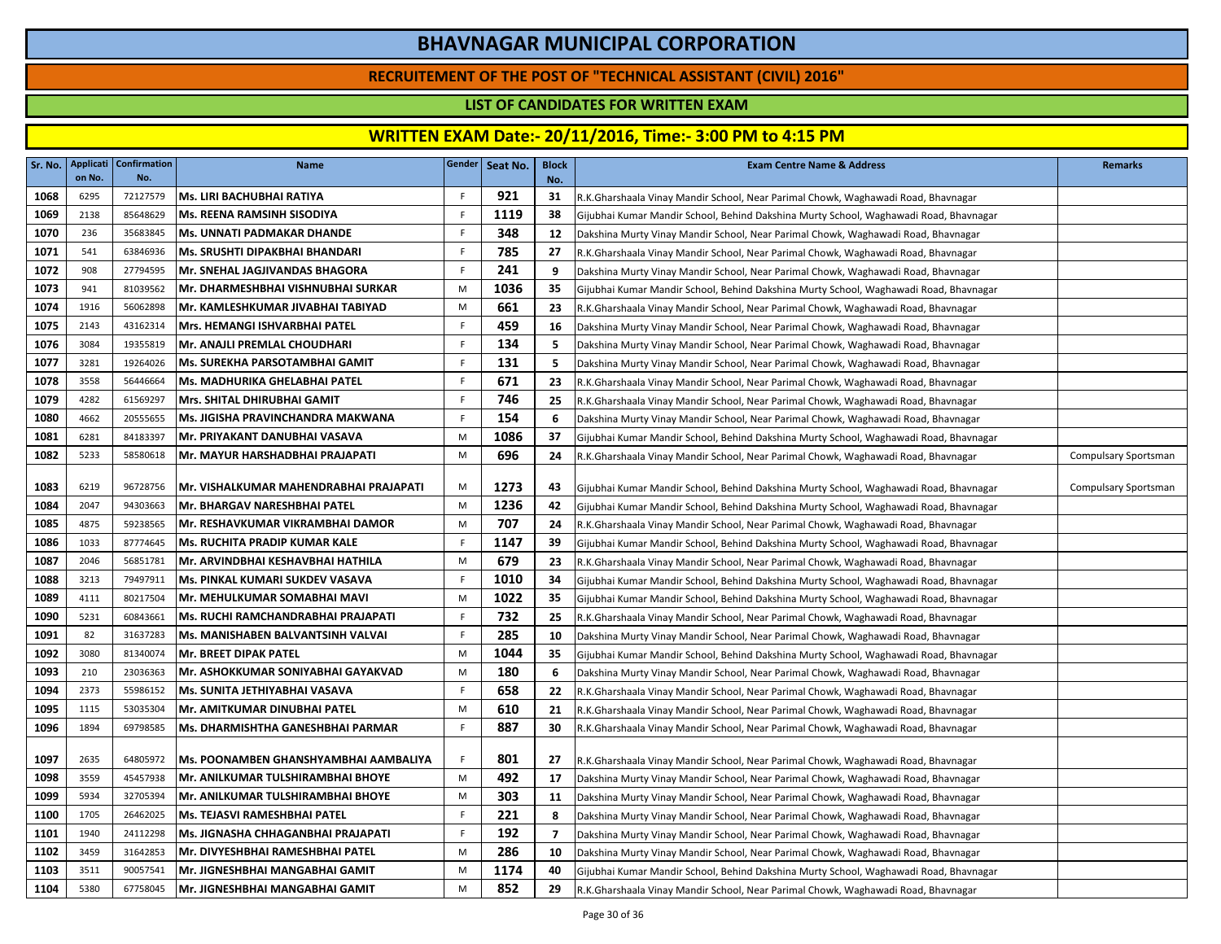# BHAVNAGAR MUNICIPAL CORPORATION

## RECRUITEMENT OF THE POST OF "TECHNICAL ASSISTANT (CIVIL) 2016"

### LIST OF CANDIDATES FOR WRITTEN EXAM

### WRITTEN EXAM Date:- 20/11/2016, Time:- 3:00 PM to 4:15 PM

| Sr. No. | Application No. | Confirmation No. | Name | Gender | Seat No. | Block No. | Exam Centre Name & Address | Remarks |
|---|---|---|---|---|---|---|---|---|
| 1068 | 6295 | 72127579 | Ms. LIRI BACHUBHAI RATIYA | F | 921 | 31 | R.K.Gharshaala Vinay Mandir School, Near Parimal Chowk, Waghawadi Road, Bhavnagar | |
| 1069 | 2138 | 85648629 | Ms. REENA RAMSINH SISODIYA | F | 1119 | 38 | Gijubhai Kumar Mandir School, Behind Dakshina Murty School, Waghawadi Road, Bhavnagar | |
| 1070 | 236 | 35683845 | Ms. UNNATI PADMAKAR DHANDE | F | 348 | 12 | Dakshina Murty Vinay Mandir School, Near Parimal Chowk, Waghawadi Road, Bhavnagar | |
| 1071 | 541 | 63846936 | Ms. SRUSHTI DIPAKBHAI BHANDARI | F | 785 | 27 | R.K.Gharshaala Vinay Mandir School, Near Parimal Chowk, Waghawadi Road, Bhavnagar | |
| 1072 | 908 | 27794595 | Mr. SNEHAL JAGJIVANDAS BHAGORA | F | 241 | 9 | Dakshina Murty Vinay Mandir School, Near Parimal Chowk, Waghawadi Road, Bhavnagar | |
| 1073 | 941 | 81039562 | Mr. DHARMESHBHAI VISHNUBHAI SURKAR | M | 1036 | 35 | Gijubhai Kumar Mandir School, Behind Dakshina Murty School, Waghawadi Road, Bhavnagar | |
| 1074 | 1916 | 56062898 | Mr. KAMLESHKUMAR JIVABHAI TABIYAD | M | 661 | 23 | R.K.Gharshaala Vinay Mandir School, Near Parimal Chowk, Waghawadi Road, Bhavnagar | |
| 1075 | 2143 | 43162314 | Mrs. HEMANGI ISHVARBHAI PATEL | F | 459 | 16 | Dakshina Murty Vinay Mandir School, Near Parimal Chowk, Waghawadi Road, Bhavnagar | |
| 1076 | 3084 | 19355819 | Mr. ANAJLI PREMLAL CHOUDHARI | F | 134 | 5 | Dakshina Murty Vinay Mandir School, Near Parimal Chowk, Waghawadi Road, Bhavnagar | |
| 1077 | 3281 | 19264026 | Ms. SUREKHA PARSOTAMBHAI GAMIT | F | 131 | 5 | Dakshina Murty Vinay Mandir School, Near Parimal Chowk, Waghawadi Road, Bhavnagar | |
| 1078 | 3558 | 56446664 | Ms. MADHURIKA GHELABHAI PATEL | F | 671 | 23 | R.K.Gharshaala Vinay Mandir School, Near Parimal Chowk, Waghawadi Road, Bhavnagar | |
| 1079 | 4282 | 61569297 | Mrs. SHITAL DHIRUBHAI GAMIT | F | 746 | 25 | R.K.Gharshaala Vinay Mandir School, Near Parimal Chowk, Waghawadi Road, Bhavnagar | |
| 1080 | 4662 | 20555655 | Ms. JIGISHA PRAVINCHANDRA MAKWANA | F | 154 | 6 | Dakshina Murty Vinay Mandir School, Near Parimal Chowk, Waghawadi Road, Bhavnagar | |
| 1081 | 6281 | 84183397 | Mr. PRIYAKANT DANUBHAI VASAVA | M | 1086 | 37 | Gijubhai Kumar Mandir School, Behind Dakshina Murty School, Waghawadi Road, Bhavnagar | |
| 1082 | 5233 | 58580618 | Mr. MAYUR HARSHADBHAI PRAJAPATI | M | 696 | 24 | R.K.Gharshaala Vinay Mandir School, Near Parimal Chowk, Waghawadi Road, Bhavnagar | Compulsary Sportsman |
| 1083 | 6219 | 96728756 | Mr. VISHALKUMAR MAHENDRABHAI PRAJAPATI | M | 1273 | 43 | Gijubhai Kumar Mandir School, Behind Dakshina Murty School, Waghawadi Road, Bhavnagar | Compulsary Sportsman |
| 1084 | 2047 | 94303663 | Mr. BHARGAV NARESHBHAI PATEL | M | 1236 | 42 | Gijubhai Kumar Mandir School, Behind Dakshina Murty School, Waghawadi Road, Bhavnagar | |
| 1085 | 4875 | 59238565 | Mr. RESHAVKUMAR VIKRAMBHAI DAMOR | M | 707 | 24 | R.K.Gharshaala Vinay Mandir School, Near Parimal Chowk, Waghawadi Road, Bhavnagar | |
| 1086 | 1033 | 87774645 | Ms. RUCHITA PRADIP KUMAR KALE | F | 1147 | 39 | Gijubhai Kumar Mandir School, Behind Dakshina Murty School, Waghawadi Road, Bhavnagar | |
| 1087 | 2046 | 56851781 | Mr. ARVINDBHAI KESHAVBHAI HATHILA | M | 679 | 23 | R.K.Gharshaala Vinay Mandir School, Near Parimal Chowk, Waghawadi Road, Bhavnagar | |
| 1088 | 3213 | 79497911 | Ms. PINKAL KUMARI SUKDEV VASAVA | F | 1010 | 34 | Gijubhai Kumar Mandir School, Behind Dakshina Murty School, Waghawadi Road, Bhavnagar | |
| 1089 | 4111 | 80217504 | Mr. MEHULKUMAR SOMABHAI MAVI | M | 1022 | 35 | Gijubhai Kumar Mandir School, Behind Dakshina Murty School, Waghawadi Road, Bhavnagar | |
| 1090 | 5231 | 60843661 | Ms. RUCHI RAMCHANDRABHAI PRAJAPATI | F | 732 | 25 | R.K.Gharshaala Vinay Mandir School, Near Parimal Chowk, Waghawadi Road, Bhavnagar | |
| 1091 | 82 | 31637283 | Ms. MANISHABEN BALVANTSINH VALVAI | F | 285 | 10 | Dakshina Murty Vinay Mandir School, Near Parimal Chowk, Waghawadi Road, Bhavnagar | |
| 1092 | 3080 | 81340074 | Mr. BREET DIPAK PATEL | M | 1044 | 35 | Gijubhai Kumar Mandir School, Behind Dakshina Murty School, Waghawadi Road, Bhavnagar | |
| 1093 | 210 | 23036363 | Mr. ASHOKKUMAR SONIYABHAI GAYAKVAD | M | 180 | 6 | Dakshina Murty Vinay Mandir School, Near Parimal Chowk, Waghawadi Road, Bhavnagar | |
| 1094 | 2373 | 55986152 | Ms. SUNITA JETHIYABHAI VASAVA | F | 658 | 22 | R.K.Gharshaala Vinay Mandir School, Near Parimal Chowk, Waghawadi Road, Bhavnagar | |
| 1095 | 1115 | 53035304 | Mr. AMITKUMAR DINUBHAI PATEL | M | 610 | 21 | R.K.Gharshaala Vinay Mandir School, Near Parimal Chowk, Waghawadi Road, Bhavnagar | |
| 1096 | 1894 | 69798585 | Ms. DHARMISHTHA GANESHBHAI PARMAR | F | 887 | 30 | R.K.Gharshaala Vinay Mandir School, Near Parimal Chowk, Waghawadi Road, Bhavnagar | |
| 1097 | 2635 | 64805972 | Ms. POONAMBEN GHANSHYAMBHAI AAMBALIYA | F | 801 | 27 | R.K.Gharshaala Vinay Mandir School, Near Parimal Chowk, Waghawadi Road, Bhavnagar | |
| 1098 | 3559 | 45457938 | Mr. ANILKUMAR TULSHIRAMBHAI BHOYE | M | 492 | 17 | Dakshina Murty Vinay Mandir School, Near Parimal Chowk, Waghawadi Road, Bhavnagar | |
| 1099 | 5934 | 32705394 | Mr. ANILKUMAR TULSHIRAMBHAI BHOYE | M | 303 | 11 | Dakshina Murty Vinay Mandir School, Near Parimal Chowk, Waghawadi Road, Bhavnagar | |
| 1100 | 1705 | 26462025 | Ms. TEJASVI RAMESHBHAI PATEL | F | 221 | 8 | Dakshina Murty Vinay Mandir School, Near Parimal Chowk, Waghawadi Road, Bhavnagar | |
| 1101 | 1940 | 24112298 | Ms. JIGNASHA CHHAGANBHAI PRAJAPATI | F | 192 | 7 | Dakshina Murty Vinay Mandir School, Near Parimal Chowk, Waghawadi Road, Bhavnagar | |
| 1102 | 3459 | 31642853 | Mr. DIVYESHBHAI RAMESHBHAI PATEL | M | 286 | 10 | Dakshina Murty Vinay Mandir School, Near Parimal Chowk, Waghawadi Road, Bhavnagar | |
| 1103 | 3511 | 90057541 | Mr. JIGNESHBHAI MANGABHAI GAMIT | M | 1174 | 40 | Gijubhai Kumar Mandir School, Behind Dakshina Murty School, Waghawadi Road, Bhavnagar | |
| 1104 | 5380 | 67758045 | Mr. JIGNESHBHAI MANGABHAI GAMIT | M | 852 | 29 | R.K.Gharshaala Vinay Mandir School, Near Parimal Chowk, Waghawadi Road, Bhavnagar | |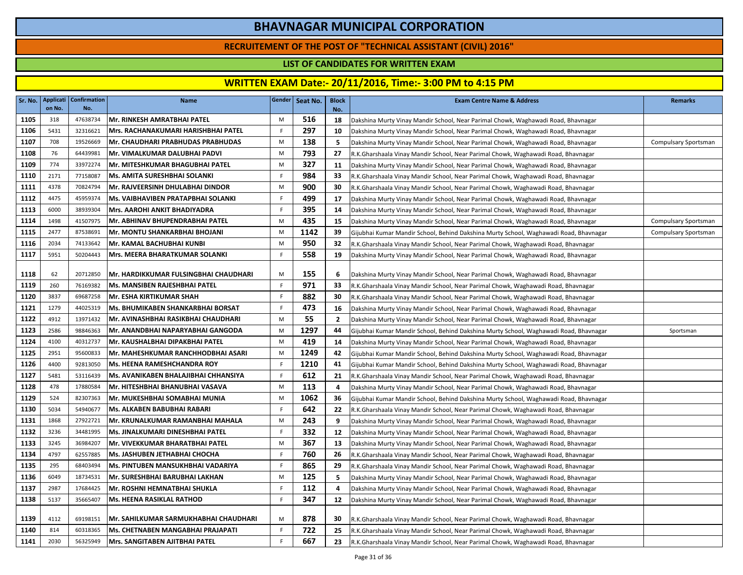# BHAVNAGAR MUNICIPAL CORPORATION

## RECRUITEMENT OF THE POST OF "TECHNICAL ASSISTANT (CIVIL) 2016"

### LIST OF CANDIDATES FOR WRITTEN EXAM

### WRITTEN EXAM Date:- 20/11/2016, Time:- 3:00 PM to 4:15 PM

| Sr. No. | Application No. | Confirmation No. | Name | Gender | Seat No. | Block No. | Exam Centre Name & Address | Remarks |
|---|---|---|---|---|---|---|---|---|
| 1105 | 318 | 47638734 | Mr. RINKESH AMRATBHAI PATEL | M | 516 | 18 | Dakshina Murty Vinay Mandir School, Near Parimal Chowk, Waghawadi Road, Bhavnagar | |
| 1106 | 5431 | 32316621 | Mrs. RACHANAKUMARI HARISHBHAI PATEL | F | 297 | 10 | Dakshina Murty Vinay Mandir School, Near Parimal Chowk, Waghawadi Road, Bhavnagar | |
| 1107 | 708 | 19526669 | Mr. CHAUDHARI PRABHUDAS PRABHUDAS | M | 138 | 5 | Dakshina Murty Vinay Mandir School, Near Parimal Chowk, Waghawadi Road, Bhavnagar | Compulsary Sportsman |
| 1108 | 76 | 64439981 | Mr. VIMALKUMAR DALUBHAI PADVI | M | 793 | 27 | R.K.Gharshaala Vinay Mandir School, Near Parimal Chowk, Waghawadi Road, Bhavnagar | |
| 1109 | 774 | 33972274 | Mr. MITESHKUMAR BHAGUBHAI PATEL | M | 327 | 11 | Dakshina Murty Vinay Mandir School, Near Parimal Chowk, Waghawadi Road, Bhavnagar | |
| 1110 | 2171 | 77158087 | Ms. AMITA SURESHBHAI SOLANKI | F | 984 | 33 | R.K.Gharshaala Vinay Mandir School, Near Parimal Chowk, Waghawadi Road, Bhavnagar | |
| 1111 | 4378 | 70824794 | Mr. RAJVEERSINH DHULABHAI DINDOR | M | 900 | 30 | R.K.Gharshaala Vinay Mandir School, Near Parimal Chowk, Waghawadi Road, Bhavnagar | |
| 1112 | 4475 | 45959374 | Ms. VAIBHAVIBEN PRATAPBHAI SOLANKI | F | 499 | 17 | Dakshina Murty Vinay Mandir School, Near Parimal Chowk, Waghawadi Road, Bhavnagar | |
| 1113 | 6000 | 38939304 | Mrs. AAROHI ANKIT BHADIYADRA | F | 395 | 14 | Dakshina Murty Vinay Mandir School, Near Parimal Chowk, Waghawadi Road, Bhavnagar | |
| 1114 | 1498 | 41507975 | Mr. ABHINAV BHUPENDRABHAI PATEL | M | 435 | 15 | Dakshina Murty Vinay Mandir School, Near Parimal Chowk, Waghawadi Road, Bhavnagar | Compulsary Sportsman |
| 1115 | 2477 | 87538691 | Mr. MONTU SHANKARBHAI BHOJANI | M | 1142 | 39 | Gijubhai Kumar Mandir School, Behind Dakshina Murty School, Waghawadi Road, Bhavnagar | Compulsary Sportsman |
| 1116 | 2034 | 74133642 | Mr. KAMAL BACHUBHAI KUNBI | M | 950 | 32 | R.K.Gharshaala Vinay Mandir School, Near Parimal Chowk, Waghawadi Road, Bhavnagar | |
| 1117 | 5951 | 50204443 | Mrs. MEERA BHARATKUMAR SOLANKI | F | 558 | 19 | Dakshina Murty Vinay Mandir School, Near Parimal Chowk, Waghawadi Road, Bhavnagar | |
| 1118 | 62 | 20712850 | Mr. HARDIKKUMAR FULSINGBHAI CHAUDHARI | M | 155 | 6 | Dakshina Murty Vinay Mandir School, Near Parimal Chowk, Waghawadi Road, Bhavnagar | |
| 1119 | 260 | 76169382 | Ms. MANSIBEN RAJESHBHAI PATEL | F | 971 | 33 | R.K.Gharshaala Vinay Mandir School, Near Parimal Chowk, Waghawadi Road, Bhavnagar | |
| 1120 | 3837 | 69687258 | Mr. ESHA KIRTIKUMAR SHAH | F | 882 | 30 | R.K.Gharshaala Vinay Mandir School, Near Parimal Chowk, Waghawadi Road, Bhavnagar | |
| 1121 | 1279 | 44025319 | Ms. BHUMIKABEN SHANKARBHAI BORSAT | F | 473 | 16 | Dakshina Murty Vinay Mandir School, Near Parimal Chowk, Waghawadi Road, Bhavnagar | |
| 1122 | 4912 | 13971432 | Mr. AVINASHBHAI RASIKBHAI CHAUDHARI | M | 55 | 2 | Dakshina Murty Vinay Mandir School, Near Parimal Chowk, Waghawadi Road, Bhavnagar | |
| 1123 | 2586 | 98846363 | Mr. ANANDBHAI NAPARYABHAI GANGODA | M | 1297 | 44 | Gijubhai Kumar Mandir School, Behind Dakshina Murty School, Waghawadi Road, Bhavnagar | Sportsman |
| 1124 | 4100 | 40312737 | Mr. KAUSHALBHAI DIPAKBHAI PATEL | M | 419 | 14 | Dakshina Murty Vinay Mandir School, Near Parimal Chowk, Waghawadi Road, Bhavnagar | |
| 1125 | 2951 | 95600833 | Mr. MAHESHKUMAR RANCHHODBHAI ASARI | M | 1249 | 42 | Gijubhai Kumar Mandir School, Behind Dakshina Murty School, Waghawadi Road, Bhavnagar | |
| 1126 | 4400 | 92813050 | Ms. HEENA RAMESHCHANDRA ROY | F | 1210 | 41 | Gijubhai Kumar Mandir School, Behind Dakshina Murty School, Waghawadi Road, Bhavnagar | |
| 1127 | 5481 | 53116439 | Ms. AVANIKABEN BHALAJIBHAI CHHANSIYA | F | 612 | 21 | R.K.Gharshaala Vinay Mandir School, Near Parimal Chowk, Waghawadi Road, Bhavnagar | |
| 1128 | 478 | 17880584 | Mr. HITESHBHAI BHANUBHAI VASAVA | M | 113 | 4 | Dakshina Murty Vinay Mandir School, Near Parimal Chowk, Waghawadi Road, Bhavnagar | |
| 1129 | 524 | 82307363 | Mr. MUKESHBHAI SOMABHAI MUNIA | M | 1062 | 36 | Gijubhai Kumar Mandir School, Behind Dakshina Murty School, Waghawadi Road, Bhavnagar | |
| 1130 | 5034 | 54940677 | Ms. ALKABEN BABUBHAI RABARI | F | 642 | 22 | R.K.Gharshaala Vinay Mandir School, Near Parimal Chowk, Waghawadi Road, Bhavnagar | |
| 1131 | 1868 | 27922721 | Mr. KRUNALKUMAR RAMANBHAI MAHALA | M | 243 | 9 | Dakshina Murty Vinay Mandir School, Near Parimal Chowk, Waghawadi Road, Bhavnagar | |
| 1132 | 3236 | 34481995 | Ms. JINALKUMARI DINESHBHAI PATEL | F | 332 | 12 | Dakshina Murty Vinay Mandir School, Near Parimal Chowk, Waghawadi Road, Bhavnagar | |
| 1133 | 3245 | 36984207 | Mr. VIVEKKUMAR BHARATBHAI PATEL | M | 367 | 13 | Dakshina Murty Vinay Mandir School, Near Parimal Chowk, Waghawadi Road, Bhavnagar | |
| 1134 | 4797 | 62557885 | Ms. JASHUBEN JETHABHAI CHOCHA | F | 760 | 26 | R.K.Gharshaala Vinay Mandir School, Near Parimal Chowk, Waghawadi Road, Bhavnagar | |
| 1135 | 295 | 68403494 | Ms. PINTUBEN MANSUKHBHAI VADARIYA | F | 865 | 29 | R.K.Gharshaala Vinay Mandir School, Near Parimal Chowk, Waghawadi Road, Bhavnagar | |
| 1136 | 6049 | 18734531 | Mr. SURESHBHAI BARUBHAI LAKHAN | M | 125 | 5 | Dakshina Murty Vinay Mandir School, Near Parimal Chowk, Waghawadi Road, Bhavnagar | |
| 1137 | 2987 | 17684425 | Mr. ROSHNI HEMNATBHAI SHUKLA | F | 112 | 4 | Dakshina Murty Vinay Mandir School, Near Parimal Chowk, Waghawadi Road, Bhavnagar | |
| 1138 | 5137 | 35665407 | Ms. HEENA RASIKLAL RATHOD | F | 347 | 12 | Dakshina Murty Vinay Mandir School, Near Parimal Chowk, Waghawadi Road, Bhavnagar | |
| 1139 | 4112 | 69198151 | Mr. SAHILKUMAR SARMUKHABHAI CHAUDHARI | M | 878 | 30 | R.K.Gharshaala Vinay Mandir School, Near Parimal Chowk, Waghawadi Road, Bhavnagar | |
| 1140 | 814 | 60318365 | Ms. CHETNABEN MANGABHAI PRAJAPATI | F | 722 | 25 | R.K.Gharshaala Vinay Mandir School, Near Parimal Chowk, Waghawadi Road, Bhavnagar | |
| 1141 | 2030 | 56325949 | Mrs. SANGITABEN AJITBHAI PATEL | F | 667 | 23 | R.K.Gharshaala Vinay Mandir School, Near Parimal Chowk, Waghawadi Road, Bhavnagar | |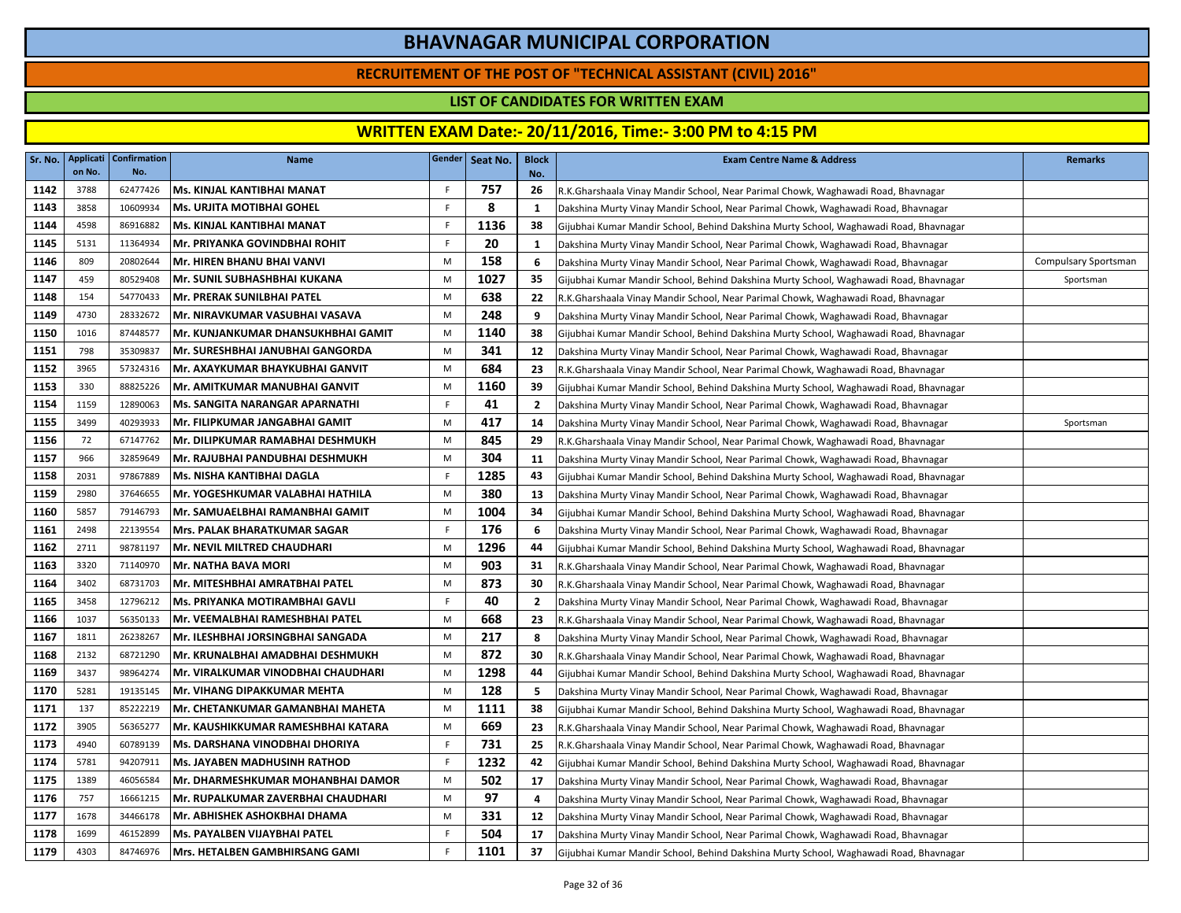# BHAVNAGAR MUNICIPAL CORPORATION

## RECRUITEMENT OF THE POST OF "TECHNICAL ASSISTANT (CIVIL) 2016"

### LIST OF CANDIDATES FOR WRITTEN EXAM

### WRITTEN EXAM Date:- 20/11/2016, Time:- 3:00 PM to 4:15 PM

| Sr. No. | Application No. | Confirmation No. | Name | Gender | Seat No. | Block No. | Exam Centre Name & Address | Remarks |
|---|---|---|---|---|---|---|---|---|
| 1142 | 3788 | 62477426 | Ms. KINJAL KANTIBHAI MANAT | F | 757 | 26 | R.K.Gharshaala Vinay Mandir School, Near Parimal Chowk, Waghawadi Road, Bhavnagar | |
| 1143 | 3858 | 10609934 | Ms. URJITA MOTIBHAI GOHEL | F | 8 | 1 | Dakshina Murty Vinay Mandir School, Near Parimal Chowk, Waghawadi Road, Bhavnagar | |
| 1144 | 4598 | 86916882 | Ms. KINJAL KANTIBHAI MANAT | F | 1136 | 38 | Gijubhai Kumar Mandir School, Behind Dakshina Murty School, Waghawadi Road, Bhavnagar | |
| 1145 | 5131 | 11364934 | Mr. PRIYANKA GOVINDBHAI ROHIT | F | 20 | 1 | Dakshina Murty Vinay Mandir School, Near Parimal Chowk, Waghawadi Road, Bhavnagar | |
| 1146 | 809 | 20802644 | Mr. HIREN BHANU BHAI VANVI | M | 158 | 6 | Dakshina Murty Vinay Mandir School, Near Parimal Chowk, Waghawadi Road, Bhavnagar | Compulsary Sportsman |
| 1147 | 459 | 80529408 | Mr. SUNIL SUBHASHBHAI KUKANA | M | 1027 | 35 | Gijubhai Kumar Mandir School, Behind Dakshina Murty School, Waghawadi Road, Bhavnagar | Sportsman |
| 1148 | 154 | 54770433 | Mr. PRERAK SUNILBHAI PATEL | M | 638 | 22 | R.K.Gharshaala Vinay Mandir School, Near Parimal Chowk, Waghawadi Road, Bhavnagar | |
| 1149 | 4730 | 28332672 | Mr. NIRAVKUMAR VASUBHAI VASAVA | M | 248 | 9 | Dakshina Murty Vinay Mandir School, Near Parimal Chowk, Waghawadi Road, Bhavnagar | |
| 1150 | 1016 | 87448577 | Mr. KUNJANKUMAR DHANSUKHBHAI GAMIT | M | 1140 | 38 | Gijubhai Kumar Mandir School, Behind Dakshina Murty School, Waghawadi Road, Bhavnagar | |
| 1151 | 798 | 35309837 | Mr. SURESHBHAI JANUBHAI GANGORDA | M | 341 | 12 | Dakshina Murty Vinay Mandir School, Near Parimal Chowk, Waghawadi Road, Bhavnagar | |
| 1152 | 3965 | 57324316 | Mr. AXAYKUMAR BHAYKUBHAI GANVIT | M | 684 | 23 | R.K.Gharshaala Vinay Mandir School, Near Parimal Chowk, Waghawadi Road, Bhavnagar | |
| 1153 | 330 | 88825226 | Mr. AMITKUMAR MANUBHAI GANVIT | M | 1160 | 39 | Gijubhai Kumar Mandir School, Behind Dakshina Murty School, Waghawadi Road, Bhavnagar | |
| 1154 | 1159 | 12890063 | Ms. SANGITA NARANGAR APARNATHI | F | 41 | 2 | Dakshina Murty Vinay Mandir School, Near Parimal Chowk, Waghawadi Road, Bhavnagar | |
| 1155 | 3499 | 40293933 | Mr. FILIPKUMAR JANGABHAI GAMIT | M | 417 | 14 | Dakshina Murty Vinay Mandir School, Near Parimal Chowk, Waghawadi Road, Bhavnagar | Sportsman |
| 1156 | 72 | 67147762 | Mr. DILIPKUMAR RAMABHAI DESHMUKH | M | 845 | 29 | R.K.Gharshaala Vinay Mandir School, Near Parimal Chowk, Waghawadi Road, Bhavnagar | |
| 1157 | 966 | 32859649 | Mr. RAJUBHAI PANDUBHAI DESHMUKH | M | 304 | 11 | Dakshina Murty Vinay Mandir School, Near Parimal Chowk, Waghawadi Road, Bhavnagar | |
| 1158 | 2031 | 97867889 | Ms. NISHA KANTIBHAI DAGLA | F | 1285 | 43 | Gijubhai Kumar Mandir School, Behind Dakshina Murty School, Waghawadi Road, Bhavnagar | |
| 1159 | 2980 | 37646655 | Mr. YOGESHKUMAR VALABHAI HATHILA | M | 380 | 13 | Dakshina Murty Vinay Mandir School, Near Parimal Chowk, Waghawadi Road, Bhavnagar | |
| 1160 | 5857 | 79146793 | Mr. SAMUAELBHAI RAMANBHAI GAMIT | M | 1004 | 34 | Gijubhai Kumar Mandir School, Behind Dakshina Murty School, Waghawadi Road, Bhavnagar | |
| 1161 | 2498 | 22139554 | Mrs. PALAK BHARATKUMAR SAGAR | F | 176 | 6 | Dakshina Murty Vinay Mandir School, Near Parimal Chowk, Waghawadi Road, Bhavnagar | |
| 1162 | 2711 | 98781197 | Mr. NEVIL MILTRED CHAUDHARI | M | 1296 | 44 | Gijubhai Kumar Mandir School, Behind Dakshina Murty School, Waghawadi Road, Bhavnagar | |
| 1163 | 3320 | 71140970 | Mr. NATHA BAVA MORI | M | 903 | 31 | R.K.Gharshaala Vinay Mandir School, Near Parimal Chowk, Waghawadi Road, Bhavnagar | |
| 1164 | 3402 | 68731703 | Mr. MITESHBHAI AMRATBHAI PATEL | M | 873 | 30 | R.K.Gharshaala Vinay Mandir School, Near Parimal Chowk, Waghawadi Road, Bhavnagar | |
| 1165 | 3458 | 12796212 | Ms. PRIYANKA MOTIRAMBHAI GAVLI | F | 40 | 2 | Dakshina Murty Vinay Mandir School, Near Parimal Chowk, Waghawadi Road, Bhavnagar | |
| 1166 | 1037 | 56350133 | Mr. VEEMALBHAI RAMESHBHAI PATEL | M | 668 | 23 | R.K.Gharshaala Vinay Mandir School, Near Parimal Chowk, Waghawadi Road, Bhavnagar | |
| 1167 | 1811 | 26238267 | Mr. ILESHBHAI JORSINGBHAI SANGADA | M | 217 | 8 | Dakshina Murty Vinay Mandir School, Near Parimal Chowk, Waghawadi Road, Bhavnagar | |
| 1168 | 2132 | 68721290 | Mr. KRUNALBHAI AMADBHAI DESHMUKH | M | 872 | 30 | R.K.Gharshaala Vinay Mandir School, Near Parimal Chowk, Waghawadi Road, Bhavnagar | |
| 1169 | 3437 | 98964274 | Mr. VIRALKUMAR VINODBHAI CHAUDHARI | M | 1298 | 44 | Gijubhai Kumar Mandir School, Behind Dakshina Murty School, Waghawadi Road, Bhavnagar | |
| 1170 | 5281 | 19135145 | Mr. VIHANG DIPAKKUMAR MEHTA | M | 128 | 5 | Dakshina Murty Vinay Mandir School, Near Parimal Chowk, Waghawadi Road, Bhavnagar | |
| 1171 | 137 | 85222219 | Mr. CHETANKUMAR GAMANBHAI MAHETA | M | 1111 | 38 | Gijubhai Kumar Mandir School, Behind Dakshina Murty School, Waghawadi Road, Bhavnagar | |
| 1172 | 3905 | 56365277 | Mr. KAUSHIKKUMAR RAMESHBHAI KATARA | M | 669 | 23 | R.K.Gharshaala Vinay Mandir School, Near Parimal Chowk, Waghawadi Road, Bhavnagar | |
| 1173 | 4940 | 60789139 | Ms. DARSHANA VINODBHAI DHORIYA | F | 731 | 25 | R.K.Gharshaala Vinay Mandir School, Near Parimal Chowk, Waghawadi Road, Bhavnagar | |
| 1174 | 5781 | 94207911 | Ms. JAYABEN MADHUSINH RATHOD | F | 1232 | 42 | Gijubhai Kumar Mandir School, Behind Dakshina Murty School, Waghawadi Road, Bhavnagar | |
| 1175 | 1389 | 46056584 | Mr. DHARMESHKUMAR MOHANBHAI DAMOR | M | 502 | 17 | Dakshina Murty Vinay Mandir School, Near Parimal Chowk, Waghawadi Road, Bhavnagar | |
| 1176 | 757 | 16661215 | Mr. RUPALKUMAR ZAVERBHAI CHAUDHARI | M | 97 | 4 | Dakshina Murty Vinay Mandir School, Near Parimal Chowk, Waghawadi Road, Bhavnagar | |
| 1177 | 1678 | 34466178 | Mr. ABHISHEK ASHOKBHAI DHAMA | M | 331 | 12 | Dakshina Murty Vinay Mandir School, Near Parimal Chowk, Waghawadi Road, Bhavnagar | |
| 1178 | 1699 | 46152899 | Ms. PAYALBEN VIJAYBHAI PATEL | F | 504 | 17 | Dakshina Murty Vinay Mandir School, Near Parimal Chowk, Waghawadi Road, Bhavnagar | |
| 1179 | 4303 | 84746976 | Mrs. HETALBEN GAMBHIRSANG GAMI | F | 1101 | 37 | Gijubhai Kumar Mandir School, Behind Dakshina Murty School, Waghawadi Road, Bhavnagar | |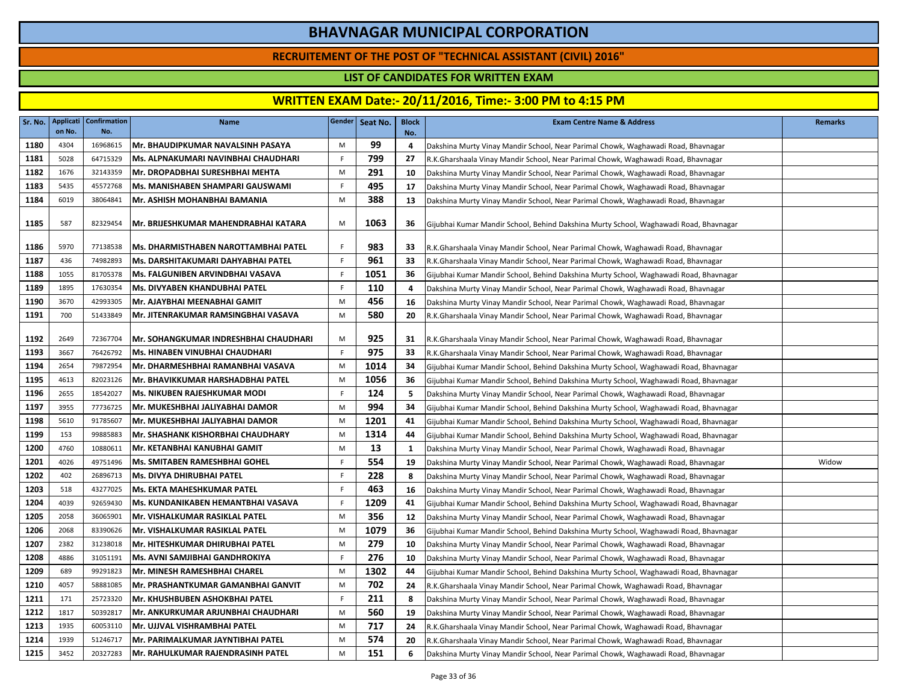# BHAVNAGAR MUNICIPAL CORPORATION

## RECRUITEMENT OF THE POST OF "TECHNICAL ASSISTANT (CIVIL) 2016"

### LIST OF CANDIDATES FOR WRITTEN EXAM

### WRITTEN EXAM Date:- 20/11/2016, Time:- 3:00 PM to 4:15 PM

| Sr. No. | Application No. | Confirmation No. | Name | Gender | Seat No. | Block No. | Exam Centre Name & Address | Remarks |
|---|---|---|---|---|---|---|---|---|
| 1180 | 4304 | 16968615 | Mr. BHAUDIPKUMAR NAVALSINH PASAYA | M | 99 | 4 | Dakshina Murty Vinay Mandir School, Near Parimal Chowk, Waghawadi Road, Bhavnagar | |
| 1181 | 5028 | 64715329 | Ms. ALPNAKUMARI NAVINBHAI CHAUDHARI | F | 799 | 27 | R.K.Gharshaala Vinay Mandir School, Near Parimal Chowk, Waghawadi Road, Bhavnagar | |
| 1182 | 1676 | 32143359 | Mr. DROPADBHAI SURESHBHAI MEHTA | M | 291 | 10 | Dakshina Murty Vinay Mandir School, Near Parimal Chowk, Waghawadi Road, Bhavnagar | |
| 1183 | 5435 | 45572768 | Ms. MANISHABEN SHAMPARI GAUSWAMI | F | 495 | 17 | Dakshina Murty Vinay Mandir School, Near Parimal Chowk, Waghawadi Road, Bhavnagar | |
| 1184 | 6019 | 38064841 | Mr. ASHISH MOHANBHAI BAMANIA | M | 388 | 13 | Dakshina Murty Vinay Mandir School, Near Parimal Chowk, Waghawadi Road, Bhavnagar | |
| 1185 | 587 | 82329454 | Mr. BRIJESHKUMAR MAHENDRABHAI KATARA | M | 1063 | 36 | Gijubhai Kumar Mandir School, Behind Dakshina Murty School, Waghawadi Road, Bhavnagar | |
| 1186 | 5970 | 77138538 | Ms. DHARMISTHABEN NAROTTAMBHAI PATEL | F | 983 | 33 | R.K.Gharshaala Vinay Mandir School, Near Parimal Chowk, Waghawadi Road, Bhavnagar | |
| 1187 | 436 | 74982893 | Ms. DARSHITAKUMARI DAHYABHAI PATEL | F | 961 | 33 | R.K.Gharshaala Vinay Mandir School, Near Parimal Chowk, Waghawadi Road, Bhavnagar | |
| 1188 | 1055 | 81705378 | Ms. FALGUNIBEN ARVINDBHAI VASAVA | F | 1051 | 36 | Gijubhai Kumar Mandir School, Behind Dakshina Murty School, Waghawadi Road, Bhavnagar | |
| 1189 | 1895 | 17630354 | Ms. DIVYABEN KHANDUBHAI PATEL | F | 110 | 4 | Dakshina Murty Vinay Mandir School, Near Parimal Chowk, Waghawadi Road, Bhavnagar | |
| 1190 | 3670 | 42993305 | Mr. AJAYBHAI MEENABHAI GAMIT | M | 456 | 16 | Dakshina Murty Vinay Mandir School, Near Parimal Chowk, Waghawadi Road, Bhavnagar | |
| 1191 | 700 | 51433849 | Mr. JITENRAKUMAR RAMSINGBHAI VASAVA | M | 580 | 20 | R.K.Gharshaala Vinay Mandir School, Near Parimal Chowk, Waghawadi Road, Bhavnagar | |
| 1192 | 2649 | 72367704 | Mr. SOHANGKUMAR INDRESHBHAI CHAUDHARI | M | 925 | 31 | R.K.Gharshaala Vinay Mandir School, Near Parimal Chowk, Waghawadi Road, Bhavnagar | |
| 1193 | 3667 | 76426792 | Ms. HINABEN VINUBHAI CHAUDHARI | F | 975 | 33 | R.K.Gharshaala Vinay Mandir School, Near Parimal Chowk, Waghawadi Road, Bhavnagar | |
| 1194 | 2654 | 79872954 | Mr. DHARMESHBHAI RAMANBHAI VASAVA | M | 1014 | 34 | Gijubhai Kumar Mandir School, Behind Dakshina Murty School, Waghawadi Road, Bhavnagar | |
| 1195 | 4613 | 82023126 | Mr. BHAVIKKUMAR HARSHADBHAI PATEL | M | 1056 | 36 | Gijubhai Kumar Mandir School, Behind Dakshina Murty School, Waghawadi Road, Bhavnagar | |
| 1196 | 2655 | 18542027 | Ms. NIKUBEN RAJESHKUMAR MODI | F | 124 | 5 | Dakshina Murty Vinay Mandir School, Near Parimal Chowk, Waghawadi Road, Bhavnagar | |
| 1197 | 3955 | 77736725 | Mr. MUKESHBHAI JALIYABHAI DAMOR | M | 994 | 34 | Gijubhai Kumar Mandir School, Behind Dakshina Murty School, Waghawadi Road, Bhavnagar | |
| 1198 | 5610 | 91785607 | Mr. MUKESHBHAI JALIYABHAI DAMOR | M | 1201 | 41 | Gijubhai Kumar Mandir School, Behind Dakshina Murty School, Waghawadi Road, Bhavnagar | |
| 1199 | 153 | 99885883 | Mr. SHASHANK KISHORBHAI CHAUDHARY | M | 1314 | 44 | Gijubhai Kumar Mandir School, Behind Dakshina Murty School, Waghawadi Road, Bhavnagar | |
| 1200 | 4760 | 10880611 | Mr. KETANBHAI KANUBHAI GAMIT | M | 13 | 1 | Dakshina Murty Vinay Mandir School, Near Parimal Chowk, Waghawadi Road, Bhavnagar | |
| 1201 | 4026 | 49751496 | Ms. SMITABEN RAMESHBHAI GOHEL | F | 554 | 19 | Dakshina Murty Vinay Mandir School, Near Parimal Chowk, Waghawadi Road, Bhavnagar | Widow |
| 1202 | 402 | 26896713 | Ms. DIVYA DHIRUBHAI PATEL | F | 228 | 8 | Dakshina Murty Vinay Mandir School, Near Parimal Chowk, Waghawadi Road, Bhavnagar | |
| 1203 | 518 | 43277025 | Ms. EKTA MAHESHKUMAR PATEL | F | 463 | 16 | Dakshina Murty Vinay Mandir School, Near Parimal Chowk, Waghawadi Road, Bhavnagar | |
| 1204 | 4039 | 92659430 | Ms. KUNDANIKABEN HEMANTBHAI VASAVA | F | 1209 | 41 | Gijubhai Kumar Mandir School, Behind Dakshina Murty School, Waghawadi Road, Bhavnagar | |
| 1205 | 2058 | 36065901 | Mr. VISHALKUMAR RASIKLAL PATEL | M | 356 | 12 | Dakshina Murty Vinay Mandir School, Near Parimal Chowk, Waghawadi Road, Bhavnagar | |
| 1206 | 2068 | 83390626 | Mr. VISHALKUMAR RASIKLAL PATEL | M | 1079 | 36 | Gijubhai Kumar Mandir School, Behind Dakshina Murty School, Waghawadi Road, Bhavnagar | |
| 1207 | 2382 | 31238018 | Mr. HITESHKUMAR DHIRUBHAI PATEL | M | 279 | 10 | Dakshina Murty Vinay Mandir School, Near Parimal Chowk, Waghawadi Road, Bhavnagar | |
| 1208 | 4886 | 31051191 | Ms. AVNI SAMJIBHAI GANDHROKIYA | F | 276 | 10 | Dakshina Murty Vinay Mandir School, Near Parimal Chowk, Waghawadi Road, Bhavnagar | |
| 1209 | 689 | 99291823 | Mr. MINESH RAMESHBHAI CHAREL | M | 1302 | 44 | Gijubhai Kumar Mandir School, Behind Dakshina Murty School, Waghawadi Road, Bhavnagar | |
| 1210 | 4057 | 58881085 | Mr. PRASHANTKUMAR GAMANBHAI GANVIT | M | 702 | 24 | R.K.Gharshaala Vinay Mandir School, Near Parimal Chowk, Waghawadi Road, Bhavnagar | |
| 1211 | 171 | 25723320 | Mr. KHUSHBUBEN ASHOKBHAI PATEL | F | 211 | 8 | Dakshina Murty Vinay Mandir School, Near Parimal Chowk, Waghawadi Road, Bhavnagar | |
| 1212 | 1817 | 50392817 | Mr. ANKURKUMAR ARJUNBHAI CHAUDHARI | M | 560 | 19 | Dakshina Murty Vinay Mandir School, Near Parimal Chowk, Waghawadi Road, Bhavnagar | |
| 1213 | 1935 | 60053110 | Mr. UJJVAL VISHRAMBHAI PATEL | M | 717 | 24 | R.K.Gharshaala Vinay Mandir School, Near Parimal Chowk, Waghawadi Road, Bhavnagar | |
| 1214 | 1939 | 51246717 | Mr. PARIMALKUMAR JAYNTIBHAI PATEL | M | 574 | 20 | R.K.Gharshaala Vinay Mandir School, Near Parimal Chowk, Waghawadi Road, Bhavnagar | |
| 1215 | 3452 | 20327283 | Mr. RAHULKUMAR RAJENDRASINH PATEL | M | 151 | 6 | Dakshina Murty Vinay Mandir School, Near Parimal Chowk, Waghawadi Road, Bhavnagar | |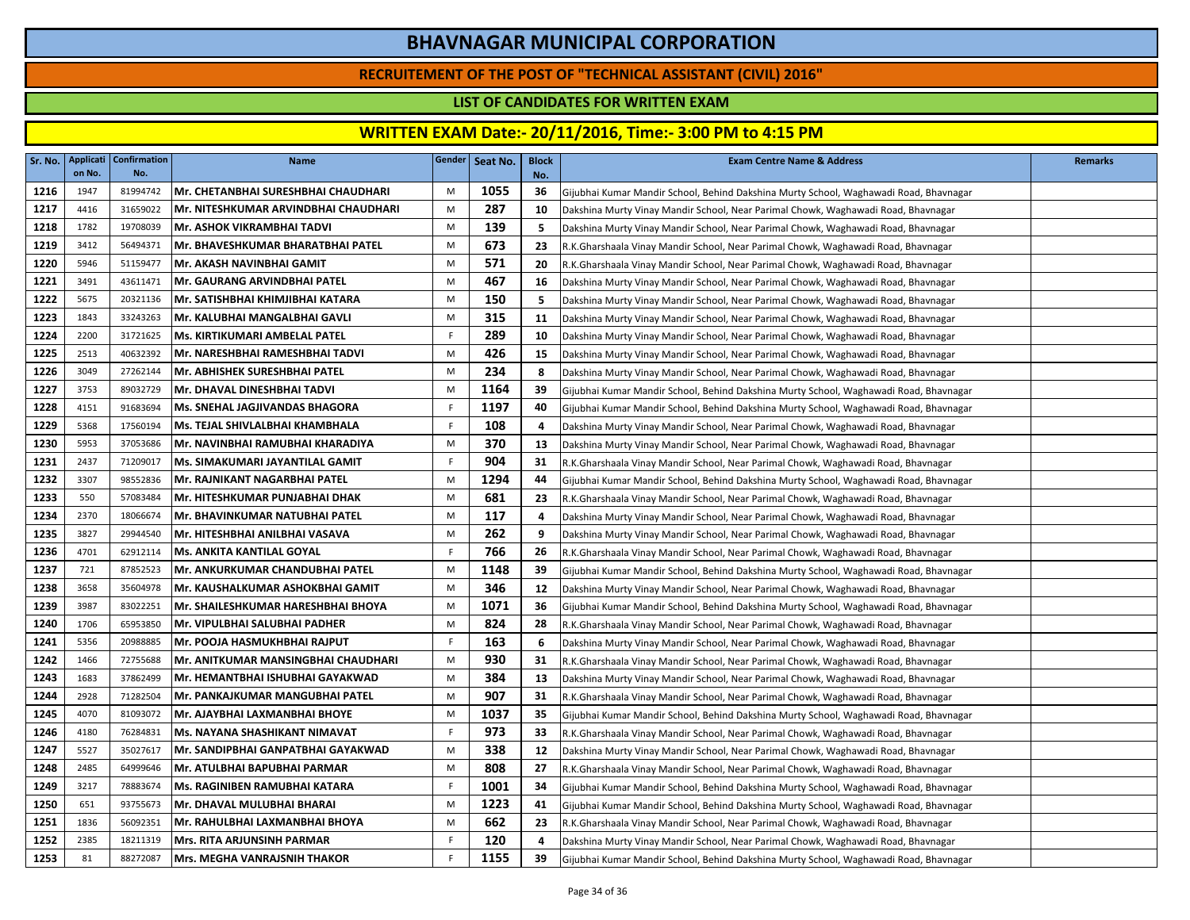# BHAVNAGAR MUNICIPAL CORPORATION

## RECRUITEMENT OF THE POST OF "TECHNICAL ASSISTANT (CIVIL) 2016"

### LIST OF CANDIDATES FOR WRITTEN EXAM

### WRITTEN EXAM Date:- 20/11/2016, Time:- 3:00 PM to 4:15 PM

| Sr. No. | Application No. | Confirmation No. | Name | Gender | Seat No. | Block No. | Exam Centre Name & Address | Remarks |
|---|---|---|---|---|---|---|---|---|
| 1216 | 1947 | 81994742 | Mr. CHETANBHAI SURESHBHAI CHAUDHARI | M | 1055 | 36 | Gijubhai Kumar Mandir School, Behind Dakshina Murty School, Waghawadi Road, Bhavnagar | |
| 1217 | 4416 | 31659022 | Mr. NITESHKUMAR ARVINDBHAI CHAUDHARI | M | 287 | 10 | Dakshina Murty Vinay Mandir School, Near Parimal Chowk, Waghawadi Road, Bhavnagar | |
| 1218 | 1782 | 19708039 | Mr. ASHOK VIKRAMBHAI TADVI | M | 139 | 5 | Dakshina Murty Vinay Mandir School, Near Parimal Chowk, Waghawadi Road, Bhavnagar | |
| 1219 | 3412 | 56494371 | Mr. BHAVESHKUMAR BHARATBHAI PATEL | M | 673 | 23 | R.K.Gharshaala Vinay Mandir School, Near Parimal Chowk, Waghawadi Road, Bhavnagar | |
| 1220 | 5946 | 51159477 | Mr. AKASH NAVINBHAI GAMIT | M | 571 | 20 | R.K.Gharshaala Vinay Mandir School, Near Parimal Chowk, Waghawadi Road, Bhavnagar | |
| 1221 | 3491 | 43611471 | Mr. GAURANG ARVINDBHAI PATEL | M | 467 | 16 | Dakshina Murty Vinay Mandir School, Near Parimal Chowk, Waghawadi Road, Bhavnagar | |
| 1222 | 5675 | 20321136 | Mr. SATISHBHAI KHIMJIBHAI KATARA | M | 150 | 5 | Dakshina Murty Vinay Mandir School, Near Parimal Chowk, Waghawadi Road, Bhavnagar | |
| 1223 | 1843 | 33243263 | Mr. KALUBHAI MANGALBHAI GAVLI | M | 315 | 11 | Dakshina Murty Vinay Mandir School, Near Parimal Chowk, Waghawadi Road, Bhavnagar | |
| 1224 | 2200 | 31721625 | Ms. KIRTIKUMARI AMBELAL PATEL | F | 289 | 10 | Dakshina Murty Vinay Mandir School, Near Parimal Chowk, Waghawadi Road, Bhavnagar | |
| 1225 | 2513 | 40632392 | Mr. NARESHBHAI RAMESHBHAI TADVI | M | 426 | 15 | Dakshina Murty Vinay Mandir School, Near Parimal Chowk, Waghawadi Road, Bhavnagar | |
| 1226 | 3049 | 27262144 | Mr. ABHISHEK SURESHBHAI PATEL | M | 234 | 8 | Dakshina Murty Vinay Mandir School, Near Parimal Chowk, Waghawadi Road, Bhavnagar | |
| 1227 | 3753 | 89032729 | Mr. DHAVAL DINESHBHAI TADVI | M | 1164 | 39 | Gijubhai Kumar Mandir School, Behind Dakshina Murty School, Waghawadi Road, Bhavnagar | |
| 1228 | 4151 | 91683694 | Ms. SNEHAL JAGJIVANDAS BHAGORA | F | 1197 | 40 | Gijubhai Kumar Mandir School, Behind Dakshina Murty School, Waghawadi Road, Bhavnagar | |
| 1229 | 5368 | 17560194 | Ms. TEJAL SHIVLALBHAI KHAMBHALA | F | 108 | 4 | Dakshina Murty Vinay Mandir School, Near Parimal Chowk, Waghawadi Road, Bhavnagar | |
| 1230 | 5953 | 37053686 | Mr. NAVINBHAI RAMUBHAI KHARADIYA | M | 370 | 13 | Dakshina Murty Vinay Mandir School, Near Parimal Chowk, Waghawadi Road, Bhavnagar | |
| 1231 | 2437 | 71209017 | Ms. SIMAKUMARI JAYANTILAL GAMIT | F | 904 | 31 | R.K.Gharshaala Vinay Mandir School, Near Parimal Chowk, Waghawadi Road, Bhavnagar | |
| 1232 | 3307 | 98552836 | Mr. RAJNIKANT NAGARBHAI PATEL | M | 1294 | 44 | Gijubhai Kumar Mandir School, Behind Dakshina Murty School, Waghawadi Road, Bhavnagar | |
| 1233 | 550 | 57083484 | Mr. HITESHKUMAR PUNJABHAI DHAK | M | 681 | 23 | R.K.Gharshaala Vinay Mandir School, Near Parimal Chowk, Waghawadi Road, Bhavnagar | |
| 1234 | 2370 | 18066674 | Mr. BHAVINKUMAR NATUBHAI PATEL | M | 117 | 4 | Dakshina Murty Vinay Mandir School, Near Parimal Chowk, Waghawadi Road, Bhavnagar | |
| 1235 | 3827 | 29944540 | Mr. HITESHBHAI ANILBHAI VASAVA | M | 262 | 9 | Dakshina Murty Vinay Mandir School, Near Parimal Chowk, Waghawadi Road, Bhavnagar | |
| 1236 | 4701 | 62912114 | Ms. ANKITA KANTILAL GOYAL | F | 766 | 26 | R.K.Gharshaala Vinay Mandir School, Near Parimal Chowk, Waghawadi Road, Bhavnagar | |
| 1237 | 721 | 87852523 | Mr. ANKURKUMAR CHANDUBHAI PATEL | M | 1148 | 39 | Gijubhai Kumar Mandir School, Behind Dakshina Murty School, Waghawadi Road, Bhavnagar | |
| 1238 | 3658 | 35604978 | Mr. KAUSHALKUMAR ASHOKBHAI GAMIT | M | 346 | 12 | Dakshina Murty Vinay Mandir School, Near Parimal Chowk, Waghawadi Road, Bhavnagar | |
| 1239 | 3987 | 83022251 | Mr. SHAILESHKUMAR HARESHBHAI BHOYA | M | 1071 | 36 | Gijubhai Kumar Mandir School, Behind Dakshina Murty School, Waghawadi Road, Bhavnagar | |
| 1240 | 1706 | 65953850 | Mr. VIPULBHAI SALUBHAI PADHER | M | 824 | 28 | R.K.Gharshaala Vinay Mandir School, Near Parimal Chowk, Waghawadi Road, Bhavnagar | |
| 1241 | 5356 | 20988885 | Mr. POOJA HASMUKHBHAI RAJPUT | F | 163 | 6 | Dakshina Murty Vinay Mandir School, Near Parimal Chowk, Waghawadi Road, Bhavnagar | |
| 1242 | 1466 | 72755688 | Mr. ANITKUMAR MANSINGBHAI CHAUDHARI | M | 930 | 31 | R.K.Gharshaala Vinay Mandir School, Near Parimal Chowk, Waghawadi Road, Bhavnagar | |
| 1243 | 1683 | 37862499 | Mr. HEMANTBHAI ISHUBHAI GAYAKWAD | M | 384 | 13 | Dakshina Murty Vinay Mandir School, Near Parimal Chowk, Waghawadi Road, Bhavnagar | |
| 1244 | 2928 | 71282504 | Mr. PANKAJKUMAR MANGUBHAI PATEL | M | 907 | 31 | R.K.Gharshaala Vinay Mandir School, Near Parimal Chowk, Waghawadi Road, Bhavnagar | |
| 1245 | 4070 | 81093072 | Mr. AJAYBHAI LAXMANBHAI BHOYE | M | 1037 | 35 | Gijubhai Kumar Mandir School, Behind Dakshina Murty School, Waghawadi Road, Bhavnagar | |
| 1246 | 4180 | 76284831 | Ms. NAYANA SHASHIKANT NIMAVAT | F | 973 | 33 | R.K.Gharshaala Vinay Mandir School, Near Parimal Chowk, Waghawadi Road, Bhavnagar | |
| 1247 | 5527 | 35027617 | Mr. SANDIPBHAI GANPATBHAI GAYAKWAD | M | 338 | 12 | Dakshina Murty Vinay Mandir School, Near Parimal Chowk, Waghawadi Road, Bhavnagar | |
| 1248 | 2485 | 64999646 | Mr. ATULBHAI BAPUBHAI PARMAR | M | 808 | 27 | R.K.Gharshaala Vinay Mandir School, Near Parimal Chowk, Waghawadi Road, Bhavnagar | |
| 1249 | 3217 | 78883674 | Ms. RAGINIBEN RAMUBHAI KATARA | F | 1001 | 34 | Gijubhai Kumar Mandir School, Behind Dakshina Murty School, Waghawadi Road, Bhavnagar | |
| 1250 | 651 | 93755673 | Mr. DHAVAL MULUBHAI BHARAI | M | 1223 | 41 | Gijubhai Kumar Mandir School, Behind Dakshina Murty School, Waghawadi Road, Bhavnagar | |
| 1251 | 1836 | 56092351 | Mr. RAHULBHAI LAXMANBHAI BHOYA | M | 662 | 23 | R.K.Gharshaala Vinay Mandir School, Near Parimal Chowk, Waghawadi Road, Bhavnagar | |
| 1252 | 2385 | 18211319 | Mrs. RITA ARJUNSINH PARMAR | F | 120 | 4 | Dakshina Murty Vinay Mandir School, Near Parimal Chowk, Waghawadi Road, Bhavnagar | |
| 1253 | 81 | 88272087 | Mrs. MEGHA VANRAJSNIH THAKOR | F | 1155 | 39 | Gijubhai Kumar Mandir School, Behind Dakshina Murty School, Waghawadi Road, Bhavnagar | |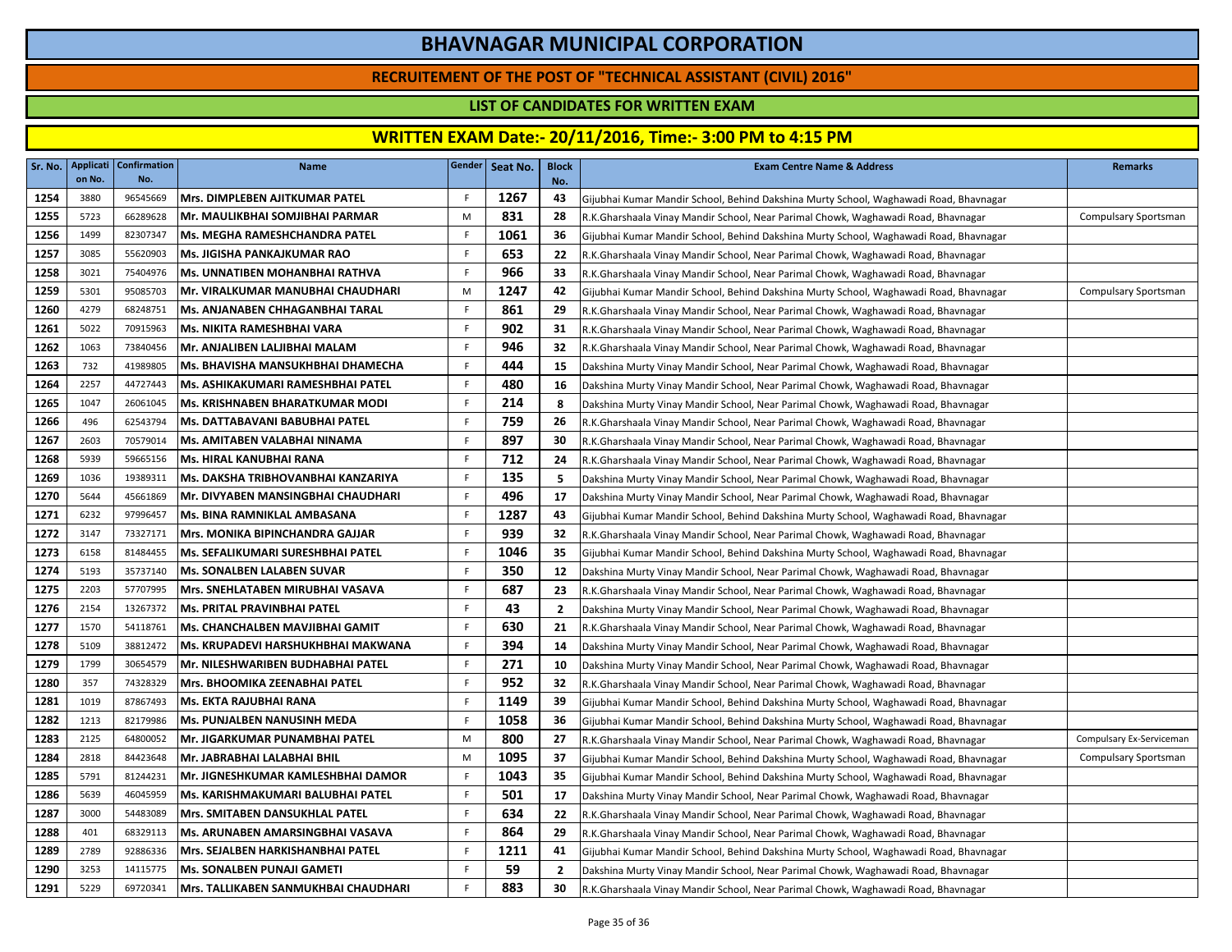# BHAVNAGAR MUNICIPAL CORPORATION

## RECRUITEMENT OF THE POST OF "TECHNICAL ASSISTANT (CIVIL) 2016"

### LIST OF CANDIDATES FOR WRITTEN EXAM

### WRITTEN EXAM Date:- 20/11/2016, Time:- 3:00 PM to 4:15 PM

| Sr. No. | Application No. | Confirmation No. | Name | Gender | Seat No. | Block No. | Exam Centre Name & Address | Remarks |
|---|---|---|---|---|---|---|---|---|
| 1254 | 3880 | 96545669 | Mrs. DIMPLEBEN AJITKUMAR PATEL | F | 1267 | 43 | Gijubhai Kumar Mandir School, Behind Dakshina Murty School, Waghawadi Road, Bhavnagar | |
| 1255 | 5723 | 66289628 | Mr. MAULIKBHAI SOMJIBHAI PARMAR | M | 831 | 28 | R.K.Gharshaala Vinay Mandir School, Near Parimal Chowk, Waghawadi Road, Bhavnagar | Compulsary Sportsman |
| 1256 | 1499 | 82307347 | Ms. MEGHA RAMESHCHANDRA PATEL | F | 1061 | 36 | Gijubhai Kumar Mandir School, Behind Dakshina Murty School, Waghawadi Road, Bhavnagar | |
| 1257 | 3085 | 55620903 | Ms. JIGISHA PANKAJKUMAR RAO | F | 653 | 22 | R.K.Gharshaala Vinay Mandir School, Near Parimal Chowk, Waghawadi Road, Bhavnagar | |
| 1258 | 3021 | 75404976 | Ms. UNNATIBEN MOHANBHAI RATHVA | F | 966 | 33 | R.K.Gharshaala Vinay Mandir School, Near Parimal Chowk, Waghawadi Road, Bhavnagar | |
| 1259 | 5301 | 95085703 | Mr. VIRALKUMAR MANUBHAI CHAUDHARI | M | 1247 | 42 | Gijubhai Kumar Mandir School, Behind Dakshina Murty School, Waghawadi Road, Bhavnagar | Compulsary Sportsman |
| 1260 | 4279 | 68248751 | Ms. ANJANABEN CHHAGANBHAI TARAL | F | 861 | 29 | R.K.Gharshaala Vinay Mandir School, Near Parimal Chowk, Waghawadi Road, Bhavnagar | |
| 1261 | 5022 | 70915963 | Ms. NIKITA RAMESHBHAI VARA | F | 902 | 31 | R.K.Gharshaala Vinay Mandir School, Near Parimal Chowk, Waghawadi Road, Bhavnagar | |
| 1262 | 1063 | 73840456 | Mr. ANJALIBEN LALJIBHAI MALAM | F | 946 | 32 | R.K.Gharshaala Vinay Mandir School, Near Parimal Chowk, Waghawadi Road, Bhavnagar | |
| 1263 | 732 | 41989805 | Ms. BHAVISHA MANSUKHBHAI DHAMECHA | F | 444 | 15 | Dakshina Murty Vinay Mandir School, Near Parimal Chowk, Waghawadi Road, Bhavnagar | |
| 1264 | 2257 | 44727443 | Ms. ASHIKAKUMARI RAMESHBHAI PATEL | F | 480 | 16 | Dakshina Murty Vinay Mandir School, Near Parimal Chowk, Waghawadi Road, Bhavnagar | |
| 1265 | 1047 | 26061045 | Ms. KRISHNABEN BHARATKUMAR MODI | F | 214 | 8 | Dakshina Murty Vinay Mandir School, Near Parimal Chowk, Waghawadi Road, Bhavnagar | |
| 1266 | 496 | 62543794 | Ms. DATTABAVANI BABUBHAI PATEL | F | 759 | 26 | R.K.Gharshaala Vinay Mandir School, Near Parimal Chowk, Waghawadi Road, Bhavnagar | |
| 1267 | 2603 | 70579014 | Ms. AMITABEN VALABHAI NINAMA | F | 897 | 30 | R.K.Gharshaala Vinay Mandir School, Near Parimal Chowk, Waghawadi Road, Bhavnagar | |
| 1268 | 5939 | 59665156 | Ms. HIRAL KANUBHAI RANA | F | 712 | 24 | R.K.Gharshaala Vinay Mandir School, Near Parimal Chowk, Waghawadi Road, Bhavnagar | |
| 1269 | 1036 | 19389311 | Ms. DAKSHA TRIBHOVANBHAI KANZARIYA | F | 135 | 5 | Dakshina Murty Vinay Mandir School, Near Parimal Chowk, Waghawadi Road, Bhavnagar | |
| 1270 | 5644 | 45661869 | Mr. DIVYABEN MANSINGBHAI CHAUDHARI | F | 496 | 17 | Dakshina Murty Vinay Mandir School, Near Parimal Chowk, Waghawadi Road, Bhavnagar | |
| 1271 | 6232 | 97996457 | Ms. BINA RAMNIKLAL AMBASANA | F | 1287 | 43 | Gijubhai Kumar Mandir School, Behind Dakshina Murty School, Waghawadi Road, Bhavnagar | |
| 1272 | 3147 | 73327171 | Mrs. MONIKA BIPINCHANDRA GAJJAR | F | 939 | 32 | R.K.Gharshaala Vinay Mandir School, Near Parimal Chowk, Waghawadi Road, Bhavnagar | |
| 1273 | 6158 | 81484455 | Ms. SEFALIKUMARI SURESHBHAI PATEL | F | 1046 | 35 | Gijubhai Kumar Mandir School, Behind Dakshina Murty School, Waghawadi Road, Bhavnagar | |
| 1274 | 5193 | 35737140 | Ms. SONALBEN LALABEN SUVAR | F | 350 | 12 | Dakshina Murty Vinay Mandir School, Near Parimal Chowk, Waghawadi Road, Bhavnagar | |
| 1275 | 2203 | 57707995 | Mrs. SNEHLATABEN MIRUBHAI VASAVA | F | 687 | 23 | R.K.Gharshaala Vinay Mandir School, Near Parimal Chowk, Waghawadi Road, Bhavnagar | |
| 1276 | 2154 | 13267372 | Ms. PRITAL PRAVINBHAI PATEL | F | 43 | 2 | Dakshina Murty Vinay Mandir School, Near Parimal Chowk, Waghawadi Road, Bhavnagar | |
| 1277 | 1570 | 54118761 | Ms. CHANCHALBEN MAVJIBHAI GAMIT | F | 630 | 21 | R.K.Gharshaala Vinay Mandir School, Near Parimal Chowk, Waghawadi Road, Bhavnagar | |
| 1278 | 5109 | 38812472 | Ms. KRUPADEVI HARSHUKHBHAI MAKWANA | F | 394 | 14 | Dakshina Murty Vinay Mandir School, Near Parimal Chowk, Waghawadi Road, Bhavnagar | |
| 1279 | 1799 | 30654579 | Mr. NILESHWARIBEN BUDHABHAI PATEL | F | 271 | 10 | Dakshina Murty Vinay Mandir School, Near Parimal Chowk, Waghawadi Road, Bhavnagar | |
| 1280 | 357 | 74328329 | Mrs. BHOOMIKA ZEENABHAI PATEL | F | 952 | 32 | R.K.Gharshaala Vinay Mandir School, Near Parimal Chowk, Waghawadi Road, Bhavnagar | |
| 1281 | 1019 | 87867493 | Ms. EKTA RAJUBHAI RANA | F | 1149 | 39 | Gijubhai Kumar Mandir School, Behind Dakshina Murty School, Waghawadi Road, Bhavnagar | |
| 1282 | 1213 | 82179986 | Ms. PUNJALBEN NANUSINH MEDA | F | 1058 | 36 | Gijubhai Kumar Mandir School, Behind Dakshina Murty School, Waghawadi Road, Bhavnagar | |
| 1283 | 2125 | 64800052 | Mr. JIGARKUMAR PUNAMBHAI PATEL | M | 800 | 27 | R.K.Gharshaala Vinay Mandir School, Near Parimal Chowk, Waghawadi Road, Bhavnagar | Compulsary Ex-Serviceman |
| 1284 | 2818 | 84423648 | Mr. JABRABHAI LALABHAI BHIL | M | 1095 | 37 | Gijubhai Kumar Mandir School, Behind Dakshina Murty School, Waghawadi Road, Bhavnagar | Compulsary Sportsman |
| 1285 | 5791 | 81244231 | Mr. JIGNESHKUMAR KAMLESHBHAI DAMOR | F | 1043 | 35 | Gijubhai Kumar Mandir School, Behind Dakshina Murty School, Waghawadi Road, Bhavnagar | |
| 1286 | 5639 | 46045959 | Ms. KARISHMAKUMARI BALUBHAI PATEL | F | 501 | 17 | Dakshina Murty Vinay Mandir School, Near Parimal Chowk, Waghawadi Road, Bhavnagar | |
| 1287 | 3000 | 54483089 | Mrs. SMITABEN DANSUKHLAL PATEL | F | 634 | 22 | R.K.Gharshaala Vinay Mandir School, Near Parimal Chowk, Waghawadi Road, Bhavnagar | |
| 1288 | 401 | 68329113 | Ms. ARUNABEN AMARSINGBHAI VASAVA | F | 864 | 29 | R.K.Gharshaala Vinay Mandir School, Near Parimal Chowk, Waghawadi Road, Bhavnagar | |
| 1289 | 2789 | 92886336 | Mrs. SEJALBEN HARKISHANBHAI PATEL | F | 1211 | 41 | Gijubhai Kumar Mandir School, Behind Dakshina Murty School, Waghawadi Road, Bhavnagar | |
| 1290 | 3253 | 14115775 | Ms. SONALBEN PUNAJI GAMETI | F | 59 | 2 | Dakshina Murty Vinay Mandir School, Near Parimal Chowk, Waghawadi Road, Bhavnagar | |
| 1291 | 5229 | 69720341 | Mrs. TALLIKABEN SANMUKHBAI CHAUDHARI | F | 883 | 30 | R.K.Gharshaala Vinay Mandir School, Near Parimal Chowk, Waghawadi Road, Bhavnagar | |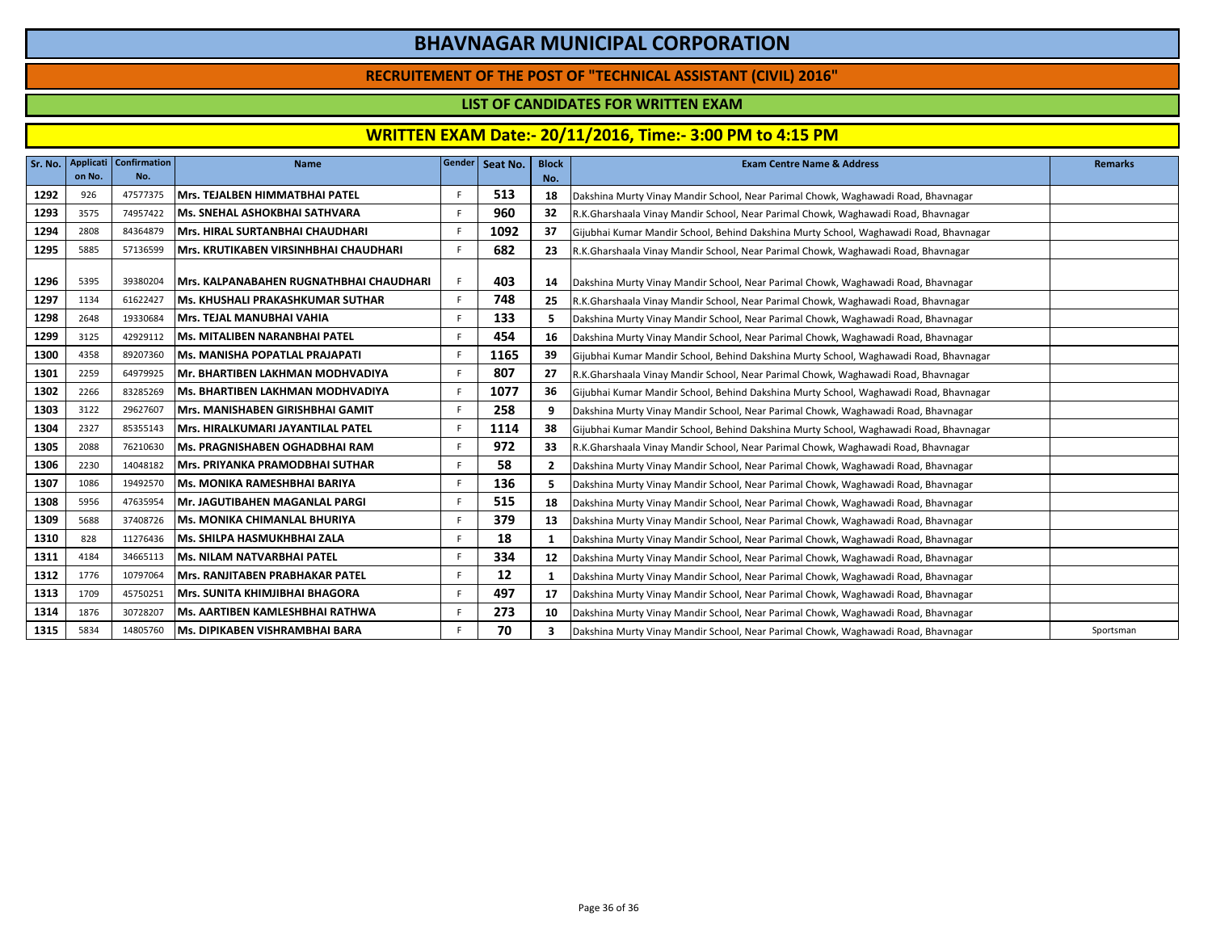# BHAVNAGAR MUNICIPAL CORPORATION

## RECRUITEMENT OF THE POST OF "TECHNICAL ASSISTANT (CIVIL) 2016"

### LIST OF CANDIDATES FOR WRITTEN EXAM

### WRITTEN EXAM Date:- 20/11/2016, Time:- 3:00 PM to 4:15 PM

| Sr. No. | Application No. | Confirmation No. | Name | Gender | Seat No. | Block No. | Exam Centre Name & Address | Remarks |
|---|---|---|---|---|---|---|---|---|
| 1292 | 926 | 47577375 | Mrs. TEJALBEN HIMMATBHAI PATEL | F | 513 | 18 | Dakshina Murty Vinay Mandir School, Near Parimal Chowk, Waghawadi Road, Bhavnagar | |
| 1293 | 3575 | 74957422 | Ms. SNEHAL ASHOKBHAI SATHVARA | F | 960 | 32 | R.K.Gharshaala Vinay Mandir School, Near Parimal Chowk, Waghawadi Road, Bhavnagar | |
| 1294 | 2808 | 84364879 | Mrs. HIRAL SURTANBHAI CHAUDHARI | F | 1092 | 37 | Gijubhai Kumar Mandir School, Behind Dakshina Murty School, Waghawadi Road, Bhavnagar | |
| 1295 | 5885 | 57136599 | Mrs. KRUTIKABEN VIRSINHBHAI CHAUDHARI | F | 682 | 23 | R.K.Gharshaala Vinay Mandir School, Near Parimal Chowk, Waghawadi Road, Bhavnagar | |
| 1296 | 5395 | 39380204 | Mrs. KALPANABAHEN RUGNATHBHAI CHAUDHARI | F | 403 | 14 | Dakshina Murty Vinay Mandir School, Near Parimal Chowk, Waghawadi Road, Bhavnagar | |
| 1297 | 1134 | 61622427 | Ms. KHUSHALI PRAKASHKUMAR SUTHAR | F | 748 | 25 | R.K.Gharshaala Vinay Mandir School, Near Parimal Chowk, Waghawadi Road, Bhavnagar | |
| 1298 | 2648 | 19330684 | Mrs. TEJAL MANUBHAI VAHIA | F | 133 | 5 | Dakshina Murty Vinay Mandir School, Near Parimal Chowk, Waghawadi Road, Bhavnagar | |
| 1299 | 3125 | 42929112 | Ms. MITALIBEN NARANBHAI PATEL | F | 454 | 16 | Dakshina Murty Vinay Mandir School, Near Parimal Chowk, Waghawadi Road, Bhavnagar | |
| 1300 | 4358 | 89207360 | Ms. MANISHA POPATLAL PRAJAPATI | F | 1165 | 39 | Gijubhai Kumar Mandir School, Behind Dakshina Murty School, Waghawadi Road, Bhavnagar | |
| 1301 | 2259 | 64979925 | Mr. BHARTIBEN LAKHMAN MODHVADIYA | F | 807 | 27 | R.K.Gharshaala Vinay Mandir School, Near Parimal Chowk, Waghawadi Road, Bhavnagar | |
| 1302 | 2266 | 83285269 | Ms. BHARTIBEN LAKHMAN MODHVADIYA | F | 1077 | 36 | Gijubhai Kumar Mandir School, Behind Dakshina Murty School, Waghawadi Road, Bhavnagar | |
| 1303 | 3122 | 29627607 | Mrs. MANISHABEN GIRISHBHAI GAMIT | F | 258 | 9 | Dakshina Murty Vinay Mandir School, Near Parimal Chowk, Waghawadi Road, Bhavnagar | |
| 1304 | 2327 | 85355143 | Mrs. HIRALKUMARI JAYANTILAL PATEL | F | 1114 | 38 | Gijubhai Kumar Mandir School, Behind Dakshina Murty School, Waghawadi Road, Bhavnagar | |
| 1305 | 2088 | 76210630 | Ms. PRAGNISHABEN OGHADBHAI RAM | F | 972 | 33 | R.K.Gharshaala Vinay Mandir School, Near Parimal Chowk, Waghawadi Road, Bhavnagar | |
| 1306 | 2230 | 14048182 | Mrs. PRIYANKA PRAMODBHAI SUTHAR | F | 58 | 2 | Dakshina Murty Vinay Mandir School, Near Parimal Chowk, Waghawadi Road, Bhavnagar | |
| 1307 | 1086 | 19492570 | Ms. MONIKA RAMESHBHAI BARIYA | F | 136 | 5 | Dakshina Murty Vinay Mandir School, Near Parimal Chowk, Waghawadi Road, Bhavnagar | |
| 1308 | 5956 | 47635954 | Mr. JAGUTIBAHEN MAGANLAL PARGI | F | 515 | 18 | Dakshina Murty Vinay Mandir School, Near Parimal Chowk, Waghawadi Road, Bhavnagar | |
| 1309 | 5688 | 37408726 | Ms. MONIKA CHIMANLAL BHURIYA | F | 379 | 13 | Dakshina Murty Vinay Mandir School, Near Parimal Chowk, Waghawadi Road, Bhavnagar | |
| 1310 | 828 | 11276436 | Ms. SHILPA HASMUKHBHAI ZALA | F | 18 | 1 | Dakshina Murty Vinay Mandir School, Near Parimal Chowk, Waghawadi Road, Bhavnagar | |
| 1311 | 4184 | 34665113 | Ms. NILAM NATVARBHAI PATEL | F | 334 | 12 | Dakshina Murty Vinay Mandir School, Near Parimal Chowk, Waghawadi Road, Bhavnagar | |
| 1312 | 1776 | 10797064 | Mrs. RANJITABEN PRABHAKAR PATEL | F | 12 | 1 | Dakshina Murty Vinay Mandir School, Near Parimal Chowk, Waghawadi Road, Bhavnagar | |
| 1313 | 1709 | 45750251 | Mrs. SUNITA KHIMJIBHAI BHAGORA | F | 497 | 17 | Dakshina Murty Vinay Mandir School, Near Parimal Chowk, Waghawadi Road, Bhavnagar | |
| 1314 | 1876 | 30728207 | Ms. AARTIBEN KAMLESHBHAI RATHWA | F | 273 | 10 | Dakshina Murty Vinay Mandir School, Near Parimal Chowk, Waghawadi Road, Bhavnagar | |
| 1315 | 5834 | 14805760 | Ms. DIPIKABEN VISHRAMBHAI BARA | F | 70 | 3 | Dakshina Murty Vinay Mandir School, Near Parimal Chowk, Waghawadi Road, Bhavnagar | Sportsman |